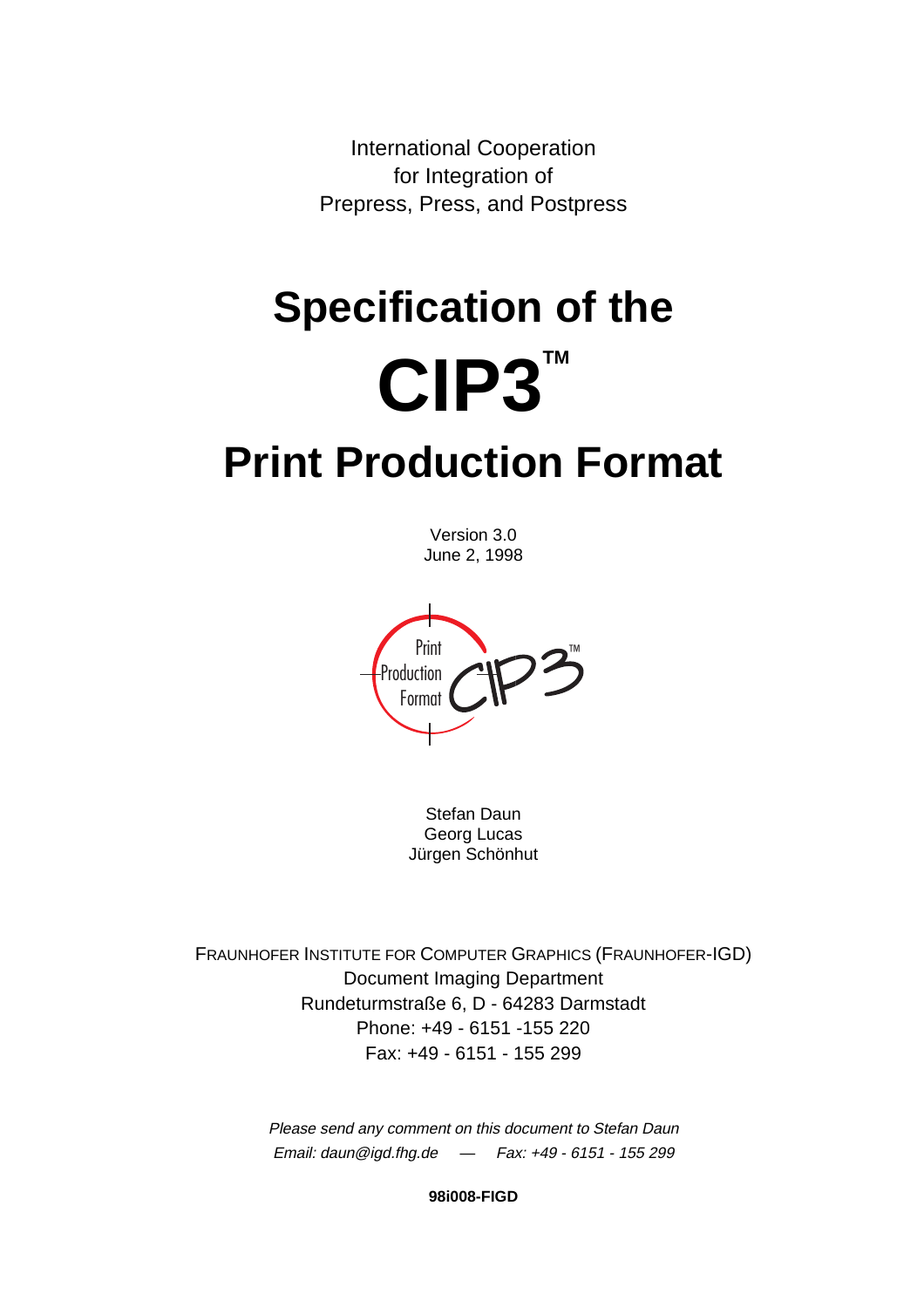International Cooperation
for Integration of
Prepress, Press, and Postpress

# Specification of the CIP3™ Print Production Format

Version 3.0
June 2, 1998

Stefan Daun
Georg Lucas
Jürgen Schönhut

FRAUNHOFER INSTITUTE FOR COMPUTER GRAPHICS (FRAUNHOFER-IGD)
Document Imaging Department
Rundeturmstraße 6, D - 64283 Darmstadt
Phone: +49 - 6151 -155 220
Fax: +49 - 6151 - 155 299

*Please send any comment on this document to Stefan Daun*
*Email: daun@igd.fhg.de — Fax: +49 - 6151 - 155 299*

**98i008-FIGD**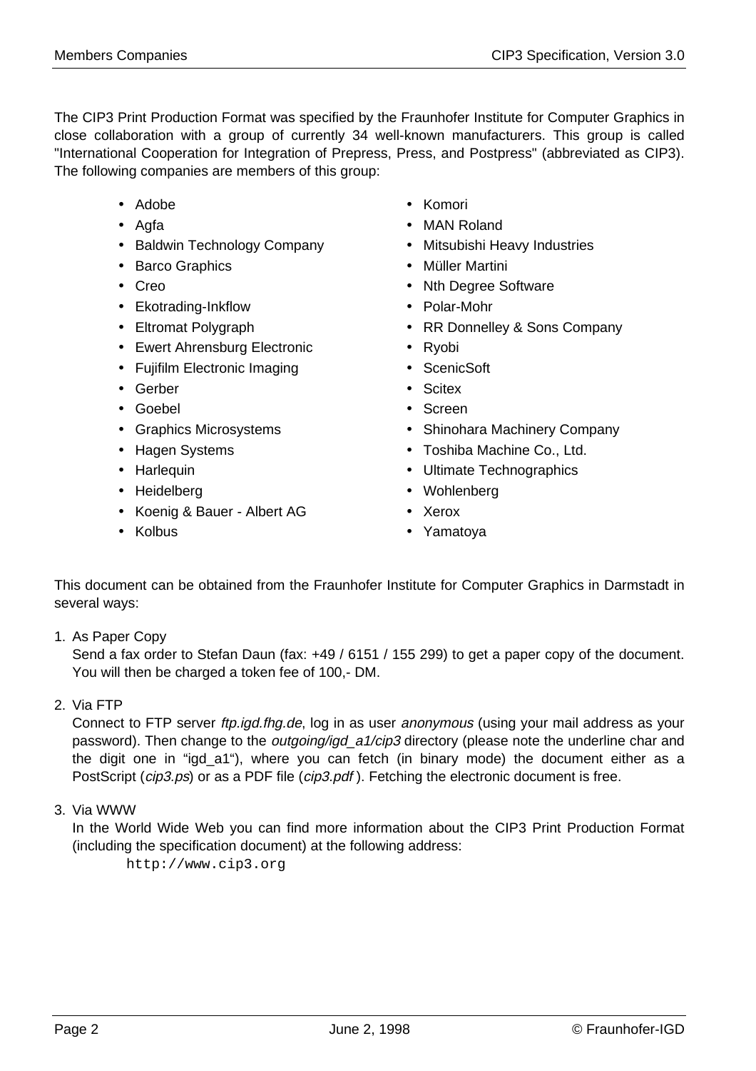The CIP3 Print Production Format was specified by the Fraunhofer Institute for Computer Graphics in close collaboration with a group of currently 34 well-known manufacturers. This group is called "International Cooperation for Integration of Prepress, Press, and Postpress" (abbreviated as CIP3). The following companies are members of this group:

- Adobe
- Agfa
- Baldwin Technology Company
- Barco Graphics
- Creo
- Ekotrading-Inkflow
- Eltromat Polygraph
- Ewert Ahrensburg Electronic
- Fujifilm Electronic Imaging
- Gerber
- Goebel
- Graphics Microsystems
- Hagen Systems
- Harlequin
- Heidelberg
- Koenig & Bauer - Albert AG
- Kolbus
- Komori
- MAN Roland
- Mitsubishi Heavy Industries
- Müller Martini
- Nth Degree Software
- Polar-Mohr
- RR Donnelley & Sons Company
- Ryobi
- ScenicSoft
- Scitex
- Screen
- Shinohara Machinery Company
- Toshiba Machine Co., Ltd.
- Ultimate Technographics
- Wohlenberg
- Xerox
- Yamatoya

This document can be obtained from the Fraunhofer Institute for Computer Graphics in Darmstadt in several ways:

1. As Paper Copy
   Send a fax order to Stefan Daun (fax: +49 / 6151 / 155 299) to get a paper copy of the document. You will then be charged a token fee of 100,- DM.

2. Via FTP
   Connect to FTP server *ftp.igd.fhg.de*, log in as user *anonymous* (using your mail address as your password). Then change to the *outgoing/igd_a1/cip3* directory (please note the underline char and the digit one in "igd_a1"), where you can fetch (in binary mode) the document either as a PostScript (*cip3.ps*) or as a PDF file (*cip3.pdf* ). Fetching the electronic document is free.

3. Via WWW
   In the World Wide Web you can find more information about the CIP3 Print Production Format (including the specification document) at the following address:
   `http://www.cip3.org`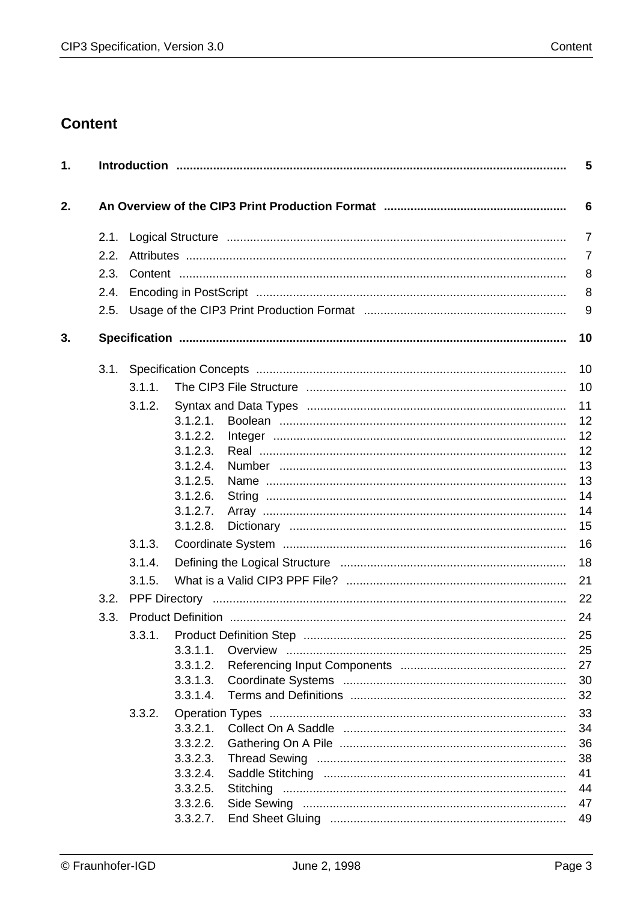# Content

| | | |
|---|---|---|
| **1.** | **Introduction** | **5** |
| **2.** | **An Overview of the CIP3 Print Production Format** | **6** |
| 2.1. | Logical Structure | 7 |
| 2.2. | Attributes | 7 |
| 2.3. | Content | 8 |
| 2.4. | Encoding in PostScript | 8 |
| 2.5. | Usage of the CIP3 Print Production Format | 9 |
| **3.** | **Specification** | **10** |
| 3.1. | Specification Concepts | 10 |
| 3.1.1. | The CIP3 File Structure | 10 |
| 3.1.2. | Syntax and Data Types | 11 |
| 3.1.2.1. | Boolean | 12 |
| 3.1.2.2. | Integer | 12 |
| 3.1.2.3. | Real | 12 |
| 3.1.2.4. | Number | 13 |
| 3.1.2.5. | Name | 13 |
| 3.1.2.6. | String | 14 |
| 3.1.2.7. | Array | 14 |
| 3.1.2.8. | Dictionary | 15 |
| 3.1.3. | Coordinate System | 16 |
| 3.1.4. | Defining the Logical Structure | 18 |
| 3.1.5. | What is a Valid CIP3 PPF File? | 21 |
| 3.2. | PPF Directory | 22 |
| 3.3. | Product Definition | 24 |
| 3.3.1. | Product Definition Step | 25 |
| 3.3.1.1. | Overview | 25 |
| 3.3.1.2. | Referencing Input Components | 27 |
| 3.3.1.3. | Coordinate Systems | 30 |
| 3.3.1.4. | Terms and Definitions | 32 |
| 3.3.2. | Operation Types | 33 |
| 3.3.2.1. | Collect On A Saddle | 34 |
| 3.3.2.2. | Gathering On A Pile | 36 |
| 3.3.2.3. | Thread Sewing | 38 |
| 3.3.2.4. | Saddle Stitching | 41 |
| 3.3.2.5. | Stitching | 44 |
| 3.3.2.6. | Side Sewing | 47 |
| 3.3.2.7. | End Sheet Gluing | 49 |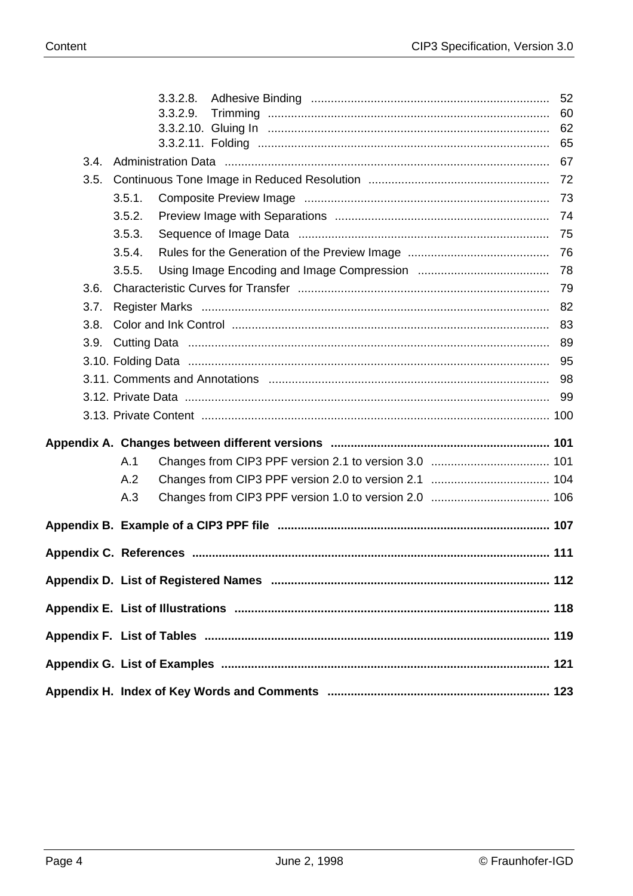3.3.2.8. Adhesive Binding ........ 52
3.3.2.9. Trimming ........ 60
3.3.2.10. Gluing In ........ 62
3.3.2.11. Folding ........ 65

3.4. Administration Data ........ 67

3.5. Continuous Tone Image in Reduced Resolution ........ 72

3.5.1. Composite Preview Image ........ 73

3.5.2. Preview Image with Separations ........ 74

3.5.3. Sequence of Image Data ........ 75

3.5.4. Rules for the Generation of the Preview Image ........ 76

3.5.5. Using Image Encoding and Image Compression ........ 78

3.6. Characteristic Curves for Transfer ........ 79

3.7. Register Marks ........ 82

3.8. Color and Ink Control ........ 83

3.9. Cutting Data ........ 89

3.10. Folding Data ........ 95

3.11. Comments and Annotations ........ 98

3.12. Private Data ........ 99

3.13. Private Content ........ 100

**Appendix A. Changes between different versions ........ 101**

A.1 Changes from CIP3 PPF version 2.1 to version 3.0 ........ 101

A.2 Changes from CIP3 PPF version 2.0 to version 2.1 ........ 104

A.3 Changes from CIP3 PPF version 1.0 to version 2.0 ........ 106

**Appendix B. Example of a CIP3 PPF file ........ 107**

**Appendix C. References ........ 111**

**Appendix D. List of Registered Names ........ 112**

**Appendix E. List of Illustrations ........ 118**

**Appendix F. List of Tables ........ 119**

**Appendix G. List of Examples ........ 121**

**Appendix H. Index of Key Words and Comments ........ 123**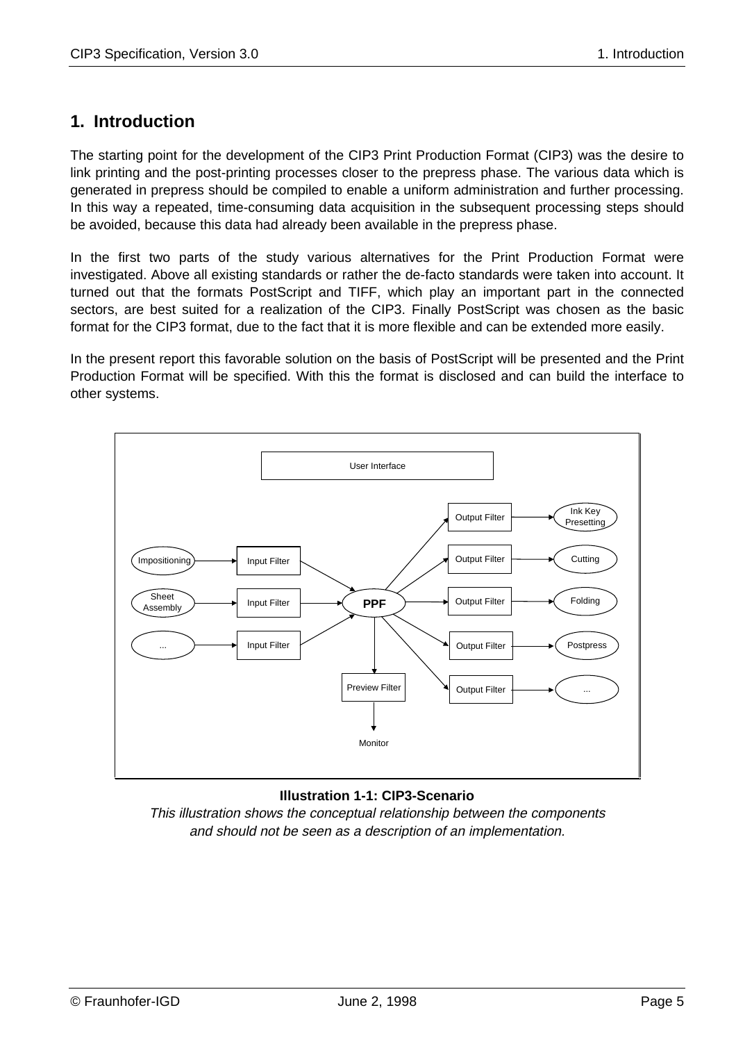# 1. Introduction

The starting point for the development of the CIP3 Print Production Format (CIP3) was the desire to link printing and the post-printing processes closer to the prepress phase. The various data which is generated in prepress should be compiled to enable a uniform administration and further processing. In this way a repeated, time-consuming data acquisition in the subsequent processing steps should be avoided, because this data had already been available in the prepress phase.

In the first two parts of the study various alternatives for the Print Production Format were investigated. Above all existing standards or rather the de-facto standards were taken into account. It turned out that the formats PostScript and TIFF, which play an important part in the connected sectors, are best suited for a realization of the CIP3. Finally PostScript was chosen as the basic format for the CIP3 format, due to the fact that it is more flexible and can be extended more easily.

In the present report this favorable solution on the basis of PostScript will be presented and the Print Production Format will be specified. With this the format is disclosed and can build the interface to other systems.

**Illustration 1-1: CIP3-Scenario**

*This illustration shows the conceptual relationship between the components and should not be seen as a description of an implementation.*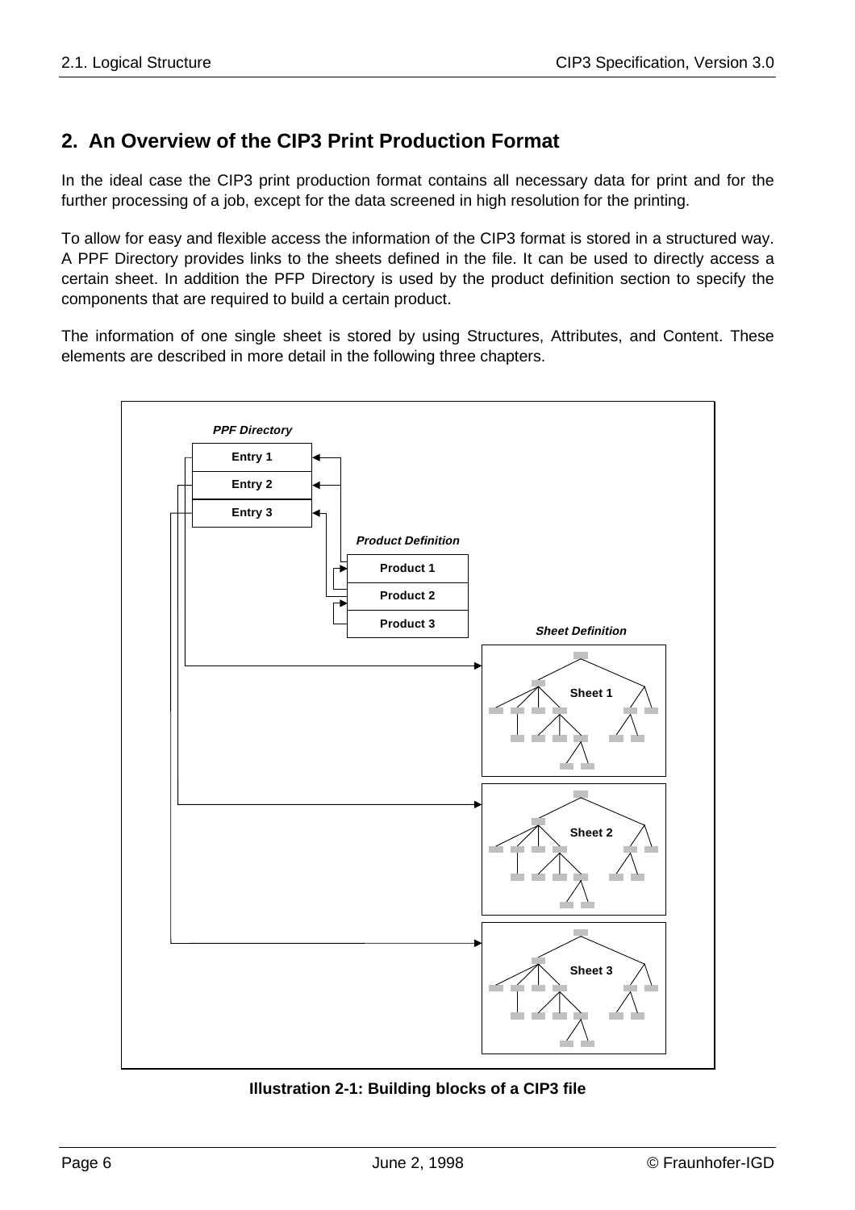## 2. An Overview of the CIP3 Print Production Format

In the ideal case the CIP3 print production format contains all necessary data for print and for the further processing of a job, except for the data screened in high resolution for the printing.

To allow for easy and flexible access the information of the CIP3 format is stored in a structured way. A PPF Directory provides links to the sheets defined in the file. It can be used to directly access a certain sheet. In addition the PFP Directory is used by the product definition section to specify the components that are required to build a certain product.

The information of one single sheet is stored by using Structures, Attributes, and Content. These elements are described in more detail in the following three chapters.

**Illustration 2-1: Building blocks of a CIP3 file**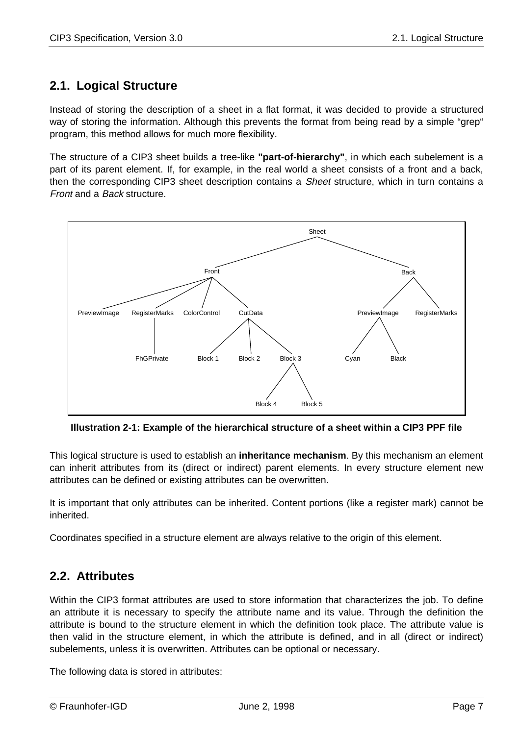## 2.1. Logical Structure

Instead of storing the description of a sheet in a flat format, it was decided to provide a structured way of storing the information. Although this prevents the format from being read by a simple "grep" program, this method allows for much more flexibility.

The structure of a CIP3 sheet builds a tree-like **"part-of-hierarchy"**, in which each subelement is a part of its parent element. If, for example, in the real world a sheet consists of a front and a back, then the corresponding CIP3 sheet description contains a *Sheet* structure, which in turn contains a *Front* and a *Back* structure.

```
Sheet
├── Front
│   ├── PreviewImage
│   ├── RegisterMarks
│   │   └── FhGPrivate
│   ├── ColorControl
│   └── CutData
│       ├── Block 1
│       ├── Block 2
│       └── Block 3
│           ├── Block 4
│           └── Block 5
└── Back
    ├── PreviewImage
    │   ├── Cyan
    │   └── Black
    └── RegisterMarks
```

**Illustration 2-1: Example of the hierarchical structure of a sheet within a CIP3 PPF file**

This logical structure is used to establish an **inheritance mechanism**. By this mechanism an element can inherit attributes from its (direct or indirect) parent elements. In every structure element new attributes can be defined or existing attributes can be overwritten.

It is important that only attributes can be inherited. Content portions (like a register mark) cannot be inherited.

Coordinates specified in a structure element are always relative to the origin of this element.

## 2.2. Attributes

Within the CIP3 format attributes are used to store information that characterizes the job. To define an attribute it is necessary to specify the attribute name and its value. Through the definition the attribute is bound to the structure element in which the definition took place. The attribute value is then valid in the structure element, in which the attribute is defined, and in all (direct or indirect) subelements, unless it is overwritten. Attributes can be optional or necessary.

The following data is stored in attributes: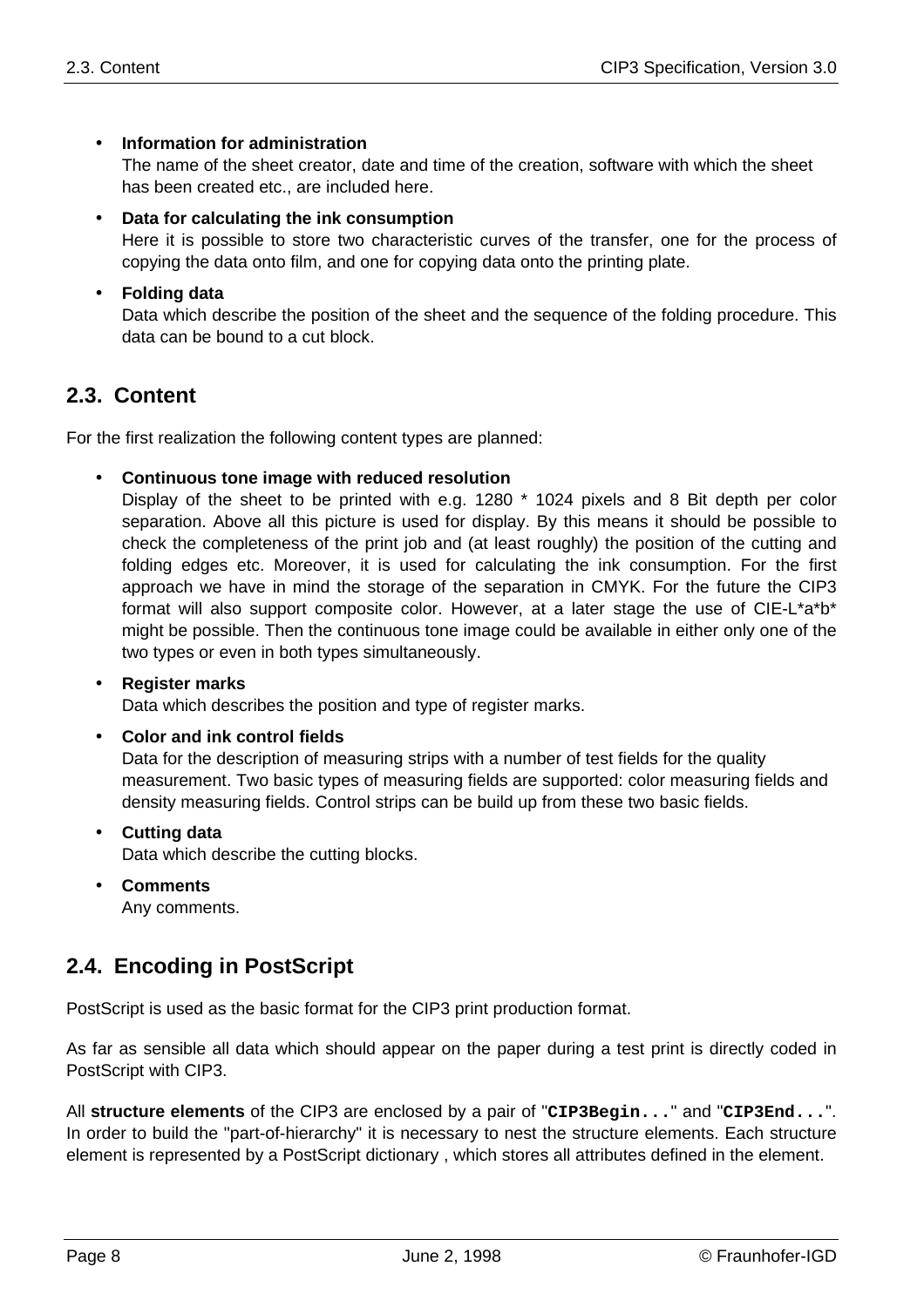- **Information for administration**
  The name of the sheet creator, date and time of the creation, software with which the sheet has been created etc., are included here.
- **Data for calculating the ink consumption**
  Here it is possible to store two characteristic curves of the transfer, one for the process of copying the data onto film, and one for copying data onto the printing plate.
- **Folding data**
  Data which describe the position of the sheet and the sequence of the folding procedure. This data can be bound to a cut block.

## 2.3. Content

For the first realization the following content types are planned:

- **Continuous tone image with reduced resolution**
  Display of the sheet to be printed with e.g. 1280 * 1024 pixels and 8 Bit depth per color separation. Above all this picture is used for display. By this means it should be possible to check the completeness of the print job and (at least roughly) the position of the cutting and folding edges etc. Moreover, it is used for calculating the ink consumption. For the first approach we have in mind the storage of the separation in CMYK. For the future the CIP3 format will also support composite color. However, at a later stage the use of CIE-L*a*b* might be possible. Then the continuous tone image could be available in either only one of the two types or even in both types simultaneously.
- **Register marks**
  Data which describes the position and type of register marks.
- **Color and ink control fields**
  Data for the description of measuring strips with a number of test fields for the quality measurement. Two basic types of measuring fields are supported: color measuring fields and density measuring fields. Control strips can be build up from these two basic fields.
- **Cutting data**
  Data which describe the cutting blocks.
- **Comments**
  Any comments.

## 2.4. Encoding in PostScript

PostScript is used as the basic format for the CIP3 print production format.

As far as sensible all data which should appear on the paper during a test print is directly coded in PostScript with CIP3.

All **structure elements** of the CIP3 are enclosed by a pair of "**`CIP3Begin...`**" and "**`CIP3End...`**". In order to build the "part-of-hierarchy" it is necessary to nest the structure elements. Each structure element is represented by a PostScript dictionary , which stores all attributes defined in the element.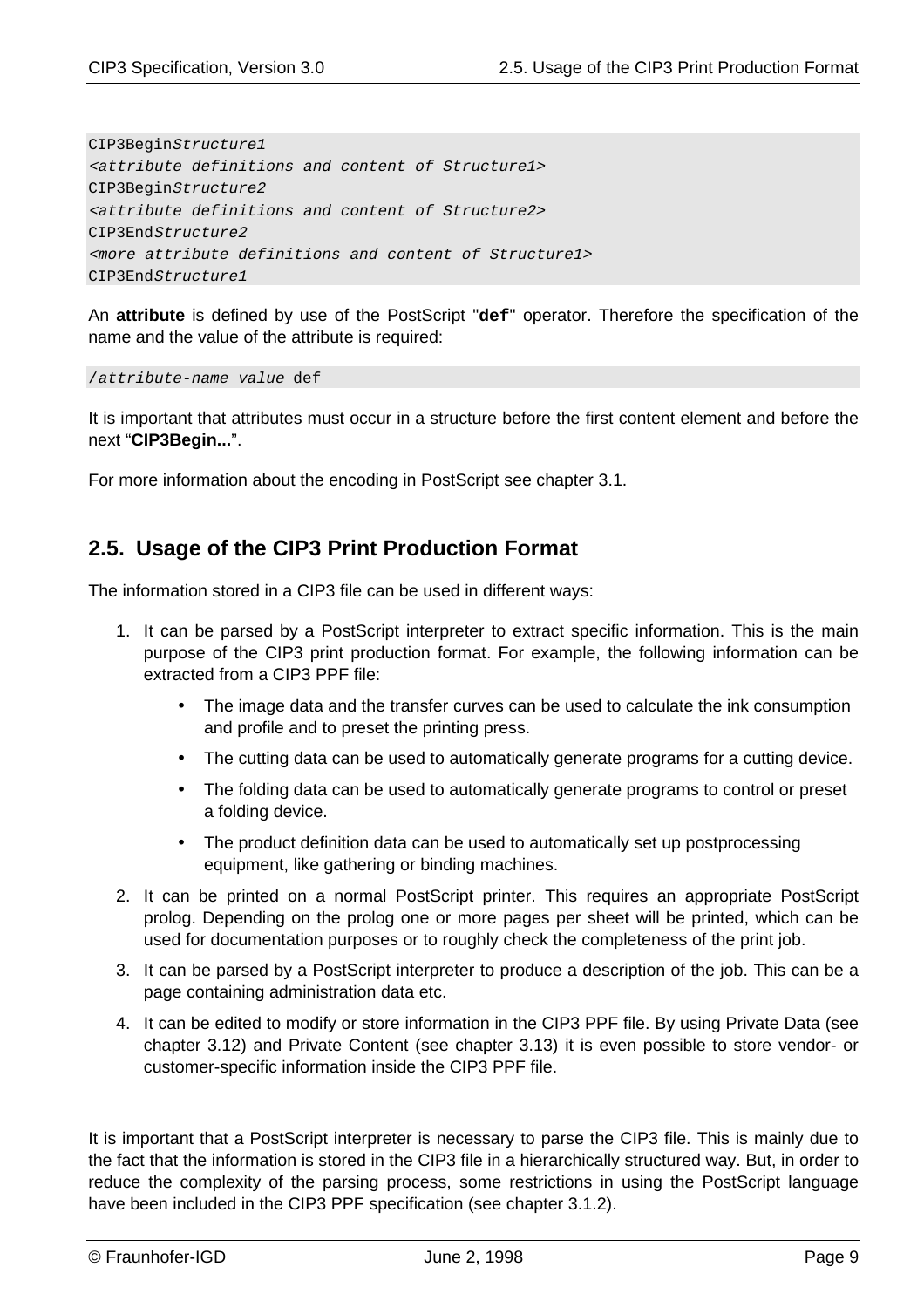```
CIP3BeginStructure1
<attribute definitions and content of Structure1>
CIP3BeginStructure2
<attribute definitions and content of Structure2>
CIP3EndStructure2
<more attribute definitions and content of Structure1>
CIP3EndStructure1
```

An **attribute** is defined by use of the PostScript "**def**" operator. Therefore the specification of the name and the value of the attribute is required:

```
/attribute-name value def
```

It is important that attributes must occur in a structure before the first content element and before the next “**CIP3Begin...**”.

For more information about the encoding in PostScript see chapter 3.1.

## 2.5. Usage of the CIP3 Print Production Format

The information stored in a CIP3 file can be used in different ways:

1. It can be parsed by a PostScript interpreter to extract specific information. This is the main purpose of the CIP3 print production format. For example, the following information can be extracted from a CIP3 PPF file:
   - The image data and the transfer curves can be used to calculate the ink consumption and profile and to preset the printing press.
   - The cutting data can be used to automatically generate programs for a cutting device.
   - The folding data can be used to automatically generate programs to control or preset a folding device.
   - The product definition data can be used to automatically set up postprocessing equipment, like gathering or binding machines.
2. It can be printed on a normal PostScript printer. This requires an appropriate PostScript prolog. Depending on the prolog one or more pages per sheet will be printed, which can be used for documentation purposes or to roughly check the completeness of the print job.
3. It can be parsed by a PostScript interpreter to produce a description of the job. This can be a page containing administration data etc.
4. It can be edited to modify or store information in the CIP3 PPF file. By using Private Data (see chapter 3.12) and Private Content (see chapter 3.13) it is even possible to store vendor- or customer-specific information inside the CIP3 PPF file.

It is important that a PostScript interpreter is necessary to parse the CIP3 file. This is mainly due to the fact that the information is stored in the CIP3 file in a hierarchically structured way. But, in order to reduce the complexity of the parsing process, some restrictions in using the PostScript language have been included in the CIP3 PPF specification (see chapter 3.1.2).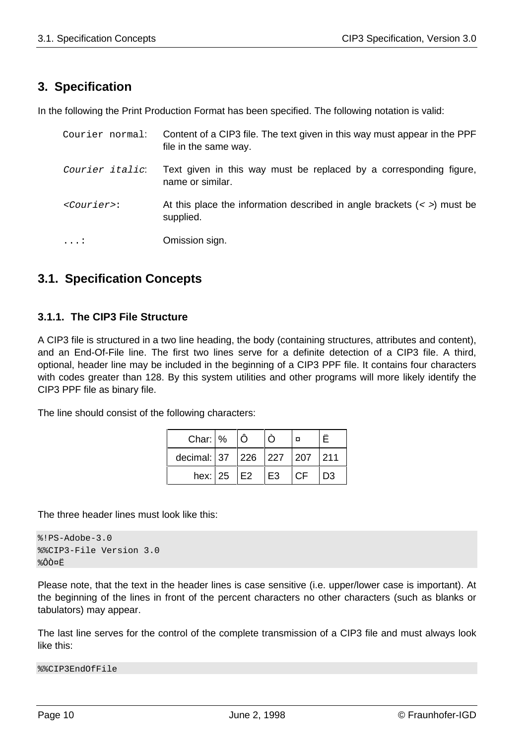# 3. Specification

In the following the Print Production Format has been specified. The following notation is valid:

`Courier normal`: Content of a CIP3 file. The text given in this way must appear in the PPF file in the same way.

*`Courier italic`*: Text given in this way must be replaced by a corresponding figure, name or similar.

*`<Courier>`*: At this place the information described in angle brackets (*< >*) must be supplied.

`...`: Omission sign.

## 3.1. Specification Concepts

### 3.1.1. The CIP3 File Structure

A CIP3 file is structured in a two line heading, the body (containing structures, attributes and content), and an End-Of-File line. The first two lines serve for a definite detection of a CIP3 file. A third, optional, header line may be included in the beginning of a CIP3 PPF file. It contains four characters with codes greater than 128. By this system utilities and other programs will more likely identify the CIP3 PPF file as binary file.

The line should consist of the following characters:

| Char: | % | Ô | Ò | ¤ | Ë |
|---|---|---|---|---|---|
| decimal: | 37 | 226 | 227 | 207 | 211 |
| hex: | 25 | E2 | E3 | CF | D3 |

The three header lines must look like this:

```
%!PS-Adobe-3.0
%%CIP3-File Version 3.0
%ÔÒ¤Ë
```

Please note, that the text in the header lines is case sensitive (i.e. upper/lower case is important). At the beginning of the lines in front of the percent characters no other characters (such as blanks or tabulators) may appear.

The last line serves for the control of the complete transmission of a CIP3 file and must always look like this:

```
%%CIP3EndOfFile
```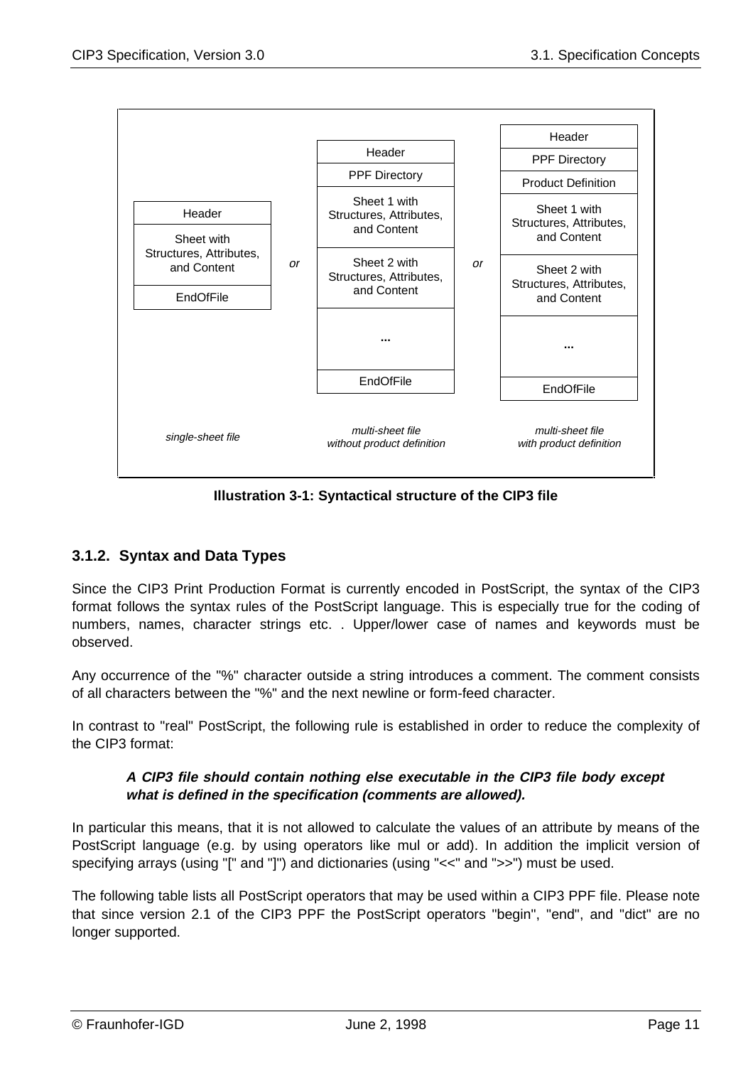| single-sheet file | | multi-sheet file without product definition | | multi-sheet file with product definition |
|---|---|---|---|---|
| Header | | Header | | Header |
| Sheet with Structures, Attributes, and Content | or | PPF Directory | or | PPF Directory |
| EndOfFile | | Sheet 1 with Structures, Attributes, and Content | | Product Definition |
| | | Sheet 2 with Structures, Attributes, and Content | | Sheet 1 with Structures, Attributes, and Content |
| | | ... | | Sheet 2 with Structures, Attributes, and Content |
| | | EndOfFile | | ... |
| | | | | EndOfFile |

**Illustration 3-1: Syntactical structure of the CIP3 file**

### 3.1.2. Syntax and Data Types

Since the CIP3 Print Production Format is currently encoded in PostScript, the syntax of the CIP3 format follows the syntax rules of the PostScript language. This is especially true for the coding of numbers, names, character strings etc. . Upper/lower case of names and keywords must be observed.

Any occurrence of the "%" character outside a string introduces a comment. The comment consists of all characters between the "%" and the next newline or form-feed character.

In contrast to "real" PostScript, the following rule is established in order to reduce the complexity of the CIP3 format:

> ***A CIP3 file should contain nothing else executable in the CIP3 file body except what is defined in the specification (comments are allowed).***

In particular this means, that it is not allowed to calculate the values of an attribute by means of the PostScript language (e.g. by using operators like mul or add). In addition the implicit version of specifying arrays (using "[" and "]") and dictionaries (using "<<" and ">>") must be used.

The following table lists all PostScript operators that may be used within a CIP3 PPF file. Please note that since version 2.1 of the CIP3 PPF the PostScript operators "begin", "end", and "dict" are no longer supported.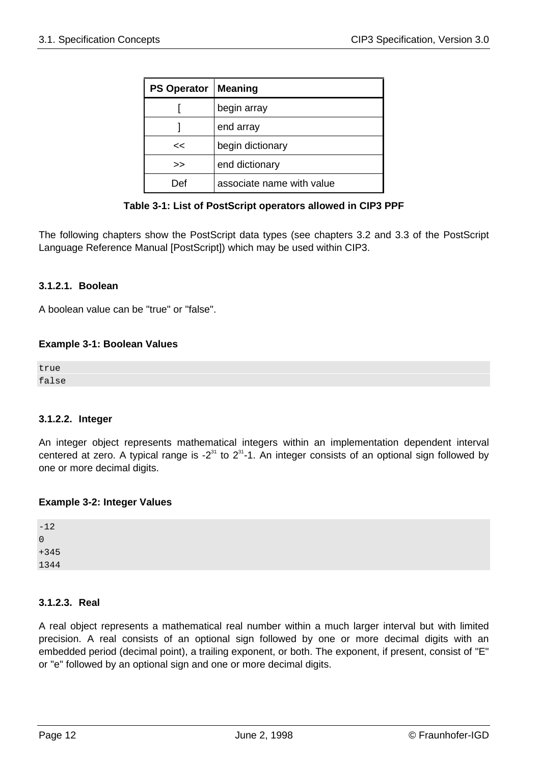| PS Operator | Meaning |
| --- | --- |
| [ | begin array |
| ] | end array |
| << | begin dictionary |
| >> | end dictionary |
| Def | associate name with value |

**Table 3-1: List of PostScript operators allowed in CIP3 PPF**

The following chapters show the PostScript data types (see chapters 3.2 and 3.3 of the PostScript Language Reference Manual [PostScript]) which may be used within CIP3.

#### 3.1.2.1. Boolean

A boolean value can be "true" or "false".

**Example 3-1: Boolean Values**

```
true
false
```

#### 3.1.2.2. Integer

An integer object represents mathematical integers within an implementation dependent interval centered at zero. A typical range is $-2^{31}$ to $2^{31}-1$. An integer consists of an optional sign followed by one or more decimal digits.

**Example 3-2: Integer Values**

```
-12
0
+345
1344
```

#### 3.1.2.3. Real

A real object represents a mathematical real number within a much larger interval but with limited precision. A real consists of an optional sign followed by one or more decimal digits with an embedded period (decimal point), a trailing exponent, or both. The exponent, if present, consist of "E" or "e" followed by an optional sign and one or more decimal digits.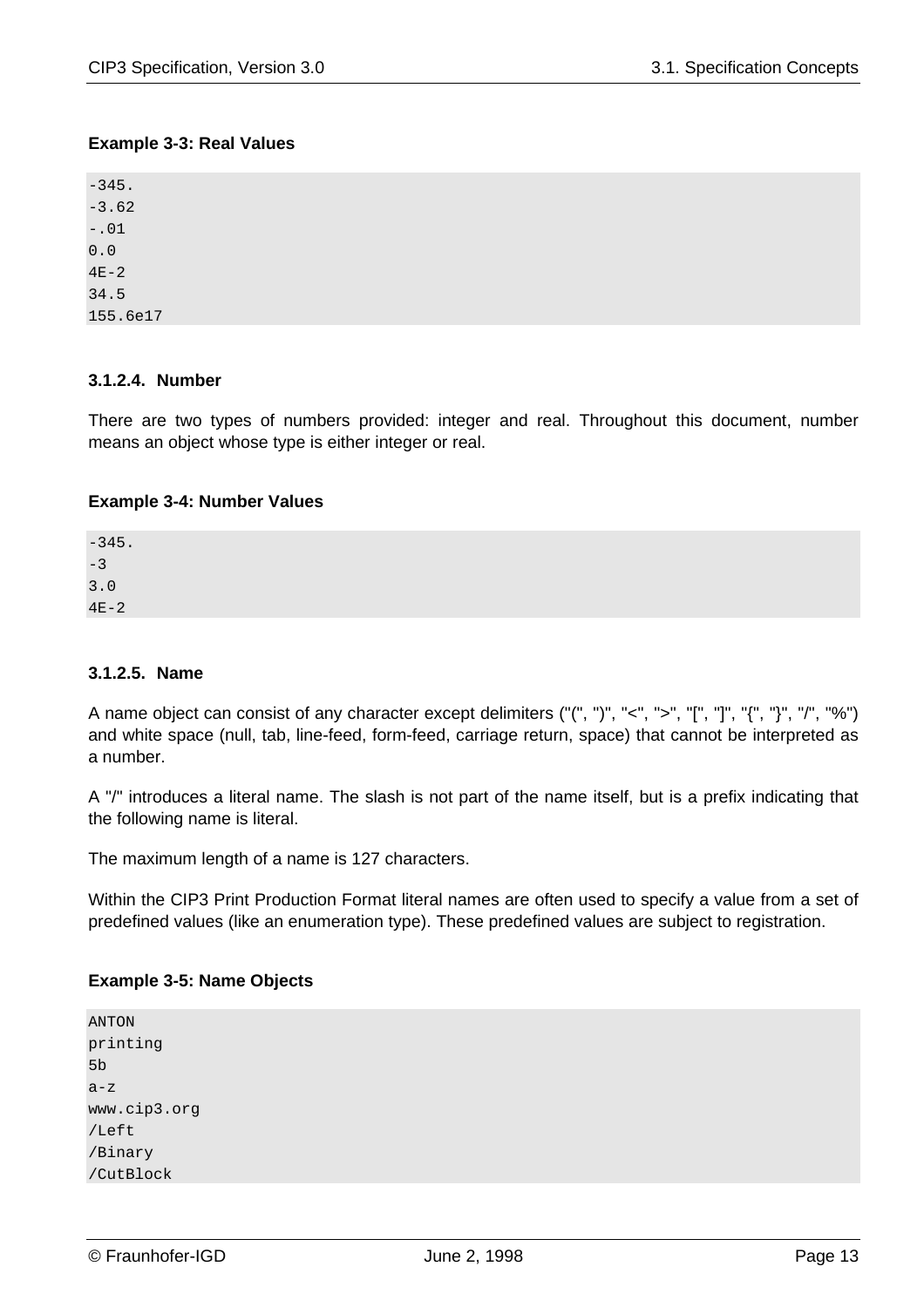**Example 3-3: Real Values**

```
-345.
-3.62
-.01
0.0
4E-2
34.5
155.6e17
```

#### 3.1.2.4. Number

There are two types of numbers provided: integer and real. Throughout this document, number means an object whose type is either integer or real.

**Example 3-4: Number Values**

```
-345.
-3
3.0
4E-2
```

#### 3.1.2.5. Name

A name object can consist of any character except delimiters ("(", ")", "<", ">", "[", "]", "{", "}", "/", "%") and white space (null, tab, line-feed, form-feed, carriage return, space) that cannot be interpreted as a number.

A "/" introduces a literal name. The slash is not part of the name itself, but is a prefix indicating that the following name is literal.

The maximum length of a name is 127 characters.

Within the CIP3 Print Production Format literal names are often used to specify a value from a set of predefined values (like an enumeration type). These predefined values are subject to registration.

**Example 3-5: Name Objects**

```
ANTON
printing
5b
a-z
www.cip3.org
/Left
/Binary
/CutBlock
```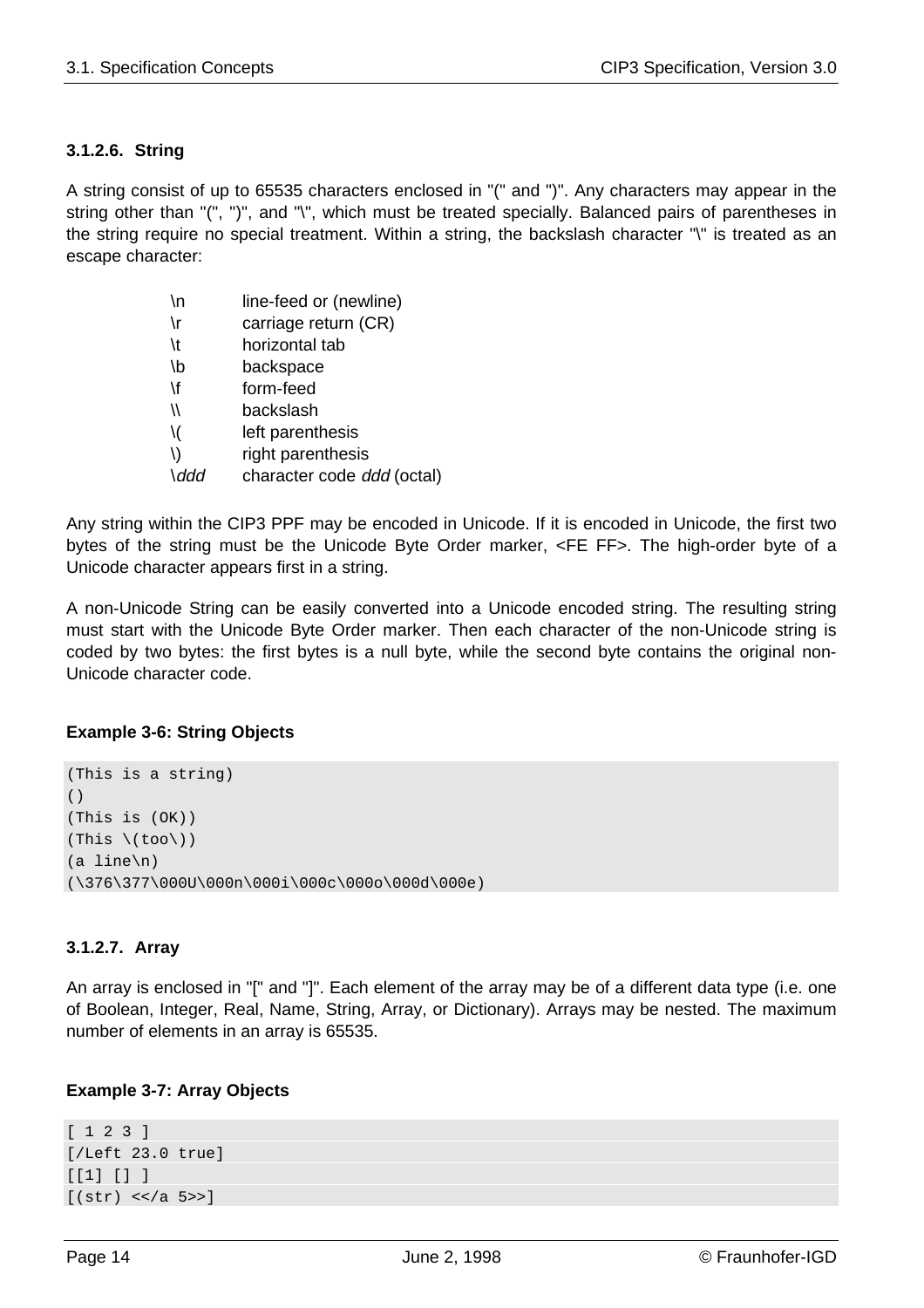#### 3.1.2.6. String

A string consist of up to 65535 characters enclosed in "(" and ")". Any characters may appear in the string other than "(", ")", and "\", which must be treated specially. Balanced pairs of parentheses in the string require no special treatment. Within a string, the backslash character "\" is treated as an escape character:

| | |
|---|---|
| \n | line-feed or (newline) |
| \r | carriage return (CR) |
| \t | horizontal tab |
| \b | backspace |
| \f | form-feed |
| \\ | backslash |
| \( | left parenthesis |
| \) | right parenthesis |
| \*ddd* | character code *ddd* (octal) |

Any string within the CIP3 PPF may be encoded in Unicode. If it is encoded in Unicode, the first two bytes of the string must be the Unicode Byte Order marker, <FE FF>. The high-order byte of a Unicode character appears first in a string.

A non-Unicode String can be easily converted into a Unicode encoded string. The resulting string must start with the Unicode Byte Order marker. Then each character of the non-Unicode string is coded by two bytes: the first bytes is a null byte, while the second byte contains the original non-Unicode character code.

**Example 3-6: String Objects**

```
(This is a string)
()
(This is (OK))
(This \(too\))
(a line\n)
(\376\377\000U\000n\000i\000c\000o\000d\000e)
```

#### 3.1.2.7. Array

An array is enclosed in "[" and "]". Each element of the array may be of a different data type (i.e. one of Boolean, Integer, Real, Name, String, Array, or Dictionary). Arrays may be nested. The maximum number of elements in an array is 65535.

**Example 3-7: Array Objects**

```
[ 1 2 3 ]
[/Left 23.0 true]
[[1] [] ]
[(str) <</a 5>>]
```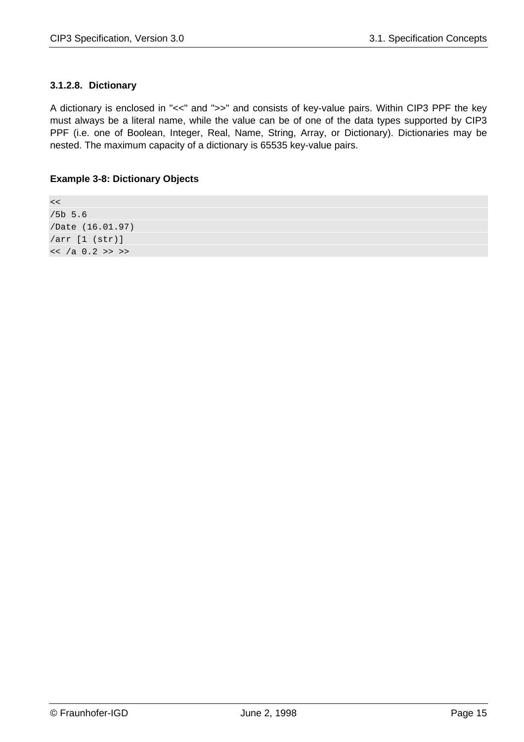#### 3.1.2.8. Dictionary

A dictionary is enclosed in "<<" and ">>" and consists of key-value pairs. Within CIP3 PPF the key must always be a literal name, while the value can be of one of the data types supported by CIP3 PPF (i.e. one of Boolean, Integer, Real, Name, String, Array, or Dictionary). Dictionaries may be nested. The maximum capacity of a dictionary is 65535 key-value pairs.

**Example 3-8: Dictionary Objects**

```
<<
/5b 5.6
/Date (16.01.97)
/arr [1 (str)]
<< /a 0.2 >> >>
```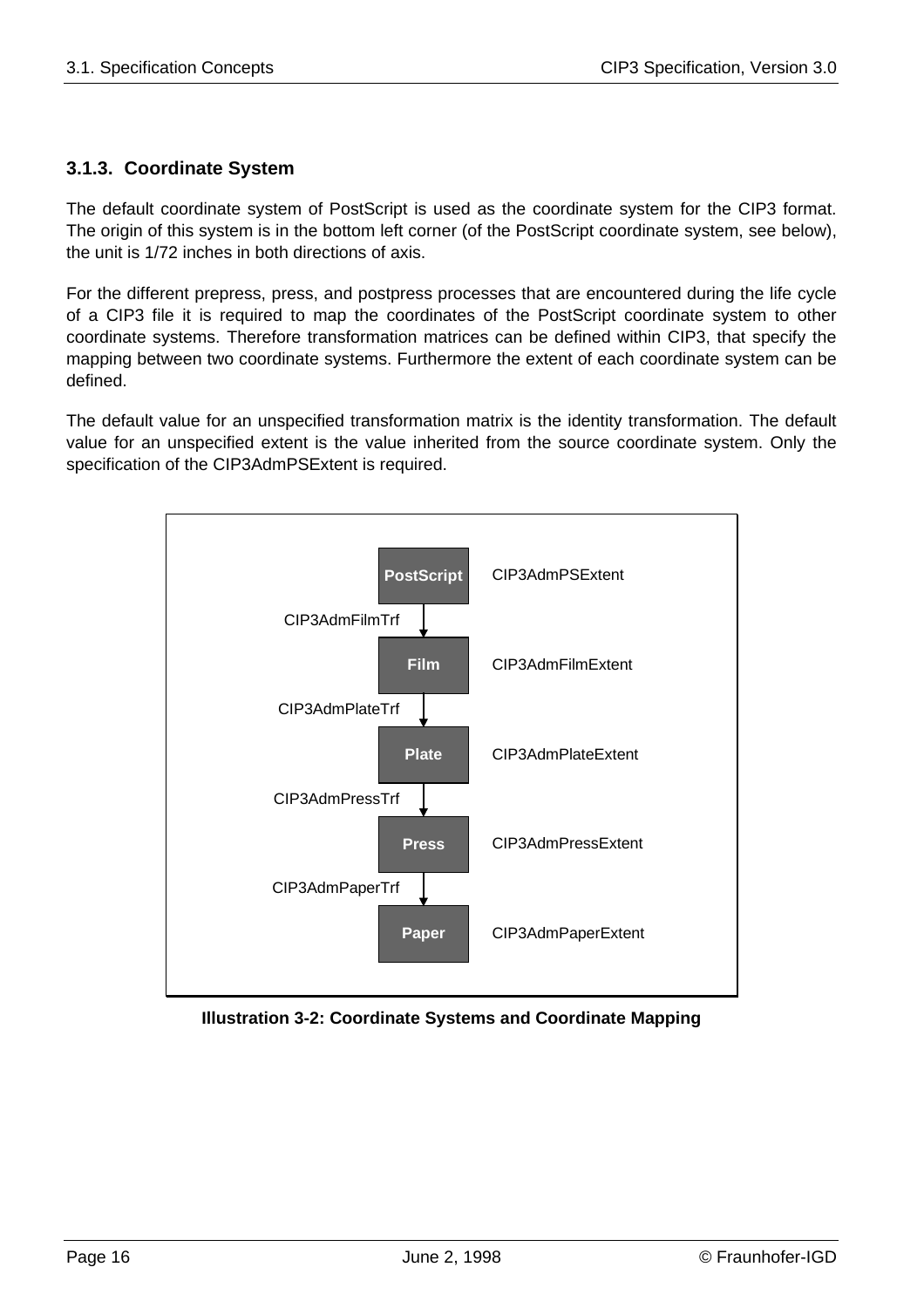### 3.1.3. Coordinate System

The default coordinate system of PostScript is used as the coordinate system for the CIP3 format. The origin of this system is in the bottom left corner (of the PostScript coordinate system, see below), the unit is 1/72 inches in both directions of axis.

For the different prepress, press, and postpress processes that are encountered during the life cycle of a CIP3 file it is required to map the coordinates of the PostScript coordinate system to other coordinate systems. Therefore transformation matrices can be defined within CIP3, that specify the mapping between two coordinate systems. Furthermore the extent of each coordinate system can be defined.

The default value for an unspecified transformation matrix is the identity transformation. The default value for an unspecified extent is the value inherited from the source coordinate system. Only the specification of the CIP3AdmPSExtent is required.

| Transformation | Coordinate System | Extent |
|---|---|---|
| | PostScript | CIP3AdmPSExtent |
| CIP3AdmFilmTrf | Film | CIP3AdmFilmExtent |
| CIP3AdmPlateTrf | Plate | CIP3AdmPlateExtent |
| CIP3AdmPressTrf | Press | CIP3AdmPressExtent |
| CIP3AdmPaperTrf | Paper | CIP3AdmPaperExtent |

**Illustration 3-2: Coordinate Systems and Coordinate Mapping**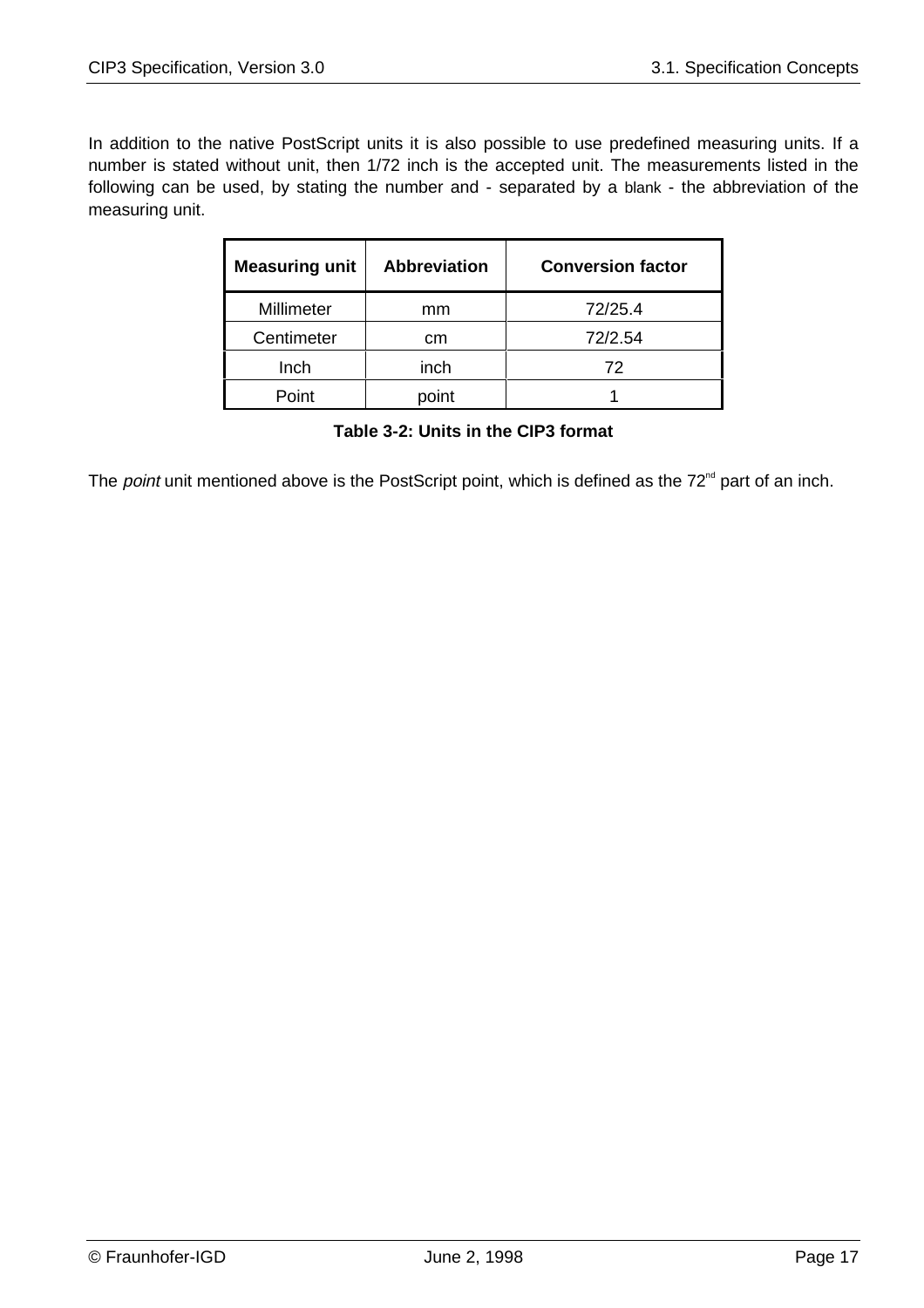In addition to the native PostScript units it is also possible to use predefined measuring units. If a number is stated without unit, then 1/72 inch is the accepted unit. The measurements listed in the following can be used, by stating the number and - separated by a blank - the abbreviation of the measuring unit.

| Measuring unit | Abbreviation | Conversion factor |
|---|---|---|
| Millimeter | mm | 72/25.4 |
| Centimeter | cm | 72/2.54 |
| Inch | inch | 72 |
| Point | point | 1 |

**Table 3-2: Units in the CIP3 format**

The *point* unit mentioned above is the PostScript point, which is defined as the 72nd part of an inch.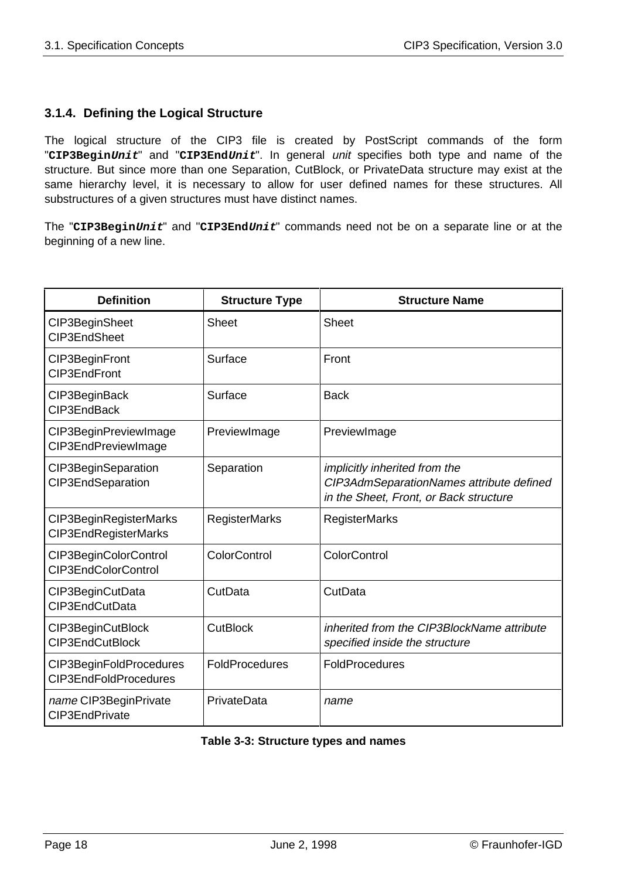### 3.1.4. Defining the Logical Structure

The logical structure of the CIP3 file is created by PostScript commands of the form "**CIP3Begin*Unit***" and "**CIP3End*Unit***". In general *unit* specifies both type and name of the structure. But since more than one Separation, CutBlock, or PrivateData structure may exist at the same hierarchy level, it is necessary to allow for user defined names for these structures. All substructures of a given structures must have distinct names.

The "**CIP3Begin*Unit***" and "**CIP3End*Unit***" commands need not be on a separate line or at the beginning of a new line.

| Definition | Structure Type | Structure Name |
|---|---|---|
| CIP3BeginSheet<br>CIP3EndSheet | Sheet | Sheet |
| CIP3BeginFront<br>CIP3EndFront | Surface | Front |
| CIP3BeginBack<br>CIP3EndBack | Surface | Back |
| CIP3BeginPreviewImage<br>CIP3EndPreviewImage | PreviewImage | PreviewImage |
| CIP3BeginSeparation<br>CIP3EndSeparation | Separation | *implicitly inherited from the CIP3AdmSeparationNames attribute defined in the Sheet, Front, or Back structure* |
| CIP3BeginRegisterMarks<br>CIP3EndRegisterMarks | RegisterMarks | RegisterMarks |
| CIP3BeginColorControl<br>CIP3EndColorControl | ColorControl | ColorControl |
| CIP3BeginCutData<br>CIP3EndCutData | CutData | CutData |
| CIP3BeginCutBlock<br>CIP3EndCutBlock | CutBlock | *inherited from the CIP3BlockName attribute specified inside the structure* |
| CIP3BeginFoldProcedures<br>CIP3EndFoldProcedures | FoldProcedures | FoldProcedures |
| *name* CIP3BeginPrivate<br>CIP3EndPrivate | PrivateData | *name* |

**Table 3-3: Structure types and names**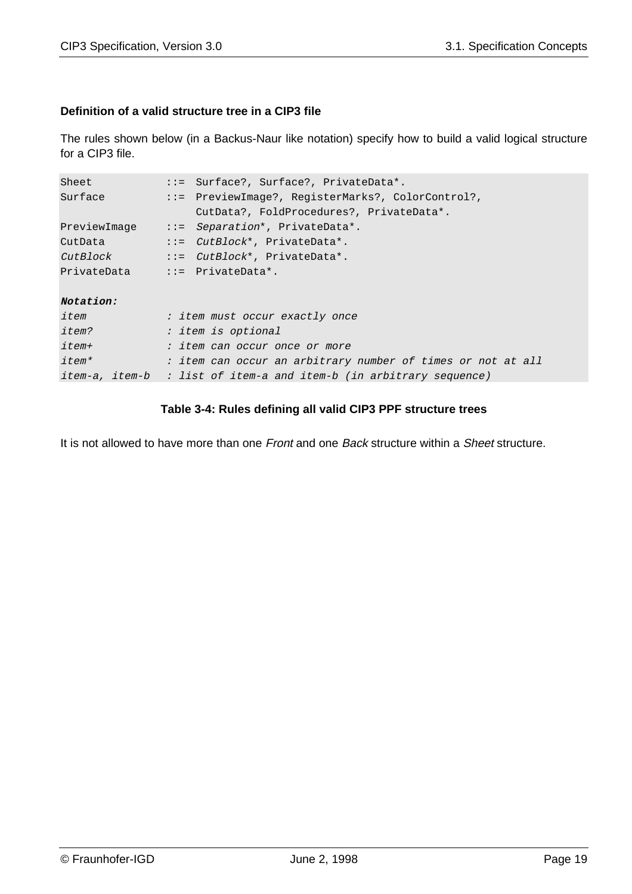**Definition of a valid structure tree in a CIP3 file**

The rules shown below (in a Backus-Naur like notation) specify how to build a valid logical structure for a CIP3 file.

```
Sheet           ::=  Surface?, Surface?, PrivateData*.
Surface         ::=  PreviewImage?, RegisterMarks?, ColorControl?,
                     CutData?, FoldProcedures?, PrivateData*.
PreviewImage    ::=  Separation*, PrivateData*.
CutData         ::=  CutBlock*, PrivateData*.
CutBlock        ::=  CutBlock*, PrivateData*.
PrivateData     ::=  PrivateData*.

Notation:
item            : item must occur exactly once
item?           : item is optional
item+           : item can occur once or more
item*           : item can occur an arbitrary number of times or not at all
item-a, item-b  : list of item-a and item-b (in arbitrary sequence)
```

**Table 3-4: Rules defining all valid CIP3 PPF structure trees**

It is not allowed to have more than one *Front* and one *Back* structure within a *Sheet* structure.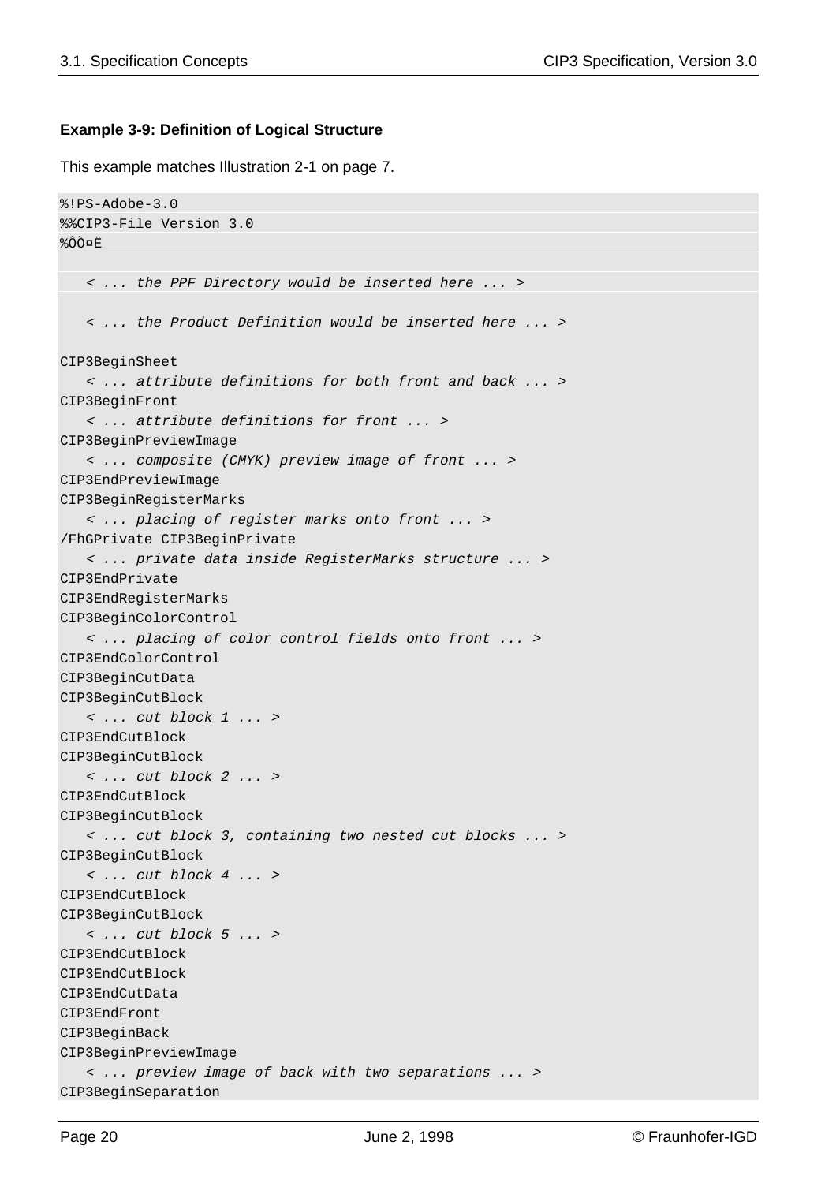**Example 3-9: Definition of Logical Structure**

This example matches Illustration 2-1 on page 7.

```
%!PS-Adobe-3.0
%%CIP3-File Version 3.0
%ÔÒ¤Ë

   < ... the PPF Directory would be inserted here ... >

   < ... the Product Definition would be inserted here ... >

CIP3BeginSheet
   < ... attribute definitions for both front and back ... >
CIP3BeginFront
   < ... attribute definitions for front ... >
CIP3BeginPreviewImage
   < ... composite (CMYK) preview image of front ... >
CIP3EndPreviewImage
CIP3BeginRegisterMarks
   < ... placing of register marks onto front ... >
/FhGPrivate CIP3BeginPrivate
   < ... private data inside RegisterMarks structure ... >
CIP3EndPrivate
CIP3EndRegisterMarks
CIP3BeginColorControl
   < ... placing of color control fields onto front ... >
CIP3EndColorControl
CIP3BeginCutData
CIP3BeginCutBlock
   < ... cut block 1 ... >
CIP3EndCutBlock
CIP3BeginCutBlock
   < ... cut block 2 ... >
CIP3EndCutBlock
CIP3BeginCutBlock
   < ... cut block 3, containing two nested cut blocks ... >
CIP3BeginCutBlock
   < ... cut block 4 ... >
CIP3EndCutBlock
CIP3BeginCutBlock
   < ... cut block 5 ... >
CIP3EndCutBlock
CIP3EndCutBlock
CIP3EndCutData
CIP3EndFront
CIP3BeginBack
CIP3BeginPreviewImage
   < ... preview image of back with two separations ... >
CIP3BeginSeparation
```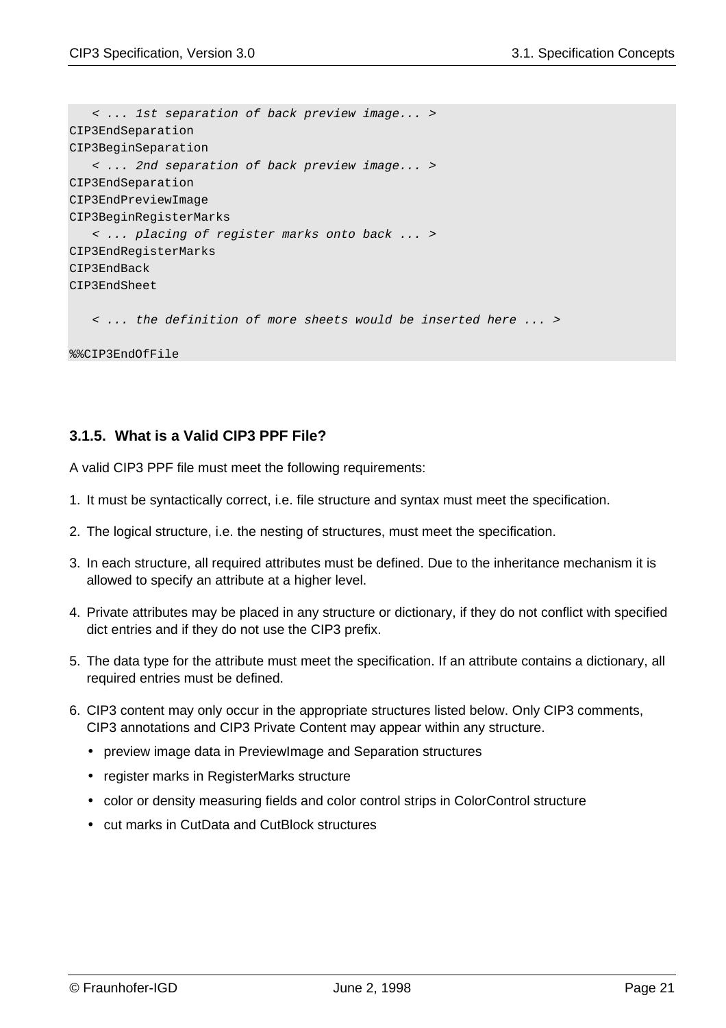```
   < ... 1st separation of back preview image... >
CIP3EndSeparation
CIP3BeginSeparation
   < ... 2nd separation of back preview image... >
CIP3EndSeparation
CIP3EndPreviewImage
CIP3BeginRegisterMarks
   < ... placing of register marks onto back ... >
CIP3EndRegisterMarks
CIP3EndBack
CIP3EndSheet

   < ... the definition of more sheets would be inserted here ... >

%%CIP3EndOfFile
```

### 3.1.5. What is a Valid CIP3 PPF File?

A valid CIP3 PPF file must meet the following requirements:

1. It must be syntactically correct, i.e. file structure and syntax must meet the specification.
2. The logical structure, i.e. the nesting of structures, must meet the specification.
3. In each structure, all required attributes must be defined. Due to the inheritance mechanism it is allowed to specify an attribute at a higher level.
4. Private attributes may be placed in any structure or dictionary, if they do not conflict with specified dict entries and if they do not use the CIP3 prefix.
5. The data type for the attribute must meet the specification. If an attribute contains a dictionary, all required entries must be defined.
6. CIP3 content may only occur in the appropriate structures listed below. Only CIP3 comments, CIP3 annotations and CIP3 Private Content may appear within any structure.
   - preview image data in PreviewImage and Separation structures
   - register marks in RegisterMarks structure
   - color or density measuring fields and color control strips in ColorControl structure
   - cut marks in CutData and CutBlock structures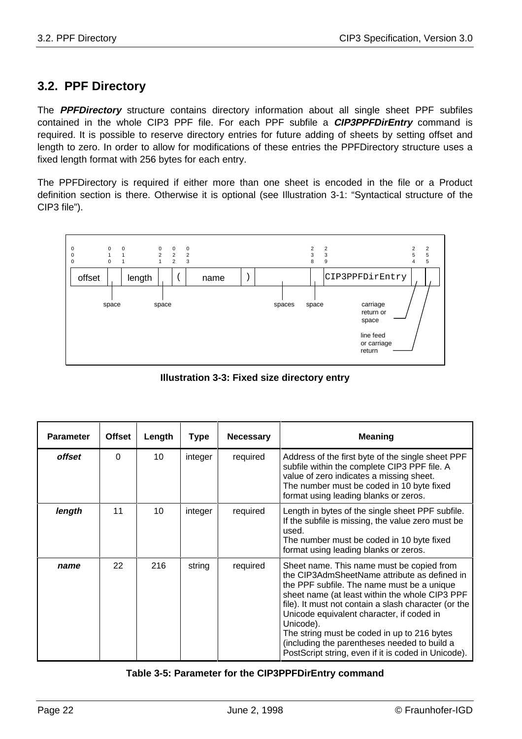## 3.2. PPF Directory

The ***PPFDirectory*** structure contains directory information about all single sheet PPF subfiles contained in the whole CIP3 PPF file. For each PPF subfile a ***CIP3PPFDirEntry*** command is required. It is possible to reserve directory entries for future adding of sheets by setting offset and length to zero. In order to allow for modifications of these entries the PPFDirectory structure uses a fixed length format with 256 bytes for each entry.

The PPFDirectory is required if either more than one sheet is encoded in the file or a Product definition section is there. Otherwise it is optional (see Illustration 3-1: "Syntactical structure of the CIP3 file").

```
000      010 011      021 022 023                      238 239               254 255
offset  |   | length |   | ( | name | ) |          |   | CIP3PPFDirEntry |   |   |
        space        space                   spaces space            carriage  line feed
                                                                     return or or carriage
                                                                     space     return
```

**Illustration 3-3: Fixed size directory entry**

| Parameter | Offset | Length | Type | Necessary | Meaning |
|---|---|---|---|---|---|
| ***offset*** | 0 | 10 | integer | required | Address of the first byte of the single sheet PPF subfile within the complete CIP3 PPF file. A value of zero indicates a missing sheet. The number must be coded in 10 byte fixed format using leading blanks or zeros. |
| ***length*** | 11 | 10 | integer | required | Length in bytes of the single sheet PPF subfile. If the subfile is missing, the value zero must be used. The number must be coded in 10 byte fixed format using leading blanks or zeros. |
| ***name*** | 22 | 216 | string | required | Sheet name. This name must be copied from the CIP3AdmSheetName attribute as defined in the PPF subfile. The name must be a unique sheet name (at least within the whole CIP3 PPF file). It must not contain a slash character (or the Unicode equivalent character, if coded in Unicode). The string must be coded in up to 216 bytes (including the parentheses needed to build a PostScript string, even if it is coded in Unicode). |

**Table 3-5: Parameter for the CIP3PPFDirEntry command**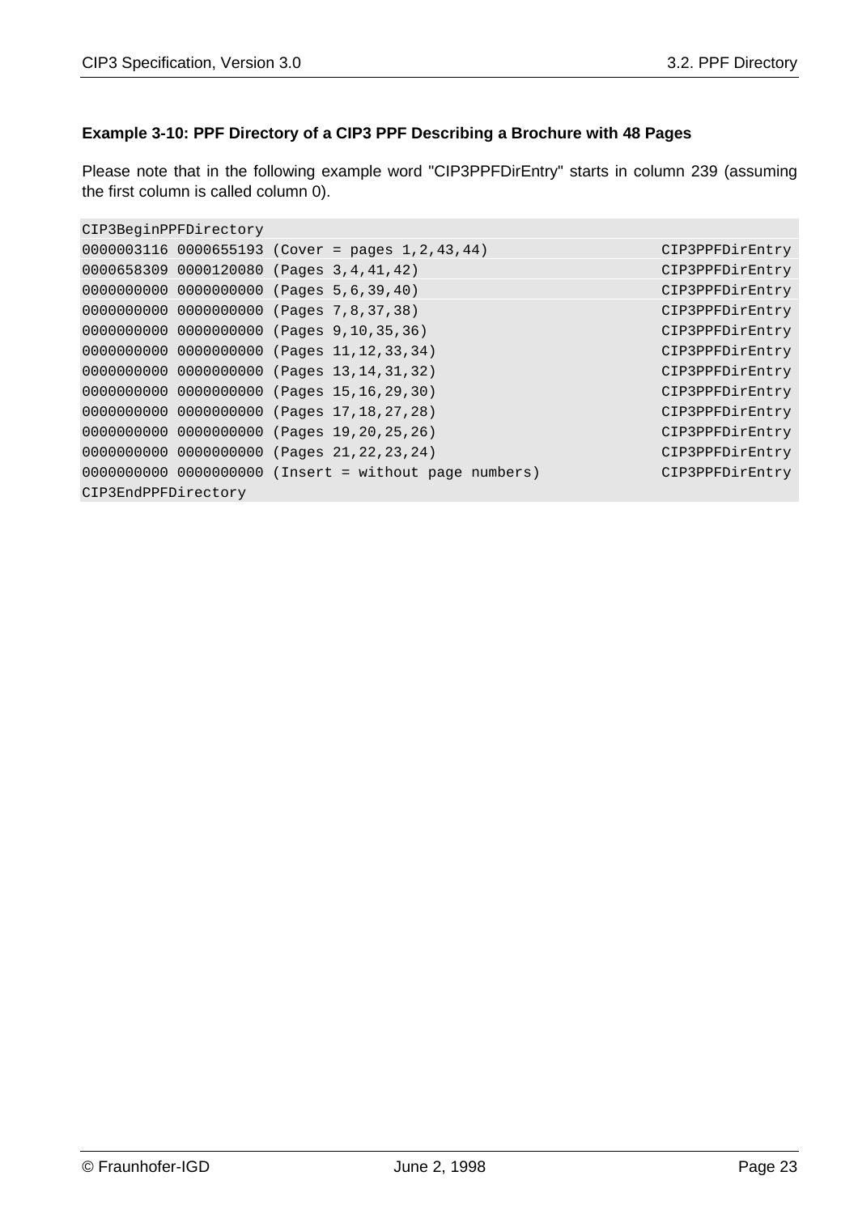**Example 3-10: PPF Directory of a CIP3 PPF Describing a Brochure with 48 Pages**

Please note that in the following example word "CIP3PPFDirEntry" starts in column 239 (assuming the first column is called column 0).

```
CIP3BeginPPFDirectory
0000003116 0000655193 (Cover = pages 1,2,43,44)               CIP3PPFDirEntry
0000658309 0000120080 (Pages 3,4,41,42)                       CIP3PPFDirEntry
0000000000 0000000000 (Pages 5,6,39,40)                       CIP3PPFDirEntry
0000000000 0000000000 (Pages 7,8,37,38)                       CIP3PPFDirEntry
0000000000 0000000000 (Pages 9,10,35,36)                      CIP3PPFDirEntry
0000000000 0000000000 (Pages 11,12,33,34)                     CIP3PPFDirEntry
0000000000 0000000000 (Pages 13,14,31,32)                     CIP3PPFDirEntry
0000000000 0000000000 (Pages 15,16,29,30)                     CIP3PPFDirEntry
0000000000 0000000000 (Pages 17,18,27,28)                     CIP3PPFDirEntry
0000000000 0000000000 (Pages 19,20,25,26)                     CIP3PPFDirEntry
0000000000 0000000000 (Pages 21,22,23,24)                     CIP3PPFDirEntry
0000000000 0000000000 (Insert = without page numbers)         CIP3PPFDirEntry
CIP3EndPPFDirectory
```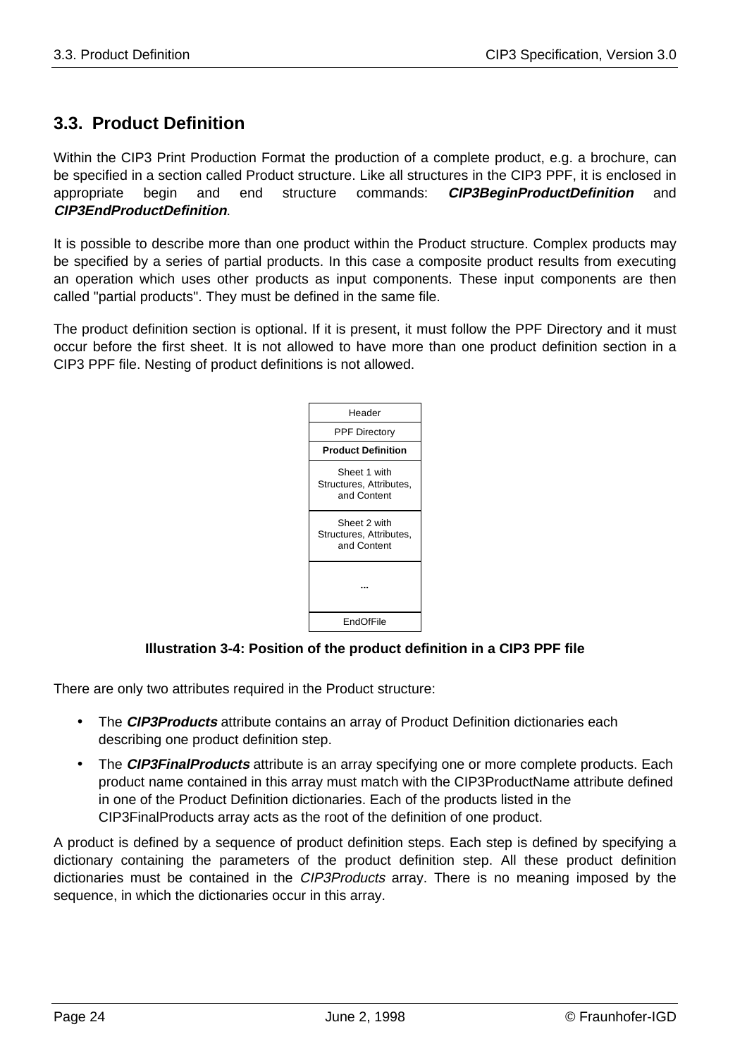## 3.3. Product Definition

Within the CIP3 Print Production Format the production of a complete product, e.g. a brochure, can be specified in a section called Product structure. Like all structures in the CIP3 PPF, it is enclosed in appropriate begin and end structure commands: ***CIP3BeginProductDefinition*** and ***CIP3EndProductDefinition***.

It is possible to describe more than one product within the Product structure. Complex products may be specified by a series of partial products. In this case a composite product results from executing an operation which uses other products as input components. These input components are then called "partial products". They must be defined in the same file.

The product definition section is optional. If it is present, it must follow the PPF Directory and it must occur before the first sheet. It is not allowed to have more than one product definition section in a CIP3 PPF file. Nesting of product definitions is not allowed.

| Header |
|---|
| PPF Directory |
| **Product Definition** |
| Sheet 1 with Structures, Attributes, and Content |
| Sheet 2 with Structures, Attributes, and Content |
| ... |
| EndOfFile |

**Illustration 3-4: Position of the product definition in a CIP3 PPF file**

There are only two attributes required in the Product structure:

- The ***CIP3Products*** attribute contains an array of Product Definition dictionaries each describing one product definition step.
- The ***CIP3FinalProducts*** attribute is an array specifying one or more complete products. Each product name contained in this array must match with the CIP3ProductName attribute defined in one of the Product Definition dictionaries. Each of the products listed in the CIP3FinalProducts array acts as the root of the definition of one product.

A product is defined by a sequence of product definition steps. Each step is defined by specifying a dictionary containing the parameters of the product definition step. All these product definition dictionaries must be contained in the *CIP3Products* array. There is no meaning imposed by the sequence, in which the dictionaries occur in this array.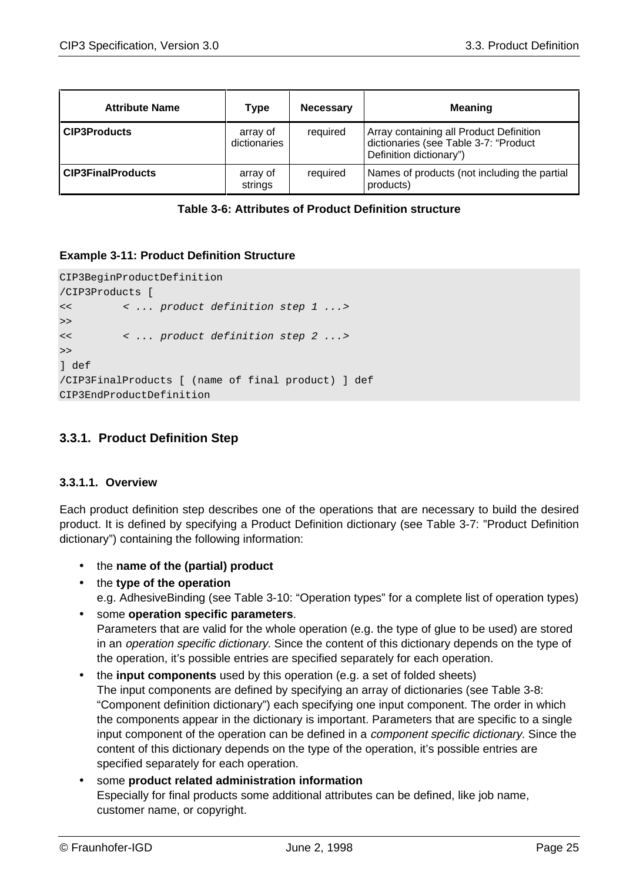| Attribute Name | Type | Necessary | Meaning |
|---|---|---|---|
| **CIP3Products** | array of dictionaries | required | Array containing all Product Definition dictionaries (see Table 3-7: “Product Definition dictionary”) |
| **CIP3FinalProducts** | array of strings | required | Names of products (not including the partial products) |

**Table 3-6: Attributes of Product Definition structure**

**Example 3-11: Product Definition Structure**

```
CIP3BeginProductDefinition
/CIP3Products [
<<        < ... product definition step 1 ...>
>>
<<        < ... product definition step 2 ...>
>>
] def
/CIP3FinalProducts [ (name of final product) ] def
CIP3EndProductDefinition
```

### 3.3.1. Product Definition Step

#### 3.3.1.1. Overview

Each product definition step describes one of the operations that are necessary to build the desired product. It is defined by specifying a Product Definition dictionary (see Table 3-7: ”Product Definition dictionary”) containing the following information:

- the **name of the (partial) product**
- the **type of the operation**
  e.g. AdhesiveBinding (see Table 3-10: “Operation types” for a complete list of operation types)
- some **operation specific parameters**.
  Parameters that are valid for the whole operation (e.g. the type of glue to be used) are stored in an *operation specific dictionary*. Since the content of this dictionary depends on the type of the operation, it’s possible entries are specified separately for each operation.
- the **input components** used by this operation (e.g. a set of folded sheets)
  The input components are defined by specifying an array of dictionaries (see Table 3-8: “Component definition dictionary”) each specifying one input component. The order in which the components appear in the dictionary is important. Parameters that are specific to a single input component of the operation can be defined in a *component specific dictionary*. Since the content of this dictionary depends on the type of the operation, it’s possible entries are specified separately for each operation.
- some **product related administration information**
  Especially for final products some additional attributes can be defined, like job name, customer name, or copyright.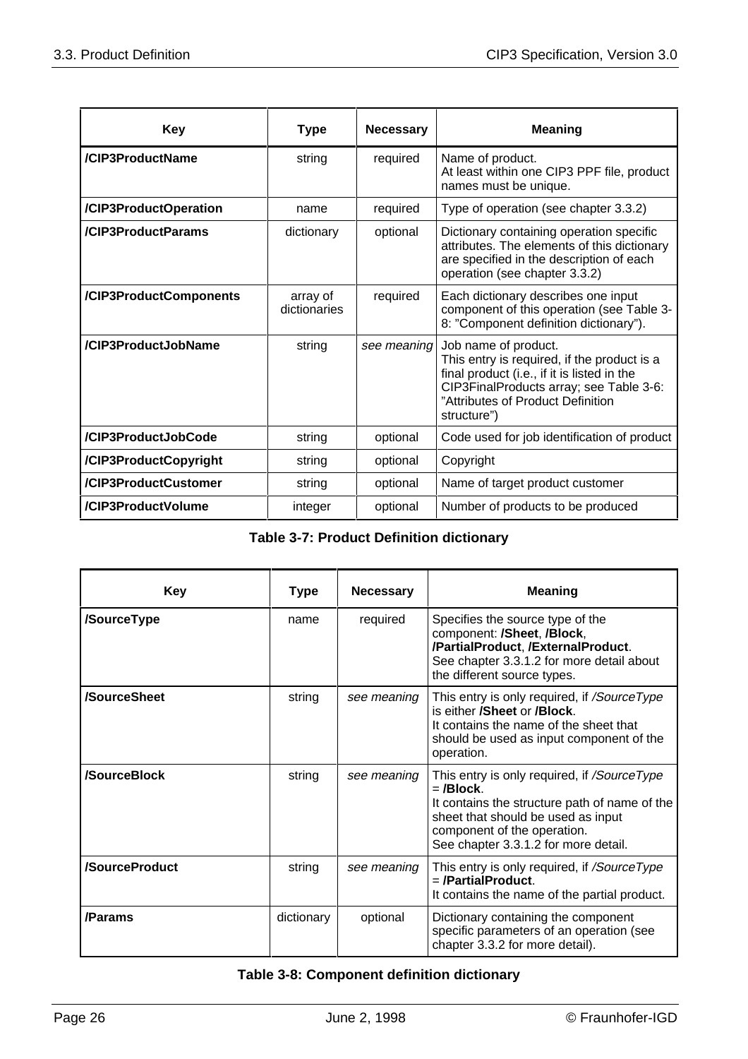| Key | Type | Necessary | Meaning |
|---|---|---|---|
| **/CIP3ProductName** | string | required | Name of product.<br>At least within one CIP3 PPF file, product names must be unique. |
| **/CIP3ProductOperation** | name | required | Type of operation (see chapter 3.3.2) |
| **/CIP3ProductParams** | dictionary | optional | Dictionary containing operation specific attributes. The elements of this dictionary are specified in the description of each operation (see chapter 3.3.2) |
| **/CIP3ProductComponents** | array of dictionaries | required | Each dictionary describes one input component of this operation (see Table 3-8: "Component definition dictionary"). |
| **/CIP3ProductJobName** | string | *see meaning* | Job name of product.<br>This entry is required, if the product is a final product (i.e., if it is listed in the CIP3FinalProducts array; see Table 3-6: "Attributes of Product Definition structure") |
| **/CIP3ProductJobCode** | string | optional | Code used for job identification of product |
| **/CIP3ProductCopyright** | string | optional | Copyright |
| **/CIP3ProductCustomer** | string | optional | Name of target product customer |
| **/CIP3ProductVolume** | integer | optional | Number of products to be produced |

**Table 3-7: Product Definition dictionary**

| Key | Type | Necessary | Meaning |
|---|---|---|---|
| **/SourceType** | name | required | Specifies the source type of the component: **/Sheet**, **/Block**, **/PartialProduct**, **/ExternalProduct**.<br>See chapter 3.3.1.2 for more detail about the different source types. |
| **/SourceSheet** | string | *see meaning* | This entry is only required, if */SourceType* is either **/Sheet** or **/Block**.<br>It contains the name of the sheet that should be used as input component of the operation. |
| **/SourceBlock** | string | *see meaning* | This entry is only required, if */SourceType* = **/Block**.<br>It contains the structure path of name of the sheet that should be used as input component of the operation.<br>See chapter 3.3.1.2 for more detail. |
| **/SourceProduct** | string | *see meaning* | This entry is only required, if */SourceType* = **/PartialProduct**.<br>It contains the name of the partial product. |
| **/Params** | dictionary | optional | Dictionary containing the component specific parameters of an operation (see chapter 3.3.2 for more detail). |

**Table 3-8: Component definition dictionary**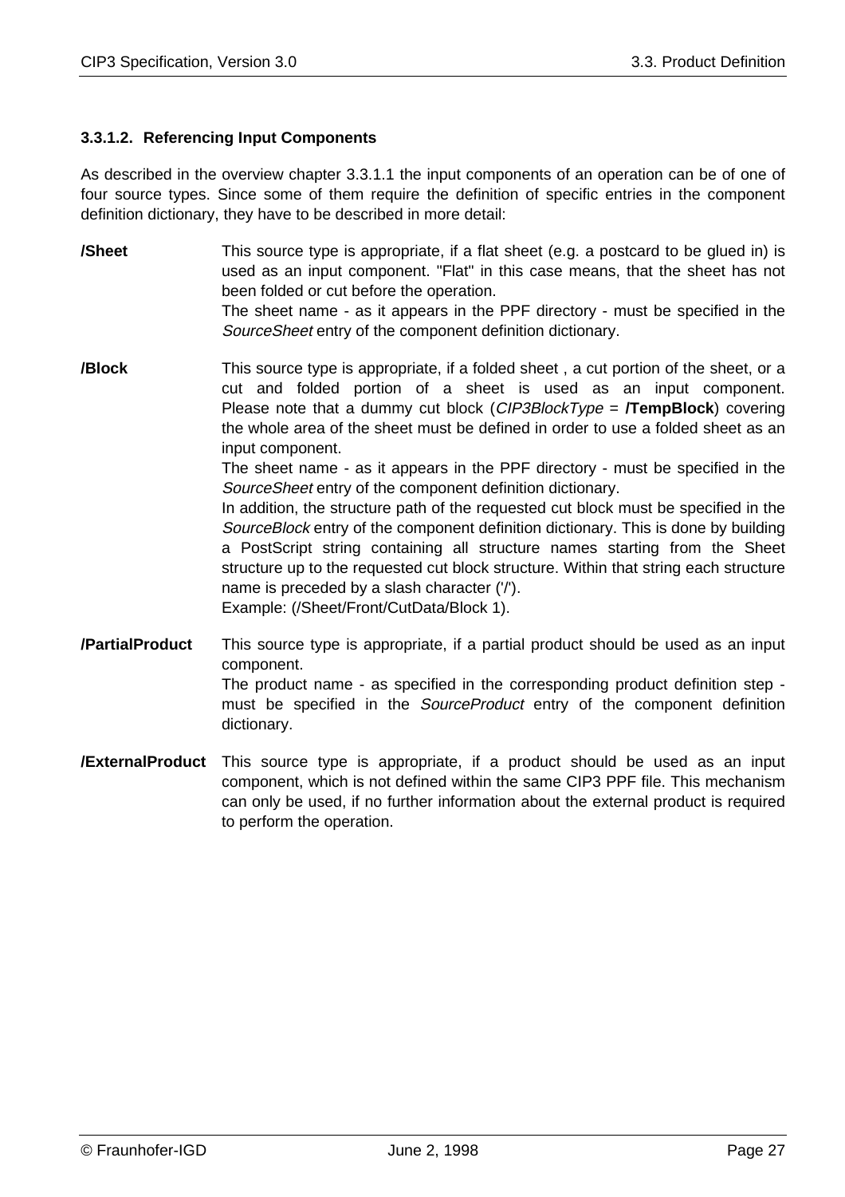#### 3.3.1.2. Referencing Input Components

As described in the overview chapter 3.3.1.1 the input components of an operation can be of one of four source types. Since some of them require the definition of specific entries in the component definition dictionary, they have to be described in more detail:

**/Sheet**
This source type is appropriate, if a flat sheet (e.g. a postcard to be glued in) is used as an input component. "Flat" in this case means, that the sheet has not been folded or cut before the operation.
The sheet name - as it appears in the PPF directory - must be specified in the *SourceSheet* entry of the component definition dictionary.

**/Block**
This source type is appropriate, if a folded sheet , a cut portion of the sheet, or a cut and folded portion of a sheet is used as an input component. Please note that a dummy cut block (*CIP3BlockType* = **/TempBlock**) covering the whole area of the sheet must be defined in order to use a folded sheet as an input component.
The sheet name - as it appears in the PPF directory - must be specified in the *SourceSheet* entry of the component definition dictionary.
In addition, the structure path of the requested cut block must be specified in the *SourceBlock* entry of the component definition dictionary. This is done by building a PostScript string containing all structure names starting from the Sheet structure up to the requested cut block structure. Within that string each structure name is preceded by a slash character ('/').
Example: (/Sheet/Front/CutData/Block 1).

**/PartialProduct**
This source type is appropriate, if a partial product should be used as an input component.
The product name - as specified in the corresponding product definition step - must be specified in the *SourceProduct* entry of the component definition dictionary.

**/ExternalProduct**
This source type is appropriate, if a product should be used as an input component, which is not defined within the same CIP3 PPF file. This mechanism can only be used, if no further information about the external product is required to perform the operation.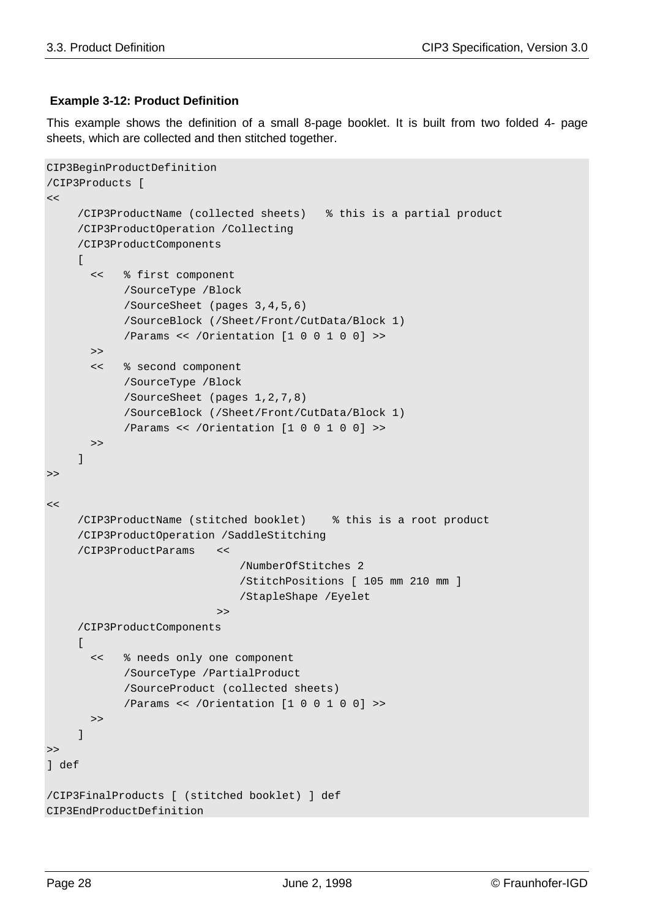**Example 3-12: Product Definition**

This example shows the definition of a small 8-page booklet. It is built from two folded 4- page sheets, which are collected and then stitched together.

```
CIP3BeginProductDefinition
/CIP3Products [
<<
     /CIP3ProductName (collected sheets)   % this is a partial product
     /CIP3ProductOperation /Collecting
     /CIP3ProductComponents
     [
       <<   % first component
            /SourceType /Block
            /SourceSheet (pages 3,4,5,6)
            /SourceBlock (/Sheet/Front/CutData/Block 1)
            /Params << /Orientation [1 0 0 1 0 0] >>
       >>
       <<   % second component
            /SourceType /Block
            /SourceSheet (pages 1,2,7,8)
            /SourceBlock (/Sheet/Front/CutData/Block 1)
            /Params << /Orientation [1 0 0 1 0 0] >>
       >>
     ]
>>

<<
     /CIP3ProductName (stitched booklet)    % this is a root product
     /CIP3ProductOperation /SaddleStitching
     /CIP3ProductParams   <<
                              /NumberOfStitches 2
                              /StitchPositions [ 105 mm 210 mm ]
                              /StapleShape /Eyelet
                          >>
     /CIP3ProductComponents
     [
       <<   % needs only one component
            /SourceType /PartialProduct
            /SourceProduct (collected sheets)
            /Params << /Orientation [1 0 0 1 0 0] >>
       >>
     ]
>>
] def

/CIP3FinalProducts [ (stitched booklet) ] def
CIP3EndProductDefinition
```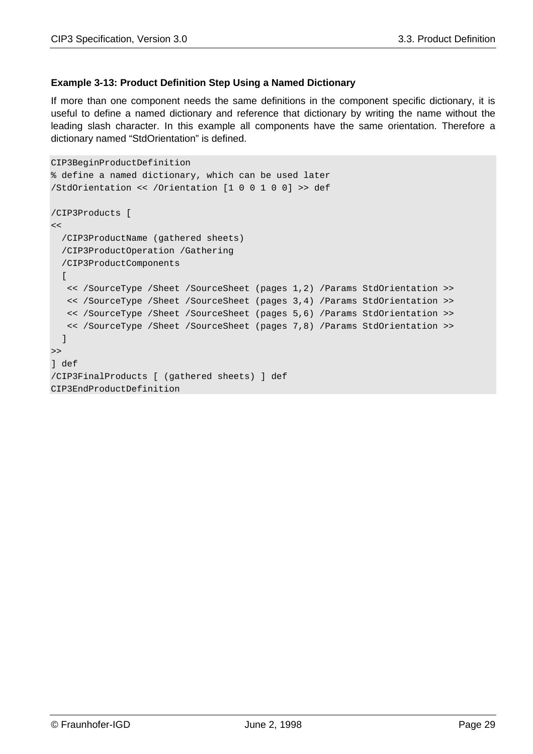**Example 3-13: Product Definition Step Using a Named Dictionary**

If more than one component needs the same definitions in the component specific dictionary, it is useful to define a named dictionary and reference that dictionary by writing the name without the leading slash character. In this example all components have the same orientation. Therefore a dictionary named “StdOrientation” is defined.

```
CIP3BeginProductDefinition
% define a named dictionary, which can be used later
/StdOrientation << /Orientation [1 0 0 1 0 0] >> def

/CIP3Products [
<<
  /CIP3ProductName (gathered sheets)
  /CIP3ProductOperation /Gathering
  /CIP3ProductComponents
  [
   << /SourceType /Sheet /SourceSheet (pages 1,2) /Params StdOrientation >>
   << /SourceType /Sheet /SourceSheet (pages 3,4) /Params StdOrientation >>
   << /SourceType /Sheet /SourceSheet (pages 5,6) /Params StdOrientation >>
   << /SourceType /Sheet /SourceSheet (pages 7,8) /Params StdOrientation >>
  ]
>>
] def
/CIP3FinalProducts [ (gathered sheets) ] def
CIP3EndProductDefinition
```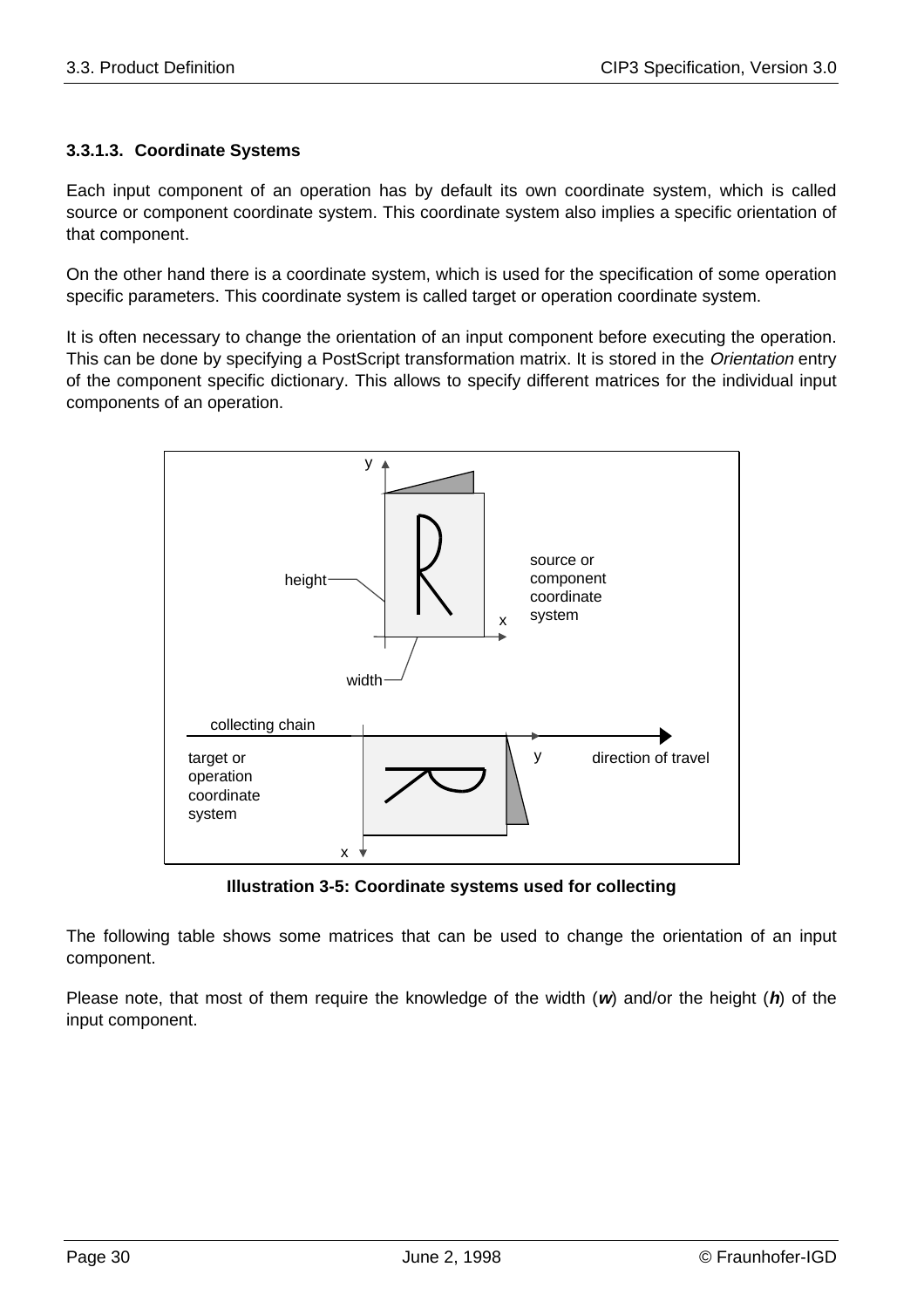### 3.3.1.3. Coordinate Systems

Each input component of an operation has by default its own coordinate system, which is called source or component coordinate system. This coordinate system also implies a specific orientation of that component.

On the other hand there is a coordinate system, which is used for the specification of some operation specific parameters. This coordinate system is called target or operation coordinate system.

It is often necessary to change the orientation of an input component before executing the operation. This can be done by specifying a PostScript transformation matrix. It is stored in the *Orientation* entry of the component specific dictionary. This allows to specify different matrices for the individual input components of an operation.

**Illustration 3-5: Coordinate systems used for collecting**

The following table shows some matrices that can be used to change the orientation of an input component.

Please note, that most of them require the knowledge of the width (***w***) and/or the height (***h***) of the input component.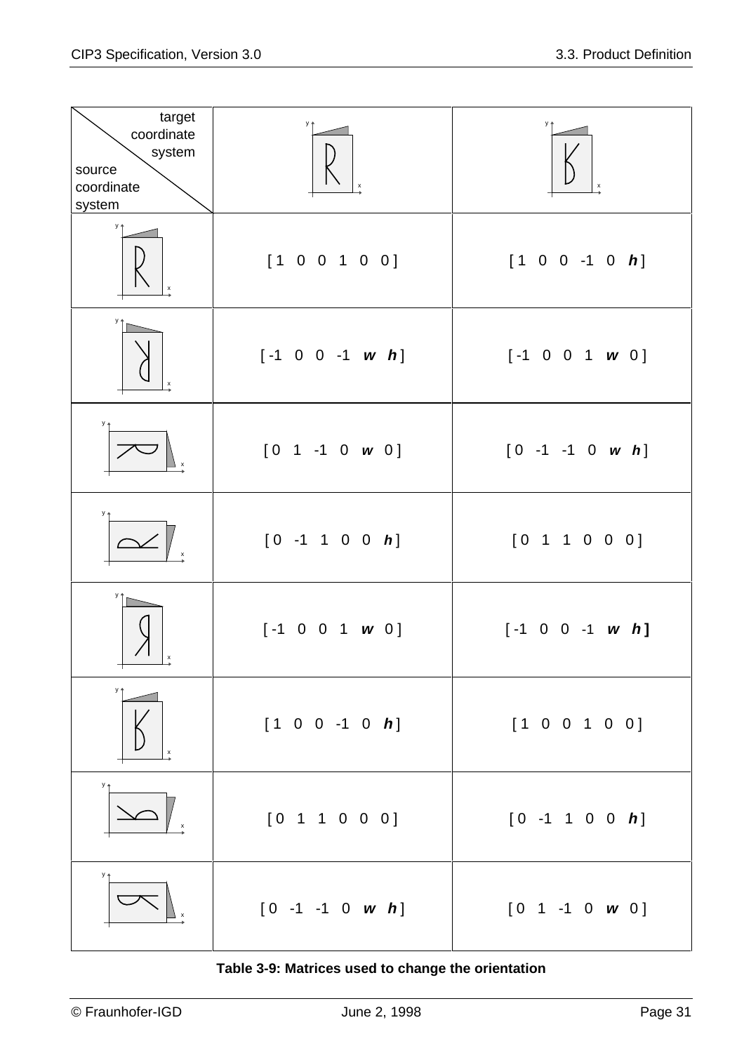| target coordinate system / source coordinate system | | |
|---|---|---|
| | [ 1 0 0 1 0 0 ] | [ 1 0 0 -1 0 ***h*** ] |
| | [ -1 0 0 -1 ***w*** ***h*** ] | [ -1 0 0 1 ***w*** 0 ] |
| | [ 0 1 -1 0 ***w*** 0 ] | [ 0 -1 -1 0 ***w*** ***h*** ] |
| | [ 0 -1 1 0 0 ***h*** ] | [ 0 1 1 0 0 0 ] |
| | [ -1 0 0 1 ***w*** 0 ] | [ -1 0 0 -1 ***w*** ***h*** ] |
| | [ 1 0 0 -1 0 ***h*** ] | [ 1 0 0 1 0 0 ] |
| | [ 0 1 1 0 0 0 ] | [ 0 -1 1 0 0 ***h*** ] |
| | [ 0 -1 -1 0 ***w*** ***h*** ] | [ 0 1 -1 0 ***w*** 0 ] |

**Table 3-9: Matrices used to change the orientation**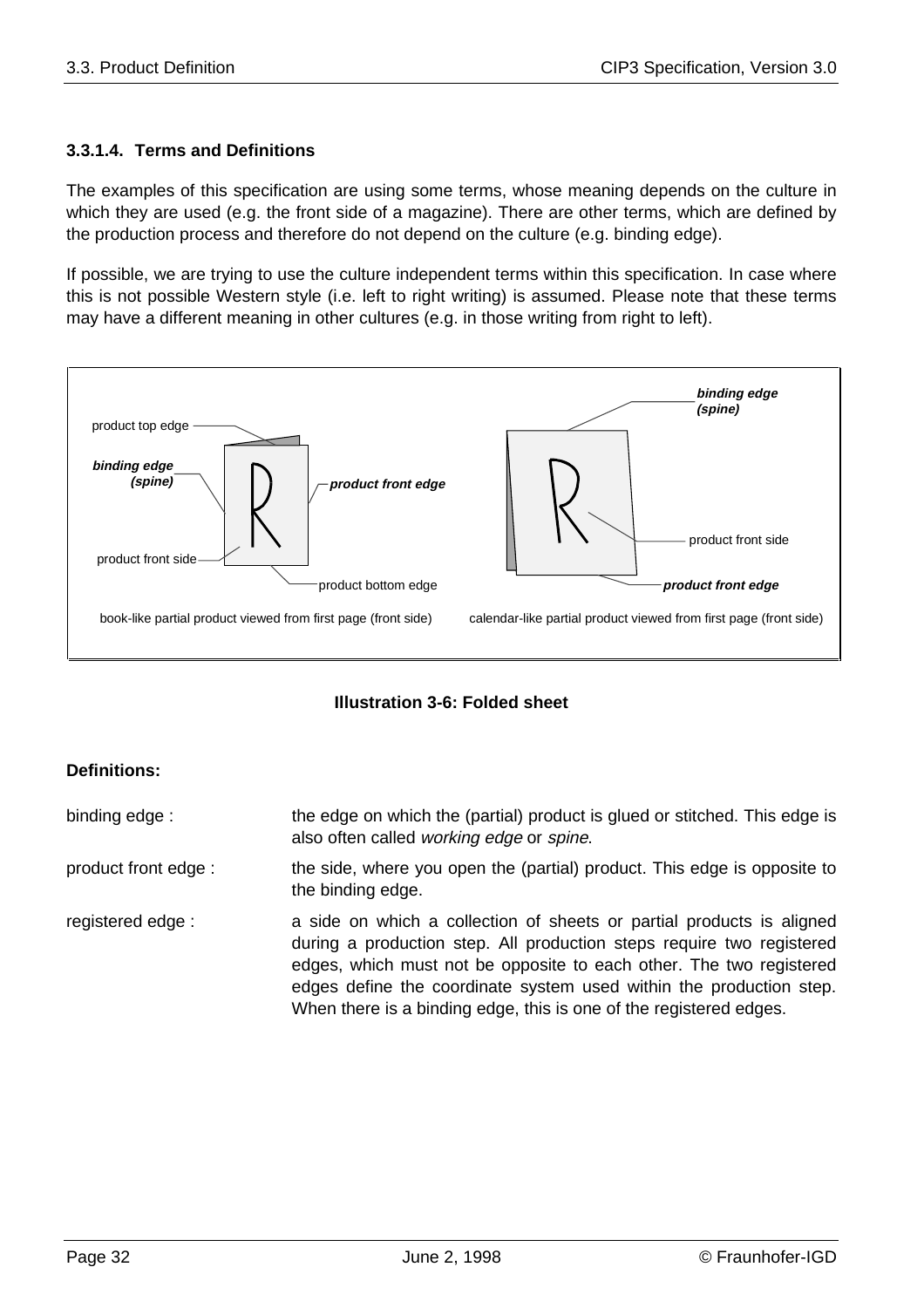#### 3.3.1.4. Terms and Definitions

The examples of this specification are using some terms, whose meaning depends on the culture in which they are used (e.g. the front side of a magazine). There are other terms, which are defined by the production process and therefore do not depend on the culture (e.g. binding edge).

If possible, we are trying to use the culture independent terms within this specification. In case where this is not possible Western style (i.e. left to right writing) is assumed. Please note that these terms may have a different meaning in other cultures (e.g. in those writing from right to left).

product top edge

***binding edge (spine)***

***product front edge***

product front side

product bottom edge

book-like partial product viewed from first page (front side)

***binding edge (spine)***

product front side

***product front edge***

calendar-like partial product viewed from first page (front side)

**Illustration 3-6: Folded sheet**

**Definitions:**

binding edge : the edge on which the (partial) product is glued or stitched. This edge is also often called *working edge* or *spine*.

product front edge : the side, where you open the (partial) product. This edge is opposite to the binding edge.

registered edge : a side on which a collection of sheets or partial products is aligned during a production step. All production steps require two registered edges, which must not be opposite to each other. The two registered edges define the coordinate system used within the production step. When there is a binding edge, this is one of the registered edges.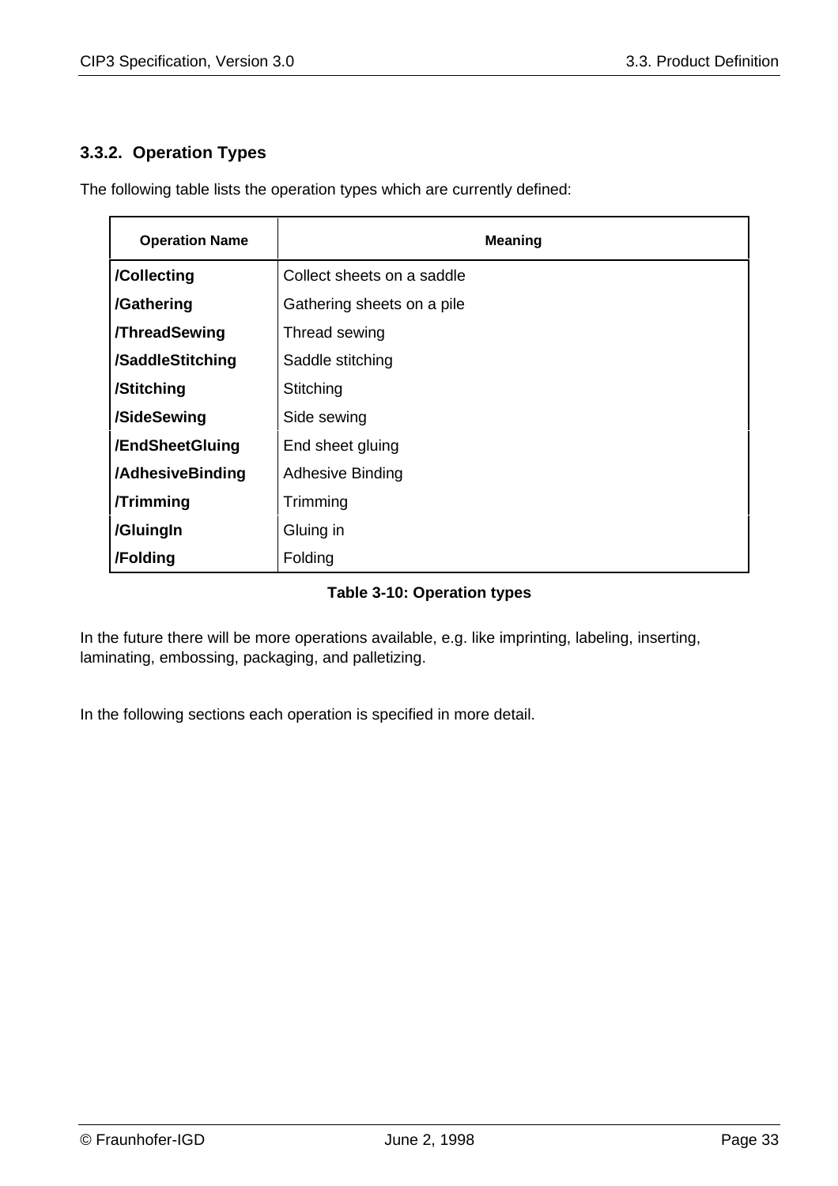### 3.3.2. Operation Types

The following table lists the operation types which are currently defined:

| Operation Name | Meaning |
|---|---|
| **/Collecting** | Collect sheets on a saddle |
| **/Gathering** | Gathering sheets on a pile |
| **/ThreadSewing** | Thread sewing |
| **/SaddleStitching** | Saddle stitching |
| **/Stitching** | Stitching |
| **/SideSewing** | Side sewing |
| **/EndSheetGluing** | End sheet gluing |
| **/AdhesiveBinding** | Adhesive Binding |
| **/Trimming** | Trimming |
| **/GluingIn** | Gluing in |
| **/Folding** | Folding |

**Table 3-10: Operation types**

In the future there will be more operations available, e.g. like imprinting, labeling, inserting, laminating, embossing, packaging, and palletizing.

In the following sections each operation is specified in more detail.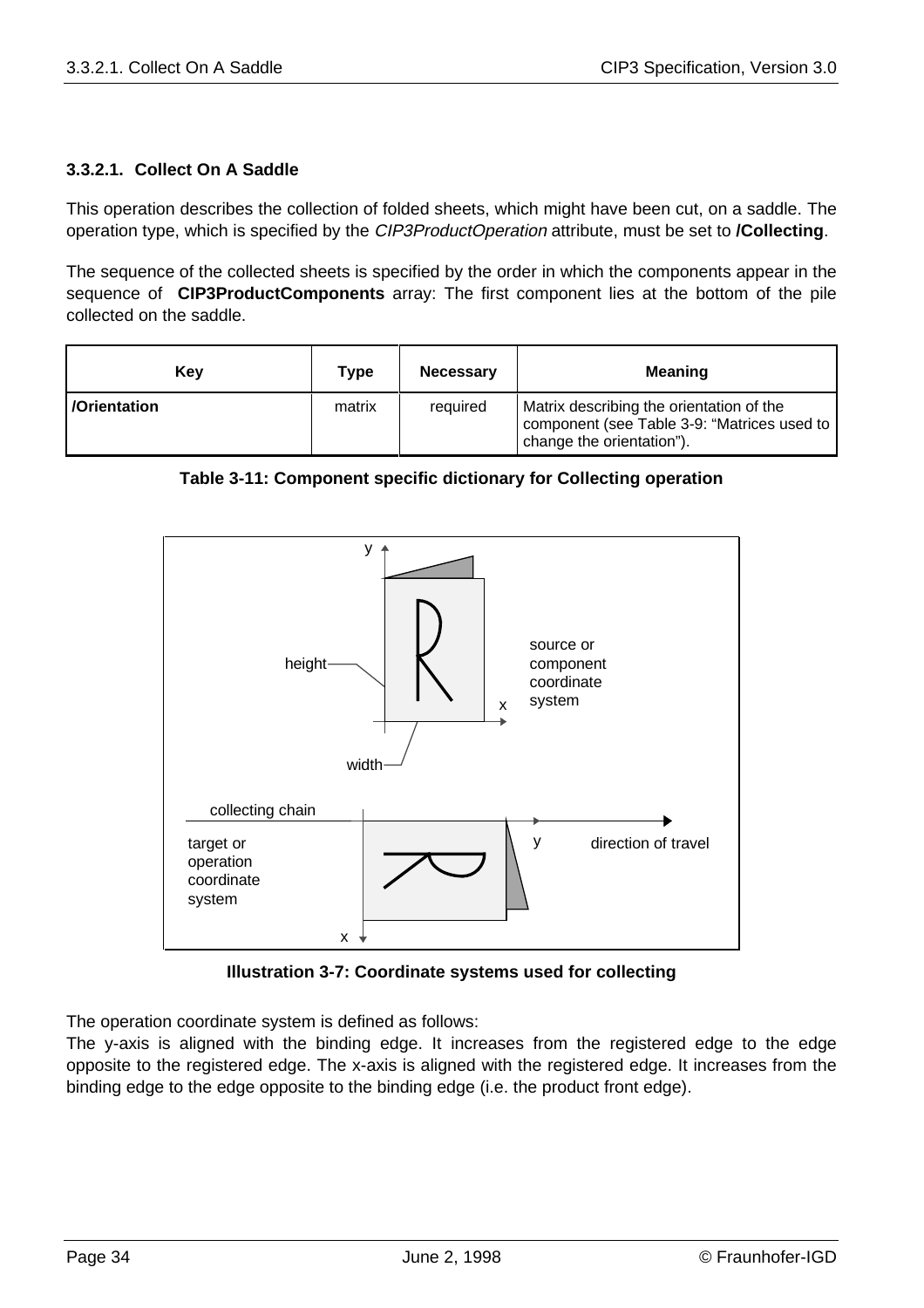### 3.3.2.1. Collect On A Saddle

This operation describes the collection of folded sheets, which might have been cut, on a saddle. The operation type, which is specified by the *CIP3ProductOperation* attribute, must be set to **/Collecting**.

The sequence of the collected sheets is specified by the order in which the components appear in the sequence of **CIP3ProductComponents** array: The first component lies at the bottom of the pile collected on the saddle.

| Key | Type | Necessary | Meaning |
|---|---|---|---|
| **/Orientation** | matrix | required | Matrix describing the orientation of the component (see Table 3-9: "Matrices used to change the orientation"). |

**Table 3-11: Component specific dictionary for Collecting operation**

**Illustration 3-7: Coordinate systems used for collecting**

The operation coordinate system is defined as follows:
The y-axis is aligned with the binding edge. It increases from the registered edge to the edge opposite to the registered edge. The x-axis is aligned with the registered edge. It increases from the binding edge to the edge opposite to the binding edge (i.e. the product front edge).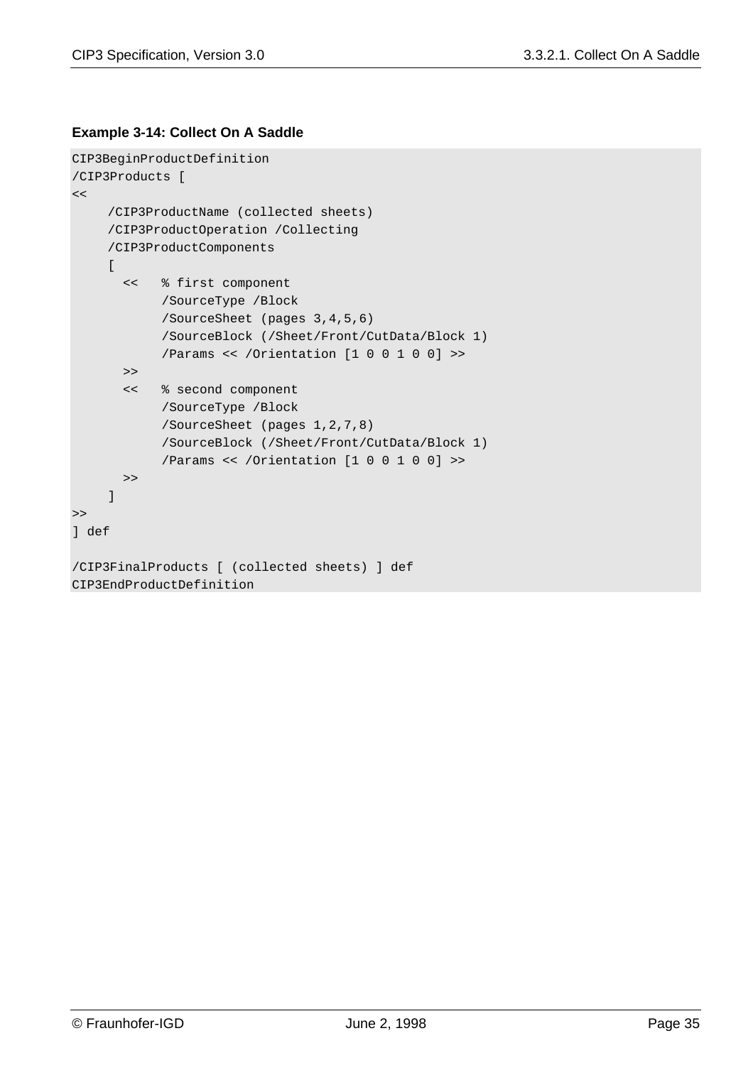**Example 3-14: Collect On A Saddle**

```
CIP3BeginProductDefinition
/CIP3Products [
<<
     /CIP3ProductName (collected sheets)
     /CIP3ProductOperation /Collecting
     /CIP3ProductComponents
     [
       <<   % first component
            /SourceType /Block
            /SourceSheet (pages 3,4,5,6)
            /SourceBlock (/Sheet/Front/CutData/Block 1)
            /Params << /Orientation [1 0 0 1 0 0] >>
       >>
       <<   % second component
            /SourceType /Block
            /SourceSheet (pages 1,2,7,8)
            /SourceBlock (/Sheet/Front/CutData/Block 1)
            /Params << /Orientation [1 0 0 1 0 0] >>
       >>
     ]
>>
] def

/CIP3FinalProducts [ (collected sheets) ] def
CIP3EndProductDefinition
```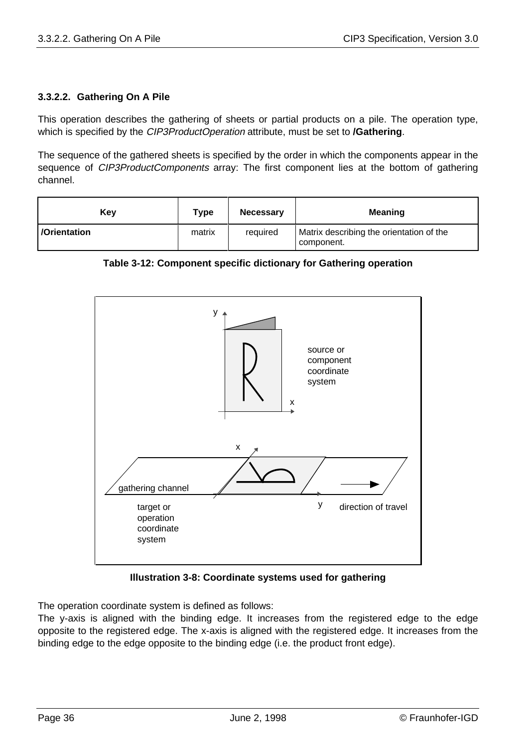### 3.3.2.2. Gathering On A Pile

This operation describes the gathering of sheets or partial products on a pile. The operation type, which is specified by the *CIP3ProductOperation* attribute, must be set to **/Gathering**.

The sequence of the gathered sheets is specified by the order in which the components appear in the sequence of *CIP3ProductComponents* array: The first component lies at the bottom of gathering channel.

| Key | Type | Necessary | Meaning |
|---|---|---|---|
| **/Orientation** | matrix | required | Matrix describing the orientation of the component. |

**Table 3-12: Component specific dictionary for Gathering operation**

**Illustration 3-8: Coordinate systems used for gathering**

The operation coordinate system is defined as follows:
The y-axis is aligned with the binding edge. It increases from the registered edge to the edge opposite to the registered edge. The x-axis is aligned with the registered edge. It increases from the binding edge to the edge opposite to the binding edge (i.e. the product front edge).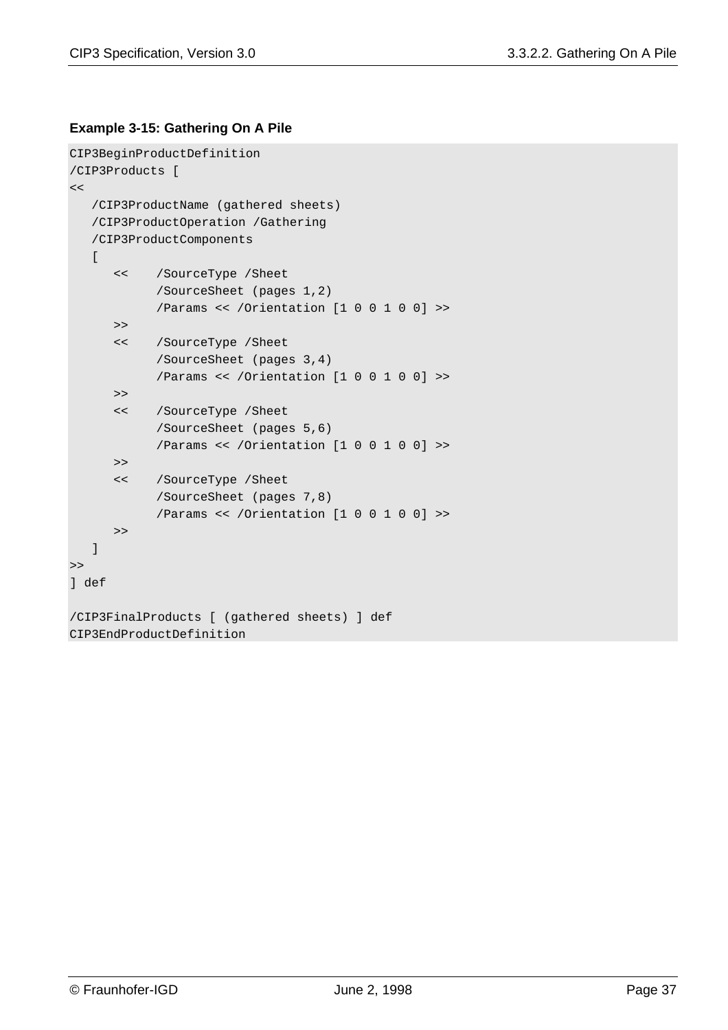**Example 3-15: Gathering On A Pile**

```
CIP3BeginProductDefinition
/CIP3Products [
<<
   /CIP3ProductName (gathered sheets)
   /CIP3ProductOperation /Gathering
   /CIP3ProductComponents
   [
      <<    /SourceType /Sheet
            /SourceSheet (pages 1,2)
            /Params << /Orientation [1 0 0 1 0 0] >>
      >>
      <<    /SourceType /Sheet
            /SourceSheet (pages 3,4)
            /Params << /Orientation [1 0 0 1 0 0] >>
      >>
      <<    /SourceType /Sheet
            /SourceSheet (pages 5,6)
            /Params << /Orientation [1 0 0 1 0 0] >>
      >>
      <<    /SourceType /Sheet
            /SourceSheet (pages 7,8)
            /Params << /Orientation [1 0 0 1 0 0] >>
      >>
   ]
>>
] def

/CIP3FinalProducts [ (gathered sheets) ] def
CIP3EndProductDefinition
```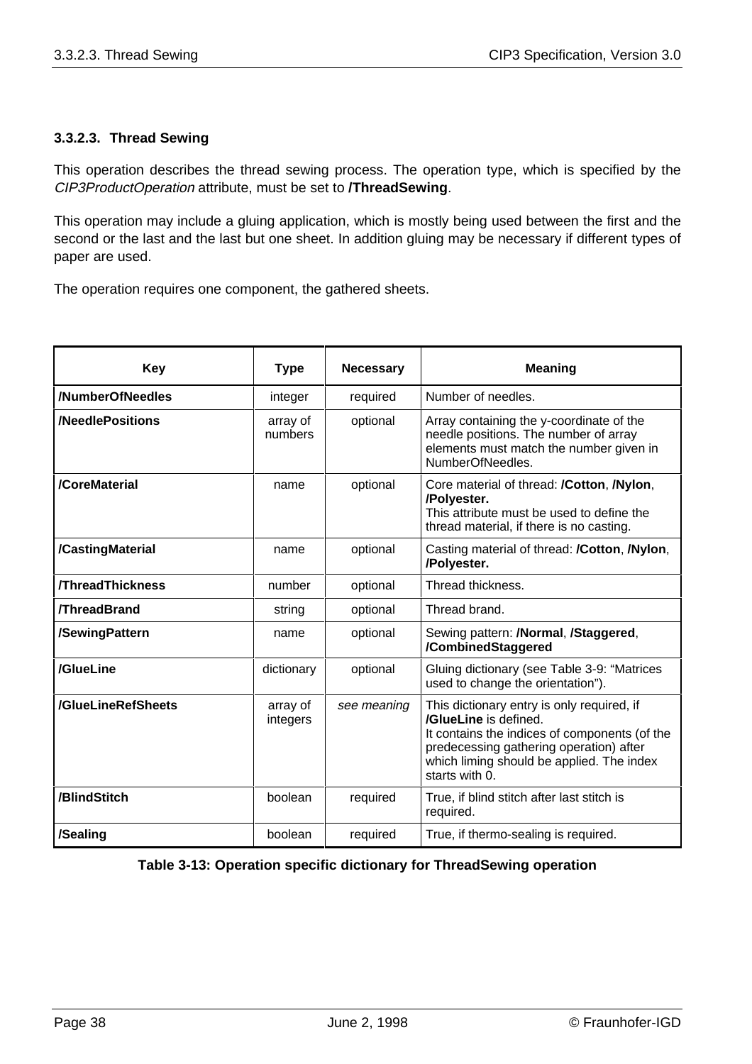#### 3.3.2.3. Thread Sewing

This operation describes the thread sewing process. The operation type, which is specified by the *CIP3ProductOperation* attribute, must be set to **/ThreadSewing**.

This operation may include a gluing application, which is mostly being used between the first and the second or the last and the last but one sheet. In addition gluing may be necessary if different types of paper are used.

The operation requires one component, the gathered sheets.

| Key | Type | Necessary | Meaning |
|---|---|---|---|
| **/NumberOfNeedles** | integer | required | Number of needles. |
| **/NeedlePositions** | array of numbers | optional | Array containing the y-coordinate of the needle positions. The number of array elements must match the number given in NumberOfNeedles. |
| **/CoreMaterial** | name | optional | Core material of thread: **/Cotton**, **/Nylon**, **/Polyester.** This attribute must be used to define the thread material, if there is no casting. |
| **/CastingMaterial** | name | optional | Casting material of thread: **/Cotton**, **/Nylon**, **/Polyester.** |
| **/ThreadThickness** | number | optional | Thread thickness. |
| **/ThreadBrand** | string | optional | Thread brand. |
| **/SewingPattern** | name | optional | Sewing pattern: **/Normal**, **/Staggered**, **/CombinedStaggered** |
| **/GlueLine** | dictionary | optional | Gluing dictionary (see Table 3-9: "Matrices used to change the orientation"). |
| **/GlueLineRefSheets** | array of integers | *see meaning* | This dictionary entry is only required, if **/GlueLine** is defined. It contains the indices of components (of the predecessing gathering operation) after which liming should be applied. The index starts with 0. |
| **/BlindStitch** | boolean | required | True, if blind stitch after last stitch is required. |
| **/Sealing** | boolean | required | True, if thermo-sealing is required. |

**Table 3-13: Operation specific dictionary for ThreadSewing operation**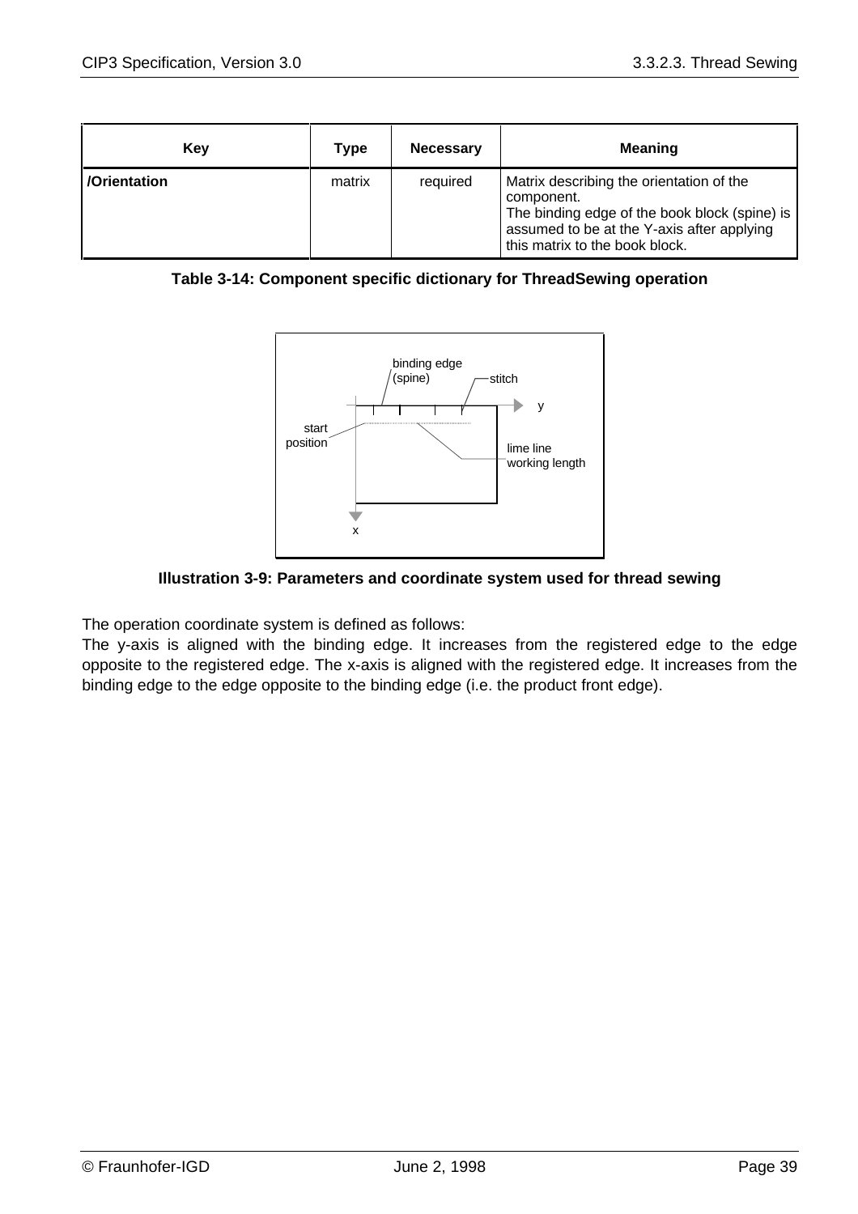| Key | Type | Necessary | Meaning |
|---|---|---|---|
| **/Orientation** | matrix | required | Matrix describing the orientation of the component. The binding edge of the book block (spine) is assumed to be at the Y-axis after applying this matrix to the book block. |

**Table 3-14: Component specific dictionary for ThreadSewing operation**

**Illustration 3-9: Parameters and coordinate system used for thread sewing**

The operation coordinate system is defined as follows:
The y-axis is aligned with the binding edge. It increases from the registered edge to the edge opposite to the registered edge. The x-axis is aligned with the registered edge. It increases from the binding edge to the edge opposite to the binding edge (i.e. the product front edge).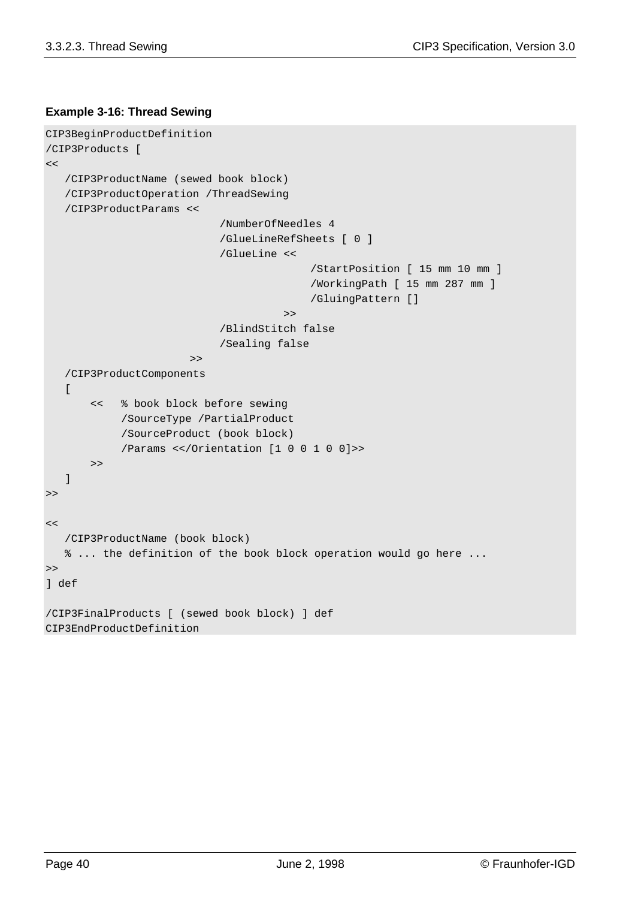**Example 3-16: Thread Sewing**

```
CIP3BeginProductDefinition
/CIP3Products [
<<
   /CIP3ProductName (sewed book block)
   /CIP3ProductOperation /ThreadSewing
   /CIP3ProductParams <<
                           /NumberOfNeedles 4
                           /GlueLineRefSheets [ 0 ]
                           /GlueLine <<
                                          /StartPosition [ 15 mm 10 mm ]
                                          /WorkingPath [ 15 mm 287 mm ]
                                          /GluingPattern []
                                      >>
                           /BlindStitch false
                           /Sealing false
                      >>
   /CIP3ProductComponents
   [
       <<   % book block before sewing
            /SourceType /PartialProduct
            /SourceProduct (book block)
            /Params <</Orientation [1 0 0 1 0 0]>>
       >>
   ]
>>

<<
   /CIP3ProductName (book block)
   % ... the definition of the book block operation would go here ...
>>
] def

/CIP3FinalProducts [ (sewed book block) ] def
CIP3EndProductDefinition
```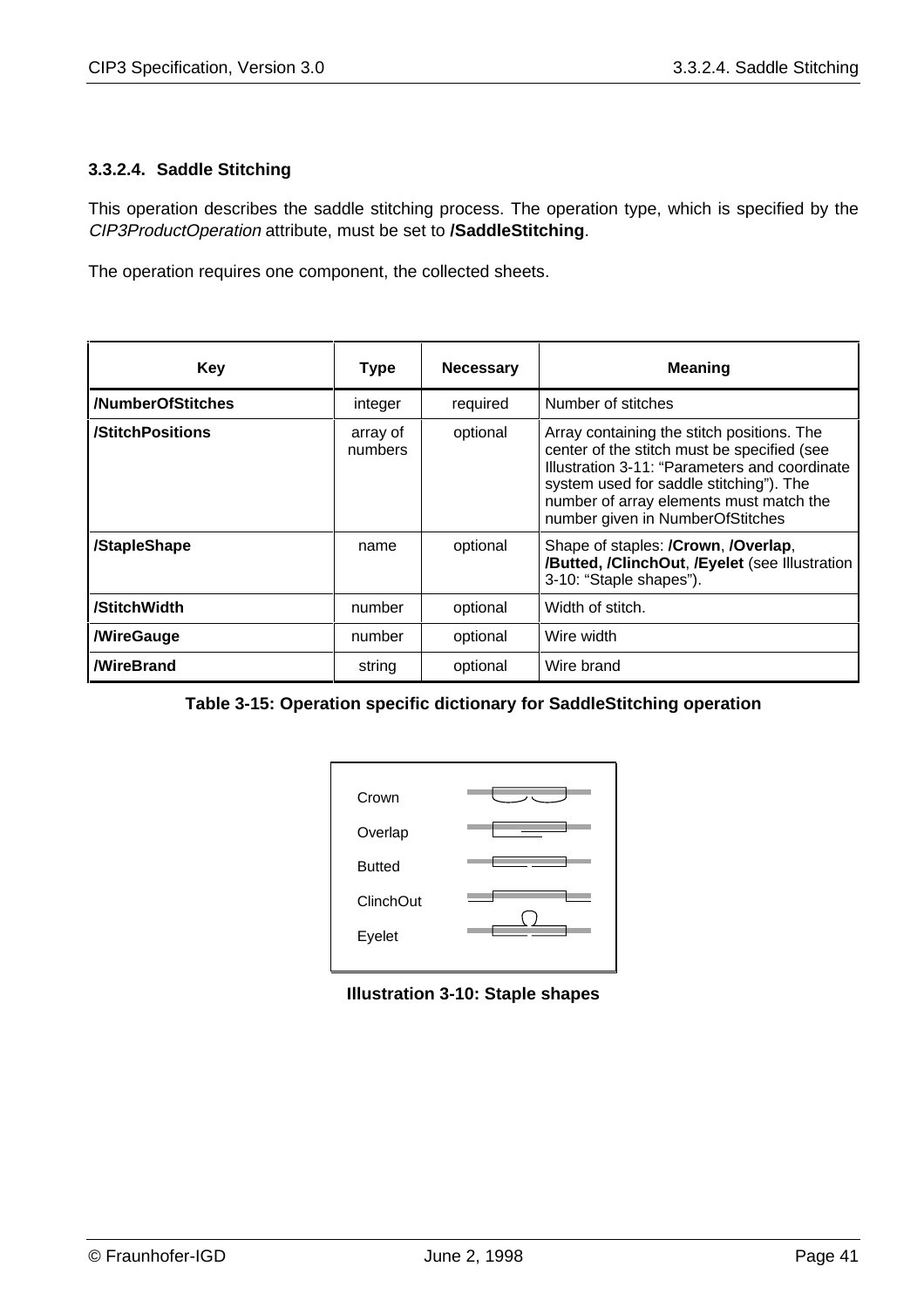### 3.3.2.4. Saddle Stitching

This operation describes the saddle stitching process. The operation type, which is specified by the *CIP3ProductOperation* attribute, must be set to **/SaddleStitching**.

The operation requires one component, the collected sheets.

| Key | Type | Necessary | Meaning |
|---|---|---|---|
| **/NumberOfStitches** | integer | required | Number of stitches |
| **/StitchPositions** | array of numbers | optional | Array containing the stitch positions. The center of the stitch must be specified (see Illustration 3-11: "Parameters and coordinate system used for saddle stitching"). The number of array elements must match the number given in NumberOfStitches |
| **/StapleShape** | name | optional | Shape of staples: **/Crown**, **/Overlap**, **/Butted, /ClinchOut**, **/Eyelet** (see Illustration 3-10: "Staple shapes"). |
| **/StitchWidth** | number | optional | Width of stitch. |
| **/WireGauge** | number | optional | Wire width |
| **/WireBrand** | string | optional | Wire brand |

**Table 3-15: Operation specific dictionary for SaddleStitching operation**

Crown

Overlap

Butted

ClinchOut

Eyelet

**Illustration 3-10: Staple shapes**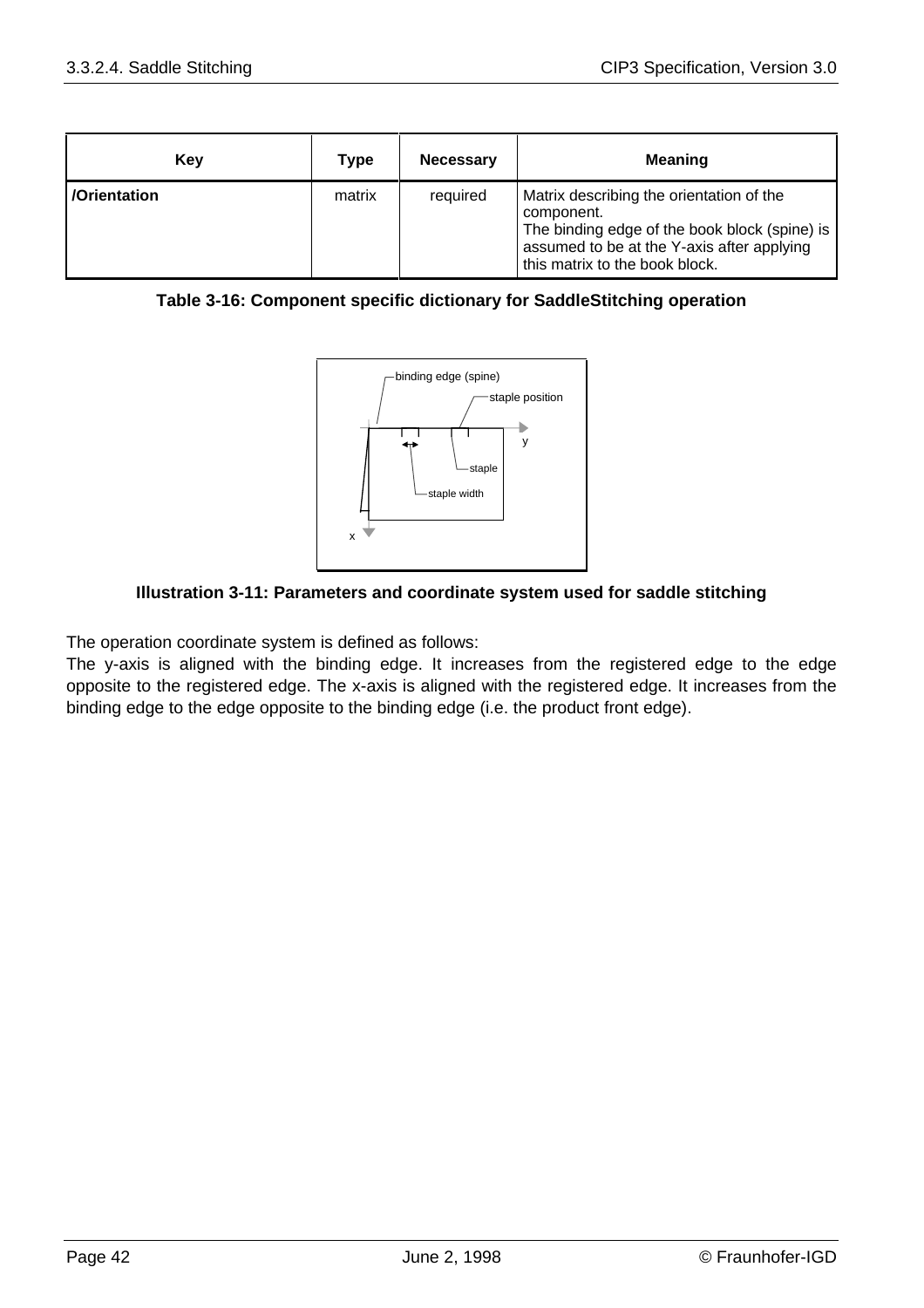| Key | Type | Necessary | Meaning |
|---|---|---|---|
| **/Orientation** | matrix | required | Matrix describing the orientation of the component. The binding edge of the book block (spine) is assumed to be at the Y-axis after applying this matrix to the book block. |

**Table 3-16: Component specific dictionary for SaddleStitching operation**

**Illustration 3-11: Parameters and coordinate system used for saddle stitching**

The operation coordinate system is defined as follows:
The y-axis is aligned with the binding edge. It increases from the registered edge to the edge opposite to the registered edge. The x-axis is aligned with the registered edge. It increases from the binding edge to the edge opposite to the binding edge (i.e. the product front edge).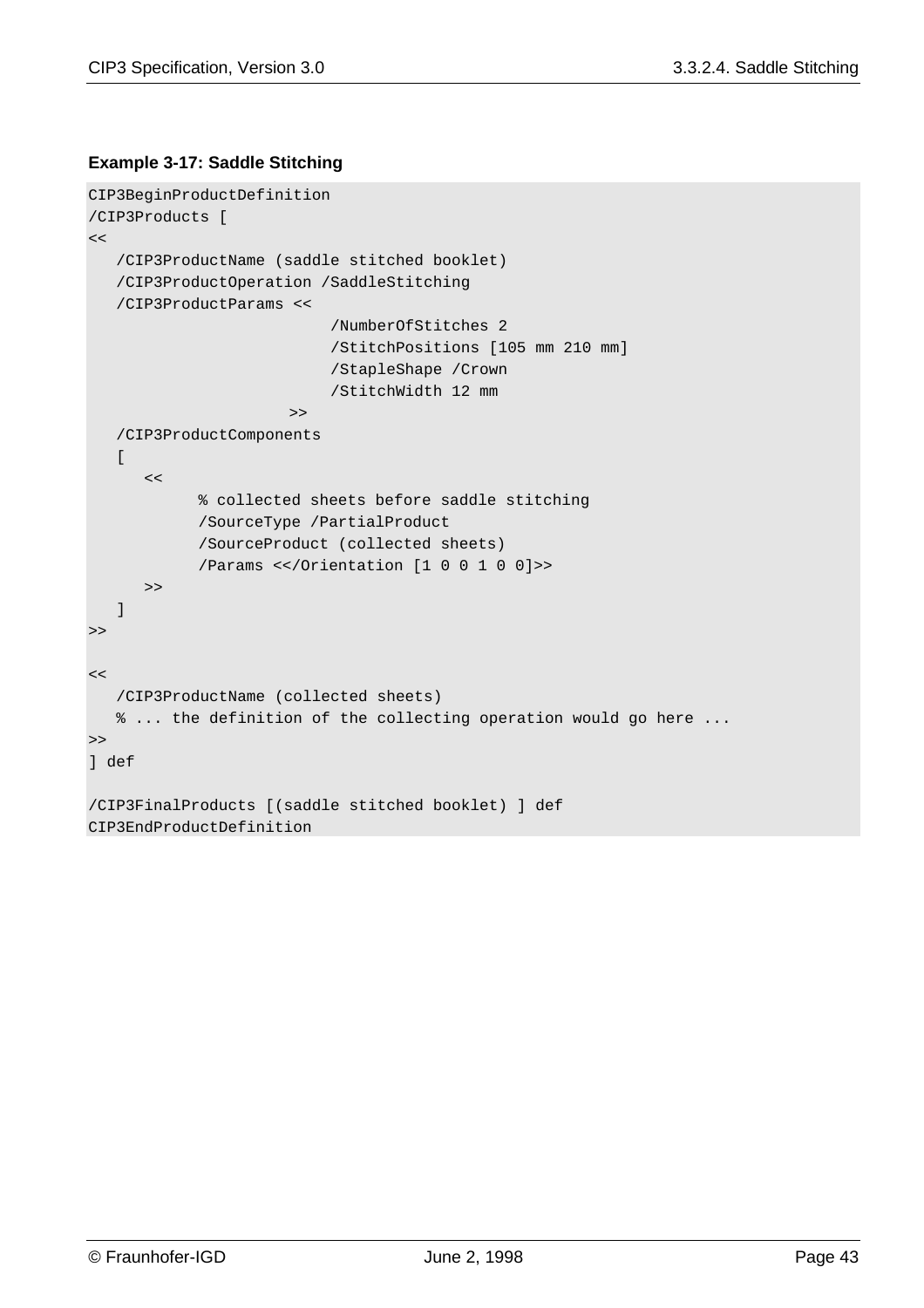**Example 3-17: Saddle Stitching**

```
CIP3BeginProductDefinition
/CIP3Products [
<<
   /CIP3ProductName (saddle stitched booklet)
   /CIP3ProductOperation /SaddleStitching
   /CIP3ProductParams <<
                          /NumberOfStitches 2
                          /StitchPositions [105 mm 210 mm]
                          /StapleShape /Crown
                          /StitchWidth 12 mm
                      >>
   /CIP3ProductComponents
   [
      <<
            % collected sheets before saddle stitching
            /SourceType /PartialProduct
            /SourceProduct (collected sheets)
            /Params <</Orientation [1 0 0 1 0 0]>>
      >>
   ]
>>

<<
   /CIP3ProductName (collected sheets)
   % ... the definition of the collecting operation would go here ...
>>
] def

/CIP3FinalProducts [(saddle stitched booklet) ] def
CIP3EndProductDefinition
```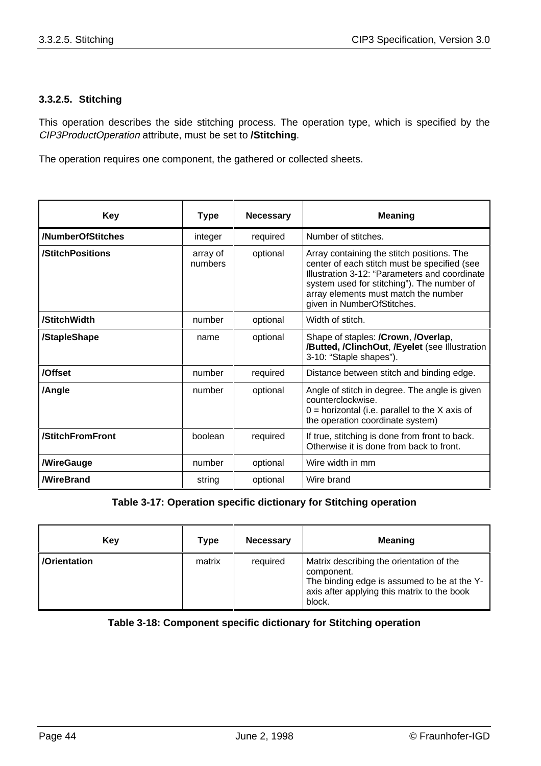### 3.3.2.5. Stitching

This operation describes the side stitching process. The operation type, which is specified by the *CIP3ProductOperation* attribute, must be set to **/Stitching**.

The operation requires one component, the gathered or collected sheets.

| Key | Type | Necessary | Meaning |
|---|---|---|---|
| **/NumberOfStitches** | integer | required | Number of stitches. |
| **/StitchPositions** | array of numbers | optional | Array containing the stitch positions. The center of each stitch must be specified (see Illustration 3-12: “Parameters and coordinate system used for stitching”). The number of array elements must match the number given in NumberOfStitches. |
| **/StitchWidth** | number | optional | Width of stitch. |
| **/StapleShape** | name | optional | Shape of staples: **/Crown**, **/Overlap**, **/Butted, /ClinchOut**, **/Eyelet** (see Illustration 3-10: “Staple shapes”). |
| **/Offset** | number | required | Distance between stitch and binding edge. |
| **/Angle** | number | optional | Angle of stitch in degree. The angle is given counterclockwise.<br>0 = horizontal (i.e. parallel to the X axis of the operation coordinate system) |
| **/StitchFromFront** | boolean | required | If true, stitching is done from front to back. Otherwise it is done from back to front. |
| **/WireGauge** | number | optional | Wire width in mm |
| **/WireBrand** | string | optional | Wire brand |

**Table 3-17: Operation specific dictionary for Stitching operation**

| Key | Type | Necessary | Meaning |
|---|---|---|---|
| **/Orientation** | matrix | required | Matrix describing the orientation of the component.<br>The binding edge is assumed to be at the Y-axis after applying this matrix to the book block. |

**Table 3-18: Component specific dictionary for Stitching operation**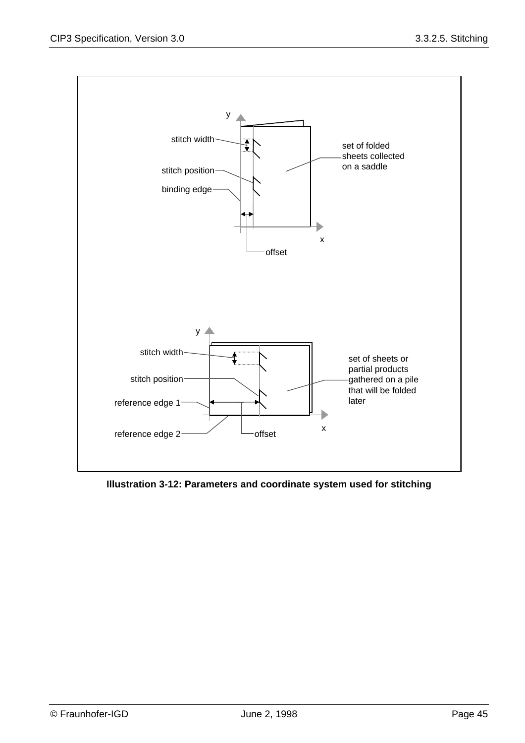**Illustration 3-12: Parameters and coordinate system used for stitching**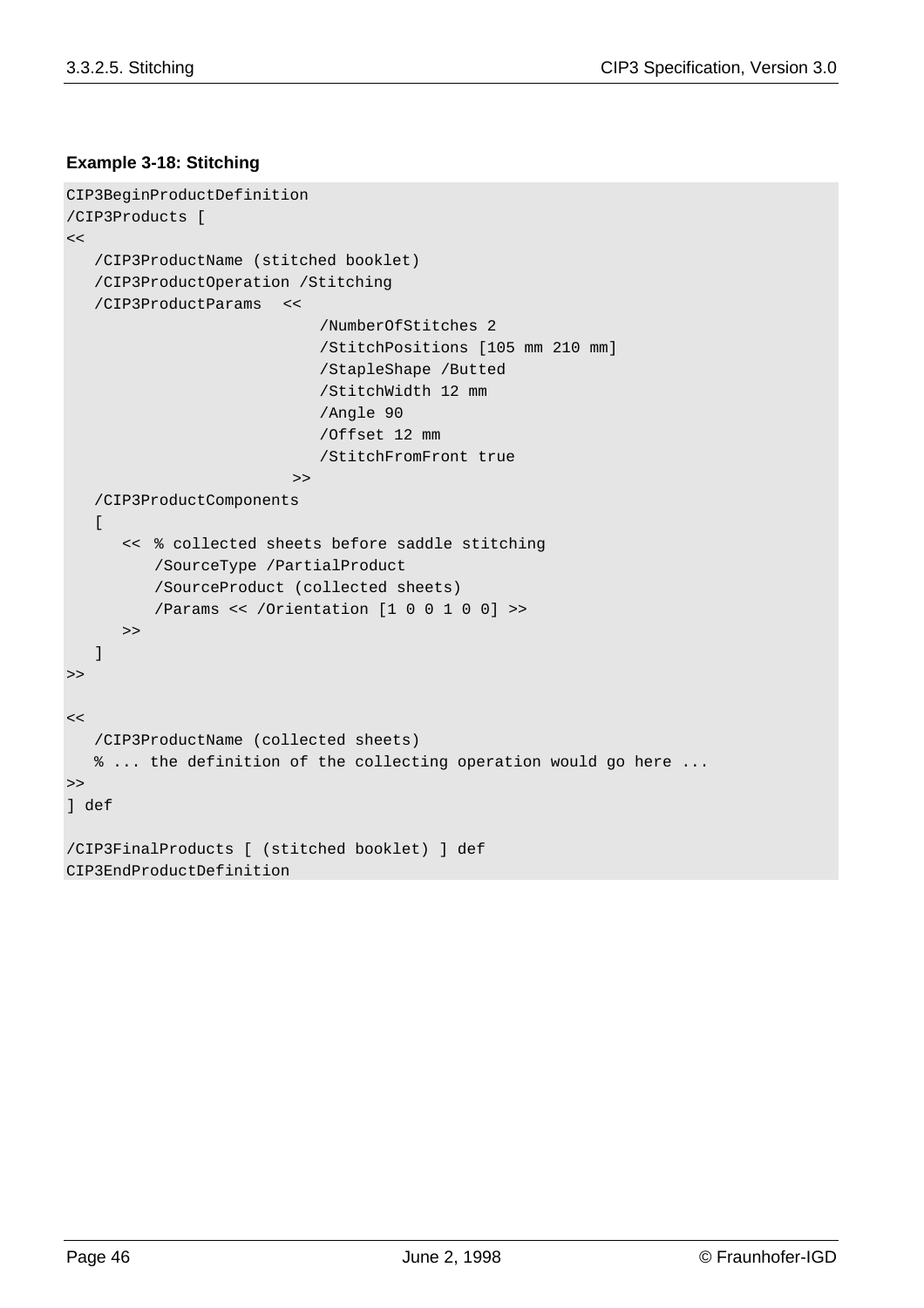**Example 3-18: Stitching**

```
CIP3BeginProductDefinition
/CIP3Products [
<<
   /CIP3ProductName (stitched booklet)
   /CIP3ProductOperation /Stitching
   /CIP3ProductParams  <<
                          /NumberOfStitches 2
                          /StitchPositions [105 mm 210 mm]
                          /StapleShape /Butted
                          /StitchWidth 12 mm
                          /Angle 90
                          /Offset 12 mm
                          /StitchFromFront true
                        >>
   /CIP3ProductComponents
   [
      << % collected sheets before saddle stitching
         /SourceType /PartialProduct
         /SourceProduct (collected sheets)
         /Params << /Orientation [1 0 0 1 0 0] >>
      >>
   ]
>>

<<
   /CIP3ProductName (collected sheets)
   % ... the definition of the collecting operation would go here ...
>>
] def

/CIP3FinalProducts [ (stitched booklet) ] def
CIP3EndProductDefinition
```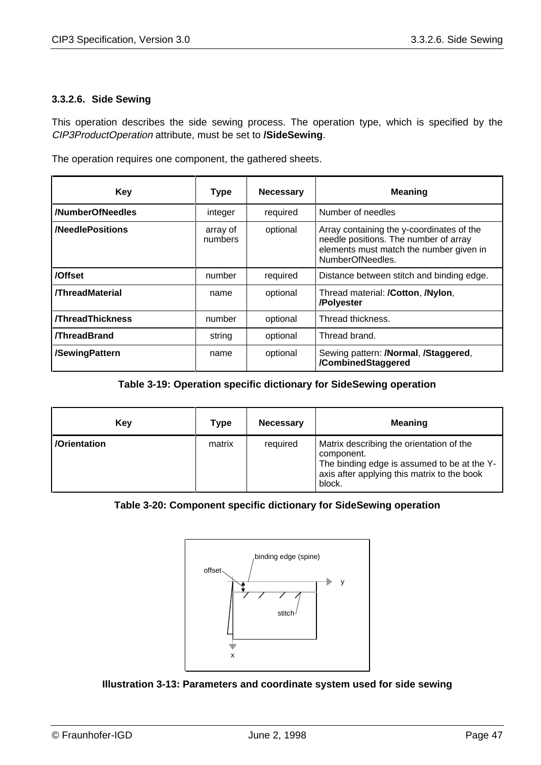### 3.3.2.6. Side Sewing

This operation describes the side sewing process. The operation type, which is specified by the *CIP3ProductOperation* attribute, must be set to **/SideSewing**.

The operation requires one component, the gathered sheets.

| Key | Type | Necessary | Meaning |
|---|---|---|---|
| **/NumberOfNeedles** | integer | required | Number of needles |
| **/NeedlePositions** | array of numbers | optional | Array containing the y-coordinates of the needle positions. The number of array elements must match the number given in NumberOfNeedles. |
| **/Offset** | number | required | Distance between stitch and binding edge. |
| **/ThreadMaterial** | name | optional | Thread material: **/Cotton**, **/Nylon**, **/Polyester** |
| **/ThreadThickness** | number | optional | Thread thickness. |
| **/ThreadBrand** | string | optional | Thread brand. |
| **/SewingPattern** | name | optional | Sewing pattern: **/Normal**, **/Staggered**, **/CombinedStaggered** |

**Table 3-19: Operation specific dictionary for SideSewing operation**

| Key | Type | Necessary | Meaning |
|---|---|---|---|
| **/Orientation** | matrix | required | Matrix describing the orientation of the component. The binding edge is assumed to be at the Y-axis after applying this matrix to the book block. |

**Table 3-20: Component specific dictionary for SideSewing operation**

**Illustration 3-13: Parameters and coordinate system used for side sewing**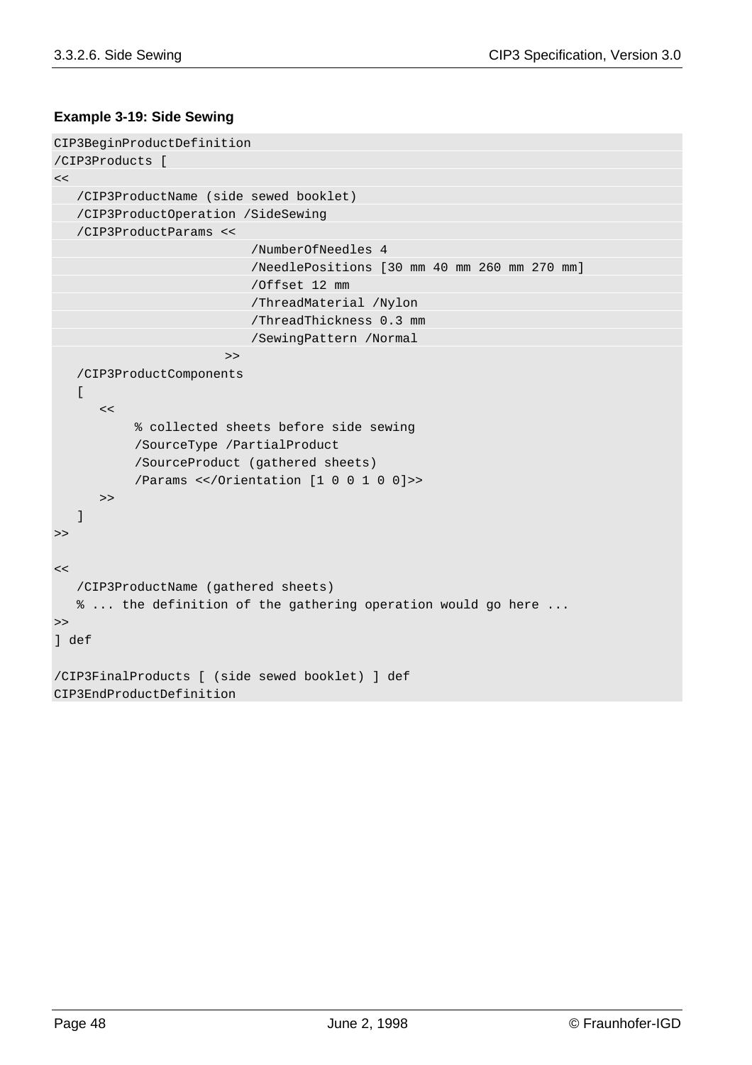**Example 3-19: Side Sewing**

```
CIP3BeginProductDefinition
/CIP3Products [
<<
   /CIP3ProductName (side sewed booklet)
   /CIP3ProductOperation /SideSewing
   /CIP3ProductParams <<
                        /NumberOfNeedles 4
                        /NeedlePositions [30 mm 40 mm 260 mm 270 mm]
                        /Offset 12 mm
                        /ThreadMaterial /Nylon
                        /ThreadThickness 0.3 mm
                        /SewingPattern /Normal
                     >>
   /CIP3ProductComponents
   [
      <<
          % collected sheets before side sewing
          /SourceType /PartialProduct
          /SourceProduct (gathered sheets)
          /Params <</Orientation [1 0 0 1 0 0]>>
      >>
   ]
>>

<<
   /CIP3ProductName (gathered sheets)
   % ... the definition of the gathering operation would go here ...
>>
] def

/CIP3FinalProducts [ (side sewed booklet) ] def
CIP3EndProductDefinition
```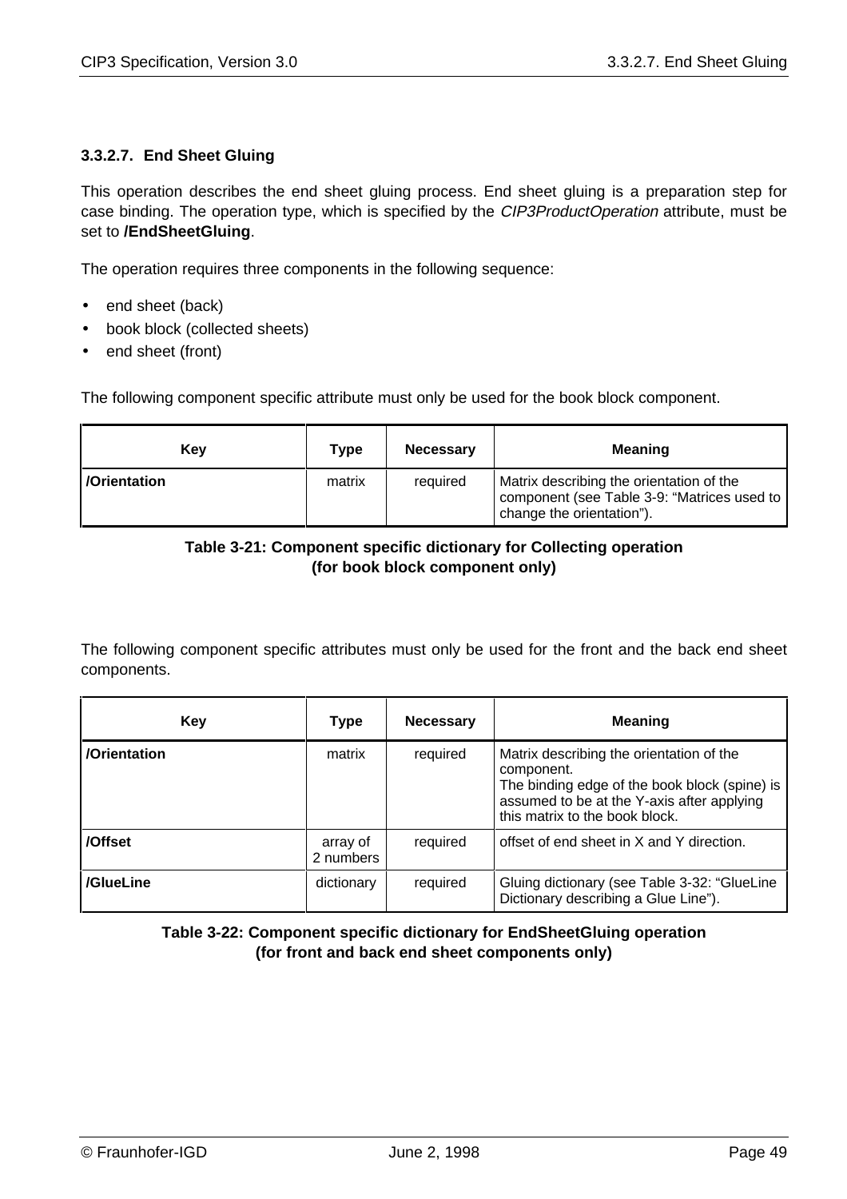### 3.3.2.7. End Sheet Gluing

This operation describes the end sheet gluing process. End sheet gluing is a preparation step for case binding. The operation type, which is specified by the *CIP3ProductOperation* attribute, must be set to **/EndSheetGluing**.

The operation requires three components in the following sequence:

- end sheet (back)
- book block (collected sheets)
- end sheet (front)

The following component specific attribute must only be used for the book block component.

| Key | Type | Necessary | Meaning |
|---|---|---|---|
| **/Orientation** | matrix | required | Matrix describing the orientation of the component (see Table 3-9: "Matrices used to change the orientation"). |

**Table 3-21: Component specific dictionary for Collecting operation (for book block component only)**

The following component specific attributes must only be used for the front and the back end sheet components.

| Key | Type | Necessary | Meaning |
|---|---|---|---|
| **/Orientation** | matrix | required | Matrix describing the orientation of the component. The binding edge of the book block (spine) is assumed to be at the Y-axis after applying this matrix to the book block. |
| **/Offset** | array of 2 numbers | required | offset of end sheet in X and Y direction. |
| **/GlueLine** | dictionary | required | Gluing dictionary (see Table 3-32: "GlueLine Dictionary describing a Glue Line"). |

**Table 3-22: Component specific dictionary for EndSheetGluing operation (for front and back end sheet components only)**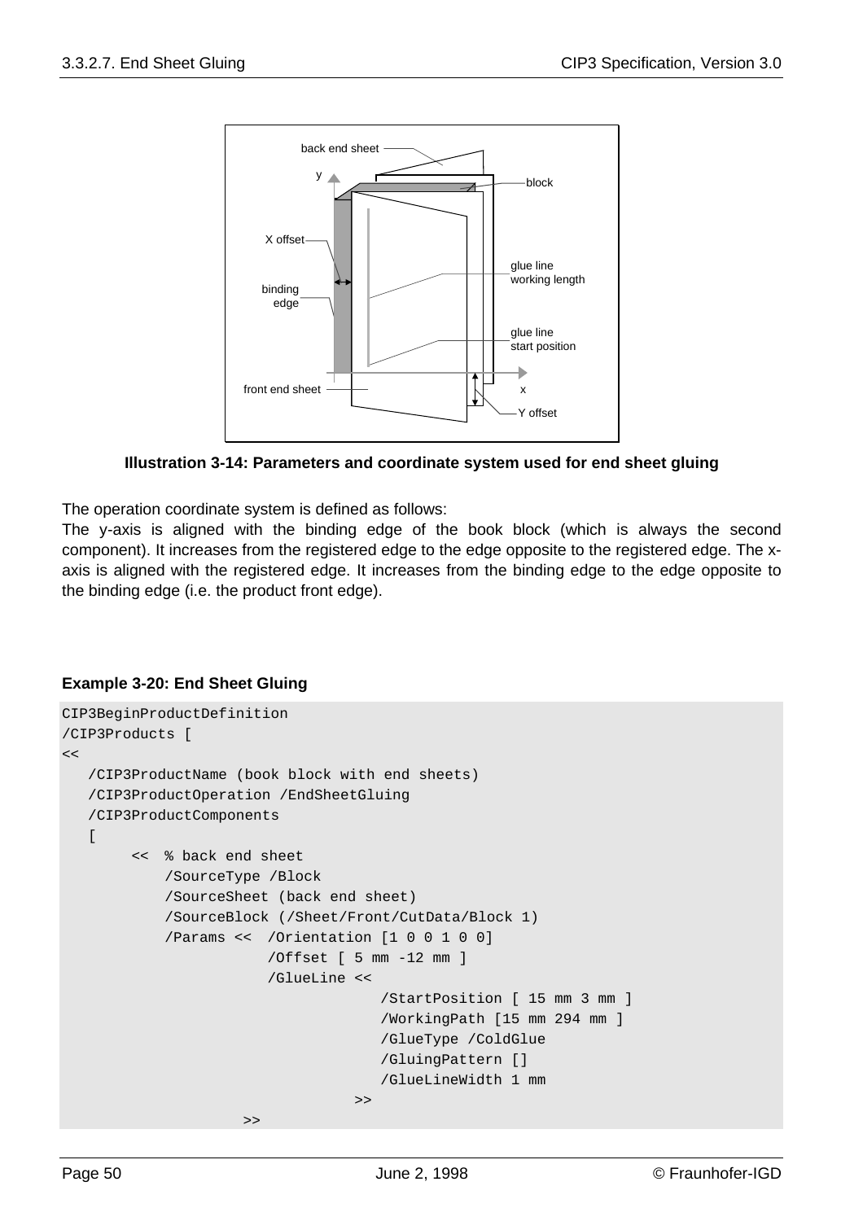**Illustration 3-14: Parameters and coordinate system used for end sheet gluing**

The operation coordinate system is defined as follows:
The y-axis is aligned with the binding edge of the book block (which is always the second component). It increases from the registered edge to the edge opposite to the registered edge. The x-axis is aligned with the registered edge. It increases from the binding edge to the edge opposite to the binding edge (i.e. the product front edge).

**Example 3-20: End Sheet Gluing**

```
CIP3BeginProductDefinition
/CIP3Products [
<<
   /CIP3ProductName (book block with end sheets)
   /CIP3ProductOperation /EndSheetGluing
   /CIP3ProductComponents
   [
        <<  % back end sheet
             /SourceType /Block
             /SourceSheet (back end sheet)
             /SourceBlock (/Sheet/Front/CutData/Block 1)
             /Params <<  /Orientation [1 0 0 1 0 0]
                         /Offset [ 5 mm -12 mm ]
                         /GlueLine <<
                                      /StartPosition [ 15 mm 3 mm ]
                                      /WorkingPath [15 mm 294 mm ]
                                      /GlueType /ColdGlue
                                      /GluingPattern []
                                      /GlueLineWidth 1 mm
                                   >>
                     >>
```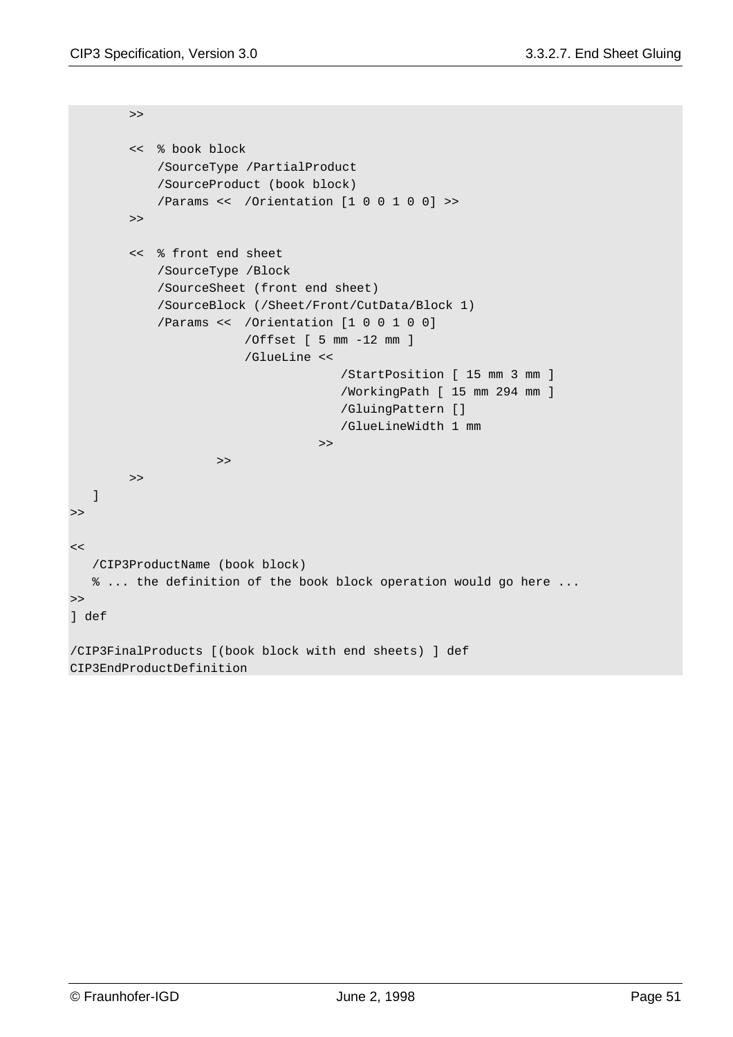```
        >>

        <<  % book block
            /SourceType /PartialProduct
            /SourceProduct (book block)
            /Params <<  /Orientation [1 0 0 1 0 0] >>
        >>

        <<  % front end sheet
            /SourceType /Block
            /SourceSheet (front end sheet)
            /SourceBlock (/Sheet/Front/CutData/Block 1)
            /Params <<  /Orientation [1 0 0 1 0 0]
                        /Offset [ 5 mm -12 mm ]
                        /GlueLine <<
                                    /StartPosition [ 15 mm 3 mm ]
                                    /WorkingPath [ 15 mm 294 mm ]
                                    /GluingPattern []
                                    /GlueLineWidth 1 mm
                                 >>
                    >>
        >>
   ]
>>

<<
   /CIP3ProductName (book block)
   % ... the definition of the book block operation would go here ...
>>
] def

/CIP3FinalProducts [(book block with end sheets) ] def
CIP3EndProductDefinition
```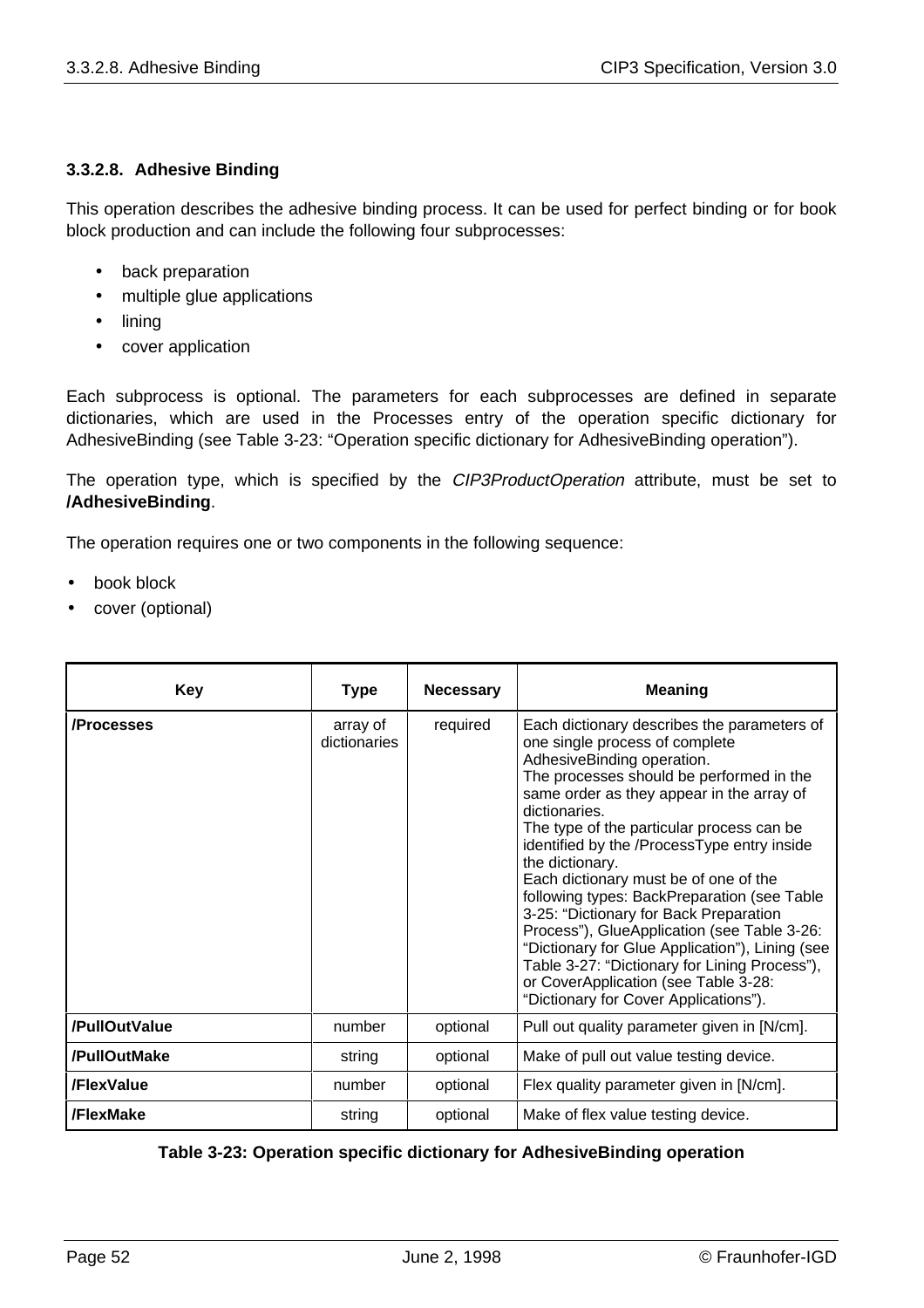### 3.3.2.8. Adhesive Binding

This operation describes the adhesive binding process. It can be used for perfect binding or for book block production and can include the following four subprocesses:

- back preparation
- multiple glue applications
- lining
- cover application

Each subprocess is optional. The parameters for each subprocesses are defined in separate dictionaries, which are used in the Processes entry of the operation specific dictionary for AdhesiveBinding (see Table 3-23: “Operation specific dictionary for AdhesiveBinding operation”).

The operation type, which is specified by the *CIP3ProductOperation* attribute, must be set to **/AdhesiveBinding**.

The operation requires one or two components in the following sequence:

- book block
- cover (optional)

| Key | Type | Necessary | Meaning |
|---|---|---|---|
| **/Processes** | array of dictionaries | required | Each dictionary describes the parameters of one single process of complete AdhesiveBinding operation.<br>The processes should be performed in the same order as they appear in the array of dictionaries.<br>The type of the particular process can be identified by the /ProcessType entry inside the dictionary.<br>Each dictionary must be of one of the following types: BackPreparation (see Table 3-25: “Dictionary for Back Preparation Process”), GlueApplication (see Table 3-26: “Dictionary for Glue Application”), Lining (see Table 3-27: “Dictionary for Lining Process”), or CoverApplication (see Table 3-28: “Dictionary for Cover Applications”). |
| **/PullOutValue** | number | optional | Pull out quality parameter given in [N/cm]. |
| **/PullOutMake** | string | optional | Make of pull out value testing device. |
| **/FlexValue** | number | optional | Flex quality parameter given in [N/cm]. |
| **/FlexMake** | string | optional | Make of flex value testing device. |

**Table 3-23: Operation specific dictionary for AdhesiveBinding operation**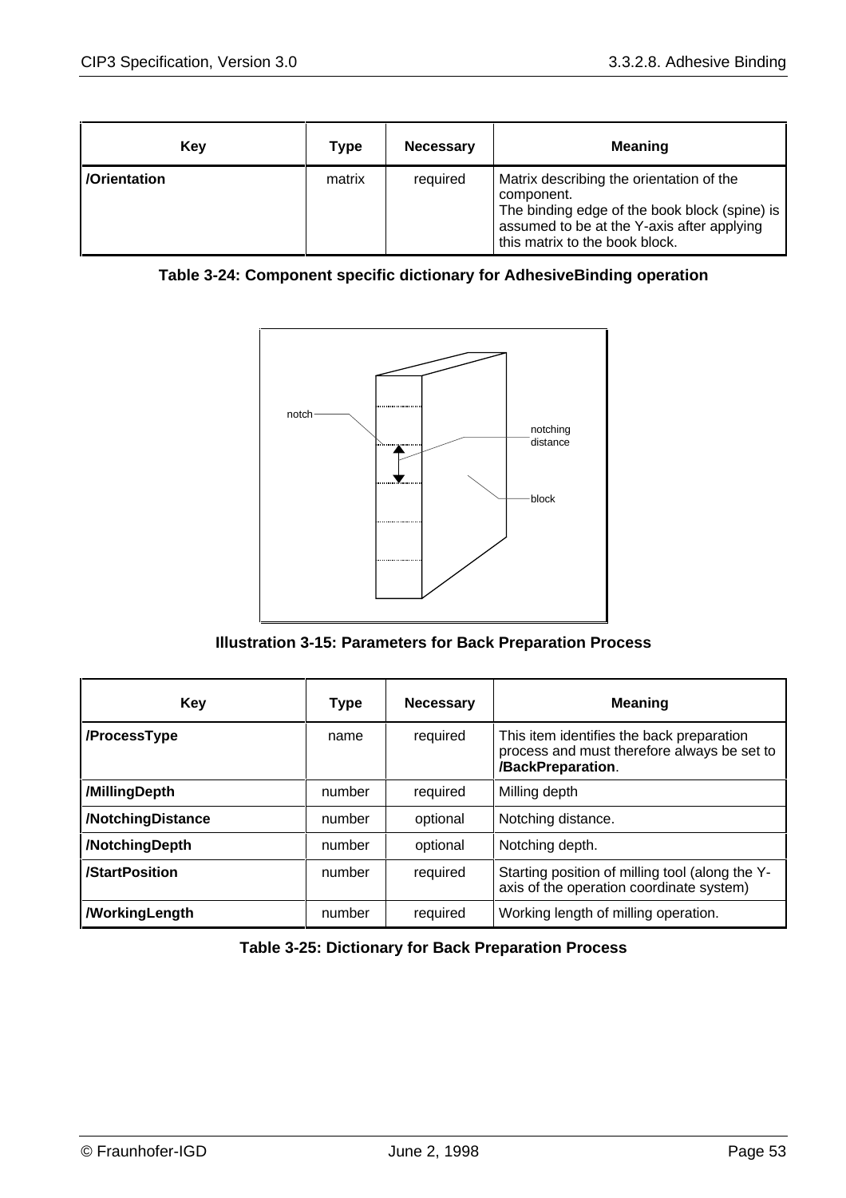| Key | Type | Necessary | Meaning |
|---|---|---|---|
| **/Orientation** | matrix | required | Matrix describing the orientation of the component. The binding edge of the book block (spine) is assumed to be at the Y-axis after applying this matrix to the book block. |

**Table 3-24: Component specific dictionary for AdhesiveBinding operation**

**Illustration 3-15: Parameters for Back Preparation Process**

| Key | Type | Necessary | Meaning |
|---|---|---|---|
| **/ProcessType** | name | required | This item identifies the back preparation process and must therefore always be set to **/BackPreparation**. |
| **/MillingDepth** | number | required | Milling depth |
| **/NotchingDistance** | number | optional | Notching distance. |
| **/NotchingDepth** | number | optional | Notching depth. |
| **/StartPosition** | number | required | Starting position of milling tool (along the Y-axis of the operation coordinate system) |
| **/WorkingLength** | number | required | Working length of milling operation. |

**Table 3-25: Dictionary for Back Preparation Process**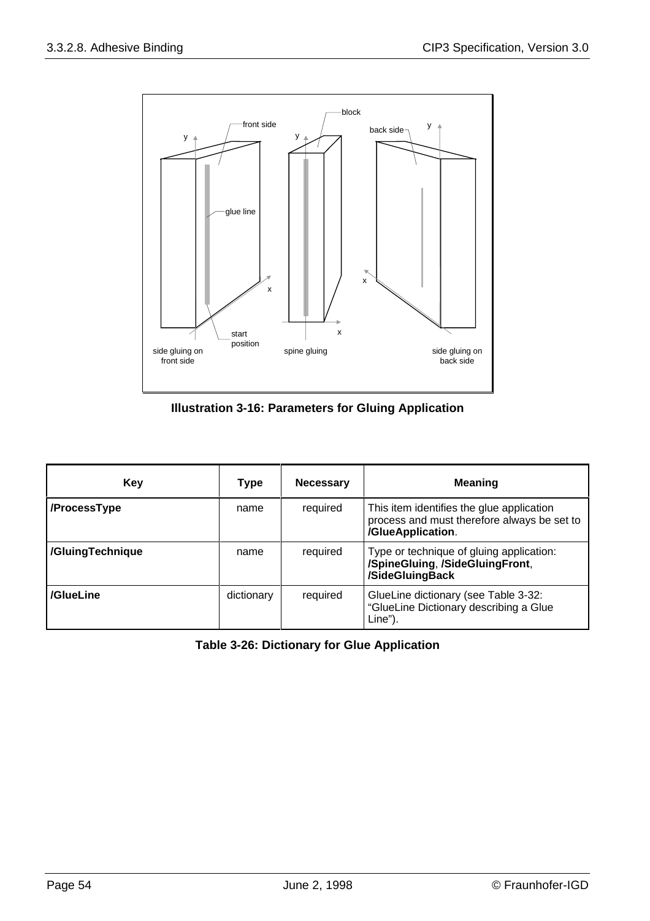**Illustration 3-16: Parameters for Gluing Application**

| Key | Type | Necessary | Meaning |
|---|---|---|---|
| **/ProcessType** | name | required | This item identifies the glue application process and must therefore always be set to **/GlueApplication**. |
| **/GluingTechnique** | name | required | Type or technique of gluing application: **/SpineGluing**, **/SideGluingFront**, **/SideGluingBack** |
| **/GlueLine** | dictionary | required | GlueLine dictionary (see Table 3-32: "GlueLine Dictionary describing a Glue Line"). |

**Table 3-26: Dictionary for Glue Application**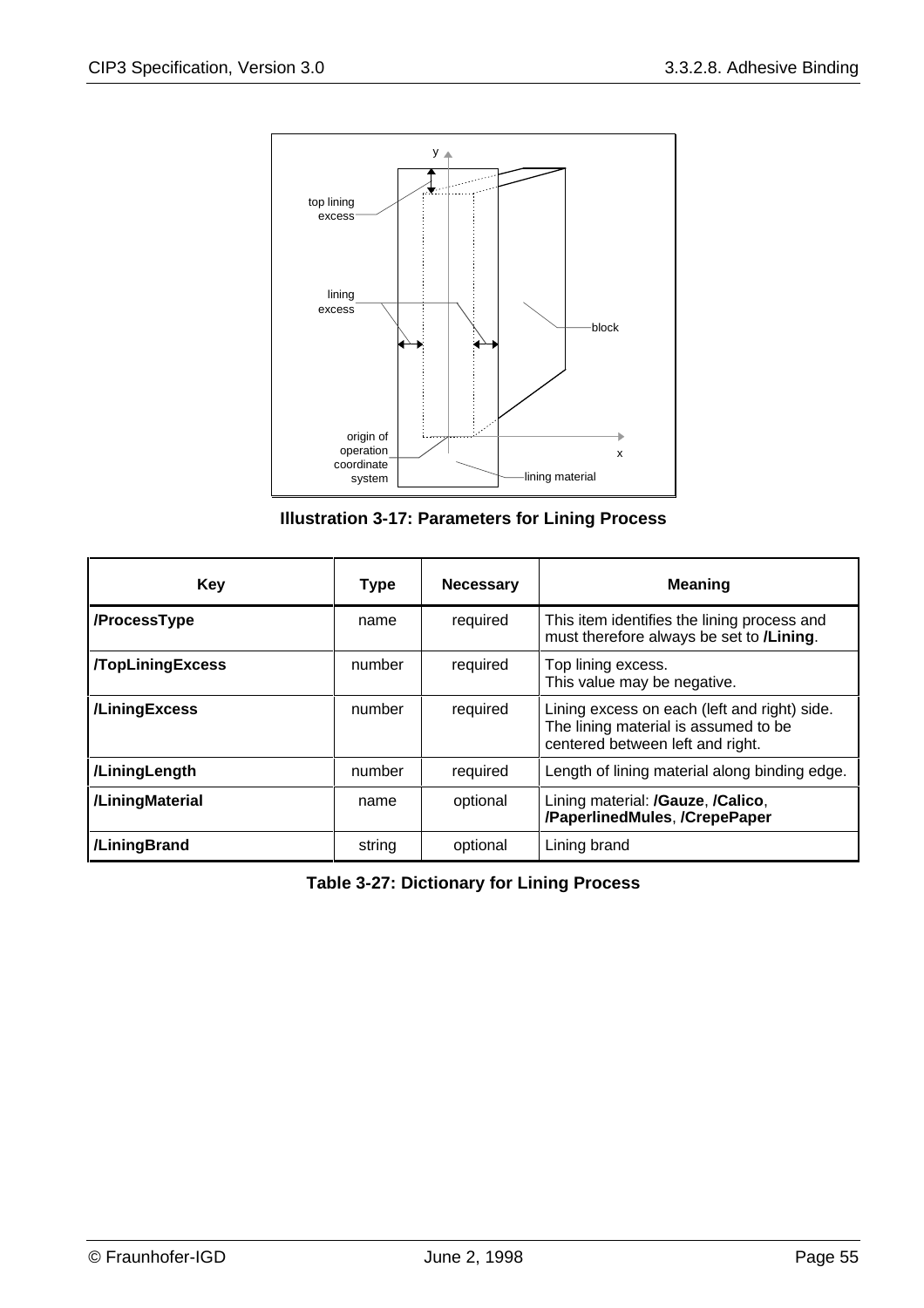Illustration 3-17: Parameters for Lining Process

| Key | Type | Necessary | Meaning |
|---|---|---|---|
| **/ProcessType** | name | required | This item identifies the lining process and must therefore always be set to **/Lining**. |
| **/TopLiningExcess** | number | required | Top lining excess.<br>This value may be negative. |
| **/LiningExcess** | number | required | Lining excess on each (left and right) side. The lining material is assumed to be centered between left and right. |
| **/LiningLength** | number | required | Length of lining material along binding edge. |
| **/LiningMaterial** | name | optional | Lining material: **/Gauze**, **/Calico**, **/PaperlinedMules**, **/CrepePaper** |
| **/LiningBrand** | string | optional | Lining brand |

**Table 3-27: Dictionary for Lining Process**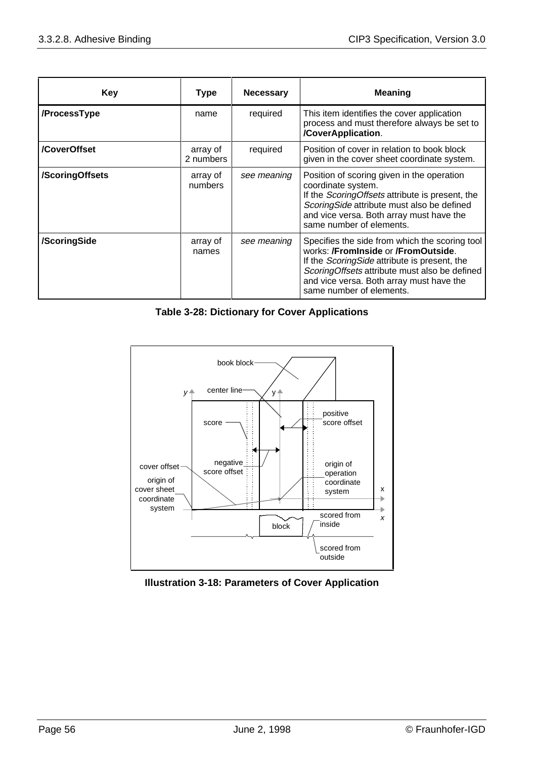| Key | Type | Necessary | Meaning |
|---|---|---|---|
| **/ProcessType** | name | required | This item identifies the cover application process and must therefore always be set to **/CoverApplication**. |
| **/CoverOffset** | array of 2 numbers | required | Position of cover in relation to book block given in the cover sheet coordinate system. |
| **/ScoringOffsets** | array of numbers | *see meaning* | Position of scoring given in the operation coordinate system. If the *ScoringOffsets* attribute is present, the *ScoringSide* attribute must also be defined and vice versa. Both array must have the same number of elements. |
| **/ScoringSide** | array of names | *see meaning* | Specifies the side from which the scoring tool works: **/FromInside** or **/FromOutside**. If the *ScoringSide* attribute is present, the *ScoringOffsets* attribute must also be defined and vice versa. Both array must have the same number of elements. |

**Table 3-28: Dictionary for Cover Applications**

**Illustration 3-18: Parameters of Cover Application**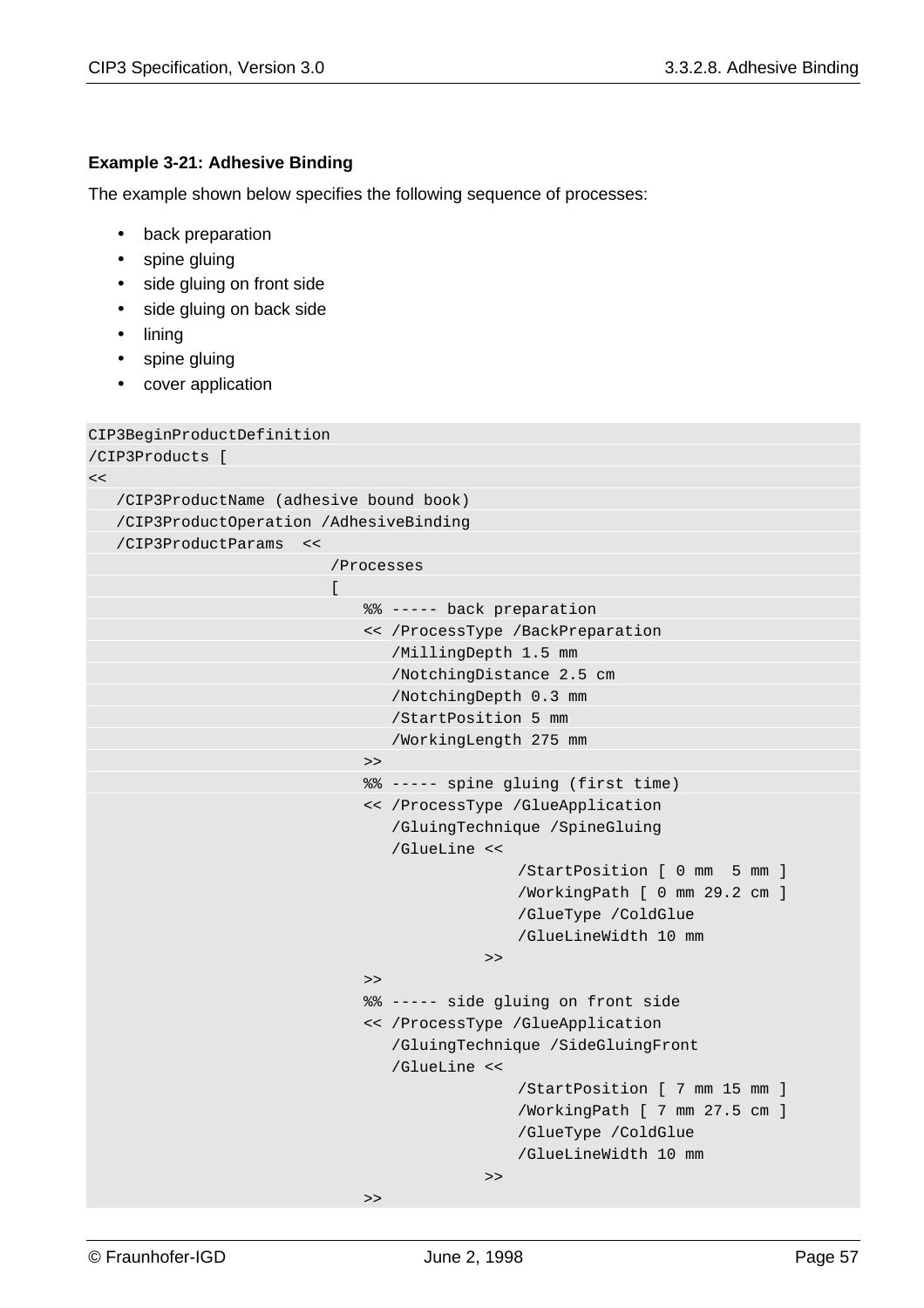**Example 3-21: Adhesive Binding**

The example shown below specifies the following sequence of processes:

- back preparation
- spine gluing
- side gluing on front side
- side gluing on back side
- lining
- spine gluing
- cover application

```
CIP3BeginProductDefinition
/CIP3Products [
<<
   /CIP3ProductName (adhesive bound book)
   /CIP3ProductOperation /AdhesiveBinding
   /CIP3ProductParams  <<
                      /Processes
                      [
                         %% ----- back preparation
                         << /ProcessType /BackPreparation
                            /MillingDepth 1.5 mm
                            /NotchingDistance 2.5 cm
                            /NotchingDepth 0.3 mm
                            /StartPosition 5 mm
                            /WorkingLength 275 mm
                         >>
                         %% ----- spine gluing (first time)
                         << /ProcessType /GlueApplication
                            /GluingTechnique /SpineGluing
                            /GlueLine <<
                                        /StartPosition [ 0 mm  5 mm ]
                                        /WorkingPath [ 0 mm 29.2 cm ]
                                        /GlueType /ColdGlue
                                        /GlueLineWidth 10 mm
                                     >>
                         >>
                         %% ----- side gluing on front side
                         << /ProcessType /GlueApplication
                            /GluingTechnique /SideGluingFront
                            /GlueLine <<
                                        /StartPosition [ 7 mm 15 mm ]
                                        /WorkingPath [ 7 mm 27.5 cm ]
                                        /GlueType /ColdGlue
                                        /GlueLineWidth 10 mm
                                     >>
                         >>
```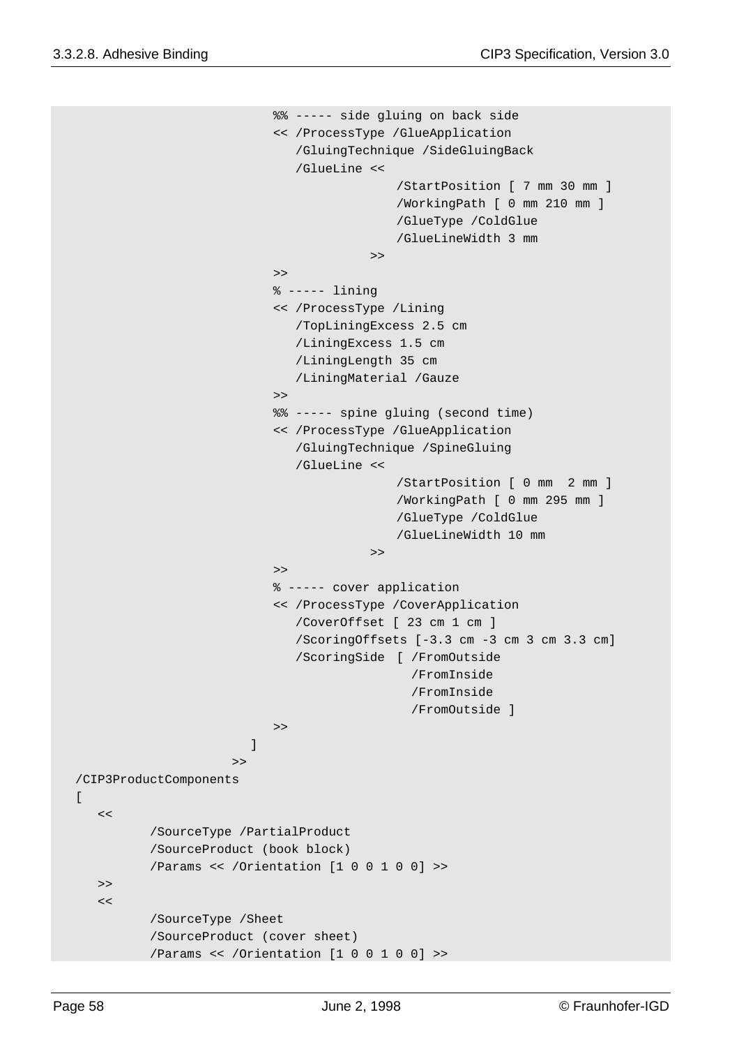```
                        %% ----- side gluing on back side
                        << /ProcessType /GlueApplication
                           /GluingTechnique /SideGluingBack
                           /GlueLine <<
                                         /StartPosition [ 7 mm 30 mm ]
                                         /WorkingPath [ 0 mm 210 mm ]
                                         /GlueType /ColdGlue
                                         /GlueLineWidth 3 mm
                                     >>
                        >>
                        % ----- lining
                        << /ProcessType /Lining
                           /TopLiningExcess 2.5 cm
                           /LiningExcess 1.5 cm
                           /LiningLength 35 cm
                           /LiningMaterial /Gauze
                        >>
                        %% ----- spine gluing (second time)
                        << /ProcessType /GlueApplication
                           /GluingTechnique /SpineGluing
                           /GlueLine <<
                                         /StartPosition [ 0 mm  2 mm ]
                                         /WorkingPath [ 0 mm 295 mm ]
                                         /GlueType /ColdGlue
                                         /GlueLineWidth 10 mm
                                     >>
                        >>
                        % ----- cover application
                        << /ProcessType /CoverApplication
                           /CoverOffset [ 23 cm 1 cm ]
                           /ScoringOffsets [-3.3 cm -3 cm 3 cm 3.3 cm]
                           /ScoringSide  [ /FromOutside
                                           /FromInside
                                           /FromInside
                                           /FromOutside ]
                        >>
                     ]
                  >>
   /CIP3ProductComponents
   [
      <<
            /SourceType /PartialProduct
            /SourceProduct (book block)
            /Params << /Orientation [1 0 0 1 0 0] >>
      >>
      <<
            /SourceType /Sheet
            /SourceProduct (cover sheet)
            /Params << /Orientation [1 0 0 1 0 0] >>
```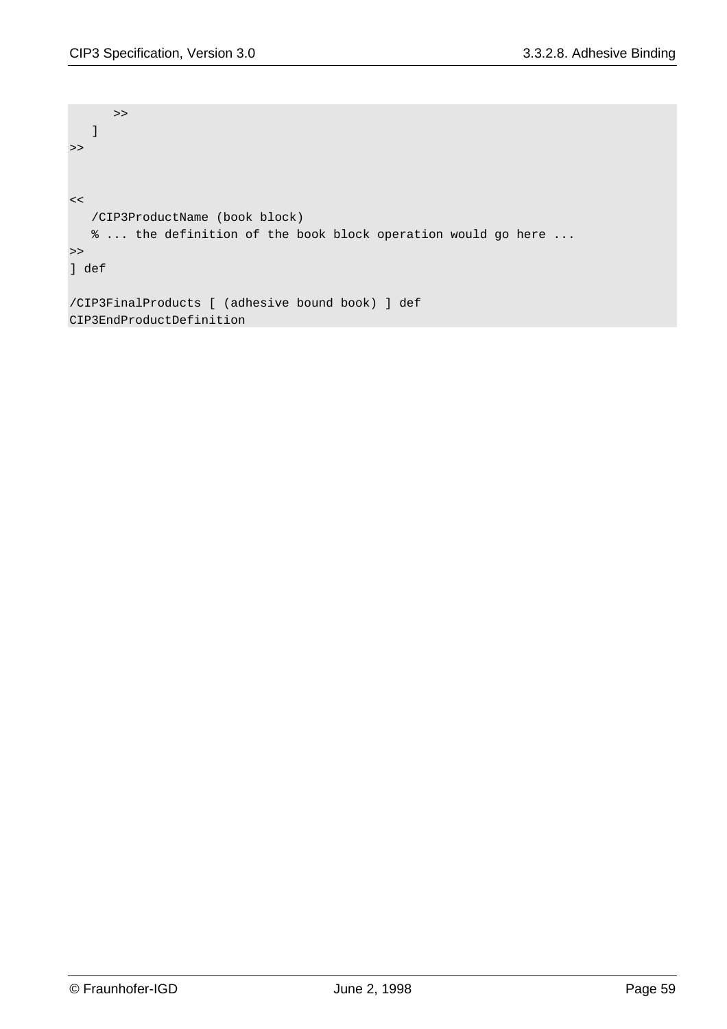```
      >>
   ]
>>


<<
   /CIP3ProductName (book block)
   % ... the definition of the book block operation would go here ...
>>
] def

/CIP3FinalProducts [ (adhesive bound book) ] def
CIP3EndProductDefinition
```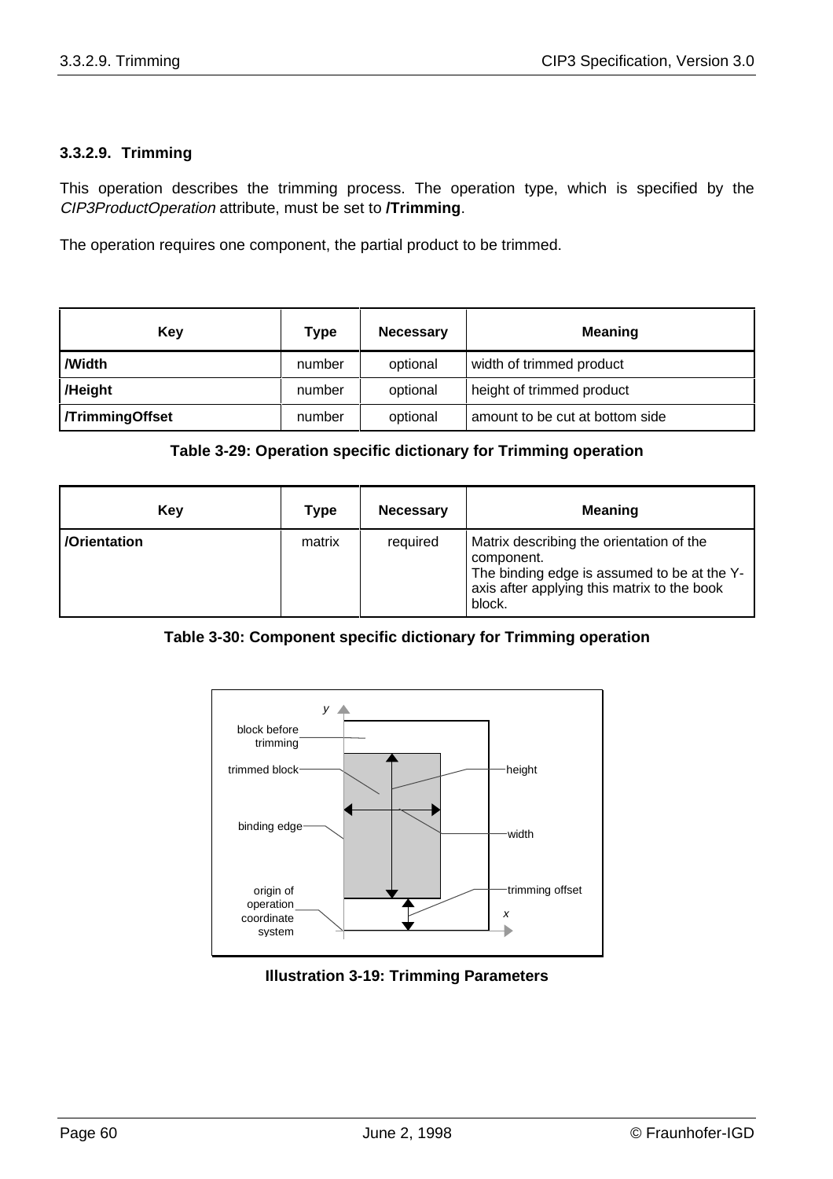### 3.3.2.9. Trimming

This operation describes the trimming process. The operation type, which is specified by the *CIP3ProductOperation* attribute, must be set to **/Trimming**.

The operation requires one component, the partial product to be trimmed.

| Key | Type | Necessary | Meaning |
|---|---|---|---|
| **/Width** | number | optional | width of trimmed product |
| **/Height** | number | optional | height of trimmed product |
| **/TrimmingOffset** | number | optional | amount to be cut at bottom side |

**Table 3-29: Operation specific dictionary for Trimming operation**

| Key | Type | Necessary | Meaning |
|---|---|---|---|
| **/Orientation** | matrix | required | Matrix describing the orientation of the component. The binding edge is assumed to be at the Y-axis after applying this matrix to the book block. |

**Table 3-30: Component specific dictionary for Trimming operation**

y

block before trimming

trimmed block

binding edge

origin of operation coordinate system

height

width

trimming offset

x

**Illustration 3-19: Trimming Parameters**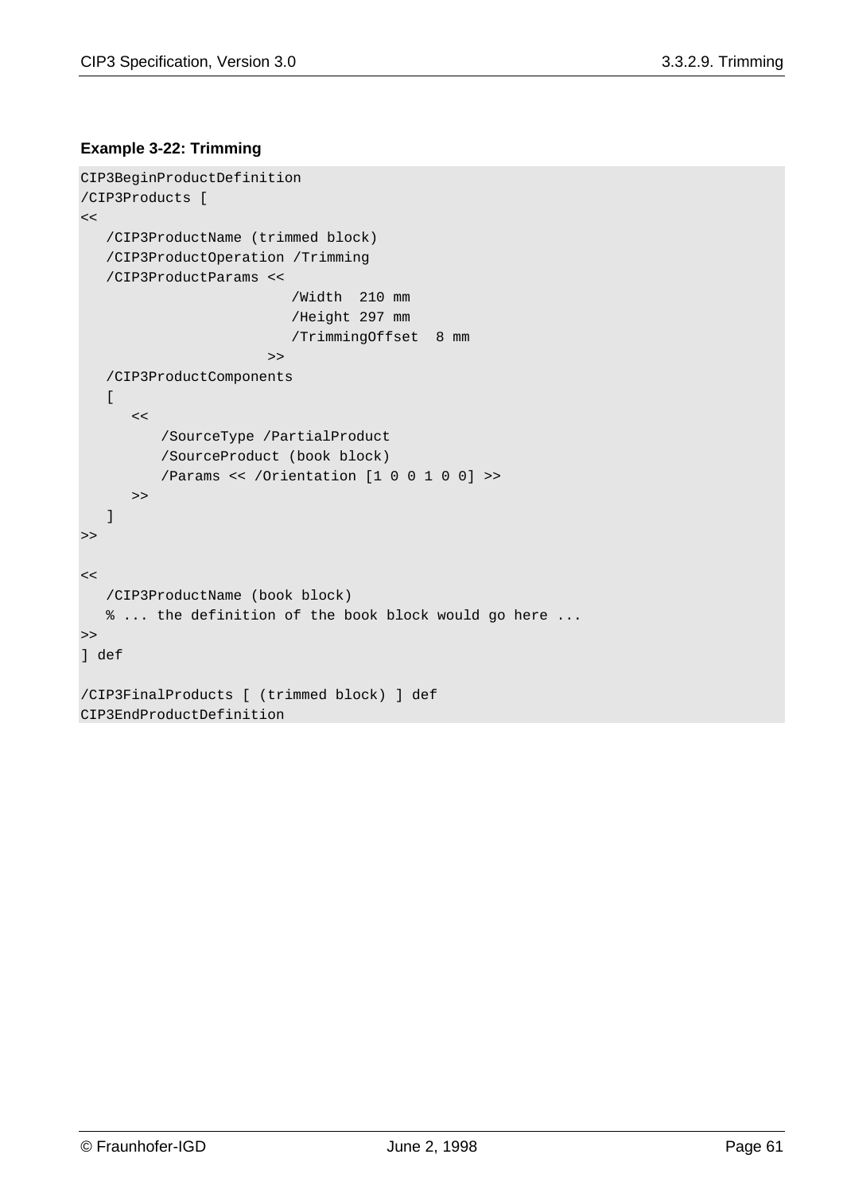**Example 3-22: Trimming**

```
CIP3BeginProductDefinition
/CIP3Products [
<<
   /CIP3ProductName (trimmed block)
   /CIP3ProductOperation /Trimming
   /CIP3ProductParams <<
                        /Width  210 mm
                        /Height 297 mm
                        /TrimmingOffset  8 mm
                     >>
   /CIP3ProductComponents
   [
      <<
         /SourceType /PartialProduct
         /SourceProduct (book block)
         /Params << /Orientation [1 0 0 1 0 0] >>
      >>
   ]
>>

<<
   /CIP3ProductName (book block)
   % ... the definition of the book block would go here ...
>>
] def

/CIP3FinalProducts [ (trimmed block) ] def
CIP3EndProductDefinition
```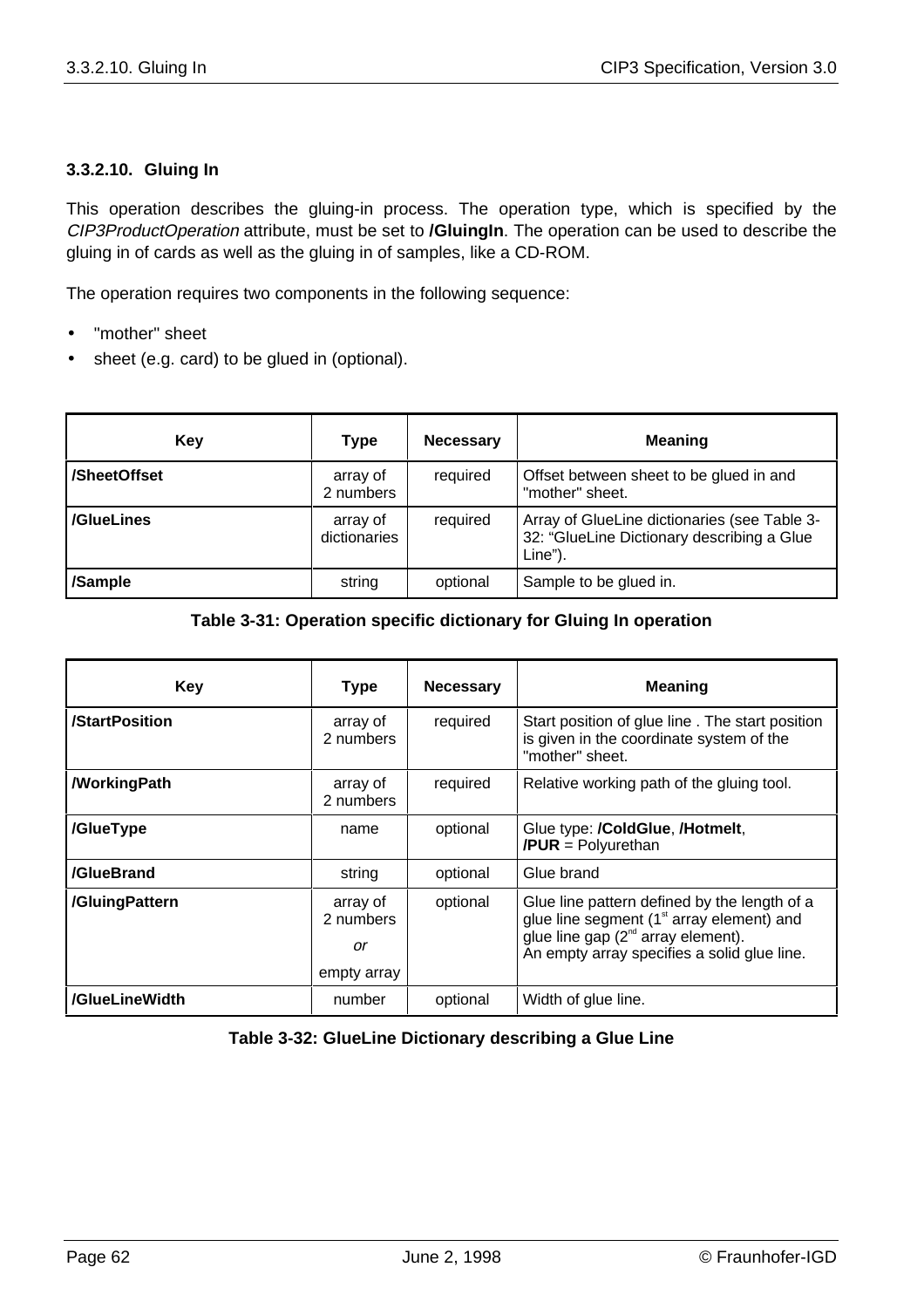### 3.3.2.10. Gluing In

This operation describes the gluing-in process. The operation type, which is specified by the *CIP3ProductOperation* attribute, must be set to **/GluingIn**. The operation can be used to describe the gluing in of cards as well as the gluing in of samples, like a CD-ROM.

The operation requires two components in the following sequence:

- "mother" sheet
- sheet (e.g. card) to be glued in (optional).

| Key | Type | Necessary | Meaning |
|---|---|---|---|
| **/SheetOffset** | array of 2 numbers | required | Offset between sheet to be glued in and "mother" sheet. |
| **/GlueLines** | array of dictionaries | required | Array of GlueLine dictionaries (see Table 3-32: "GlueLine Dictionary describing a Glue Line"). |
| **/Sample** | string | optional | Sample to be glued in. |

**Table 3-31: Operation specific dictionary for Gluing In operation**

| Key | Type | Necessary | Meaning |
|---|---|---|---|
| **/StartPosition** | array of 2 numbers | required | Start position of glue line . The start position is given in the coordinate system of the "mother" sheet. |
| **/WorkingPath** | array of 2 numbers | required | Relative working path of the gluing tool. |
| **/GlueType** | name | optional | Glue type: **/ColdGlue**, **/Hotmelt**, **/PUR** = Polyurethan |
| **/GlueBrand** | string | optional | Glue brand |
| **/GluingPattern** | array of 2 numbers *or* empty array | optional | Glue line pattern defined by the length of a glue line segment (1st array element) and glue line gap (2nd array element). An empty array specifies a solid glue line. |
| **/GlueLineWidth** | number | optional | Width of glue line. |

**Table 3-32: GlueLine Dictionary describing a Glue Line**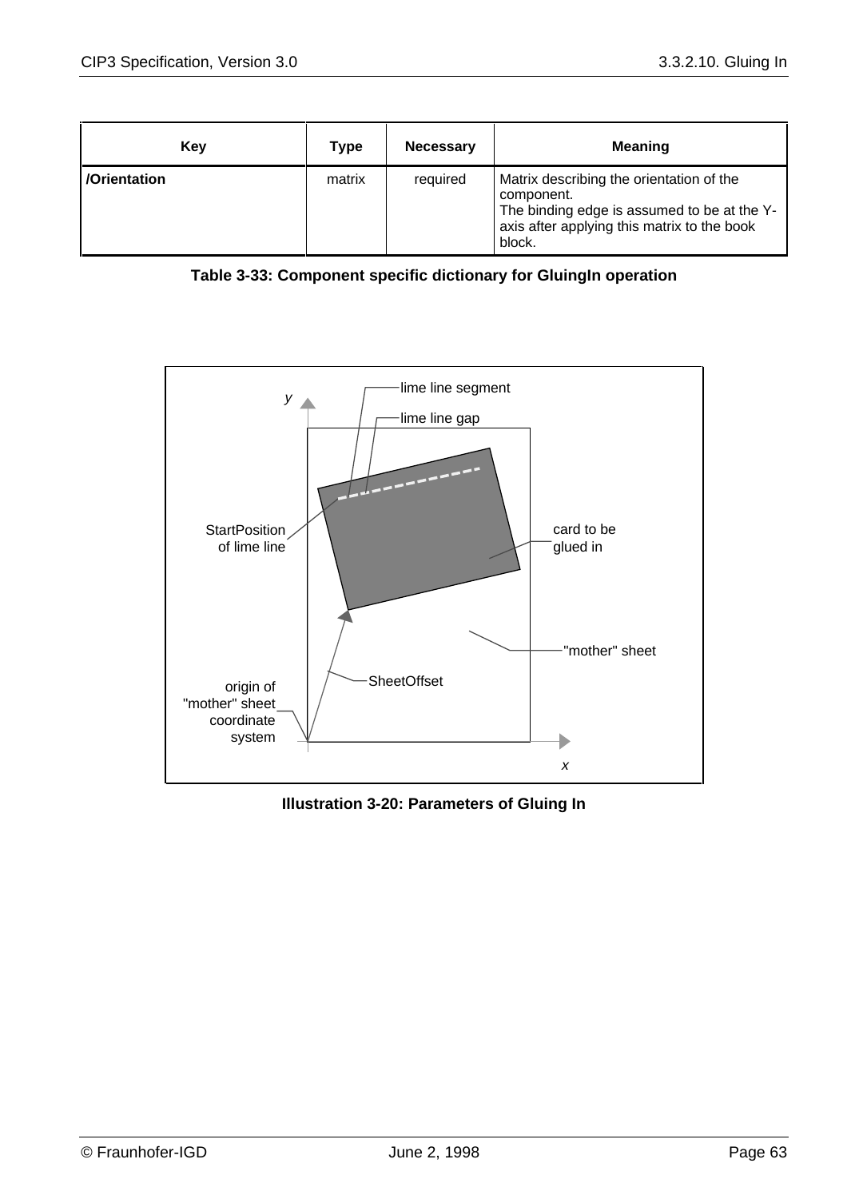| Key | Type | Necessary | Meaning |
|---|---|---|---|
| **/Orientation** | matrix | required | Matrix describing the orientation of the component. The binding edge is assumed to be at the Y-axis after applying this matrix to the book block. |

**Table 3-33: Component specific dictionary for GluingIn operation**

**Illustration 3-20: Parameters of Gluing In**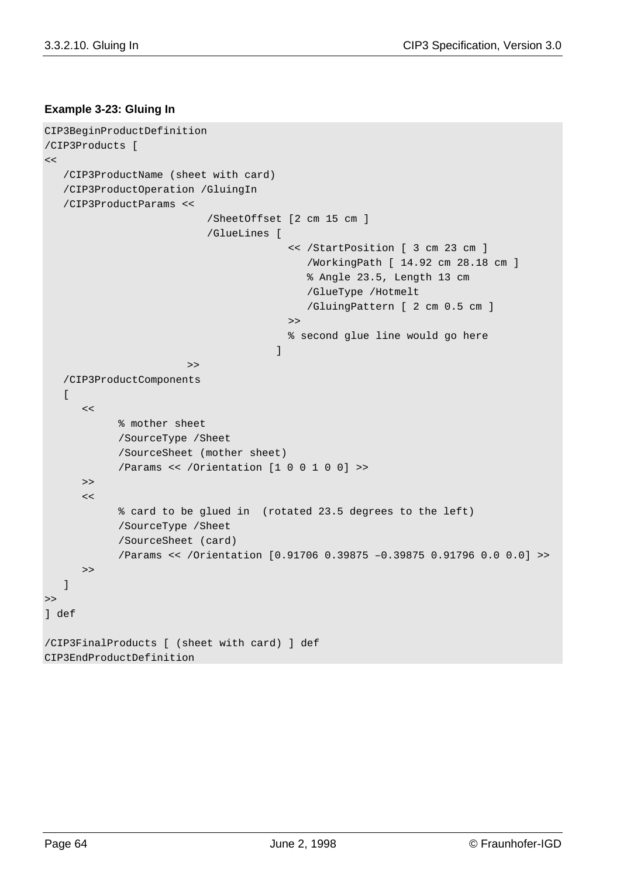**Example 3-23: Gluing In**

```
CIP3BeginProductDefinition
/CIP3Products [
<<
   /CIP3ProductName (sheet with card)
   /CIP3ProductOperation /GluingIn
   /CIP3ProductParams <<
                          /SheetOffset [2 cm 15 cm ]
                          /GlueLines [
                                       << /StartPosition [ 3 cm 23 cm ]
                                          /WorkingPath [ 14.92 cm 28.18 cm ]
                                          % Angle 23.5, Length 13 cm
                                          /GlueType /Hotmelt
                                          /GluingPattern [ 2 cm 0.5 cm ]
                                       >>
                                       % second glue line would go here
                                     ]
                       >>
   /CIP3ProductComponents
   [
      <<
            % mother sheet
            /SourceType /Sheet
            /SourceSheet (mother sheet)
            /Params << /Orientation [1 0 0 1 0 0] >>
      >>
      <<
            % card to be glued in  (rotated 23.5 degrees to the left)
            /SourceType /Sheet
            /SourceSheet (card)
            /Params << /Orientation [0.91706 0.39875 –0.39875 0.91796 0.0 0.0] >>
      >>
   ]
>>
] def

/CIP3FinalProducts [ (sheet with card) ] def
CIP3EndProductDefinition
```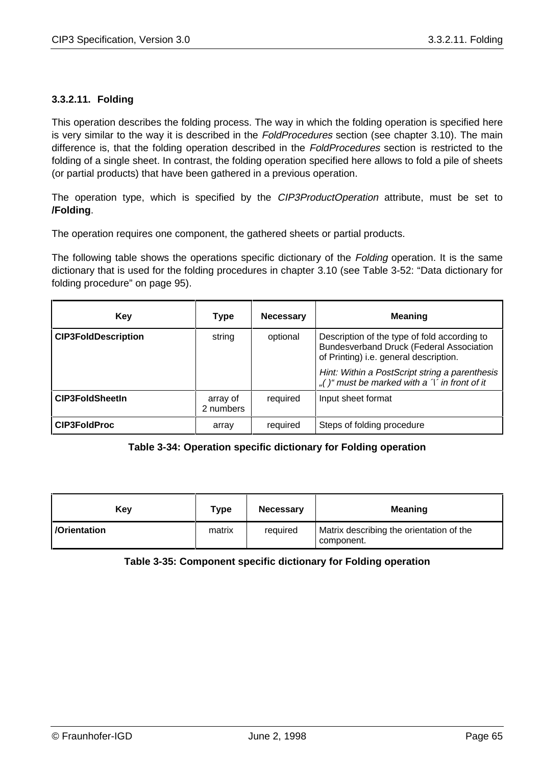### 3.3.2.11. Folding

This operation describes the folding process. The way in which the folding operation is specified here is very similar to the way it is described in the *FoldProcedures* section (see chapter 3.10). The main difference is, that the folding operation described in the *FoldProcedures* section is restricted to the folding of a single sheet. In contrast, the folding operation specified here allows to fold a pile of sheets (or partial products) that have been gathered in a previous operation.

The operation type, which is specified by the *CIP3ProductOperation* attribute, must be set to **/Folding**.

The operation requires one component, the gathered sheets or partial products.

The following table shows the operations specific dictionary of the *Folding* operation. It is the same dictionary that is used for the folding procedures in chapter 3.10 (see Table 3-52: "Data dictionary for folding procedure" on page 95).

| Key | Type | Necessary | Meaning |
|---|---|---|---|
| **CIP3FoldDescription** | string | optional | Description of the type of fold according to Bundesverband Druck (Federal Association of Printing) i.e. general description.<br>*Hint: Within a PostScript string a parenthesis „( )" must be marked with a ´\´ in front of it* |
| **CIP3FoldSheetIn** | array of 2 numbers | required | Input sheet format |
| **CIP3FoldProc** | array | required | Steps of folding procedure |

**Table 3-34: Operation specific dictionary for Folding operation**

| Key | Type | Necessary | Meaning |
|---|---|---|---|
| **/Orientation** | matrix | required | Matrix describing the orientation of the component. |

**Table 3-35: Component specific dictionary for Folding operation**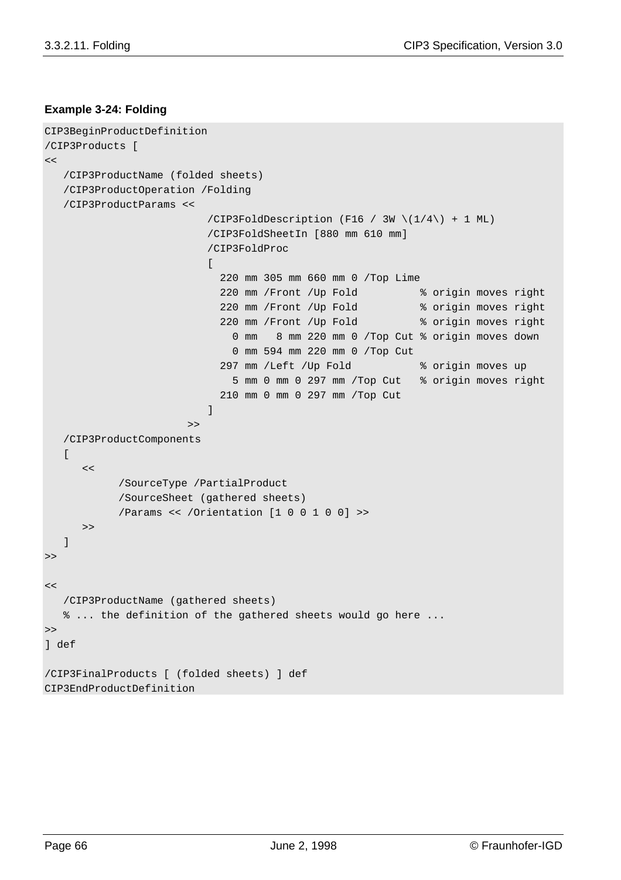**Example 3-24: Folding**

```
CIP3BeginProductDefinition
/CIP3Products [
<<
   /CIP3ProductName (folded sheets)
   /CIP3ProductOperation /Folding
   /CIP3ProductParams <<
                          /CIP3FoldDescription (F16 / 3W \(1/4\) + 1 ML)
                          /CIP3FoldSheetIn [880 mm 610 mm]
                          /CIP3FoldProc
                          [
                            220 mm 305 mm 660 mm 0 /Top Lime
                            220 mm /Front /Up Fold          % origin moves right
                            220 mm /Front /Up Fold          % origin moves right
                            220 mm /Front /Up Fold          % origin moves right
                              0 mm   8 mm 220 mm 0 /Top Cut % origin moves down
                              0 mm 594 mm 220 mm 0 /Top Cut
                            297 mm /Left /Up Fold           % origin moves up
                              5 mm 0 mm 0 297 mm /Top Cut   % origin moves right
                            210 mm 0 mm 0 297 mm /Top Cut
                          ]
                       >>
   /CIP3ProductComponents
   [
      <<
           /SourceType /PartialProduct
           /SourceSheet (gathered sheets)
           /Params << /Orientation [1 0 0 1 0 0] >>
      >>
   ]
>>

<<
   /CIP3ProductName (gathered sheets)
   % ... the definition of the gathered sheets would go here ...
>>
] def

/CIP3FinalProducts [ (folded sheets) ] def
CIP3EndProductDefinition
```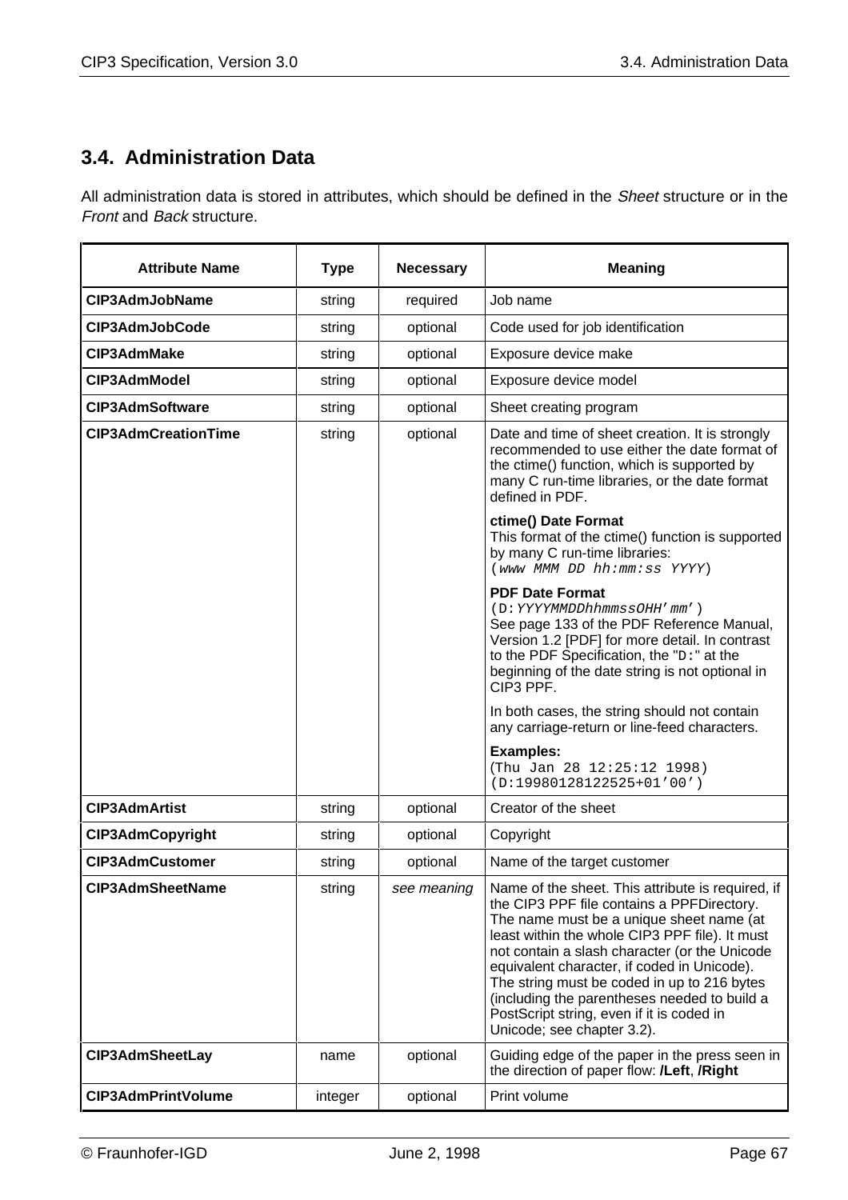## 3.4. Administration Data

All administration data is stored in attributes, which should be defined in the *Sheet* structure or in the *Front* and *Back* structure.

| Attribute Name | Type | Necessary | Meaning |
|---|---|---|---|
| **CIP3AdmJobName** | string | required | Job name |
| **CIP3AdmJobCode** | string | optional | Code used for job identification |
| **CIP3AdmMake** | string | optional | Exposure device make |
| **CIP3AdmModel** | string | optional | Exposure device model |
| **CIP3AdmSoftware** | string | optional | Sheet creating program |
| **CIP3AdmCreationTime** | string | optional | Date and time of sheet creation. It is strongly recommended to use either the date format of the ctime() function, which is supported by many C run-time libraries, or the date format defined in PDF.<br><br>**ctime() Date Format**<br>This format of the ctime() function is supported by many C run-time libraries:<br>`(`*`www MMM DD hh:mm:ss YYYY`*`)`<br><br>**PDF Date Format**<br>`(D:`*`YYYYMMDDhhmmssOHH'mm'`*`)`<br>See page 133 of the PDF Reference Manual, Version 1.2 [PDF] for more detail. In contrast to the PDF Specification, the "`D:`" at the beginning of the date string is not optional in CIP3 PPF.<br><br>In both cases, the string should not contain any carriage-return or line-feed characters.<br><br>**Examples:**<br>`(Thu Jan 28 12:25:12 1998)`<br>`(D:19980128122525+01'00')` |
| **CIP3AdmArtist** | string | optional | Creator of the sheet |
| **CIP3AdmCopyright** | string | optional | Copyright |
| **CIP3AdmCustomer** | string | optional | Name of the target customer |
| **CIP3AdmSheetName** | string | *see meaning* | Name of the sheet. This attribute is required, if the CIP3 PPF file contains a PPFDirectory. The name must be a unique sheet name (at least within the whole CIP3 PPF file). It must not contain a slash character (or the Unicode equivalent character, if coded in Unicode). The string must be coded in up to 216 bytes (including the parentheses needed to build a PostScript string, even if it is coded in Unicode; see chapter 3.2). |
| **CIP3AdmSheetLay** | name | optional | Guiding edge of the paper in the press seen in the direction of paper flow: **/Left**, **/Right** |
| **CIP3AdmPrintVolume** | integer | optional | Print volume |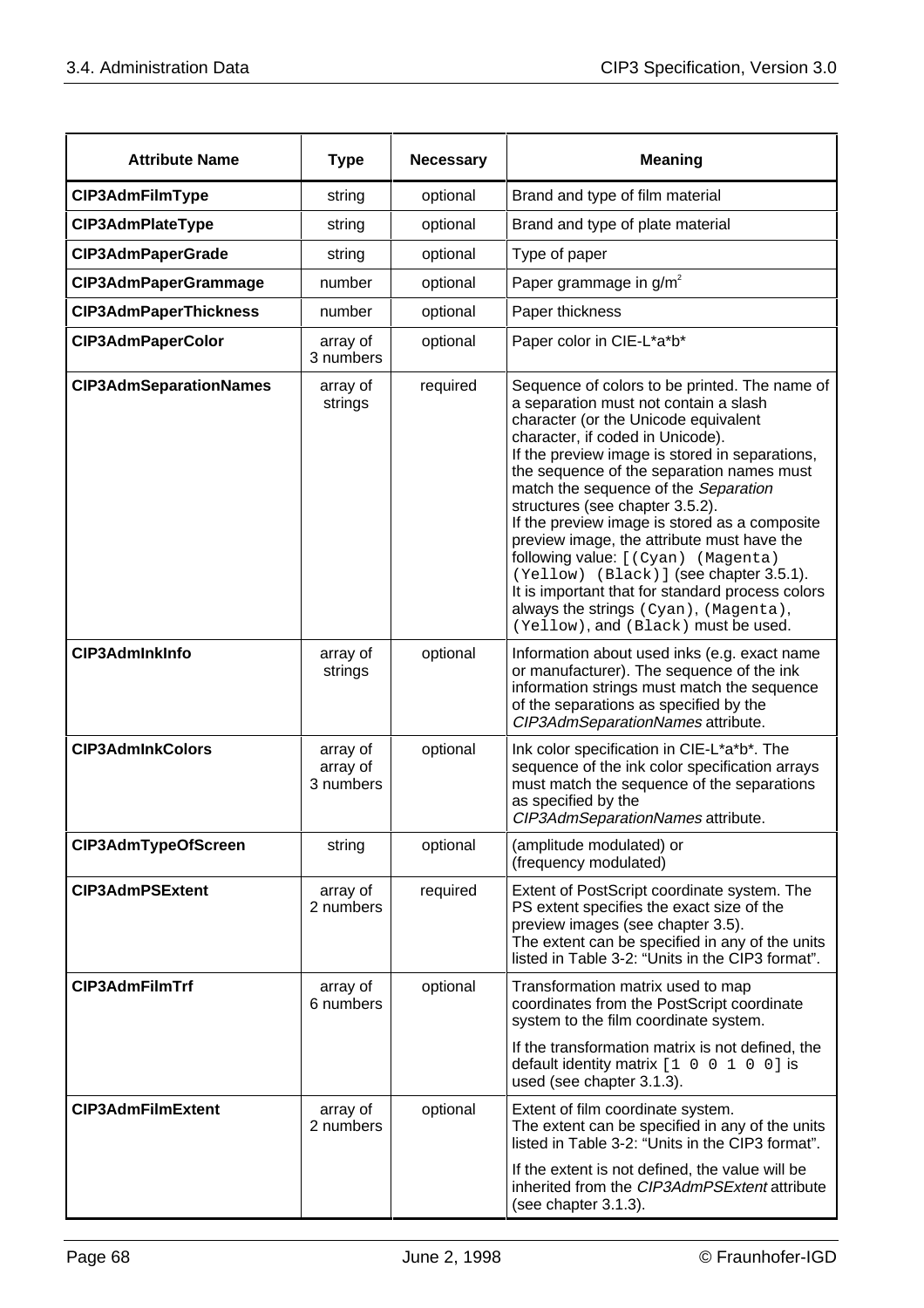| Attribute Name | Type | Necessary | Meaning |
|---|---|---|---|
| **CIP3AdmFilmType** | string | optional | Brand and type of film material |
| **CIP3AdmPlateType** | string | optional | Brand and type of plate material |
| **CIP3AdmPaperGrade** | string | optional | Type of paper |
| **CIP3AdmPaperGrammage** | number | optional | Paper grammage in g/m² |
| **CIP3AdmPaperThickness** | number | optional | Paper thickness |
| **CIP3AdmPaperColor** | array of 3 numbers | optional | Paper color in CIE-L*a*b* |
| **CIP3AdmSeparationNames** | array of strings | required | Sequence of colors to be printed. The name of a separation must not contain a slash character (or the Unicode equivalent character, if coded in Unicode).<br>If the preview image is stored in separations, the sequence of the separation names must match the sequence of the *Separation* structures (see chapter 3.5.2).<br>If the preview image is stored as a composite preview image, the attribute must have the following value: `[(Cyan) (Magenta) (Yellow) (Black)]` (see chapter 3.5.1).<br>It is important that for standard process colors always the strings `(Cyan)`, `(Magenta)`, `(Yellow)`, and `(Black)` must be used. |
| **CIP3AdmInkInfo** | array of strings | optional | Information about used inks (e.g. exact name or manufacturer). The sequence of the ink information strings must match the sequence of the separations as specified by the *CIP3AdmSeparationNames* attribute. |
| **CIP3AdmInkColors** | array of array of 3 numbers | optional | Ink color specification in CIE-L*a*b*. The sequence of the ink color specification arrays must match the sequence of the separations as specified by the *CIP3AdmSeparationNames* attribute. |
| **CIP3AdmTypeOfScreen** | string | optional | (amplitude modulated) or<br>(frequency modulated) |
| **CIP3AdmPSExtent** | array of 2 numbers | required | Extent of PostScript coordinate system. The PS extent specifies the exact size of the preview images (see chapter 3.5).<br>The extent can be specified in any of the units listed in Table 3-2: “Units in the CIP3 format”. |
| **CIP3AdmFilmTrf** | array of 6 numbers | optional | Transformation matrix used to map coordinates from the PostScript coordinate system to the film coordinate system.<br><br>If the transformation matrix is not defined, the default identity matrix `[1 0 0 1 0 0]` is used (see chapter 3.1.3). |
| **CIP3AdmFilmExtent** | array of 2 numbers | optional | Extent of film coordinate system.<br>The extent can be specified in any of the units listed in Table 3-2: “Units in the CIP3 format”.<br><br>If the extent is not defined, the value will be inherited from the *CIP3AdmPSExtent* attribute (see chapter 3.1.3). |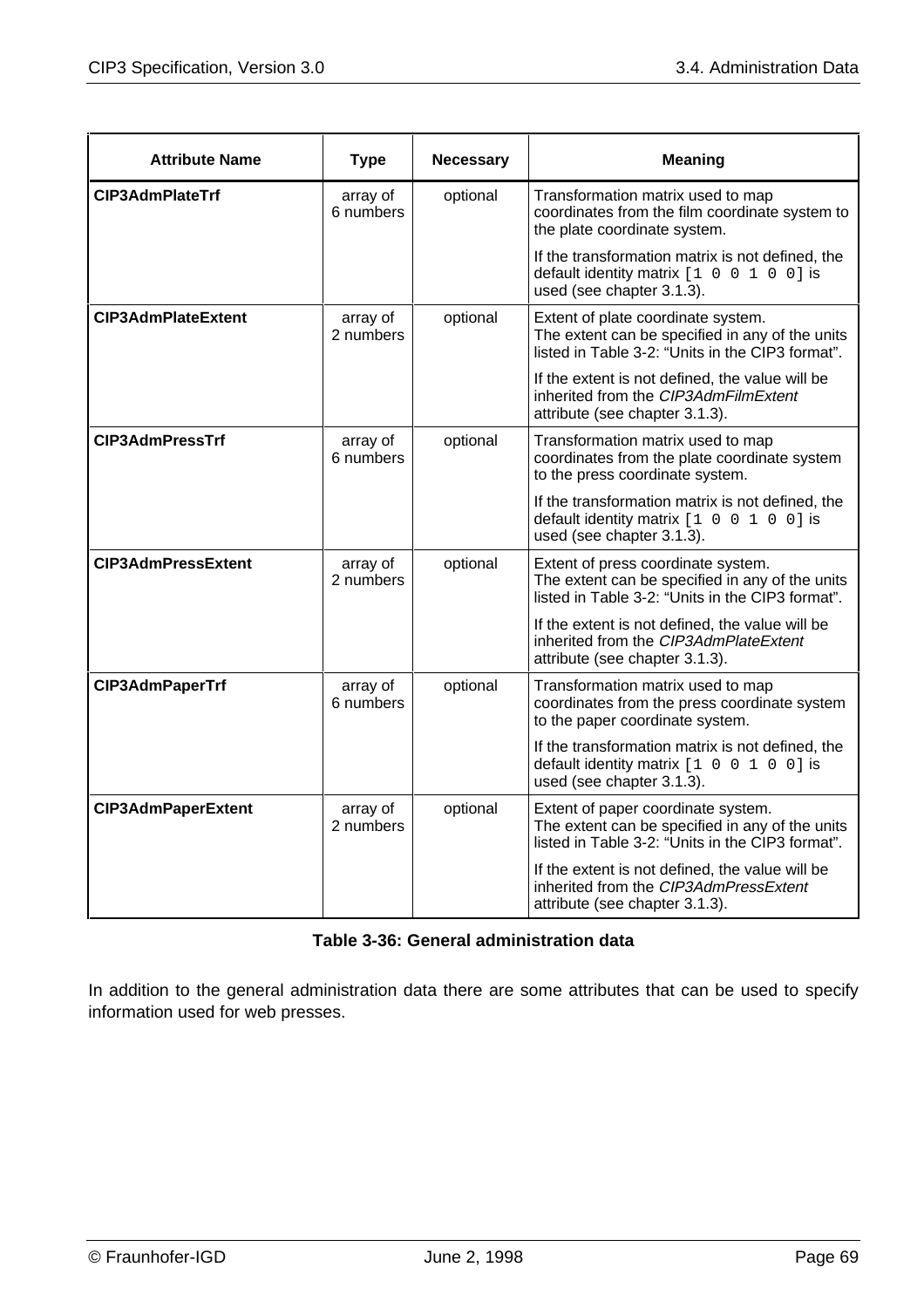| Attribute Name | Type | Necessary | Meaning |
|---|---|---|---|
| **CIP3AdmPlateTrf** | array of 6 numbers | optional | Transformation matrix used to map coordinates from the film coordinate system to the plate coordinate system.<br><br>If the transformation matrix is not defined, the default identity matrix `[1 0 0 1 0 0]` is used (see chapter 3.1.3). |
| **CIP3AdmPlateExtent** | array of 2 numbers | optional | Extent of plate coordinate system.<br>The extent can be specified in any of the units listed in Table 3-2: “Units in the CIP3 format”.<br><br>If the extent is not defined, the value will be inherited from the *CIP3AdmFilmExtent* attribute (see chapter 3.1.3). |
| **CIP3AdmPressTrf** | array of 6 numbers | optional | Transformation matrix used to map coordinates from the plate coordinate system to the press coordinate system.<br><br>If the transformation matrix is not defined, the default identity matrix `[1 0 0 1 0 0]` is used (see chapter 3.1.3). |
| **CIP3AdmPressExtent** | array of 2 numbers | optional | Extent of press coordinate system.<br>The extent can be specified in any of the units listed in Table 3-2: “Units in the CIP3 format”.<br><br>If the extent is not defined, the value will be inherited from the *CIP3AdmPlateExtent* attribute (see chapter 3.1.3). |
| **CIP3AdmPaperTrf** | array of 6 numbers | optional | Transformation matrix used to map coordinates from the press coordinate system to the paper coordinate system.<br><br>If the transformation matrix is not defined, the default identity matrix `[1 0 0 1 0 0]` is used (see chapter 3.1.3). |
| **CIP3AdmPaperExtent** | array of 2 numbers | optional | Extent of paper coordinate system.<br>The extent can be specified in any of the units listed in Table 3-2: “Units in the CIP3 format”.<br><br>If the extent is not defined, the value will be inherited from the *CIP3AdmPressExtent* attribute (see chapter 3.1.3). |

**Table 3-36: General administration data**

In addition to the general administration data there are some attributes that can be used to specify information used for web presses.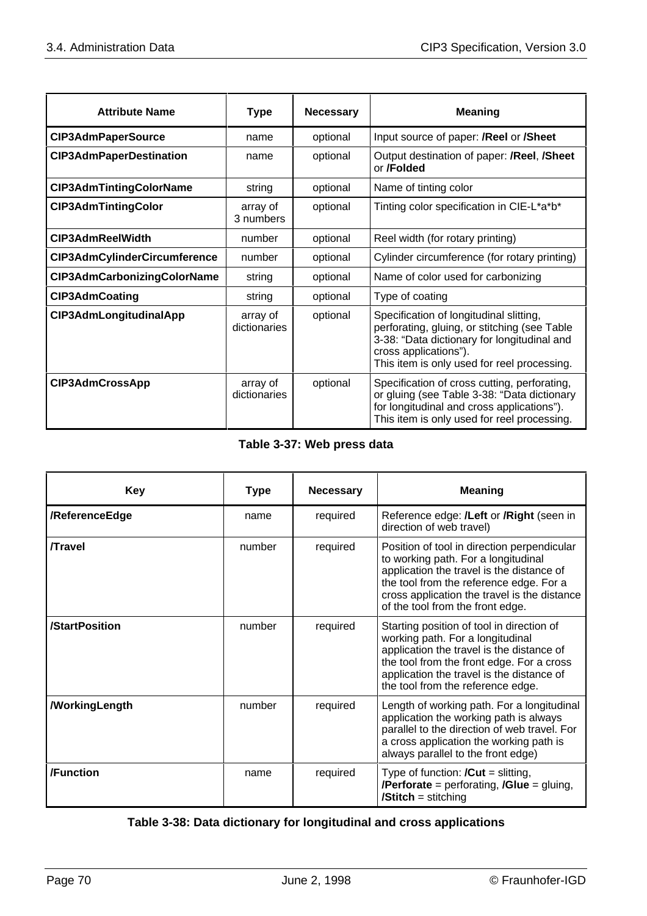| Attribute Name | Type | Necessary | Meaning |
|---|---|---|---|
| **CIP3AdmPaperSource** | name | optional | Input source of paper: **/Reel** or **/Sheet** |
| **CIP3AdmPaperDestination** | name | optional | Output destination of paper: **/Reel**, **/Sheet** or **/Folded** |
| **CIP3AdmTintingColorName** | string | optional | Name of tinting color |
| **CIP3AdmTintingColor** | array of 3 numbers | optional | Tinting color specification in CIE-L*a*b* |
| **CIP3AdmReelWidth** | number | optional | Reel width (for rotary printing) |
| **CIP3AdmCylinderCircumference** | number | optional | Cylinder circumference (for rotary printing) |
| **CIP3AdmCarbonizingColorName** | string | optional | Name of color used for carbonizing |
| **CIP3AdmCoating** | string | optional | Type of coating |
| **CIP3AdmLongitudinalApp** | array of dictionaries | optional | Specification of longitudinal slitting, perforating, gluing, or stitching (see Table 3-38: "Data dictionary for longitudinal and cross applications"). This item is only used for reel processing. |
| **CIP3AdmCrossApp** | array of dictionaries | optional | Specification of cross cutting, perforating, or gluing (see Table 3-38: "Data dictionary for longitudinal and cross applications"). This item is only used for reel processing. |

**Table 3-37: Web press data**

| Key | Type | Necessary | Meaning |
|---|---|---|---|
| **/ReferenceEdge** | name | required | Reference edge: **/Left** or **/Right** (seen in direction of web travel) |
| **/Travel** | number | required | Position of tool in direction perpendicular to working path. For a longitudinal application the travel is the distance of the tool from the reference edge. For a cross application the travel is the distance of the tool from the front edge. |
| **/StartPosition** | number | required | Starting position of tool in direction of working path. For a longitudinal application the travel is the distance of the tool from the front edge. For a cross application the travel is the distance of the tool from the reference edge. |
| **/WorkingLength** | number | required | Length of working path. For a longitudinal application the working path is always parallel to the direction of web travel. For a cross application the working path is always parallel to the front edge) |
| **/Function** | name | required | Type of function: **/Cut** = slitting, **/Perforate** = perforating, **/Glue** = gluing, **/Stitch** = stitching |

**Table 3-38: Data dictionary for longitudinal and cross applications**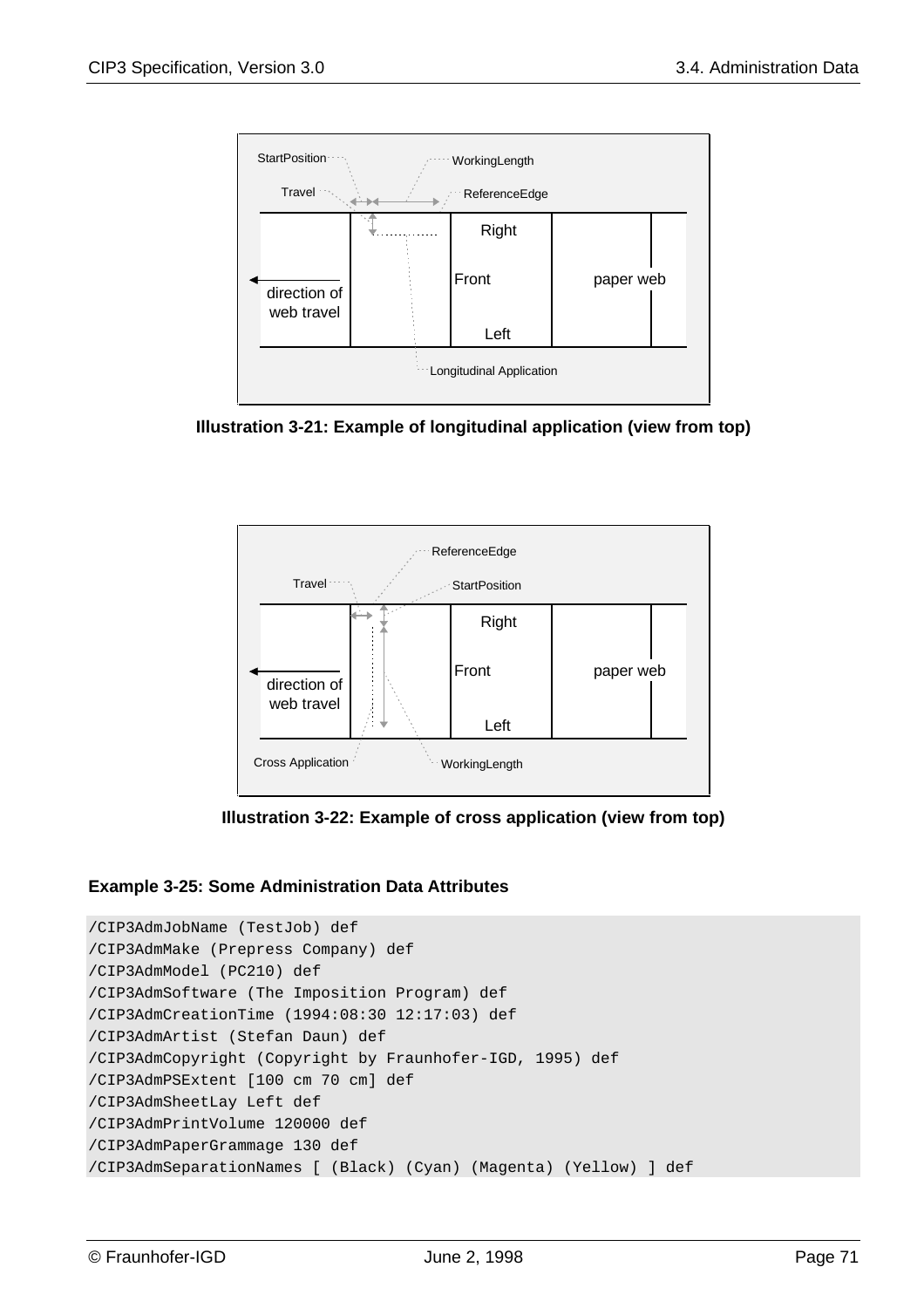**Illustration 3-21: Example of longitudinal application (view from top)**

**Illustration 3-22: Example of cross application (view from top)**

**Example 3-25: Some Administration Data Attributes**

```
/CIP3AdmJobName (TestJob) def
/CIP3AdmMake (Prepress Company) def
/CIP3AdmModel (PC210) def
/CIP3AdmSoftware (The Imposition Program) def
/CIP3AdmCreationTime (1994:08:30 12:17:03) def
/CIP3AdmArtist (Stefan Daun) def
/CIP3AdmCopyright (Copyright by Fraunhofer-IGD, 1995) def
/CIP3AdmPSExtent [100 cm 70 cm] def
/CIP3AdmSheetLay Left def
/CIP3AdmPrintVolume 120000 def
/CIP3AdmPaperGrammage 130 def
/CIP3AdmSeparationNames [ (Black) (Cyan) (Magenta) (Yellow) ] def
```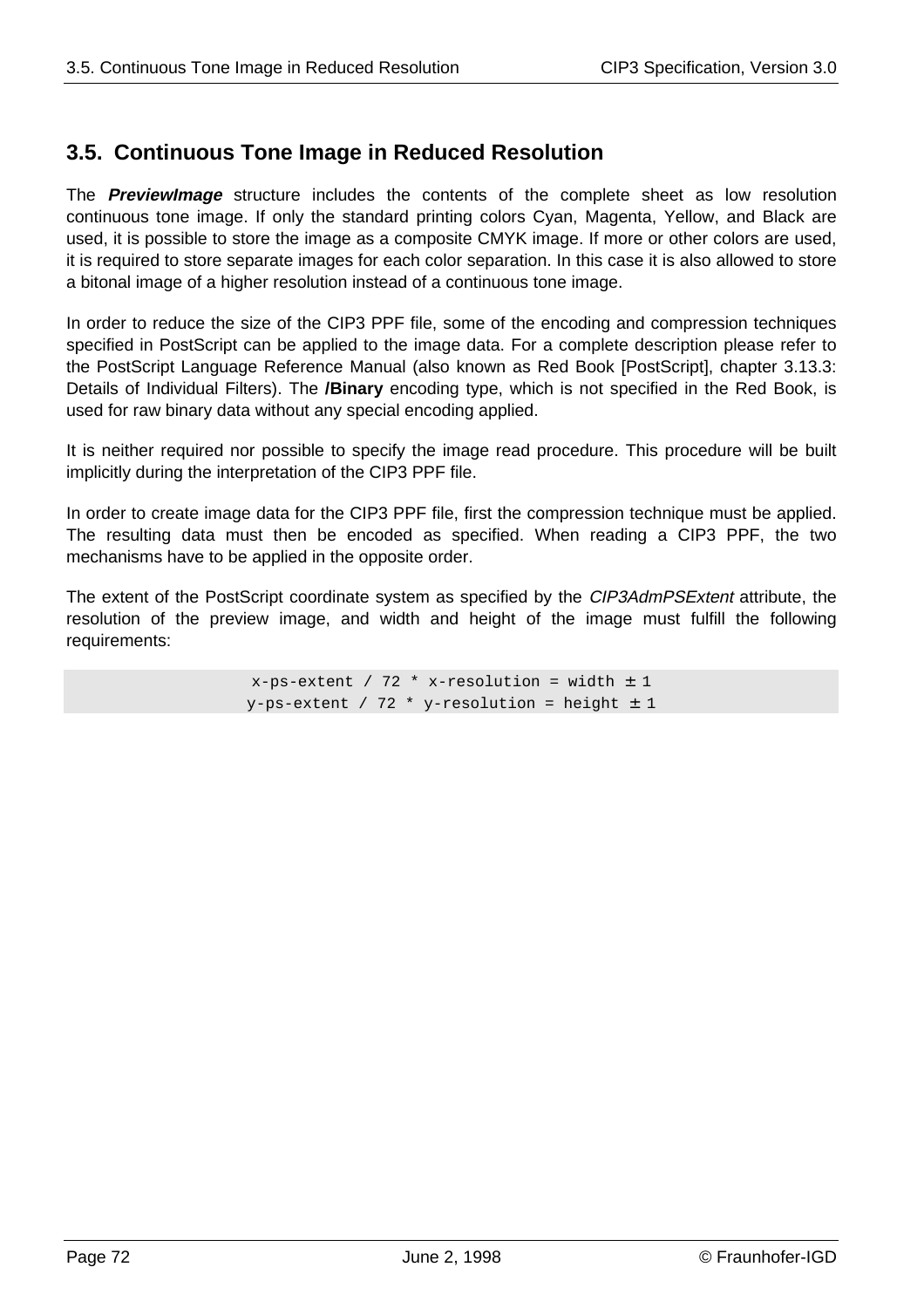## 3.5. Continuous Tone Image in Reduced Resolution

The ***PreviewImage*** structure includes the contents of the complete sheet as low resolution continuous tone image. If only the standard printing colors Cyan, Magenta, Yellow, and Black are used, it is possible to store the image as a composite CMYK image. If more or other colors are used, it is required to store separate images for each color separation. In this case it is also allowed to store a bitonal image of a higher resolution instead of a continuous tone image.

In order to reduce the size of the CIP3 PPF file, some of the encoding and compression techniques specified in PostScript can be applied to the image data. For a complete description please refer to the PostScript Language Reference Manual (also known as Red Book [PostScript], chapter 3.13.3: Details of Individual Filters). The **/Binary** encoding type, which is not specified in the Red Book, is used for raw binary data without any special encoding applied.

It is neither required nor possible to specify the image read procedure. This procedure will be built implicitly during the interpretation of the CIP3 PPF file.

In order to create image data for the CIP3 PPF file, first the compression technique must be applied. The resulting data must then be encoded as specified. When reading a CIP3 PPF, the two mechanisms have to be applied in the opposite order.

The extent of the PostScript coordinate system as specified by the *CIP3AdmPSExtent* attribute, the resolution of the preview image, and width and height of the image must fulfill the following requirements:

```
x-ps-extent / 72 * x-resolution = width ± 1
y-ps-extent / 72 * y-resolution = height ± 1
```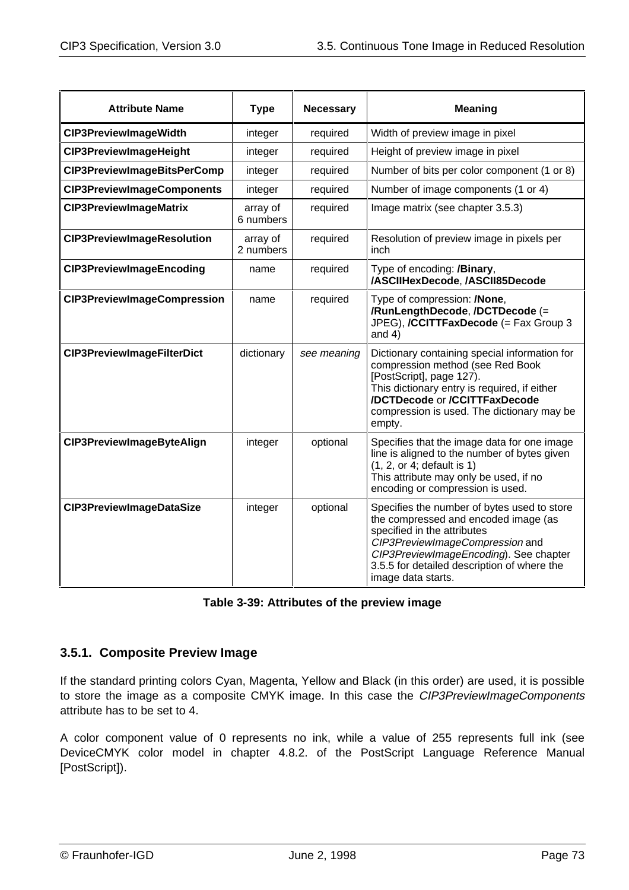| Attribute Name | Type | Necessary | Meaning |
|---|---|---|---|
| **CIP3PreviewImageWidth** | integer | required | Width of preview image in pixel |
| **CIP3PreviewImageHeight** | integer | required | Height of preview image in pixel |
| **CIP3PreviewImageBitsPerComp** | integer | required | Number of bits per color component (1 or 8) |
| **CIP3PreviewImageComponents** | integer | required | Number of image components (1 or 4) |
| **CIP3PreviewImageMatrix** | array of 6 numbers | required | Image matrix (see chapter 3.5.3) |
| **CIP3PreviewImageResolution** | array of 2 numbers | required | Resolution of preview image in pixels per inch |
| **CIP3PreviewImageEncoding** | name | required | Type of encoding: **/Binary**, **/ASCIIHexDecode**, **/ASCII85Decode** |
| **CIP3PreviewImageCompression** | name | required | Type of compression: **/None**, **/RunLengthDecode**, **/DCTDecode** (= JPEG), **/CCITTFaxDecode** (= Fax Group 3 and 4) |
| **CIP3PreviewImageFilterDict** | dictionary | *see meaning* | Dictionary containing special information for compression method (see Red Book [PostScript], page 127). This dictionary entry is required, if either **/DCTDecode** or **/CCITTFaxDecode** compression is used. The dictionary may be empty. |
| **CIP3PreviewImageByteAlign** | integer | optional | Specifies that the image data for one image line is aligned to the number of bytes given (1, 2, or 4; default is 1) This attribute may only be used, if no encoding or compression is used. |
| **CIP3PreviewImageDataSize** | integer | optional | Specifies the number of bytes used to store the compressed and encoded image (as specified in the attributes *CIP3PreviewImageCompression* and *CIP3PreviewImageEncoding*). See chapter 3.5.5 for detailed description of where the image data starts. |

**Table 3-39: Attributes of the preview image**

### 3.5.1. Composite Preview Image

If the standard printing colors Cyan, Magenta, Yellow and Black (in this order) are used, it is possible to store the image as a composite CMYK image. In this case the *CIP3PreviewImageComponents* attribute has to be set to 4.

A color component value of 0 represents no ink, while a value of 255 represents full ink (see DeviceCMYK color model in chapter 4.8.2. of the PostScript Language Reference Manual [PostScript]).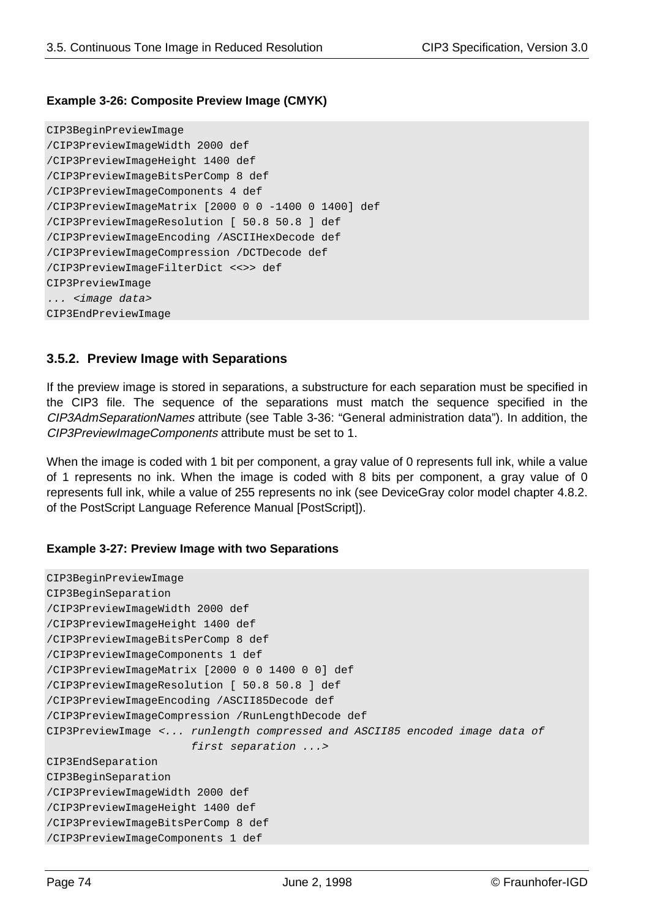**Example 3-26: Composite Preview Image (CMYK)**

```
CIP3BeginPreviewImage
/CIP3PreviewImageWidth 2000 def
/CIP3PreviewImageHeight 1400 def
/CIP3PreviewImageBitsPerComp 8 def
/CIP3PreviewImageComponents 4 def
/CIP3PreviewImageMatrix [2000 0 0 -1400 0 1400] def
/CIP3PreviewImageResolution [ 50.8 50.8 ] def
/CIP3PreviewImageEncoding /ASCIIHexDecode def
/CIP3PreviewImageCompression /DCTDecode def
/CIP3PreviewImageFilterDict <<>> def
CIP3PreviewImage
... <image data>
CIP3EndPreviewImage
```

### 3.5.2. Preview Image with Separations

If the preview image is stored in separations, a substructure for each separation must be specified in the CIP3 file. The sequence of the separations must match the sequence specified in the *CIP3AdmSeparationNames* attribute (see Table 3-36: "General administration data"). In addition, the *CIP3PreviewImageComponents* attribute must be set to 1.

When the image is coded with 1 bit per component, a gray value of 0 represents full ink, while a value of 1 represents no ink. When the image is coded with 8 bits per component, a gray value of 0 represents full ink, while a value of 255 represents no ink (see DeviceGray color model chapter 4.8.2. of the PostScript Language Reference Manual [PostScript]).

**Example 3-27: Preview Image with two Separations**

```
CIP3BeginPreviewImage
CIP3BeginSeparation
/CIP3PreviewImageWidth 2000 def
/CIP3PreviewImageHeight 1400 def
/CIP3PreviewImageBitsPerComp 8 def
/CIP3PreviewImageComponents 1 def
/CIP3PreviewImageMatrix [2000 0 0 1400 0 0] def
/CIP3PreviewImageResolution [ 50.8 50.8 ] def
/CIP3PreviewImageEncoding /ASCII85Decode def
/CIP3PreviewImageCompression /RunLengthDecode def
CIP3PreviewImage <... runlength compressed and ASCII85 encoded image data of
                  first separation ...>
CIP3EndSeparation
CIP3BeginSeparation
/CIP3PreviewImageWidth 2000 def
/CIP3PreviewImageHeight 1400 def
/CIP3PreviewImageBitsPerComp 8 def
/CIP3PreviewImageComponents 1 def
```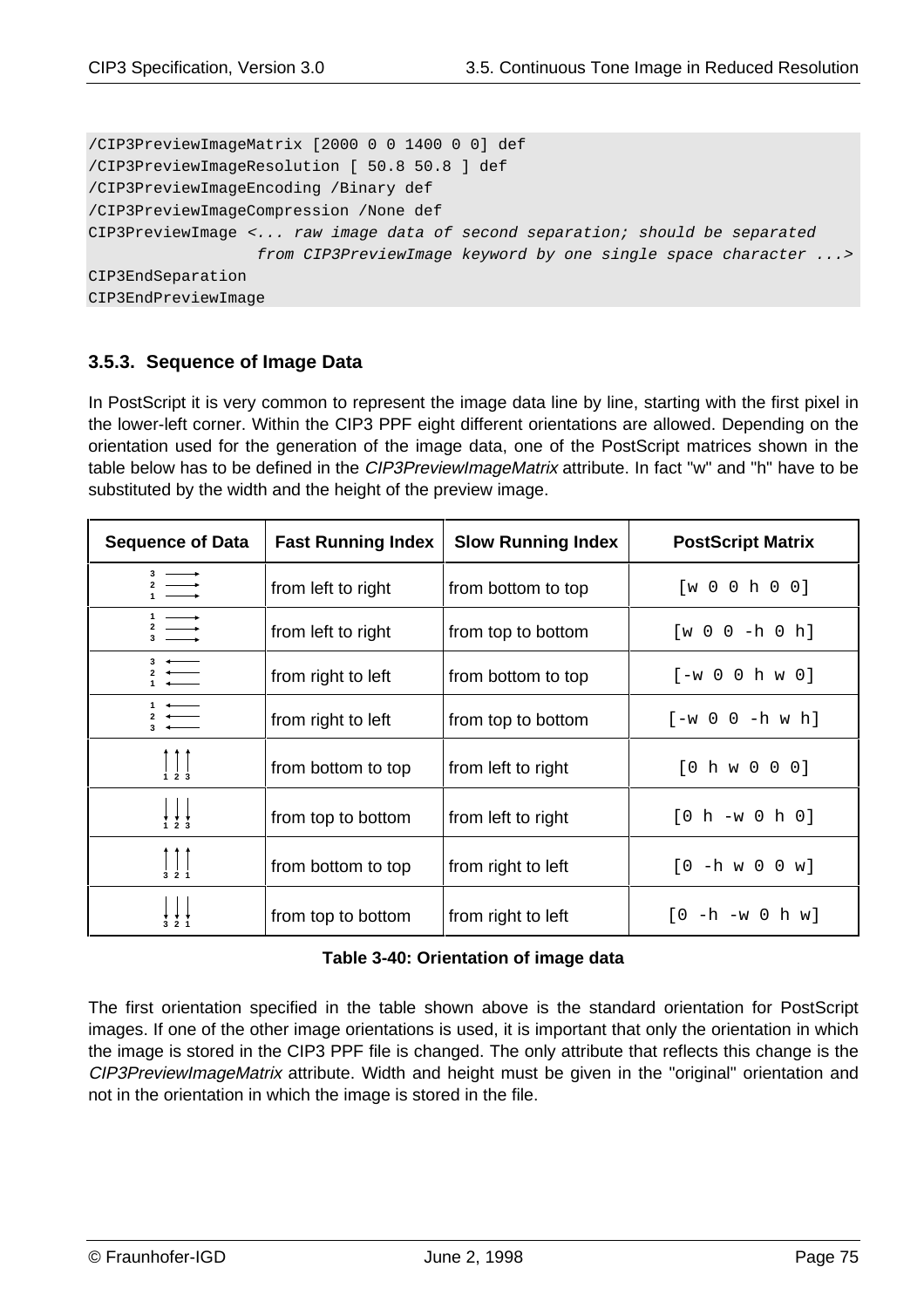```
/CIP3PreviewImageMatrix [2000 0 0 1400 0 0] def
/CIP3PreviewImageResolution [ 50.8 50.8 ] def
/CIP3PreviewImageEncoding /Binary def
/CIP3PreviewImageCompression /None def
CIP3PreviewImage <... raw image data of second separation; should be separated
                  from CIP3PreviewImage keyword by one single space character ...>
CIP3EndSeparation
CIP3EndPreviewImage
```

### 3.5.3. Sequence of Image Data

In PostScript it is very common to represent the image data line by line, starting with the first pixel in the lower-left corner. Within the CIP3 PPF eight different orientations are allowed. Depending on the orientation used for the generation of the image data, one of the PostScript matrices shown in the table below has to be defined in the *CIP3PreviewImageMatrix* attribute. In fact "w" and "h" have to be substituted by the width and the height of the preview image.

| Sequence of Data | Fast Running Index | Slow Running Index | PostScript Matrix |
|---|---|---|---|
| 3 →<br>2 →<br>1 → | from left to right | from bottom to top | `[w 0 0 h 0 0]` |
| 1 →<br>2 →<br>3 → | from left to right | from top to bottom | `[w 0 0 -h 0 h]` |
| 3 ←<br>2 ←<br>1 ← | from right to left | from bottom to top | `[-w 0 0 h w 0]` |
| 1 ←<br>2 ←<br>3 ← | from right to left | from top to bottom | `[-w 0 0 -h w h]` |
| ↑ ↑ ↑<br>1 2 3 | from bottom to top | from left to right | `[0 h w 0 0 0]` |
| ↓ ↓ ↓<br>1 2 3 | from top to bottom | from left to right | `[0 h -w 0 h 0]` |
| ↑ ↑ ↑<br>3 2 1 | from bottom to top | from right to left | `[0 -h w 0 0 w]` |
| ↓ ↓ ↓<br>3 2 1 | from top to bottom | from right to left | `[0 -h -w 0 h w]` |

**Table 3-40: Orientation of image data**

The first orientation specified in the table shown above is the standard orientation for PostScript images. If one of the other image orientations is used, it is important that only the orientation in which the image is stored in the CIP3 PPF file is changed. The only attribute that reflects this change is the *CIP3PreviewImageMatrix* attribute. Width and height must be given in the "original" orientation and not in the orientation in which the image is stored in the file.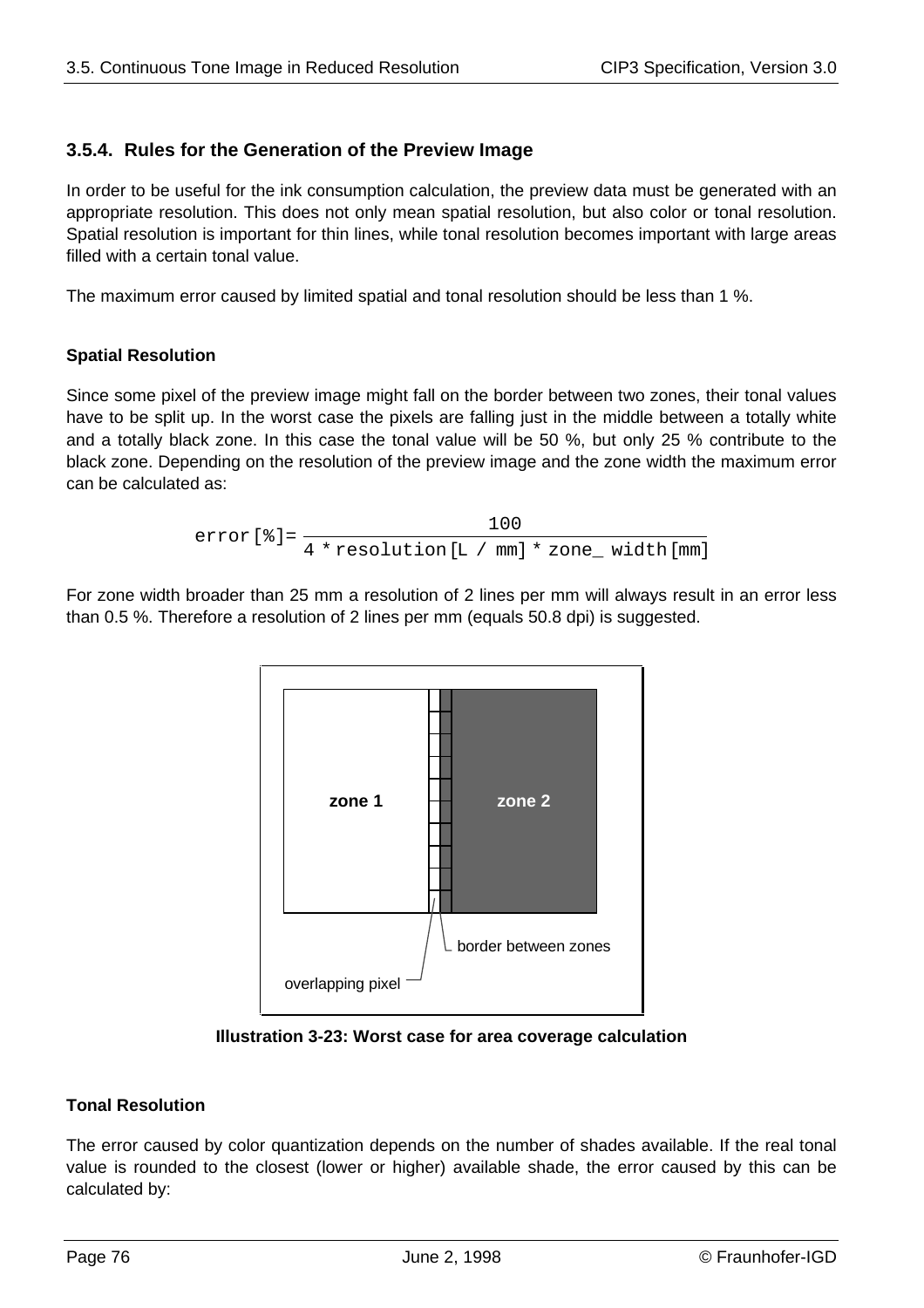### 3.5.4. Rules for the Generation of the Preview Image

In order to be useful for the ink consumption calculation, the preview data must be generated with an appropriate resolution. This does not only mean spatial resolution, but also color or tonal resolution. Spatial resolution is important for thin lines, while tonal resolution becomes important with large areas filled with a certain tonal value.

The maximum error caused by limited spatial and tonal resolution should be less than 1 %.

#### Spatial Resolution

Since some pixel of the preview image might fall on the border between two zones, their tonal values have to be split up. In the worst case the pixels are falling just in the middle between a totally white and a totally black zone. In this case the tonal value will be 50 %, but only 25 % contribute to the black zone. Depending on the resolution of the preview image and the zone width the maximum error can be calculated as:

$$\text{error}[\%] = \frac{100}{4 * \text{resolution}[L / mm] * \text{zone\_width}[mm]}$$

For zone width broader than 25 mm a resolution of 2 lines per mm will always result in an error less than 0.5 %. Therefore a resolution of 2 lines per mm (equals 50.8 dpi) is suggested.

zone 1 | zone 2 | border between zones | overlapping pixel

**Illustration 3-23: Worst case for area coverage calculation**

#### Tonal Resolution

The error caused by color quantization depends on the number of shades available. If the real tonal value is rounded to the closest (lower or higher) available shade, the error caused by this can be calculated by: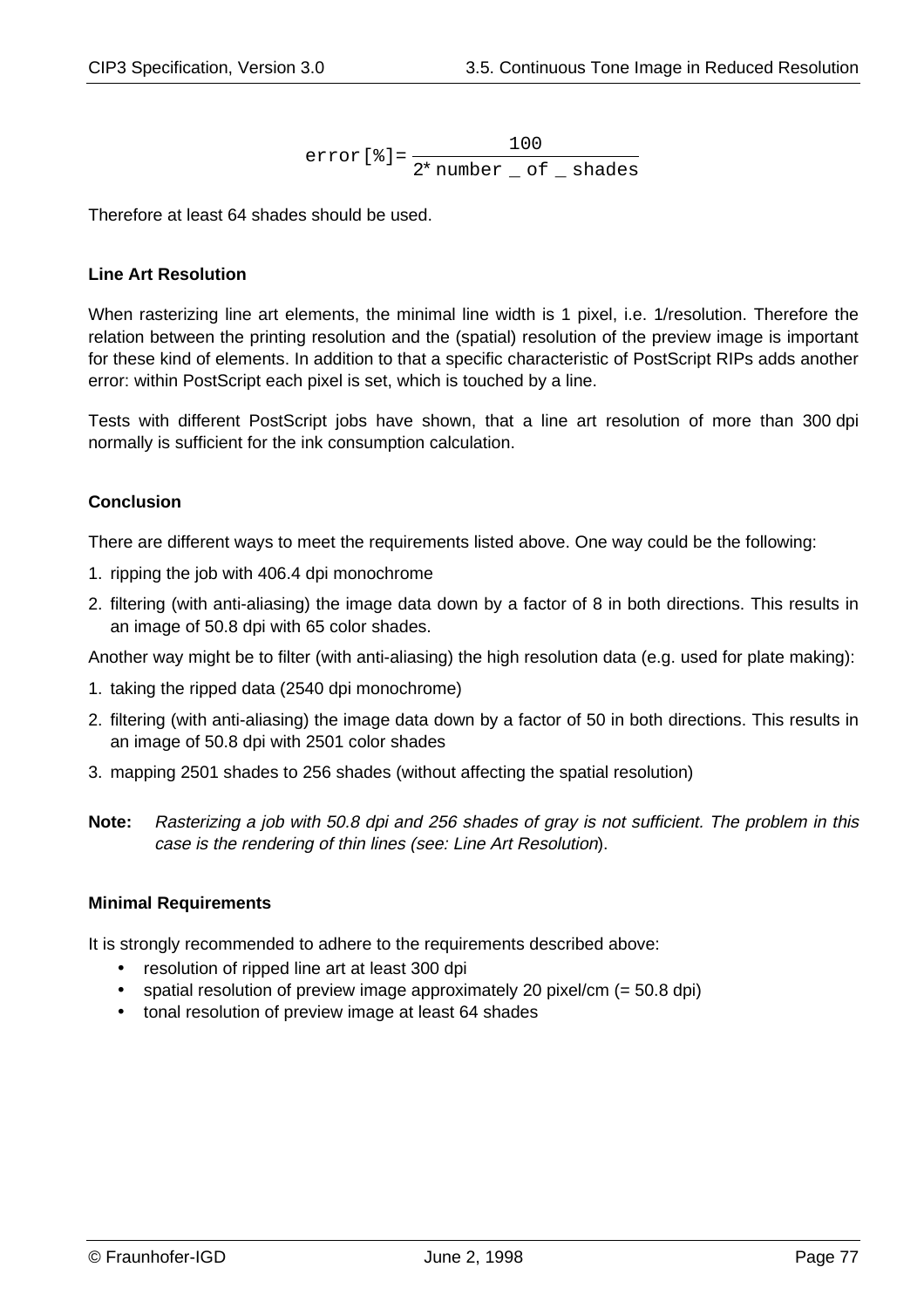$$\text{error}[\%] = \frac{100}{2 * \text{number\_of\_shades}}$$

Therefore at least 64 shades should be used.

### Line Art Resolution

When rasterizing line art elements, the minimal line width is 1 pixel, i.e. 1/resolution. Therefore the relation between the printing resolution and the (spatial) resolution of the preview image is important for these kind of elements. In addition to that a specific characteristic of PostScript RIPs adds another error: within PostScript each pixel is set, which is touched by a line.

Tests with different PostScript jobs have shown, that a line art resolution of more than 300 dpi normally is sufficient for the ink consumption calculation.

### Conclusion

There are different ways to meet the requirements listed above. One way could be the following:

1. ripping the job with 406.4 dpi monochrome
2. filtering (with anti-aliasing) the image data down by a factor of 8 in both directions. This results in an image of 50.8 dpi with 65 color shades.

Another way might be to filter (with anti-aliasing) the high resolution data (e.g. used for plate making):

1. taking the ripped data (2540 dpi monochrome)
2. filtering (with anti-aliasing) the image data down by a factor of 50 in both directions. This results in an image of 50.8 dpi with 2501 color shades
3. mapping 2501 shades to 256 shades (without affecting the spatial resolution)

**Note:** *Rasterizing a job with 50.8 dpi and 256 shades of gray is not sufficient. The problem in this case is the rendering of thin lines (see: Line Art Resolution).*

### Minimal Requirements

It is strongly recommended to adhere to the requirements described above:

- resolution of ripped line art at least 300 dpi
- spatial resolution of preview image approximately 20 pixel/cm (= 50.8 dpi)
- tonal resolution of preview image at least 64 shades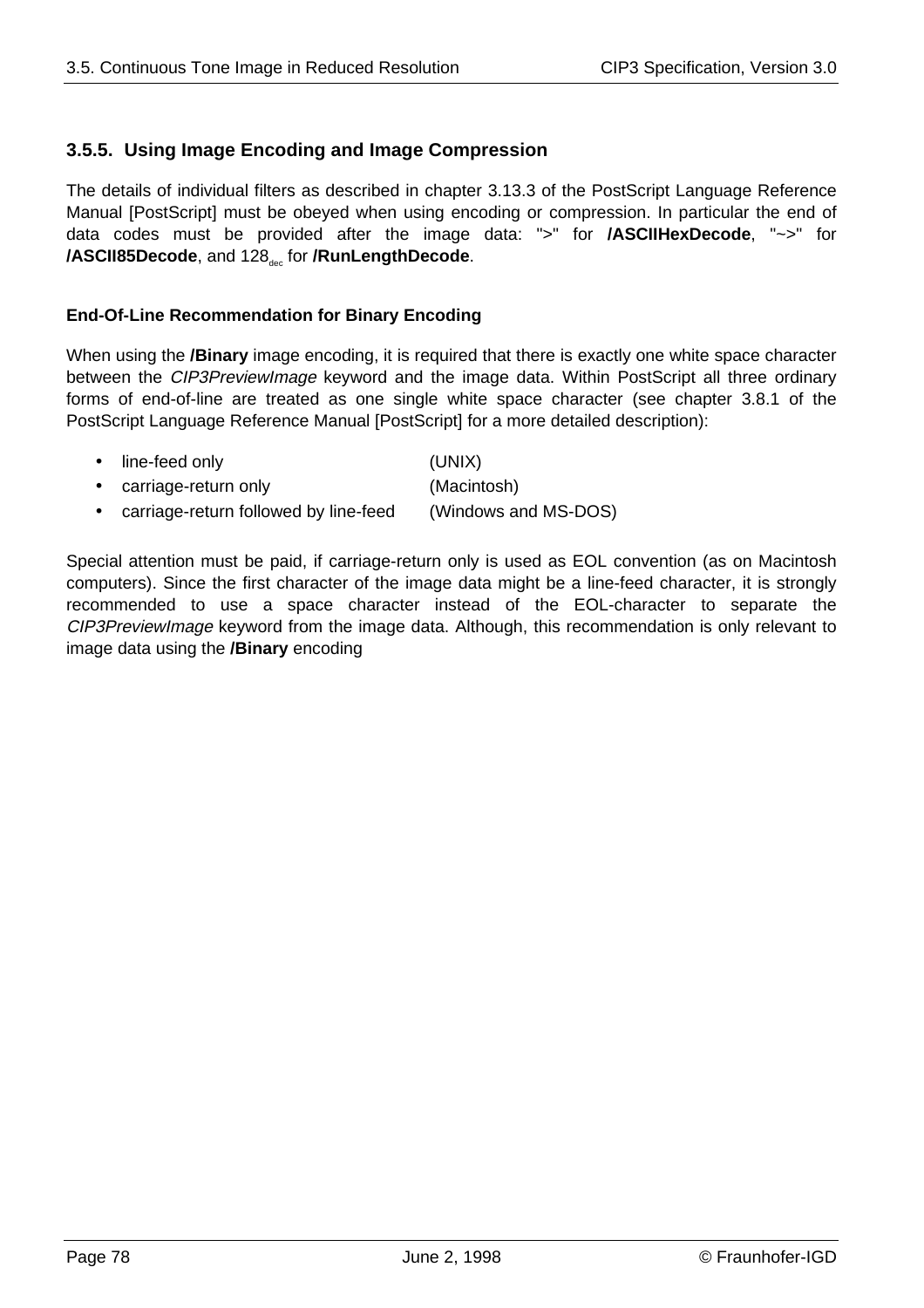### 3.5.5. Using Image Encoding and Image Compression

The details of individual filters as described in chapter 3.13.3 of the PostScript Language Reference Manual [PostScript] must be obeyed when using encoding or compression. In particular the end of data codes must be provided after the image data: ">" for **/ASCIIHexDecode**, "~>" for **/ASCII85Decode**, and $128_{dec}$ for **/RunLengthDecode**.

#### End-Of-Line Recommendation for Binary Encoding

When using the **/Binary** image encoding, it is required that there is exactly one white space character between the *CIP3PreviewImage* keyword and the image data. Within PostScript all three ordinary forms of end-of-line are treated as one single white space character (see chapter 3.8.1 of the PostScript Language Reference Manual [PostScript] for a more detailed description):

- line-feed only (UNIX)
- carriage-return only (Macintosh)
- carriage-return followed by line-feed (Windows and MS-DOS)

Special attention must be paid, if carriage-return only is used as EOL convention (as on Macintosh computers). Since the first character of the image data might be a line-feed character, it is strongly recommended to use a space character instead of the EOL-character to separate the *CIP3PreviewImage* keyword from the image data. Although, this recommendation is only relevant to image data using the **/Binary** encoding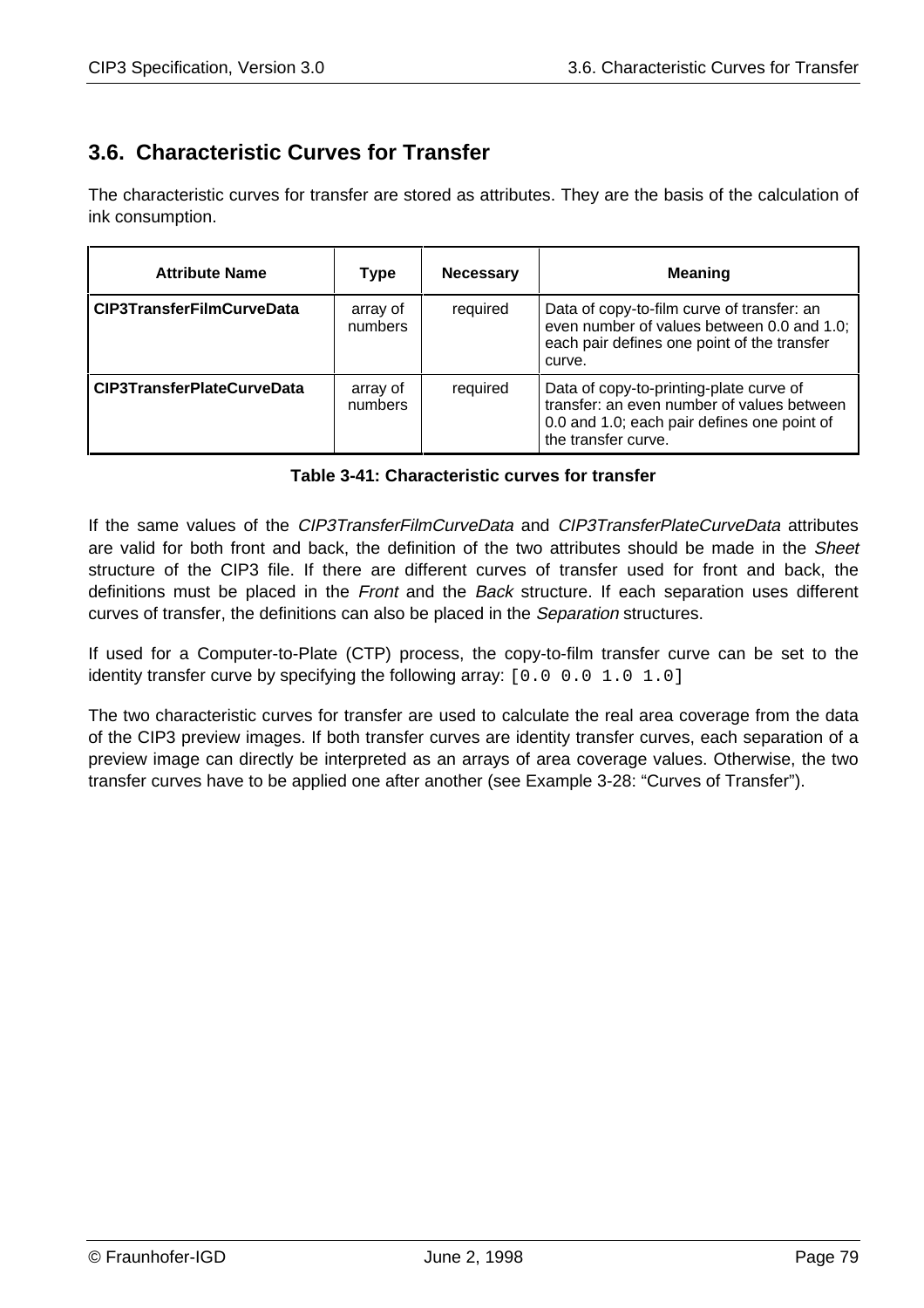## 3.6. Characteristic Curves for Transfer

The characteristic curves for transfer are stored as attributes. They are the basis of the calculation of ink consumption.

| Attribute Name | Type | Necessary | Meaning |
|---|---|---|---|
| **CIP3TransferFilmCurveData** | array of numbers | required | Data of copy-to-film curve of transfer: an even number of values between 0.0 and 1.0; each pair defines one point of the transfer curve. |
| **CIP3TransferPlateCurveData** | array of numbers | required | Data of copy-to-printing-plate curve of transfer: an even number of values between 0.0 and 1.0; each pair defines one point of the transfer curve. |

**Table 3-41: Characteristic curves for transfer**

If the same values of the *CIP3TransferFilmCurveData* and *CIP3TransferPlateCurveData* attributes are valid for both front and back, the definition of the two attributes should be made in the *Sheet* structure of the CIP3 file. If there are different curves of transfer used for front and back, the definitions must be placed in the *Front* and the *Back* structure. If each separation uses different curves of transfer, the definitions can also be placed in the *Separation* structures.

If used for a Computer-to-Plate (CTP) process, the copy-to-film transfer curve can be set to the identity transfer curve by specifying the following array: `[0.0 0.0 1.0 1.0]`

The two characteristic curves for transfer are used to calculate the real area coverage from the data of the CIP3 preview images. If both transfer curves are identity transfer curves, each separation of a preview image can directly be interpreted as an arrays of area coverage values. Otherwise, the two transfer curves have to be applied one after another (see Example 3-28: “Curves of Transfer”).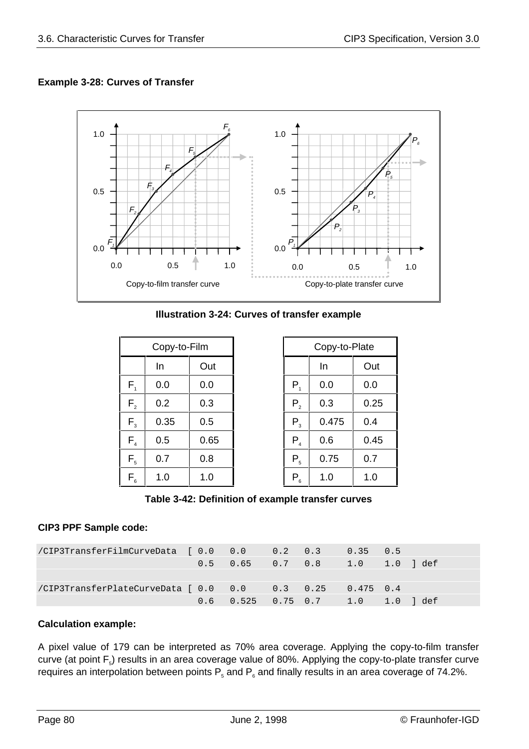**Example 3-28: Curves of Transfer**

**Illustration 3-24: Curves of transfer example**

| Copy-to-Film | | |
|---|---|---|
| | In | Out |
| $F_1$ | 0.0 | 0.0 |
| $F_2$ | 0.2 | 0.3 |
| $F_3$ | 0.35 | 0.5 |
| $F_4$ | 0.5 | 0.65 |
| $F_5$ | 0.7 | 0.8 |
| $F_6$ | 1.0 | 1.0 |

| Copy-to-Plate | | |
|---|---|---|
| | In | Out |
| $P_1$ | 0.0 | 0.0 |
| $P_2$ | 0.3 | 0.25 |
| $P_3$ | 0.475 | 0.4 |
| $P_4$ | 0.6 | 0.45 |
| $P_5$ | 0.75 | 0.7 |
| $P_6$ | 1.0 | 1.0 |

**Table 3-42: Definition of example transfer curves**

**CIP3 PPF Sample code:**

```
/CIP3TransferFilmCurveData  [ 0.0   0.0    0.2  0.3    0.35  0.5
                              0.5   0.65   0.7  0.8    1.0   1.0  ] def

/CIP3TransferPlateCurveData [ 0.0   0.0    0.3  0.25   0.475 0.4
                              0.6   0.525  0.75 0.7    1.0   1.0  ] def
```

**Calculation example:**

A pixel value of 179 can be interpreted as 70% area coverage. Applying the copy-to-film transfer curve (at point $F_5$) results in an area coverage value of 80%. Applying the copy-to-plate transfer curve requires an interpolation between points $P_5$ and $P_6$ and finally results in an area coverage of 74.2%.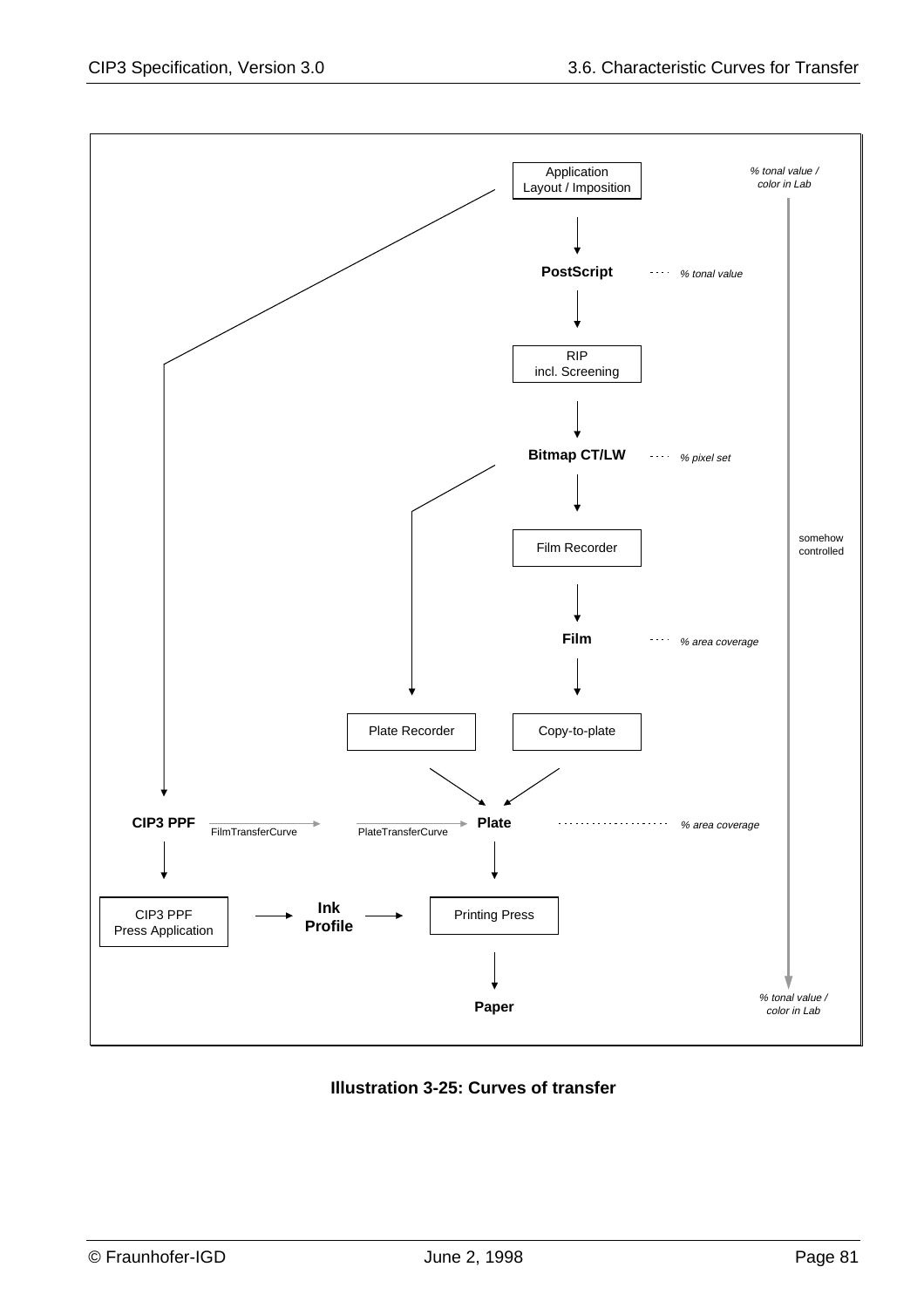Application
Layout / Imposition

*% tonal value / color in Lab*

**PostScript** *% tonal value*

RIP
incl. Screening

**Bitmap CT/LW** *% pixel set*

Film Recorder

somehow controlled

**Film** *% area coverage*

Plate Recorder

Copy-to-plate

**CIP3 PPF** FilmTransferCurve PlateTransferCurve **Plate** *% area coverage*

CIP3 PPF
Press Application

**Ink Profile**

Printing Press

**Paper**

*% tonal value / color in Lab*

**Illustration 3-25: Curves of transfer**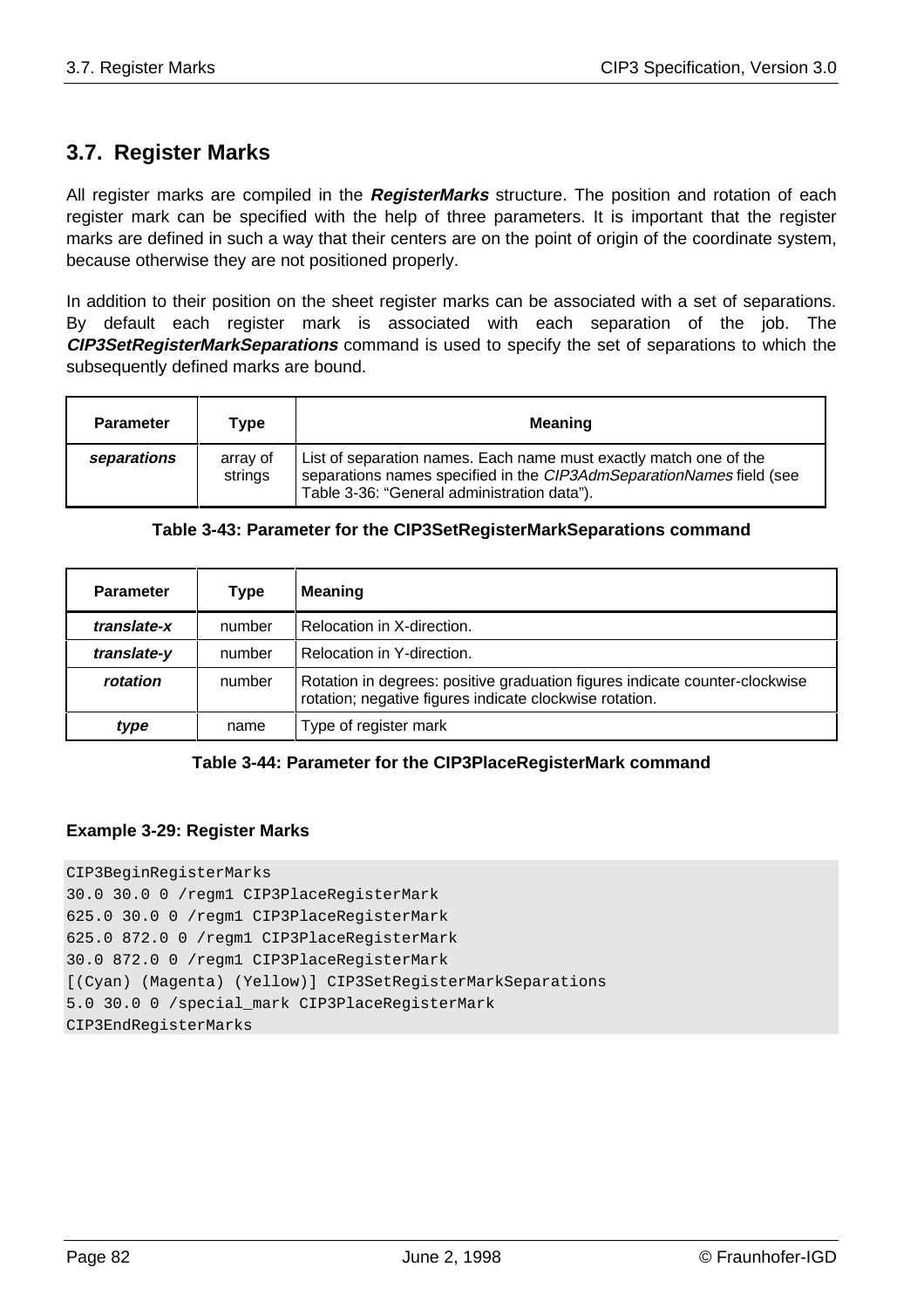## 3.7. Register Marks

All register marks are compiled in the ***RegisterMarks*** structure. The position and rotation of each register mark can be specified with the help of three parameters. It is important that the register marks are defined in such a way that their centers are on the point of origin of the coordinate system, because otherwise they are not positioned properly.

In addition to their position on the sheet register marks can be associated with a set of separations. By default each register mark is associated with each separation of the job. The ***CIP3SetRegisterMarkSeparations*** command is used to specify the set of separations to which the subsequently defined marks are bound.

| Parameter | Type | Meaning |
|---|---|---|
| ***separations*** | array of strings | List of separation names. Each name must exactly match one of the separations names specified in the *CIP3AdmSeparationNames* field (see Table 3-36: “General administration data”). |

**Table 3-43: Parameter for the CIP3SetRegisterMarkSeparations command**

| Parameter | Type | Meaning |
|---|---|---|
| ***translate-x*** | number | Relocation in X-direction. |
| ***translate-y*** | number | Relocation in Y-direction. |
| ***rotation*** | number | Rotation in degrees: positive graduation figures indicate counter-clockwise rotation; negative figures indicate clockwise rotation. |
| ***type*** | name | Type of register mark |

**Table 3-44: Parameter for the CIP3PlaceRegisterMark command**

**Example 3-29: Register Marks**

```
CIP3BeginRegisterMarks
30.0 30.0 0 /regm1 CIP3PlaceRegisterMark
625.0 30.0 0 /regm1 CIP3PlaceRegisterMark
625.0 872.0 0 /regm1 CIP3PlaceRegisterMark
30.0 872.0 0 /regm1 CIP3PlaceRegisterMark
[(Cyan) (Magenta) (Yellow)] CIP3SetRegisterMarkSeparations
5.0 30.0 0 /special_mark CIP3PlaceRegisterMark
CIP3EndRegisterMarks
```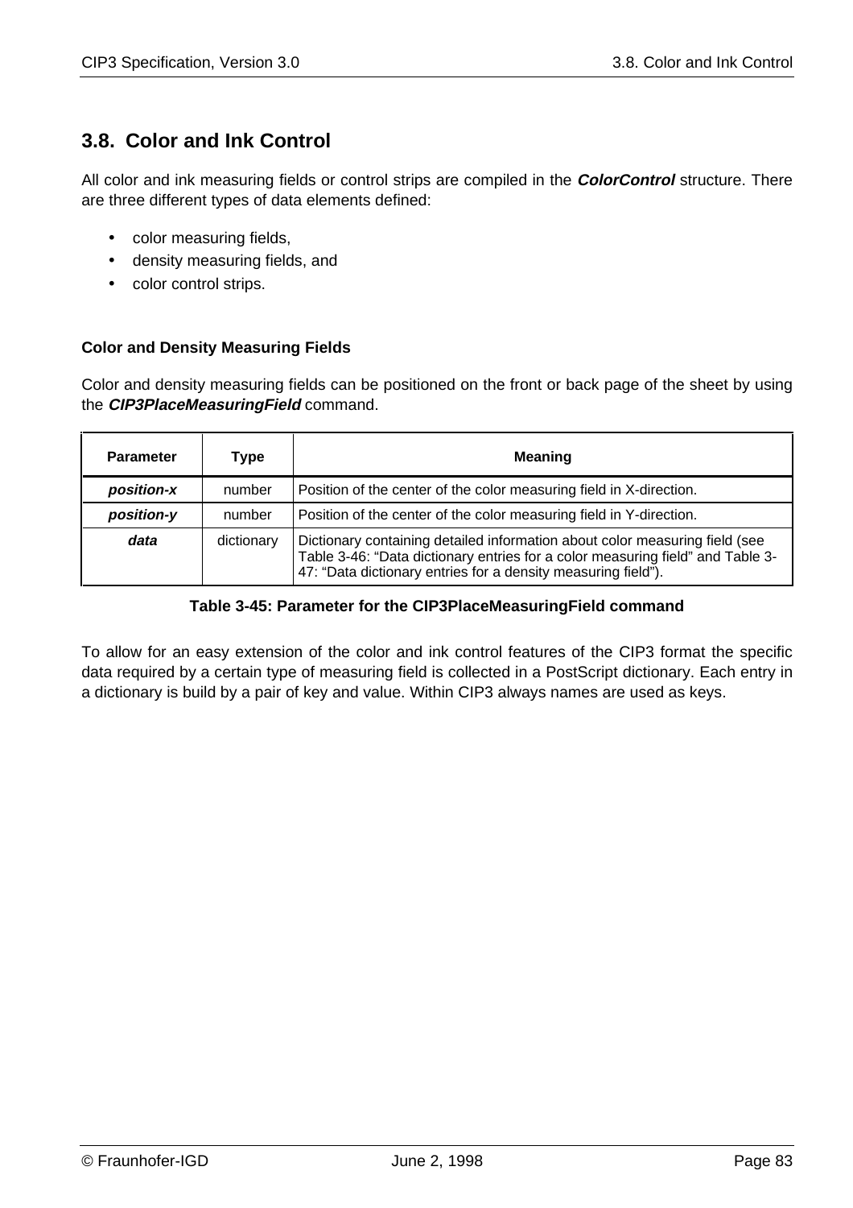## 3.8. Color and Ink Control

All color and ink measuring fields or control strips are compiled in the ***ColorControl*** structure. There are three different types of data elements defined:

- color measuring fields,
- density measuring fields, and
- color control strips.

**Color and Density Measuring Fields**

Color and density measuring fields can be positioned on the front or back page of the sheet by using the ***CIP3PlaceMeasuringField*** command.

| Parameter | Type | Meaning |
|---|---|---|
| ***position-x*** | number | Position of the center of the color measuring field in X-direction. |
| ***position-y*** | number | Position of the center of the color measuring field in Y-direction. |
| ***data*** | dictionary | Dictionary containing detailed information about color measuring field (see Table 3-46: “Data dictionary entries for a color measuring field” and Table 3-47: “Data dictionary entries for a density measuring field”). |

**Table 3-45: Parameter for the CIP3PlaceMeasuringField command**

To allow for an easy extension of the color and ink control features of the CIP3 format the specific data required by a certain type of measuring field is collected in a PostScript dictionary. Each entry in a dictionary is build by a pair of key and value. Within CIP3 always names are used as keys.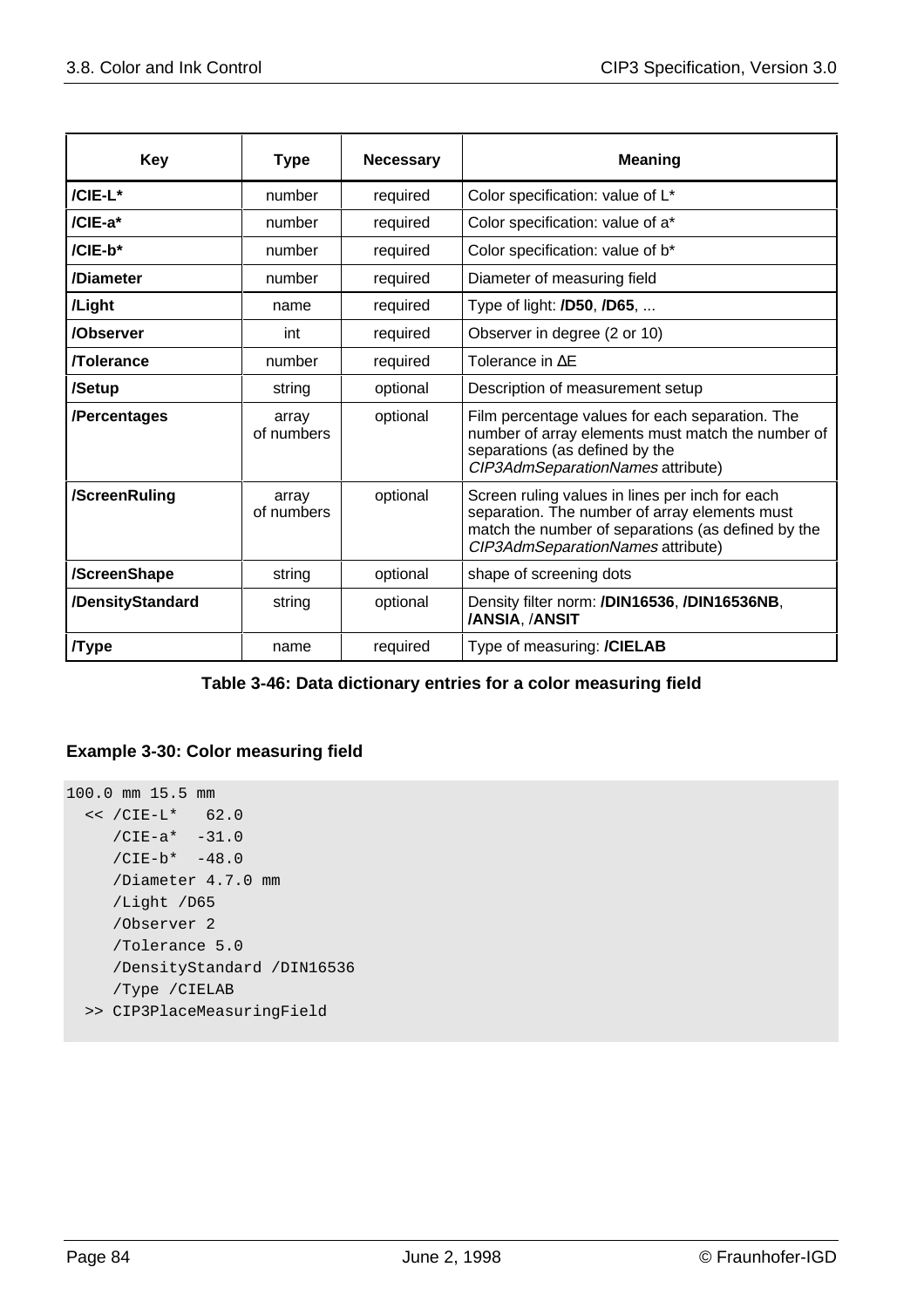| Key | Type | Necessary | Meaning |
|---|---|---|---|
| **/CIE-L*** | number | required | Color specification: value of L* |
| **/CIE-a*** | number | required | Color specification: value of a* |
| **/CIE-b*** | number | required | Color specification: value of b* |
| **/Diameter** | number | required | Diameter of measuring field |
| **/Light** | name | required | Type of light: **/D50**, **/D65**, ... |
| **/Observer** | int | required | Observer in degree (2 or 10) |
| **/Tolerance** | number | required | Tolerance in ΔE |
| **/Setup** | string | optional | Description of measurement setup |
| **/Percentages** | array of numbers | optional | Film percentage values for each separation. The number of array elements must match the number of separations (as defined by the *CIP3AdmSeparationNames* attribute) |
| **/ScreenRuling** | array of numbers | optional | Screen ruling values in lines per inch for each separation. The number of array elements must match the number of separations (as defined by the *CIP3AdmSeparationNames* attribute) |
| **/ScreenShape** | string | optional | shape of screening dots |
| **/DensityStandard** | string | optional | Density filter norm: **/DIN16536**, **/DIN16536NB**, **/ANSIA**, /**ANSIT** |
| **/Type** | name | required | Type of measuring: **/CIELAB** |

**Table 3-46: Data dictionary entries for a color measuring field**

**Example 3-30: Color measuring field**

```
100.0 mm 15.5 mm
  << /CIE-L*   62.0
     /CIE-a*  -31.0
     /CIE-b*  -48.0
     /Diameter 4.7.0 mm
     /Light /D65
     /Observer 2
     /Tolerance 5.0
     /DensityStandard /DIN16536
     /Type /CIELAB
  >> CIP3PlaceMeasuringField
```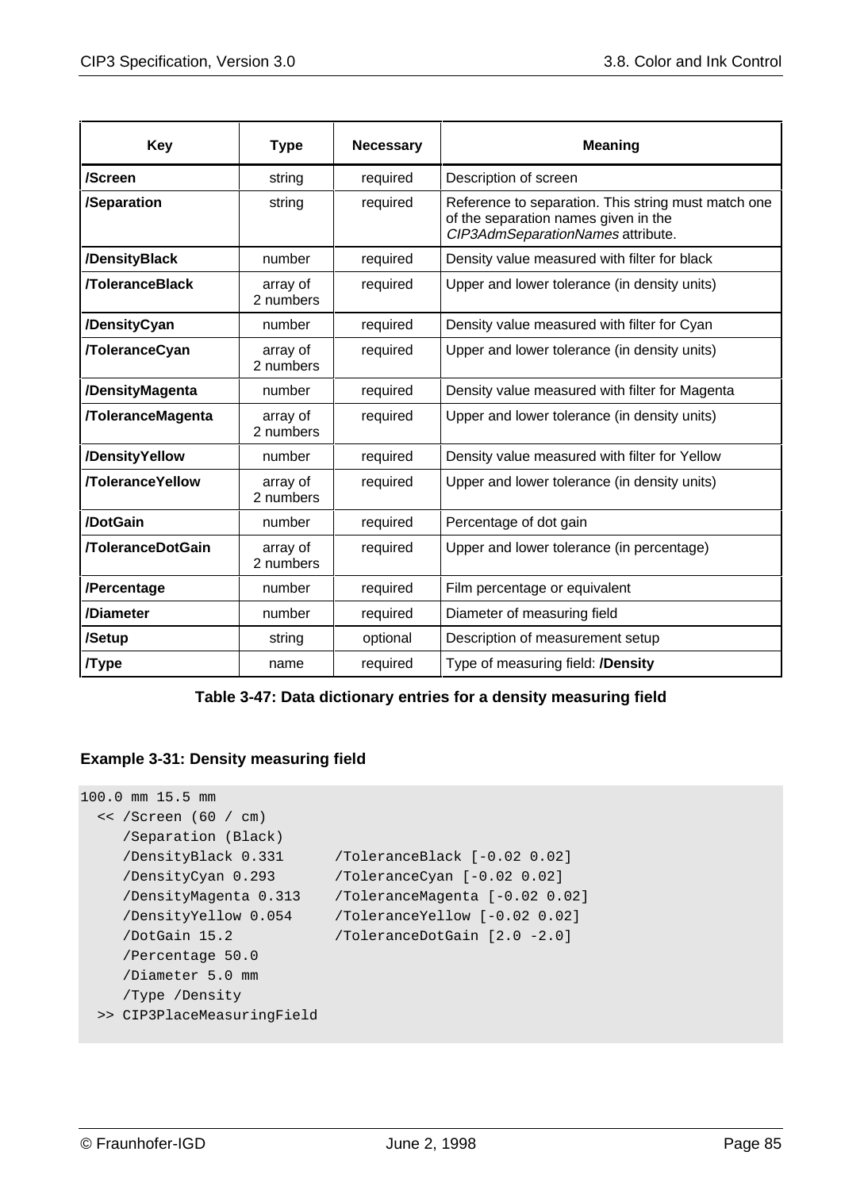| Key | Type | Necessary | Meaning |
|---|---|---|---|
| **/Screen** | string | required | Description of screen |
| **/Separation** | string | required | Reference to separation. This string must match one of the separation names given in the *CIP3AdmSeparationNames* attribute. |
| **/DensityBlack** | number | required | Density value measured with filter for black |
| **/ToleranceBlack** | array of 2 numbers | required | Upper and lower tolerance (in density units) |
| **/DensityCyan** | number | required | Density value measured with filter for Cyan |
| **/ToleranceCyan** | array of 2 numbers | required | Upper and lower tolerance (in density units) |
| **/DensityMagenta** | number | required | Density value measured with filter for Magenta |
| **/ToleranceMagenta** | array of 2 numbers | required | Upper and lower tolerance (in density units) |
| **/DensityYellow** | number | required | Density value measured with filter for Yellow |
| **/ToleranceYellow** | array of 2 numbers | required | Upper and lower tolerance (in density units) |
| **/DotGain** | number | required | Percentage of dot gain |
| **/ToleranceDotGain** | array of 2 numbers | required | Upper and lower tolerance (in percentage) |
| **/Percentage** | number | required | Film percentage or equivalent |
| **/Diameter** | number | required | Diameter of measuring field |
| **/Setup** | string | optional | Description of measurement setup |
| **/Type** | name | required | Type of measuring field: **/Density** |

**Table 3-47: Data dictionary entries for a density measuring field**

**Example 3-31: Density measuring field**

```
100.0 mm 15.5 mm
  << /Screen (60 / cm)
     /Separation (Black)
     /DensityBlack 0.331      /ToleranceBlack [-0.02 0.02]
     /DensityCyan 0.293       /ToleranceCyan [-0.02 0.02]
     /DensityMagenta 0.313    /ToleranceMagenta [-0.02 0.02]
     /DensityYellow 0.054     /ToleranceYellow [-0.02 0.02]
     /DotGain 15.2            /ToleranceDotGain [2.0 -2.0]
     /Percentage 50.0
     /Diameter 5.0 mm
     /Type /Density
  >> CIP3PlaceMeasuringField
```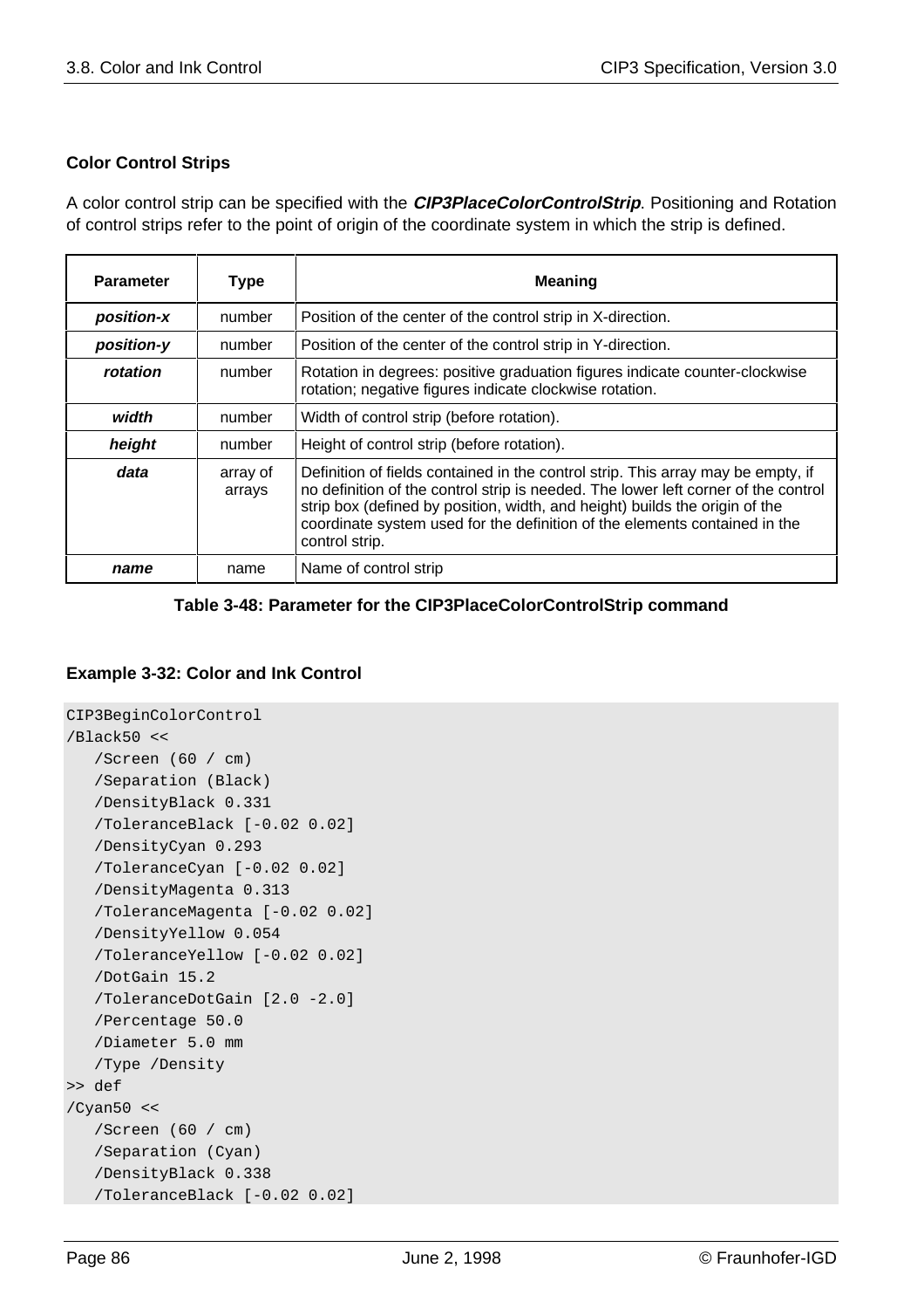### Color Control Strips

A color control strip can be specified with the ***CIP3PlaceColorControlStrip***. Positioning and Rotation of control strips refer to the point of origin of the coordinate system in which the strip is defined.

| Parameter | Type | Meaning |
|---|---|---|
| ***position-x*** | number | Position of the center of the control strip in X-direction. |
| ***position-y*** | number | Position of the center of the control strip in Y-direction. |
| ***rotation*** | number | Rotation in degrees: positive graduation figures indicate counter-clockwise rotation; negative figures indicate clockwise rotation. |
| ***width*** | number | Width of control strip (before rotation). |
| ***height*** | number | Height of control strip (before rotation). |
| ***data*** | array of arrays | Definition of fields contained in the control strip. This array may be empty, if no definition of the control strip is needed. The lower left corner of the control strip box (defined by position, width, and height) builds the origin of the coordinate system used for the definition of the elements contained in the control strip. |
| ***name*** | name | Name of control strip |

**Table 3-48: Parameter for the CIP3PlaceColorControlStrip command**

**Example 3-32: Color and Ink Control**

```
CIP3BeginColorControl
/Black50 <<
   /Screen (60 / cm)
   /Separation (Black)
   /DensityBlack 0.331
   /ToleranceBlack [-0.02 0.02]
   /DensityCyan 0.293
   /ToleranceCyan [-0.02 0.02]
   /DensityMagenta 0.313
   /ToleranceMagenta [-0.02 0.02]
   /DensityYellow 0.054
   /ToleranceYellow [-0.02 0.02]
   /DotGain 15.2
   /ToleranceDotGain [2.0 -2.0]
   /Percentage 50.0
   /Diameter 5.0 mm
   /Type /Density
>> def
/Cyan50 <<
   /Screen (60 / cm)
   /Separation (Cyan)
   /DensityBlack 0.338
   /ToleranceBlack [-0.02 0.02]
```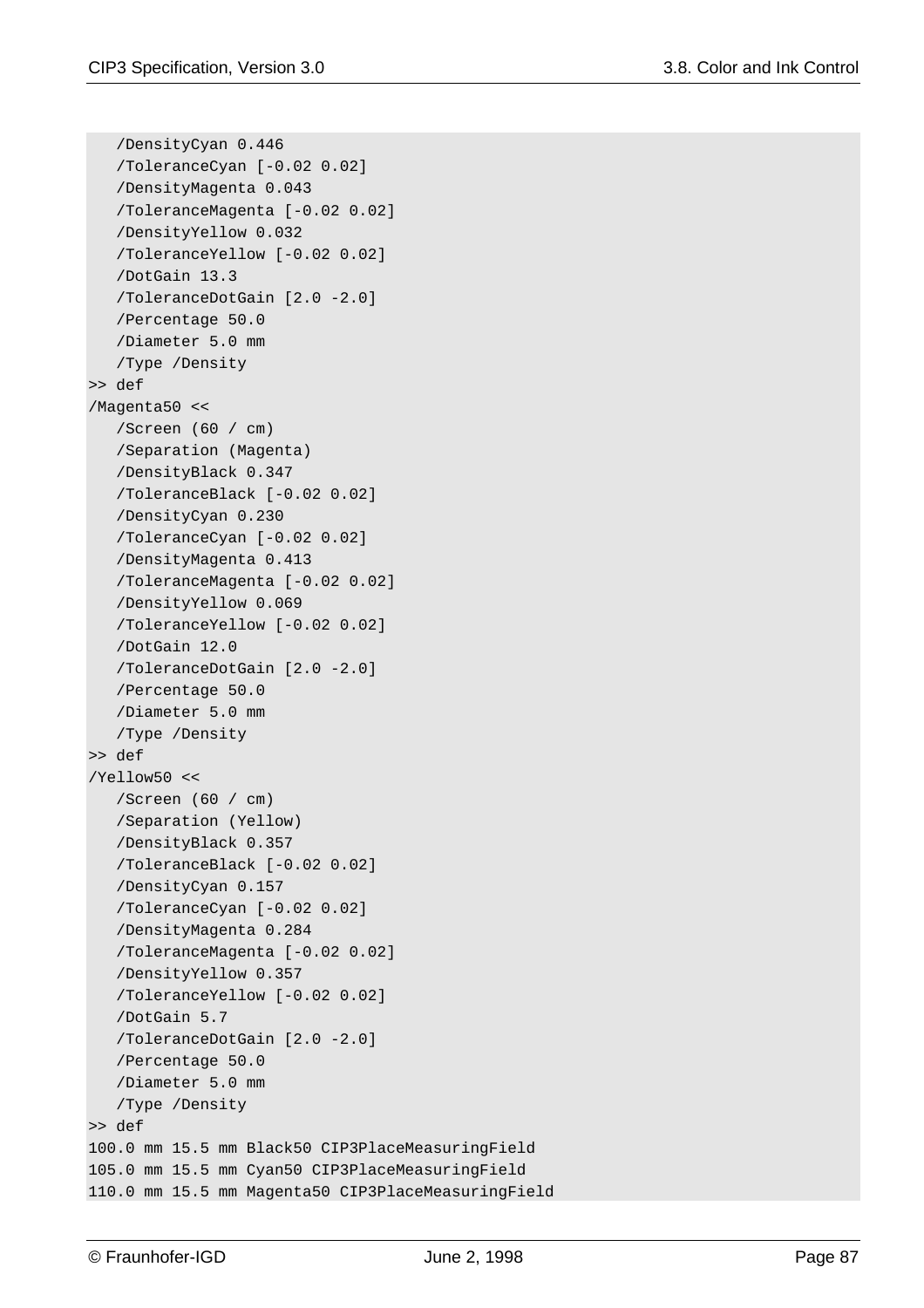```
   /DensityCyan 0.446
   /ToleranceCyan [-0.02 0.02]
   /DensityMagenta 0.043
   /ToleranceMagenta [-0.02 0.02]
   /DensityYellow 0.032
   /ToleranceYellow [-0.02 0.02]
   /DotGain 13.3
   /ToleranceDotGain [2.0 -2.0]
   /Percentage 50.0
   /Diameter 5.0 mm
   /Type /Density
>> def
/Magenta50 <<
   /Screen (60 / cm)
   /Separation (Magenta)
   /DensityBlack 0.347
   /ToleranceBlack [-0.02 0.02]
   /DensityCyan 0.230
   /ToleranceCyan [-0.02 0.02]
   /DensityMagenta 0.413
   /ToleranceMagenta [-0.02 0.02]
   /DensityYellow 0.069
   /ToleranceYellow [-0.02 0.02]
   /DotGain 12.0
   /ToleranceDotGain [2.0 -2.0]
   /Percentage 50.0
   /Diameter 5.0 mm
   /Type /Density
>> def
/Yellow50 <<
   /Screen (60 / cm)
   /Separation (Yellow)
   /DensityBlack 0.357
   /ToleranceBlack [-0.02 0.02]
   /DensityCyan 0.157
   /ToleranceCyan [-0.02 0.02]
   /DensityMagenta 0.284
   /ToleranceMagenta [-0.02 0.02]
   /DensityYellow 0.357
   /ToleranceYellow [-0.02 0.02]
   /DotGain 5.7
   /ToleranceDotGain [2.0 -2.0]
   /Percentage 50.0
   /Diameter 5.0 mm
   /Type /Density
>> def
100.0 mm 15.5 mm Black50 CIP3PlaceMeasuringField
105.0 mm 15.5 mm Cyan50 CIP3PlaceMeasuringField
110.0 mm 15.5 mm Magenta50 CIP3PlaceMeasuringField
```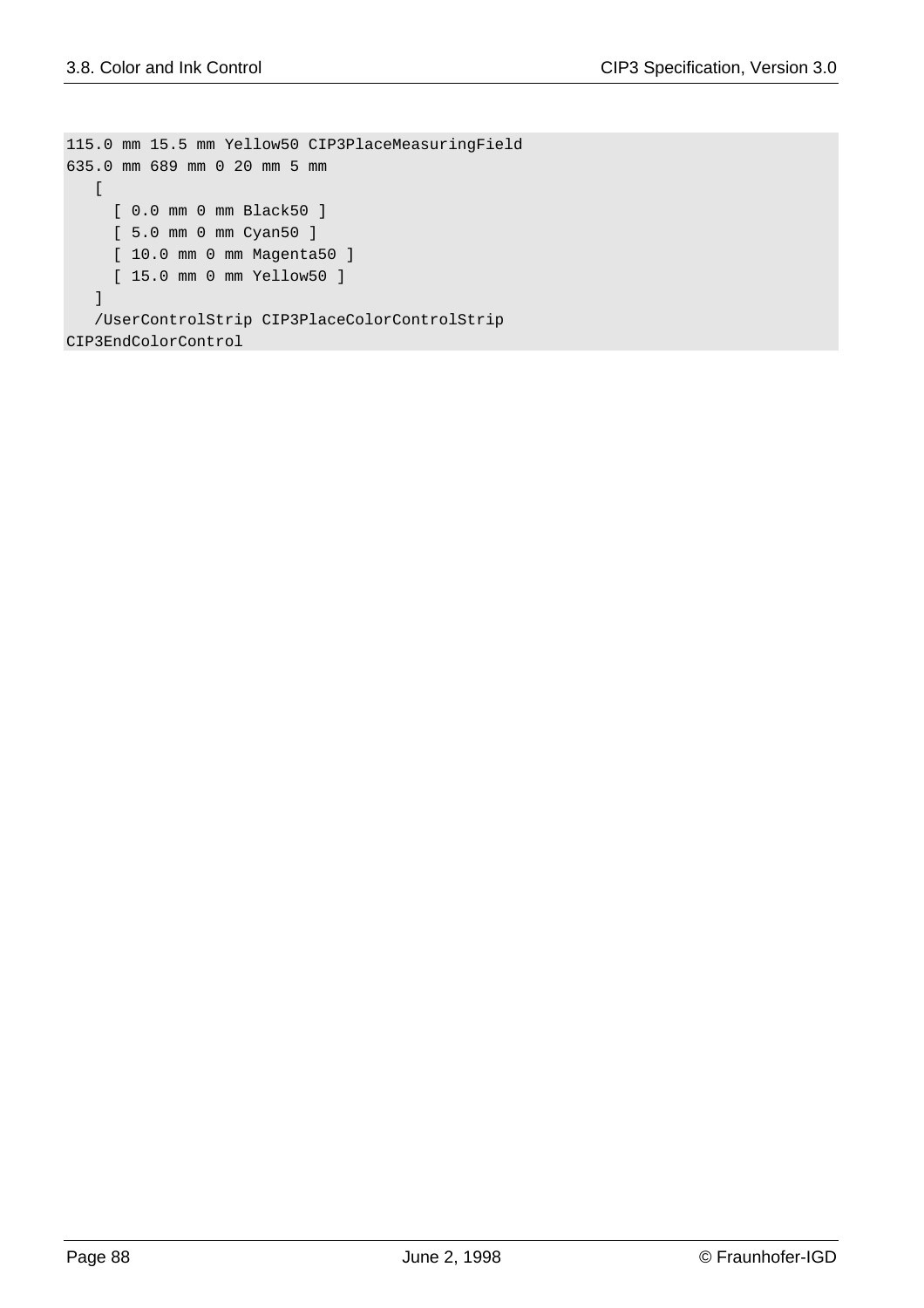```
115.0 mm 15.5 mm Yellow50 CIP3PlaceMeasuringField
635.0 mm 689 mm 0 20 mm 5 mm
   [
     [ 0.0 mm 0 mm Black50 ]
     [ 5.0 mm 0 mm Cyan50 ]
     [ 10.0 mm 0 mm Magenta50 ]
     [ 15.0 mm 0 mm Yellow50 ]
   ]
   /UserControlStrip CIP3PlaceColorControlStrip
CIP3EndColorControl
```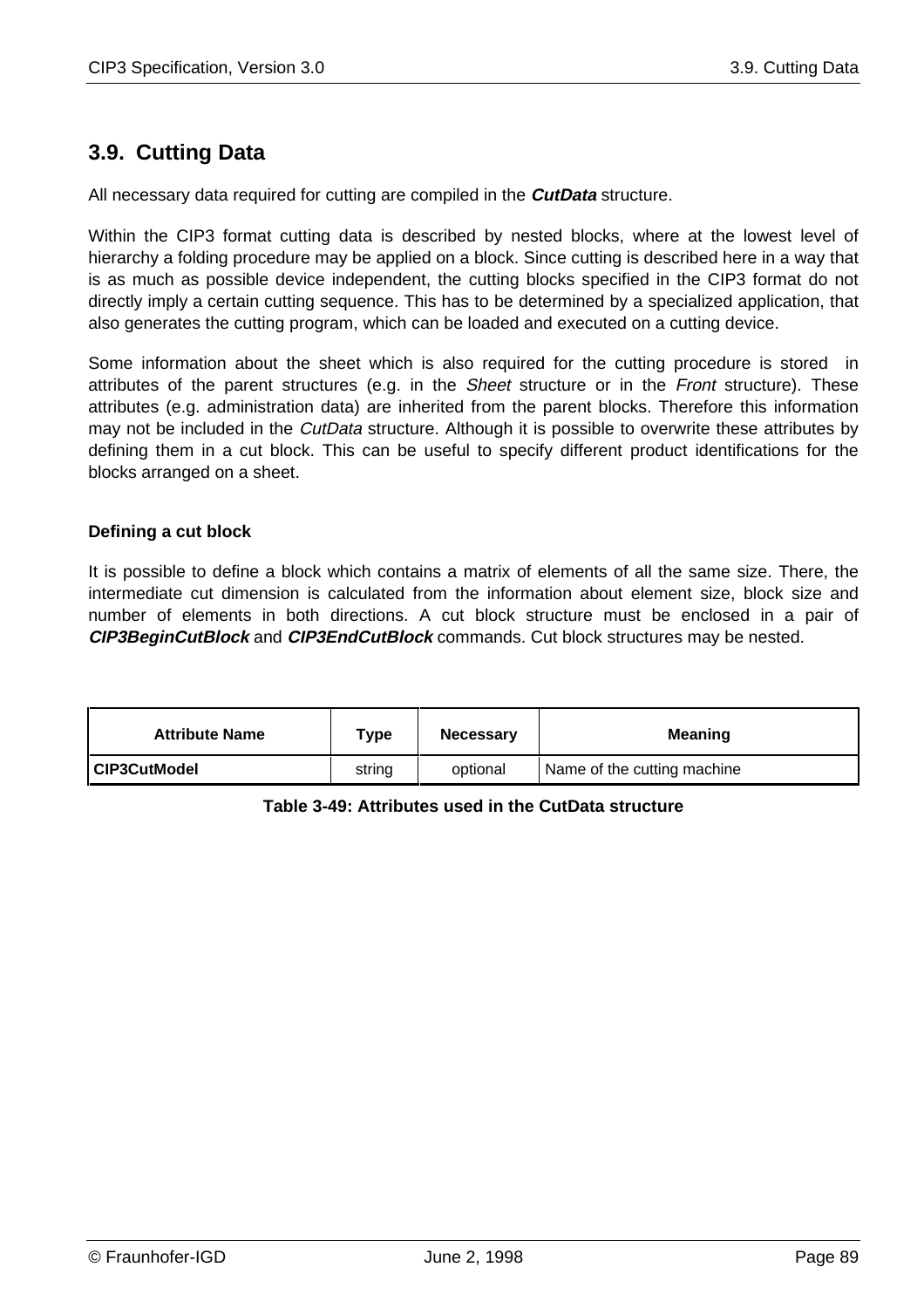## 3.9. Cutting Data

All necessary data required for cutting are compiled in the ***CutData*** structure.

Within the CIP3 format cutting data is described by nested blocks, where at the lowest level of hierarchy a folding procedure may be applied on a block. Since cutting is described here in a way that is as much as possible device independent, the cutting blocks specified in the CIP3 format do not directly imply a certain cutting sequence. This has to be determined by a specialized application, that also generates the cutting program, which can be loaded and executed on a cutting device.

Some information about the sheet which is also required for the cutting procedure is stored in attributes of the parent structures (e.g. in the *Sheet* structure or in the *Front* structure). These attributes (e.g. administration data) are inherited from the parent blocks. Therefore this information may not be included in the *CutData* structure. Although it is possible to overwrite these attributes by defining them in a cut block. This can be useful to specify different product identifications for the blocks arranged on a sheet.

#### Defining a cut block

It is possible to define a block which contains a matrix of elements of all the same size. There, the intermediate cut dimension is calculated from the information about element size, block size and number of elements in both directions. A cut block structure must be enclosed in a pair of ***CIP3BeginCutBlock*** and ***CIP3EndCutBlock*** commands. Cut block structures may be nested.

| Attribute Name | Type | Necessary | Meaning |
|---|---|---|---|
| **CIP3CutModel** | string | optional | Name of the cutting machine |

**Table 3-49: Attributes used in the CutData structure**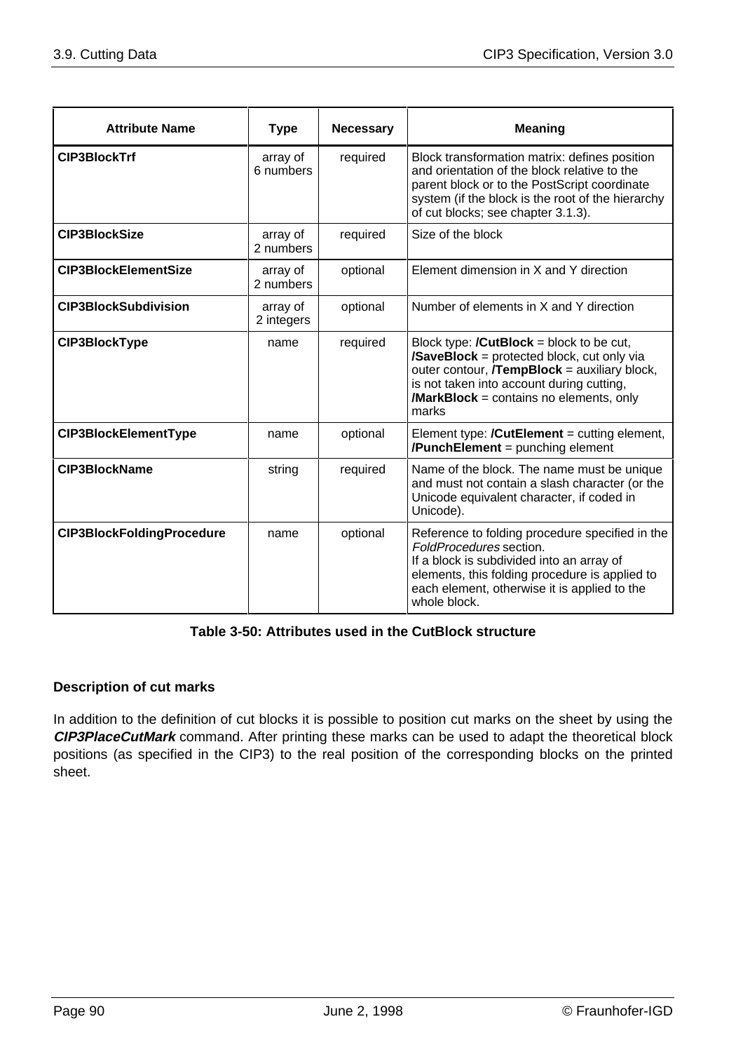| Attribute Name | Type | Necessary | Meaning |
|---|---|---|---|
| **CIP3BlockTrf** | array of 6 numbers | required | Block transformation matrix: defines position and orientation of the block relative to the parent block or to the PostScript coordinate system (if the block is the root of the hierarchy of cut blocks; see chapter 3.1.3). |
| **CIP3BlockSize** | array of 2 numbers | required | Size of the block |
| **CIP3BlockElementSize** | array of 2 numbers | optional | Element dimension in X and Y direction |
| **CIP3BlockSubdivision** | array of 2 integers | optional | Number of elements in X and Y direction |
| **CIP3BlockType** | name | required | Block type: **/CutBlock** = block to be cut, **/SaveBlock** = protected block, cut only via outer contour, **/TempBlock** = auxiliary block, is not taken into account during cutting, **/MarkBlock** = contains no elements, only marks |
| **CIP3BlockElementType** | name | optional | Element type: **/CutElement** = cutting element, **/PunchElement** = punching element |
| **CIP3BlockName** | string | required | Name of the block. The name must be unique and must not contain a slash character (or the Unicode equivalent character, if coded in Unicode). |
| **CIP3BlockFoldingProcedure** | name | optional | Reference to folding procedure specified in the *FoldProcedures* section. If a block is subdivided into an array of elements, this folding procedure is applied to each element, otherwise it is applied to the whole block. |

**Table 3-50: Attributes used in the CutBlock structure**

**Description of cut marks**

In addition to the definition of cut blocks it is possible to position cut marks on the sheet by using the ***CIP3PlaceCutMark*** command. After printing these marks can be used to adapt the theoretical block positions (as specified in the CIP3) to the real position of the corresponding blocks on the printed sheet.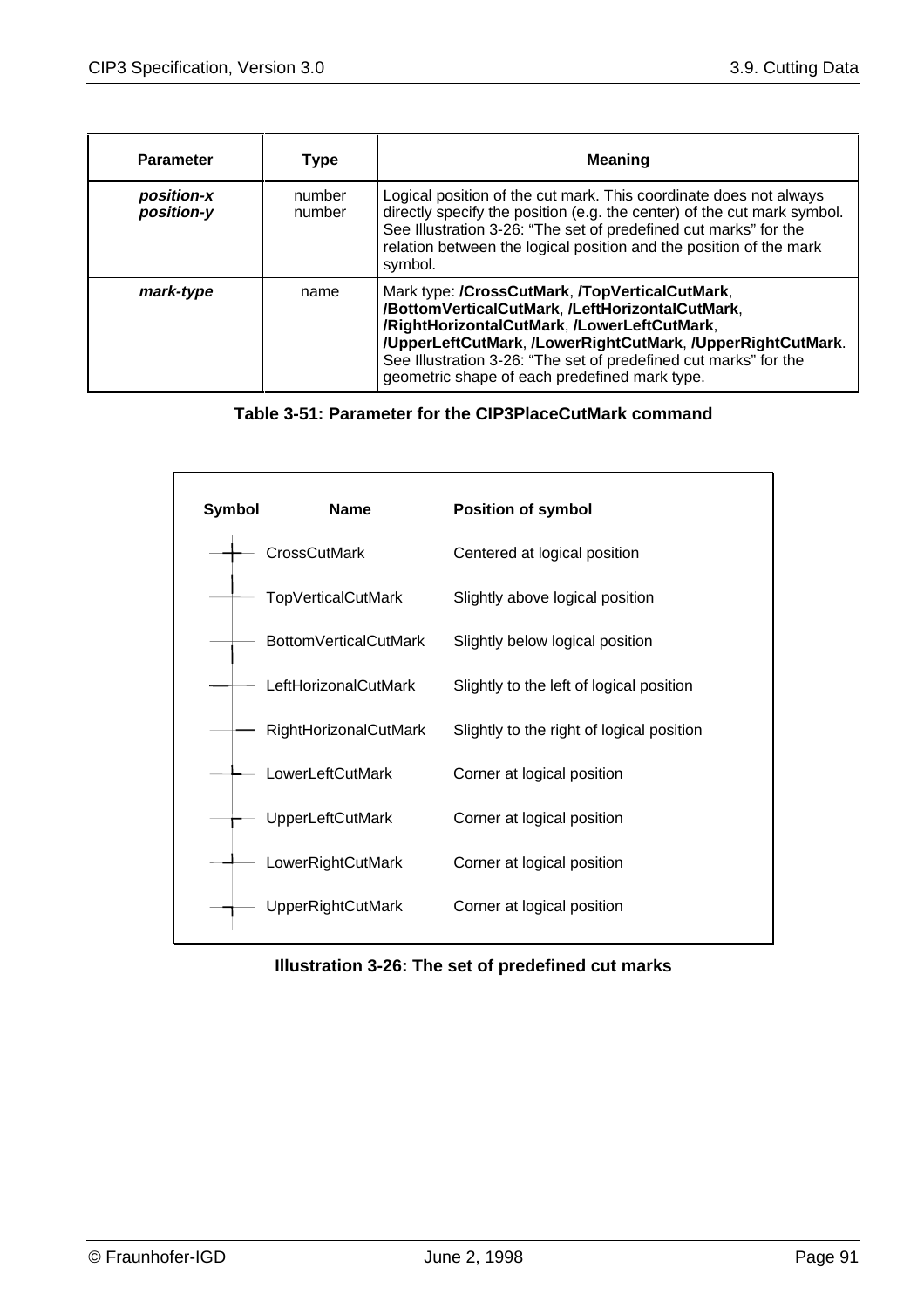| Parameter | Type | Meaning |
|---|---|---|
| ***position-x*** ***position-y*** | number number | Logical position of the cut mark. This coordinate does not always directly specify the position (e.g. the center) of the cut mark symbol. See Illustration 3-26: "The set of predefined cut marks" for the relation between the logical position and the position of the mark symbol. |
| ***mark-type*** | name | Mark type: **/CrossCutMark**, **/TopVerticalCutMark**, **/BottomVerticalCutMark**, **/LeftHorizontalCutMark**, **/RightHorizontalCutMark**, **/LowerLeftCutMark**, **/UpperLeftCutMark**, **/LowerRightCutMark**, **/UpperRightCutMark**. See Illustration 3-26: "The set of predefined cut marks" for the geometric shape of each predefined mark type. |

**Table 3-51: Parameter for the CIP3PlaceCutMark command**

| Symbol | Name | Position of symbol |
|---|---|---|
| | CrossCutMark | Centered at logical position |
| | TopVerticalCutMark | Slightly above logical position |
| | BottomVerticalCutMark | Slightly below logical position |
| | LeftHorizonalCutMark | Slightly to the left of logical position |
| | RightHorizonalCutMark | Slightly to the right of logical position |
| | LowerLeftCutMark | Corner at logical position |
| | UpperLeftCutMark | Corner at logical position |
| | LowerRightCutMark | Corner at logical position |
| | UpperRightCutMark | Corner at logical position |

**Illustration 3-26: The set of predefined cut marks**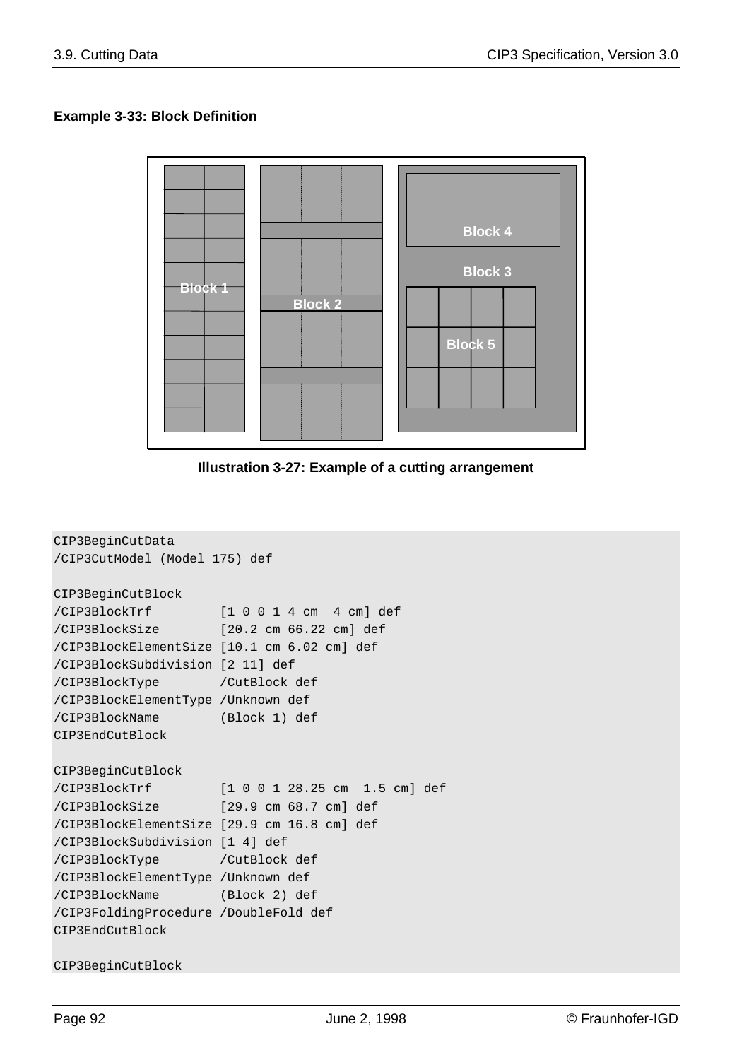**Example 3-33: Block Definition**

**Illustration 3-27: Example of a cutting arrangement**

```
CIP3BeginCutData
/CIP3CutModel (Model 175) def

CIP3BeginCutBlock
/CIP3BlockTrf         [1 0 0 1 4 cm  4 cm] def
/CIP3BlockSize        [20.2 cm 66.22 cm] def
/CIP3BlockElementSize [10.1 cm 6.02 cm] def
/CIP3BlockSubdivision [2 11] def
/CIP3BlockType        /CutBlock def
/CIP3BlockElementType /Unknown def
/CIP3BlockName        (Block 1) def
CIP3EndCutBlock

CIP3BeginCutBlock
/CIP3BlockTrf         [1 0 0 1 28.25 cm  1.5 cm] def
/CIP3BlockSize        [29.9 cm 68.7 cm] def
/CIP3BlockElementSize [29.9 cm 16.8 cm] def
/CIP3BlockSubdivision [1 4] def
/CIP3BlockType        /CutBlock def
/CIP3BlockElementType /Unknown def
/CIP3BlockName        (Block 2) def
/CIP3FoldingProcedure /DoubleFold def
CIP3EndCutBlock

CIP3BeginCutBlock
```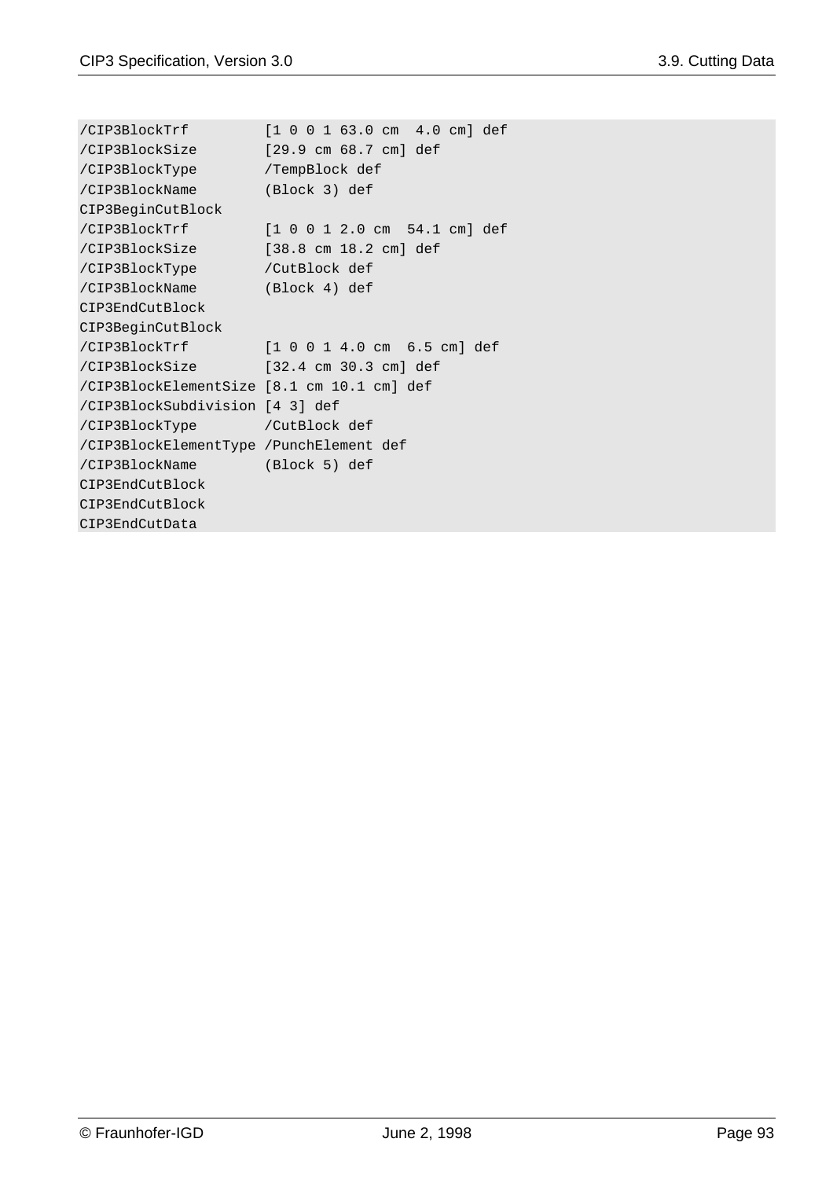```
/CIP3BlockTrf         [1 0 0 1 63.0 cm  4.0 cm] def
/CIP3BlockSize        [29.9 cm 68.7 cm] def
/CIP3BlockType        /TempBlock def
/CIP3BlockName        (Block 3) def
CIP3BeginCutBlock
/CIP3BlockTrf         [1 0 0 1 2.0 cm  54.1 cm] def
/CIP3BlockSize        [38.8 cm 18.2 cm] def
/CIP3BlockType        /CutBlock def
/CIP3BlockName        (Block 4) def
CIP3EndCutBlock
CIP3BeginCutBlock
/CIP3BlockTrf         [1 0 0 1 4.0 cm  6.5 cm] def
/CIP3BlockSize        [32.4 cm 30.3 cm] def
/CIP3BlockElementSize [8.1 cm 10.1 cm] def
/CIP3BlockSubdivision [4 3] def
/CIP3BlockType        /CutBlock def
/CIP3BlockElementType /PunchElement def
/CIP3BlockName        (Block 5) def
CIP3EndCutBlock
CIP3EndCutBlock
CIP3EndCutData
```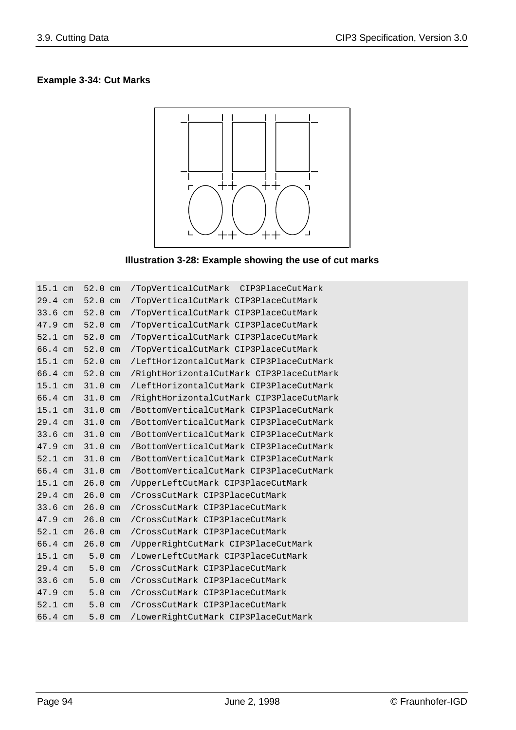**Example 3-34: Cut Marks**

**Illustration 3-28: Example showing the use of cut marks**

```
15.1 cm  52.0 cm  /TopVerticalCutMark  CIP3PlaceCutMark
29.4 cm  52.0 cm  /TopVerticalCutMark CIP3PlaceCutMark
33.6 cm  52.0 cm  /TopVerticalCutMark CIP3PlaceCutMark
47.9 cm  52.0 cm  /TopVerticalCutMark CIP3PlaceCutMark
52.1 cm  52.0 cm  /TopVerticalCutMark CIP3PlaceCutMark
66.4 cm  52.0 cm  /TopVerticalCutMark CIP3PlaceCutMark
15.1 cm  52.0 cm  /LeftHorizontalCutMark CIP3PlaceCutMark
66.4 cm  52.0 cm  /RightHorizontalCutMark CIP3PlaceCutMark
15.1 cm  31.0 cm  /LeftHorizontalCutMark CIP3PlaceCutMark
66.4 cm  31.0 cm  /RightHorizontalCutMark CIP3PlaceCutMark
15.1 cm  31.0 cm  /BottomVerticalCutMark CIP3PlaceCutMark
29.4 cm  31.0 cm  /BottomVerticalCutMark CIP3PlaceCutMark
33.6 cm  31.0 cm  /BottomVerticalCutMark CIP3PlaceCutMark
47.9 cm  31.0 cm  /BottomVerticalCutMark CIP3PlaceCutMark
52.1 cm  31.0 cm  /BottomVerticalCutMark CIP3PlaceCutMark
66.4 cm  31.0 cm  /BottomVerticalCutMark CIP3PlaceCutMark
15.1 cm  26.0 cm  /UpperLeftCutMark CIP3PlaceCutMark
29.4 cm  26.0 cm  /CrossCutMark CIP3PlaceCutMark
33.6 cm  26.0 cm  /CrossCutMark CIP3PlaceCutMark
47.9 cm  26.0 cm  /CrossCutMark CIP3PlaceCutMark
52.1 cm  26.0 cm  /CrossCutMark CIP3PlaceCutMark
66.4 cm  26.0 cm  /UpperRightCutMark CIP3PlaceCutMark
15.1 cm   5.0 cm  /LowerLeftCutMark CIP3PlaceCutMark
29.4 cm   5.0 cm  /CrossCutMark CIP3PlaceCutMark
33.6 cm   5.0 cm  /CrossCutMark CIP3PlaceCutMark
47.9 cm   5.0 cm  /CrossCutMark CIP3PlaceCutMark
52.1 cm   5.0 cm  /CrossCutMark CIP3PlaceCutMark
66.4 cm   5.0 cm  /LowerRightCutMark CIP3PlaceCutMark
```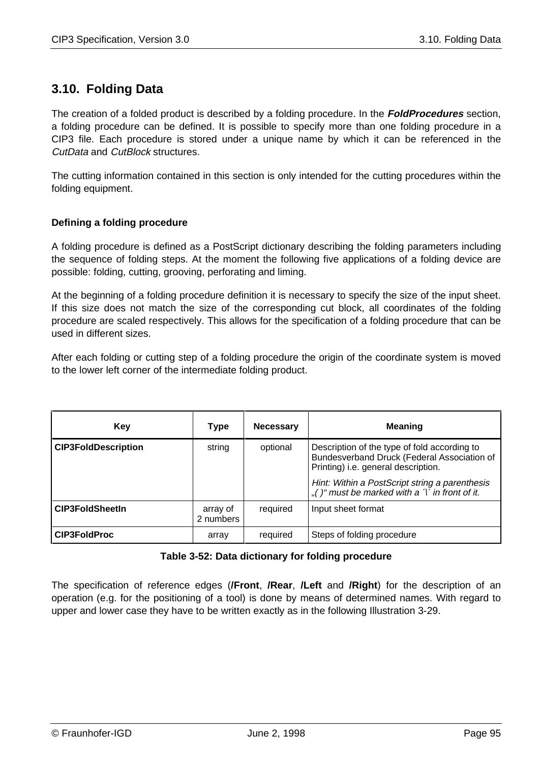## 3.10. Folding Data

The creation of a folded product is described by a folding procedure. In the ***FoldProcedures*** section, a folding procedure can be defined. It is possible to specify more than one folding procedure in a CIP3 file. Each procedure is stored under a unique name by which it can be referenced in the *CutData* and *CutBlock* structures.

The cutting information contained in this section is only intended for the cutting procedures within the folding equipment.

### Defining a folding procedure

A folding procedure is defined as a PostScript dictionary describing the folding parameters including the sequence of folding steps. At the moment the following five applications of a folding device are possible: folding, cutting, grooving, perforating and liming.

At the beginning of a folding procedure definition it is necessary to specify the size of the input sheet. If this size does not match the size of the corresponding cut block, all coordinates of the folding procedure are scaled respectively. This allows for the specification of a folding procedure that can be used in different sizes.

After each folding or cutting step of a folding procedure the origin of the coordinate system is moved to the lower left corner of the intermediate folding product.

| Key | Type | Necessary | Meaning |
|---|---|---|---|
| **CIP3FoldDescription** | string | optional | Description of the type of fold according to Bundesverband Druck (Federal Association of Printing) i.e. general description.<br>*Hint: Within a PostScript string a parenthesis „( )“ must be marked with a ´\´ in front of it.* |
| **CIP3FoldSheetIn** | array of 2 numbers | required | Input sheet format |
| **CIP3FoldProc** | array | required | Steps of folding procedure |

**Table 3-52: Data dictionary for folding procedure**

The specification of reference edges (**/Front**, **/Rear**, **/Left** and **/Right**) for the description of an operation (e.g. for the positioning of a tool) is done by means of determined names. With regard to upper and lower case they have to be written exactly as in the following Illustration 3-29.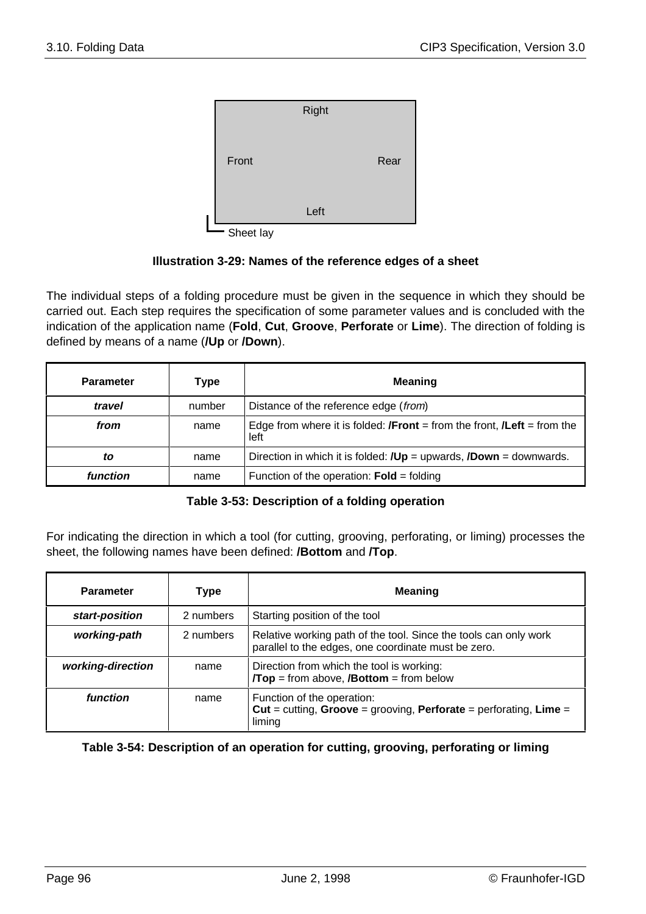Right

Front Rear

Left

Sheet lay

**Illustration 3-29: Names of the reference edges of a sheet**

The individual steps of a folding procedure must be given in the sequence in which they should be carried out. Each step requires the specification of some parameter values and is concluded with the indication of the application name (**Fold**, **Cut**, **Groove**, **Perforate** or **Lime**). The direction of folding is defined by means of a name (**/Up** or **/Down**).

| Parameter | Type | Meaning |
|---|---|---|
| ***travel*** | number | Distance of the reference edge (*from*) |
| ***from*** | name | Edge from where it is folded: **/Front** = from the front, **/Left** = from the left |
| ***to*** | name | Direction in which it is folded: **/Up** = upwards, **/Down** = downwards. |
| ***function*** | name | Function of the operation: **Fold** = folding |

**Table 3-53: Description of a folding operation**

For indicating the direction in which a tool (for cutting, grooving, perforating, or liming) processes the sheet, the following names have been defined: **/Bottom** and **/Top**.

| Parameter | Type | Meaning |
|---|---|---|
| ***start-position*** | 2 numbers | Starting position of the tool |
| ***working-path*** | 2 numbers | Relative working path of the tool. Since the tools can only work parallel to the edges, one coordinate must be zero. |
| ***working-direction*** | name | Direction from which the tool is working: **/Top** = from above, **/Bottom** = from below |
| ***function*** | name | Function of the operation: **Cut** = cutting, **Groove** = grooving, **Perforate** = perforating, **Lime** = liming |

**Table 3-54: Description of an operation for cutting, grooving, perforating or liming**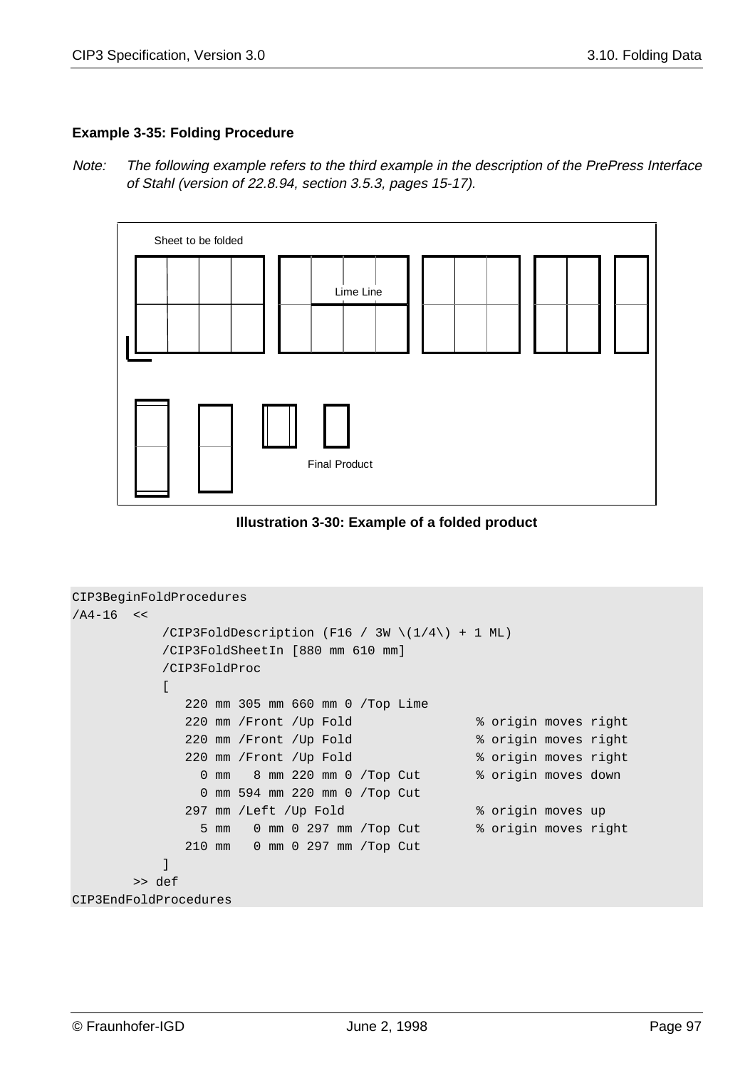**Example 3-35: Folding Procedure**

*Note: The following example refers to the third example in the description of the PrePress Interface of Stahl (version of 22.8.94, section 3.5.3, pages 15-17).*

Sheet to be folded

Lime Line

Final Product

**Illustration 3-30: Example of a folded product**

```
CIP3BeginFoldProcedures
/A4-16  <<
            /CIP3FoldDescription (F16 / 3W \(1/4\) + 1 ML)
            /CIP3FoldSheetIn [880 mm 610 mm]
            /CIP3FoldProc
            [
               220 mm 305 mm 660 mm 0 /Top Lime
               220 mm /Front /Up Fold                % origin moves right
               220 mm /Front /Up Fold                % origin moves right
               220 mm /Front /Up Fold                % origin moves right
                 0 mm   8 mm 220 mm 0 /Top Cut       % origin moves down
                 0 mm 594 mm 220 mm 0 /Top Cut
               297 mm /Left /Up Fold                 % origin moves up
                 5 mm   0 mm 0 297 mm /Top Cut       % origin moves right
               210 mm   0 mm 0 297 mm /Top Cut
            ]
        >> def
CIP3EndFoldProcedures
```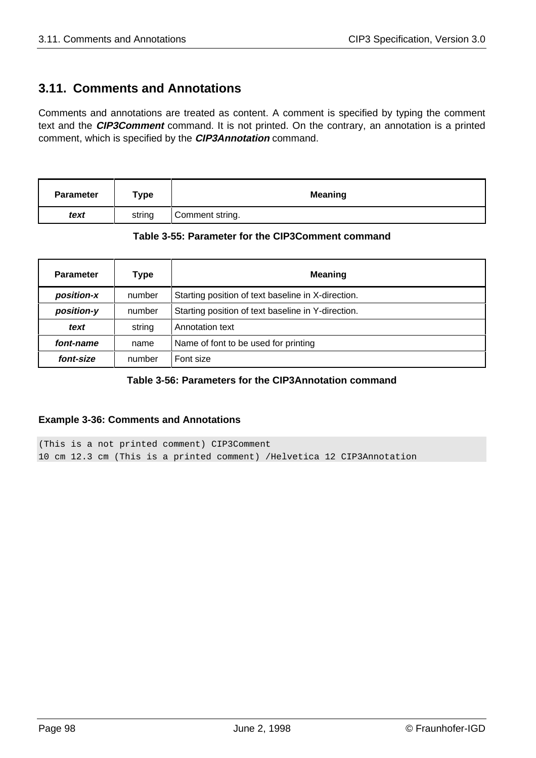## 3.11. Comments and Annotations

Comments and annotations are treated as content. A comment is specified by typing the comment text and the ***CIP3Comment*** command. It is not printed. On the contrary, an annotation is a printed comment, which is specified by the ***CIP3Annotation*** command.

| Parameter | Type | Meaning |
|---|---|---|
| ***text*** | string | Comment string. |

**Table 3-55: Parameter for the CIP3Comment command**

| Parameter | Type | Meaning |
|---|---|---|
| ***position-x*** | number | Starting position of text baseline in X-direction. |
| ***position-y*** | number | Starting position of text baseline in Y-direction. |
| ***text*** | string | Annotation text |
| ***font-name*** | name | Name of font to be used for printing |
| ***font-size*** | number | Font size |

**Table 3-56: Parameters for the CIP3Annotation command**

**Example 3-36: Comments and Annotations**

```
(This is a not printed comment) CIP3Comment
10 cm 12.3 cm (This is a printed comment) /Helvetica 12 CIP3Annotation
```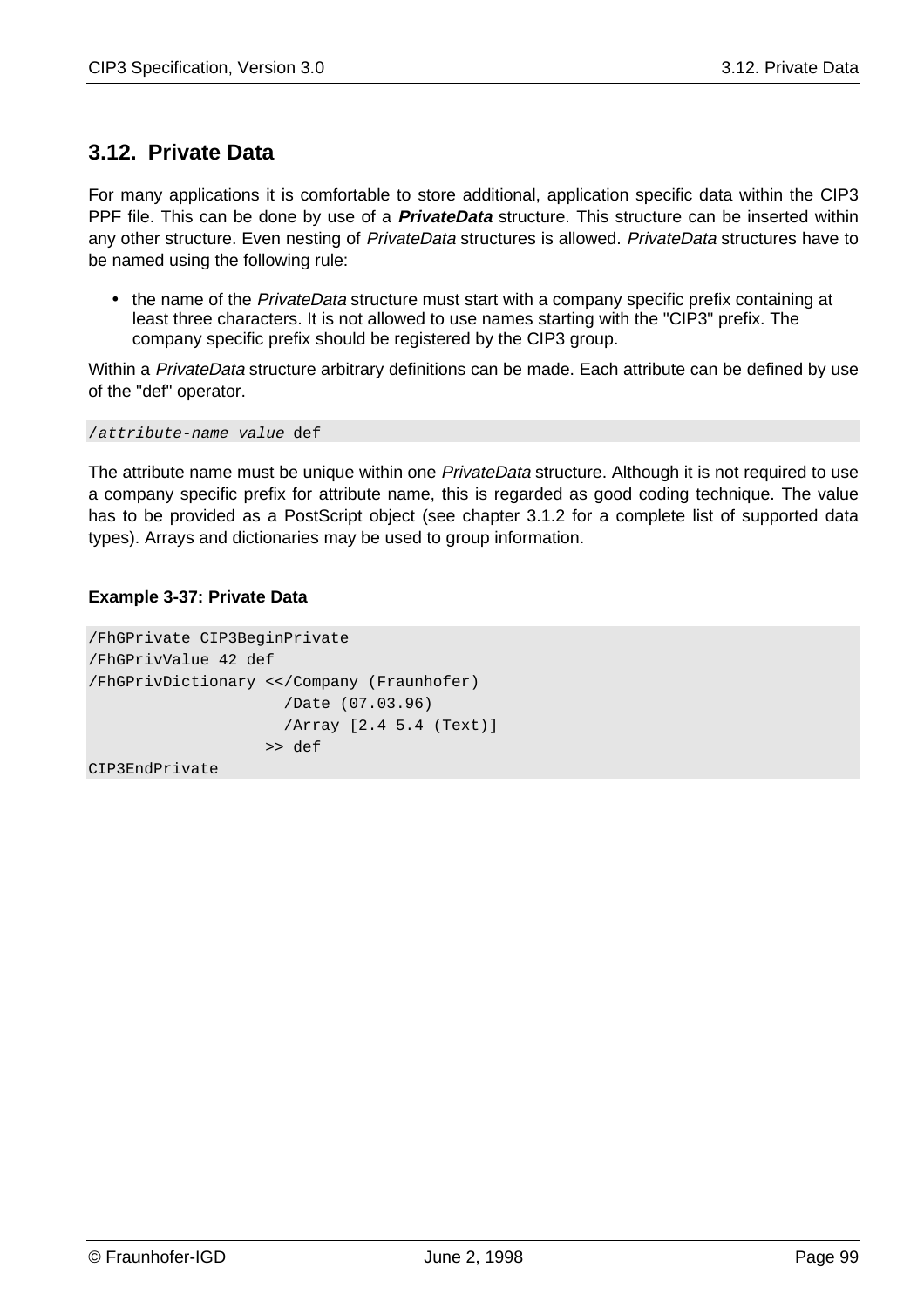## 3.12. Private Data

For many applications it is comfortable to store additional, application specific data within the CIP3 PPF file. This can be done by use of a ***PrivateData*** structure. This structure can be inserted within any other structure. Even nesting of *PrivateData* structures is allowed. *PrivateData* structures have to be named using the following rule:

- the name of the *PrivateData* structure must start with a company specific prefix containing at least three characters. It is not allowed to use names starting with the "CIP3" prefix. The company specific prefix should be registered by the CIP3 group.

Within a *PrivateData* structure arbitrary definitions can be made. Each attribute can be defined by use of the "def" operator.

```
/attribute-name value def
```

The attribute name must be unique within one *PrivateData* structure. Although it is not required to use a company specific prefix for attribute name, this is regarded as good coding technique. The value has to be provided as a PostScript object (see chapter 3.1.2 for a complete list of supported data types). Arrays and dictionaries may be used to group information.

**Example 3-37: Private Data**

```
/FhGPrivate CIP3BeginPrivate
/FhGPrivValue 42 def
/FhGPrivDictionary <</Company (Fraunhofer)
                     /Date (07.03.96)
                     /Array [2.4 5.4 (Text)]
                   >> def
CIP3EndPrivate
```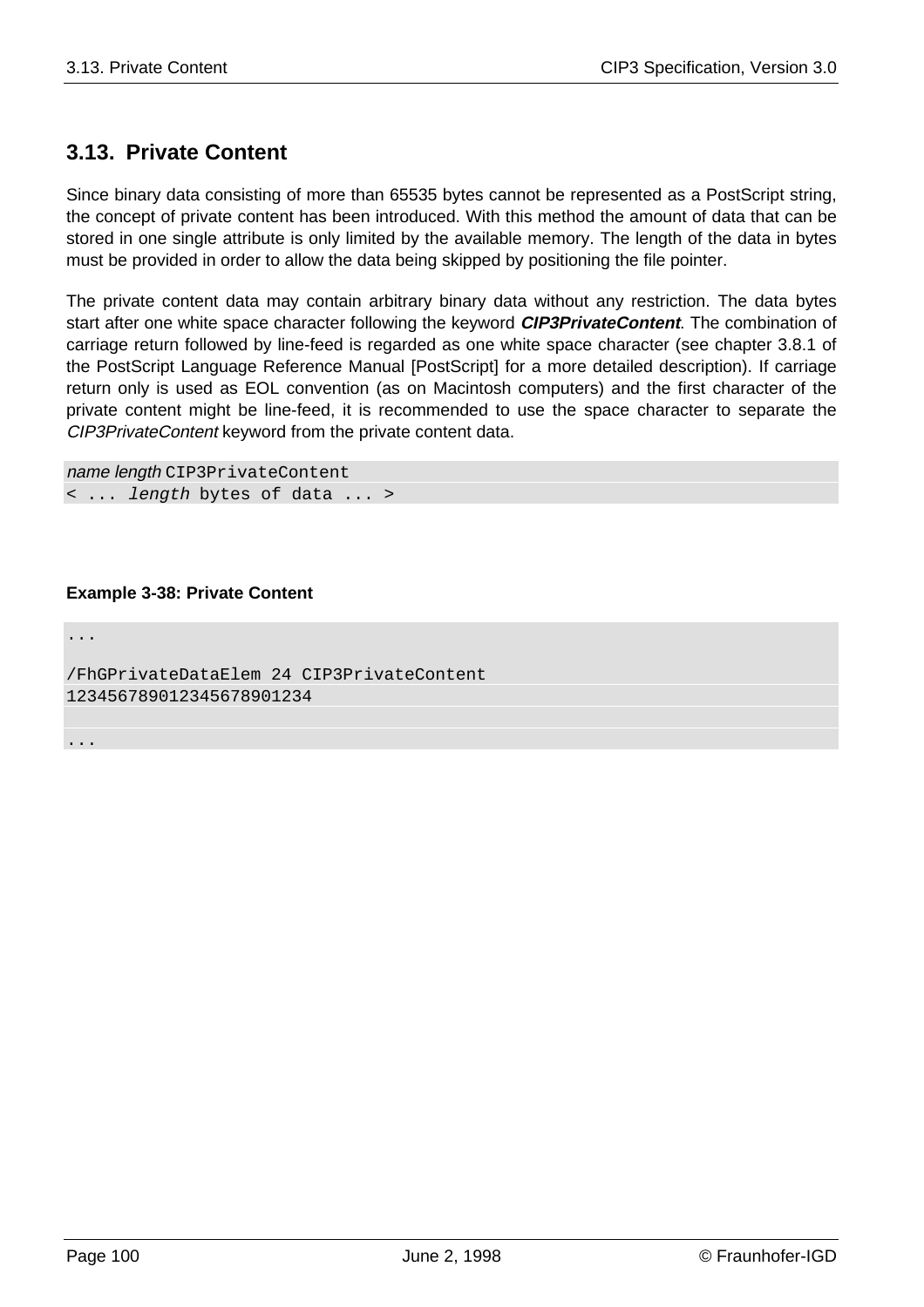## 3.13. Private Content

Since binary data consisting of more than 65535 bytes cannot be represented as a PostScript string, the concept of private content has been introduced. With this method the amount of data that can be stored in one single attribute is only limited by the available memory. The length of the data in bytes must be provided in order to allow the data being skipped by positioning the file pointer.

The private content data may contain arbitrary binary data without any restriction. The data bytes start after one white space character following the keyword ***CIP3PrivateContent***. The combination of carriage return followed by line-feed is regarded as one white space character (see chapter 3.8.1 of the PostScript Language Reference Manual [PostScript] for a more detailed description). If carriage return only is used as EOL convention (as on Macintosh computers) and the first character of the private content might be line-feed, it is recommended to use the space character to separate the *CIP3PrivateContent* keyword from the private content data.

```
name length CIP3PrivateContent
< ... length bytes of data ... >
```

**Example 3-38: Private Content**

```
...

/FhGPrivateDataElem 24 CIP3PrivateContent
123456789012345678901234

...
```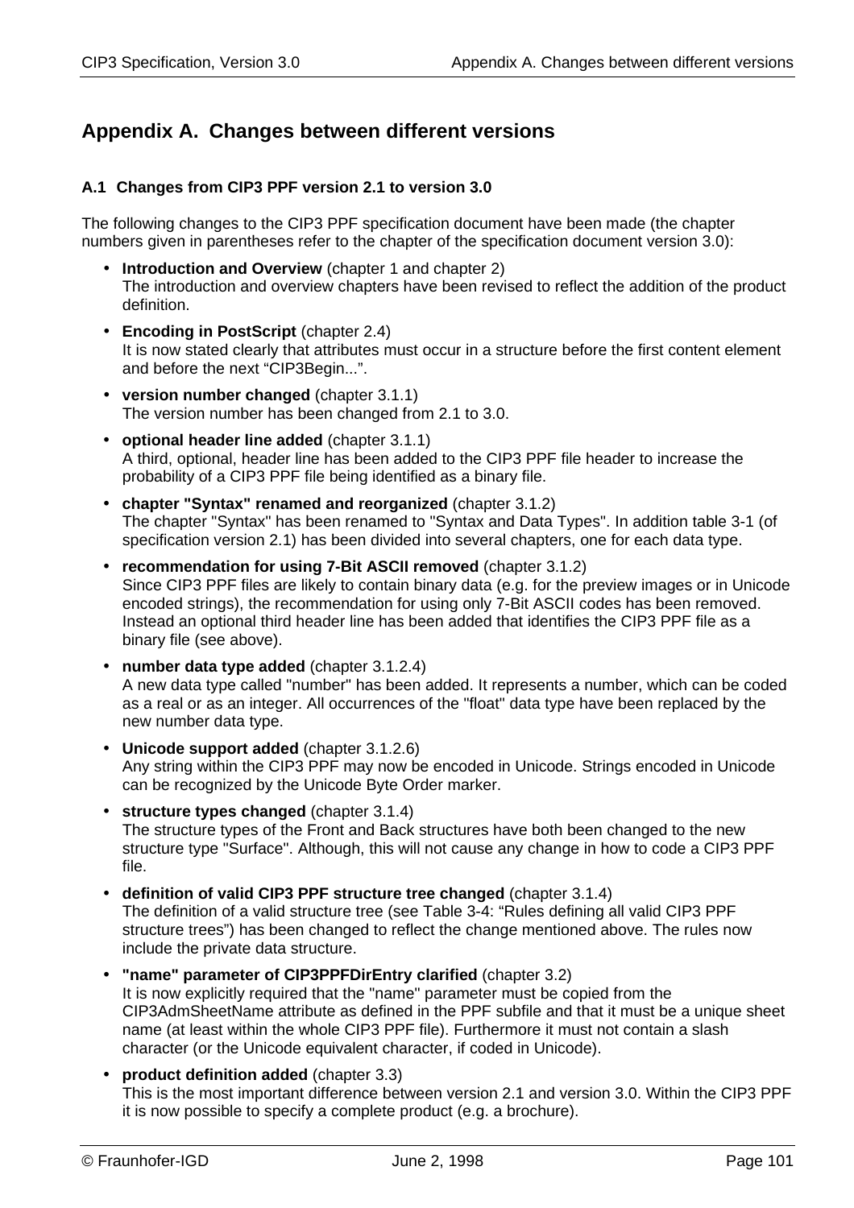# Appendix A. Changes between different versions

## A.1 Changes from CIP3 PPF version 2.1 to version 3.0

The following changes to the CIP3 PPF specification document have been made (the chapter numbers given in parentheses refer to the chapter of the specification document version 3.0):

- **Introduction and Overview** (chapter 1 and chapter 2)
  The introduction and overview chapters have been revised to reflect the addition of the product definition.
- **Encoding in PostScript** (chapter 2.4)
  It is now stated clearly that attributes must occur in a structure before the first content element and before the next “CIP3Begin...”.
- **version number changed** (chapter 3.1.1)
  The version number has been changed from 2.1 to 3.0.
- **optional header line added** (chapter 3.1.1)
  A third, optional, header line has been added to the CIP3 PPF file header to increase the probability of a CIP3 PPF file being identified as a binary file.
- **chapter "Syntax" renamed and reorganized** (chapter 3.1.2)
  The chapter "Syntax" has been renamed to "Syntax and Data Types". In addition table 3-1 (of specification version 2.1) has been divided into several chapters, one for each data type.
- **recommendation for using 7-Bit ASCII removed** (chapter 3.1.2)
  Since CIP3 PPF files are likely to contain binary data (e.g. for the preview images or in Unicode encoded strings), the recommendation for using only 7-Bit ASCII codes has been removed. Instead an optional third header line has been added that identifies the CIP3 PPF file as a binary file (see above).
- **number data type added** (chapter 3.1.2.4)
  A new data type called "number" has been added. It represents a number, which can be coded as a real or as an integer. All occurrences of the "float" data type have been replaced by the new number data type.
- **Unicode support added** (chapter 3.1.2.6)
  Any string within the CIP3 PPF may now be encoded in Unicode. Strings encoded in Unicode can be recognized by the Unicode Byte Order marker.
- **structure types changed** (chapter 3.1.4)
  The structure types of the Front and Back structures have both been changed to the new structure type "Surface". Although, this will not cause any change in how to code a CIP3 PPF file.
- **definition of valid CIP3 PPF structure tree changed** (chapter 3.1.4)
  The definition of a valid structure tree (see Table 3-4: “Rules defining all valid CIP3 PPF structure trees”) has been changed to reflect the change mentioned above. The rules now include the private data structure.
- **"name" parameter of CIP3PPFDirEntry clarified** (chapter 3.2)
  It is now explicitly required that the "name" parameter must be copied from the CIP3AdmSheetName attribute as defined in the PPF subfile and that it must be a unique sheet name (at least within the whole CIP3 PPF file). Furthermore it must not contain a slash character (or the Unicode equivalent character, if coded in Unicode).
- **product definition added** (chapter 3.3)
  This is the most important difference between version 2.1 and version 3.0. Within the CIP3 PPF it is now possible to specify a complete product (e.g. a brochure).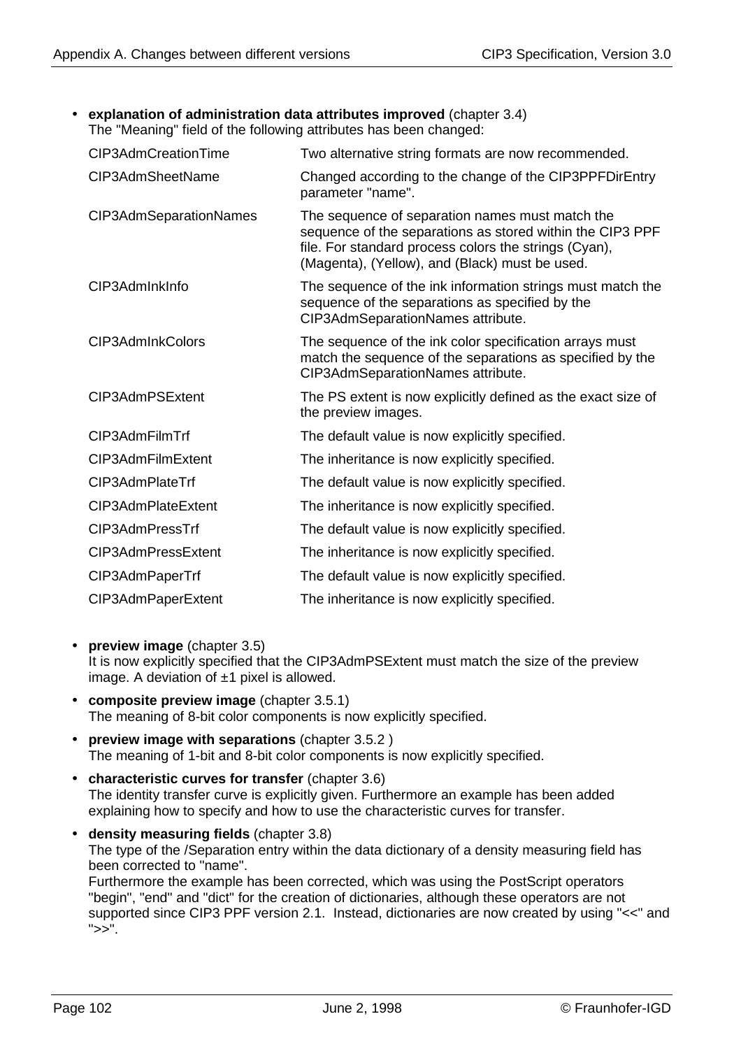- **explanation of administration data attributes improved** (chapter 3.4)
  The "Meaning" field of the following attributes has been changed:

| | |
|---|---|
| CIP3AdmCreationTime | Two alternative string formats are now recommended. |
| CIP3AdmSheetName | Changed according to the change of the CIP3PPFDirEntry parameter "name". |
| CIP3AdmSeparationNames | The sequence of separation names must match the sequence of the separations as stored within the CIP3 PPF file. For standard process colors the strings (Cyan), (Magenta), (Yellow), and (Black) must be used. |
| CIP3AdmInkInfo | The sequence of the ink information strings must match the sequence of the separations as specified by the CIP3AdmSeparationNames attribute. |
| CIP3AdmInkColors | The sequence of the ink color specification arrays must match the sequence of the separations as specified by the CIP3AdmSeparationNames attribute. |
| CIP3AdmPSExtent | The PS extent is now explicitly defined as the exact size of the preview images. |
| CIP3AdmFilmTrf | The default value is now explicitly specified. |
| CIP3AdmFilmExtent | The inheritance is now explicitly specified. |
| CIP3AdmPlateTrf | The default value is now explicitly specified. |
| CIP3AdmPlateExtent | The inheritance is now explicitly specified. |
| CIP3AdmPressTrf | The default value is now explicitly specified. |
| CIP3AdmPressExtent | The inheritance is now explicitly specified. |
| CIP3AdmPaperTrf | The default value is now explicitly specified. |
| CIP3AdmPaperExtent | The inheritance is now explicitly specified. |

- **preview image** (chapter 3.5)
  It is now explicitly specified that the CIP3AdmPSExtent must match the size of the preview image. A deviation of ±1 pixel is allowed.
- **composite preview image** (chapter 3.5.1)
  The meaning of 8-bit color components is now explicitly specified.
- **preview image with separations** (chapter 3.5.2 )
  The meaning of 1-bit and 8-bit color components is now explicitly specified.
- **characteristic curves for transfer** (chapter 3.6)
  The identity transfer curve is explicitly given. Furthermore an example has been added explaining how to specify and how to use the characteristic curves for transfer.
- **density measuring fields** (chapter 3.8)
  The type of the /Separation entry within the data dictionary of a density measuring field has been corrected to "name".
  Furthermore the example has been corrected, which was using the PostScript operators "begin", "end" and "dict" for the creation of dictionaries, although these operators are not supported since CIP3 PPF version 2.1. Instead, dictionaries are now created by using "<<" and ">>".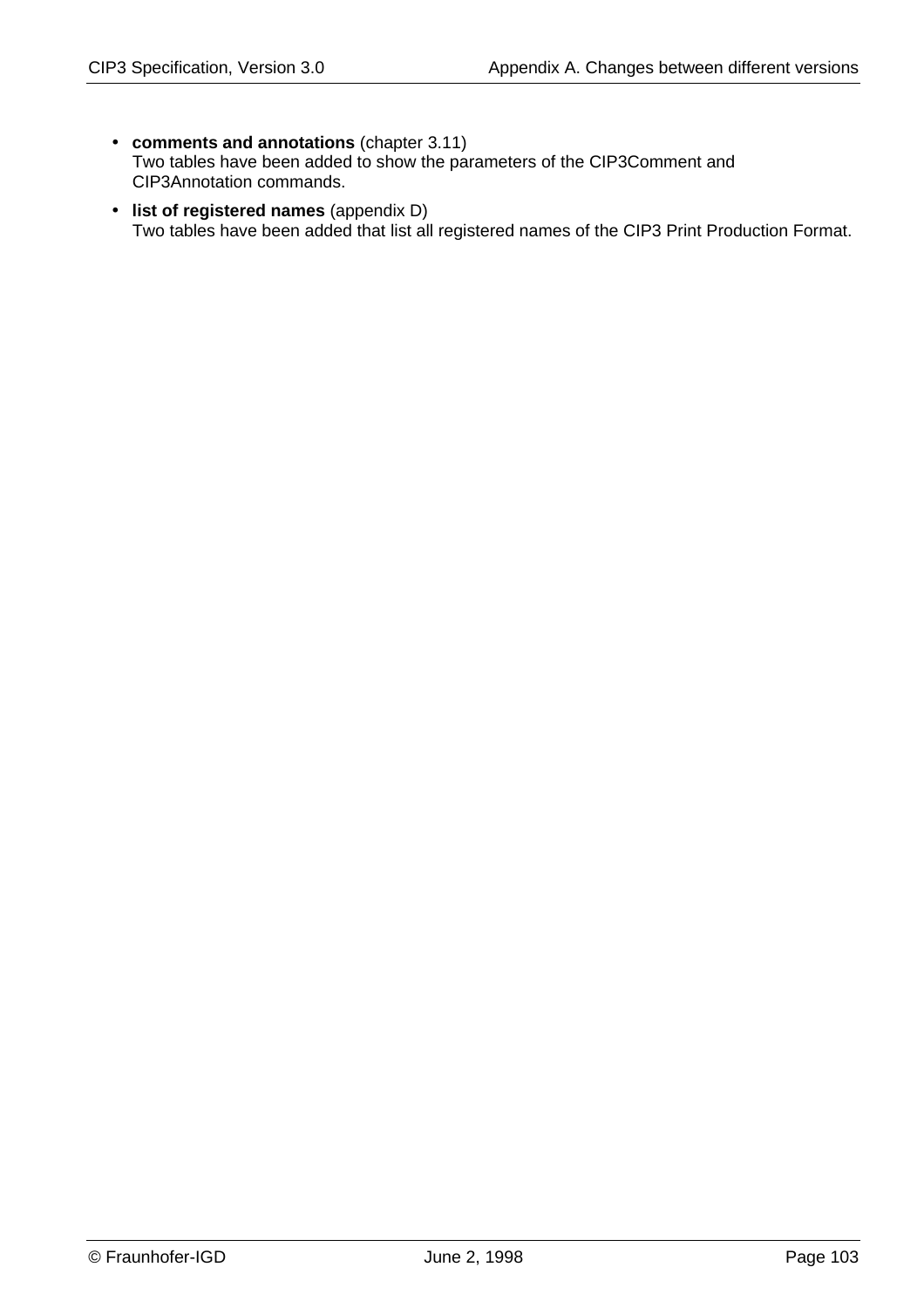- **comments and annotations** (chapter 3.11)
  Two tables have been added to show the parameters of the CIP3Comment and CIP3Annotation commands.
- **list of registered names** (appendix D)
  Two tables have been added that list all registered names of the CIP3 Print Production Format.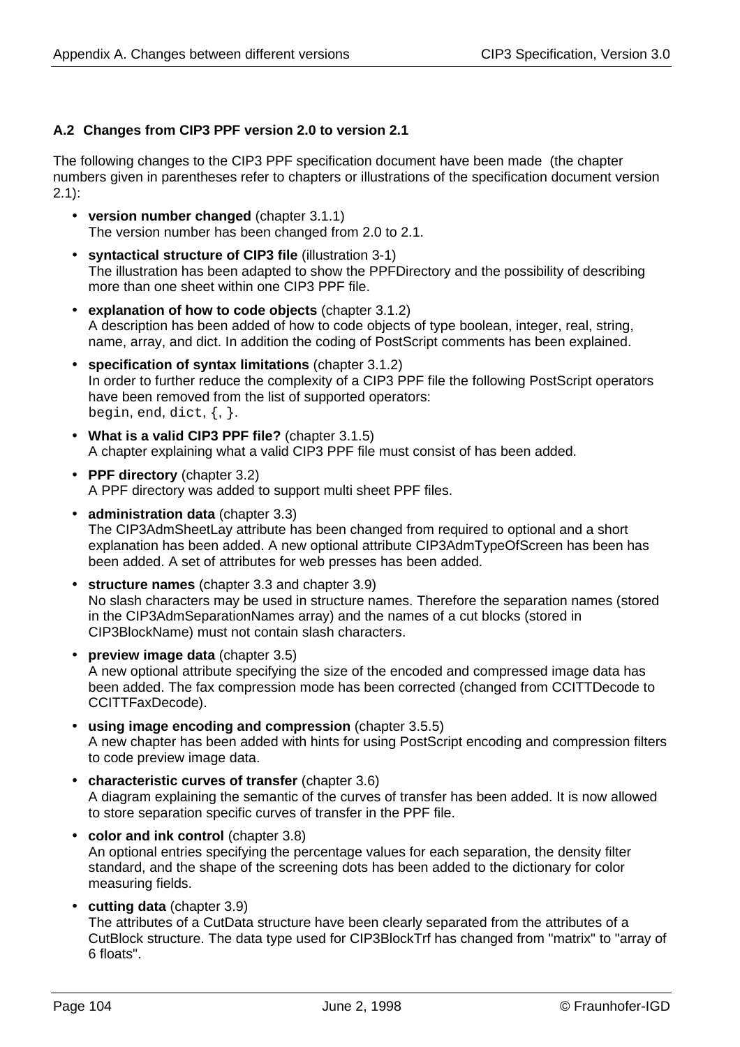### A.2 Changes from CIP3 PPF version 2.0 to version 2.1

The following changes to the CIP3 PPF specification document have been made (the chapter numbers given in parentheses refer to chapters or illustrations of the specification document version 2.1):

- **version number changed** (chapter 3.1.1)
  The version number has been changed from 2.0 to 2.1.
- **syntactical structure of CIP3 file** (illustration 3-1)
  The illustration has been adapted to show the PPFDirectory and the possibility of describing more than one sheet within one CIP3 PPF file.
- **explanation of how to code objects** (chapter 3.1.2)
  A description has been added of how to code objects of type boolean, integer, real, string, name, array, and dict. In addition the coding of PostScript comments has been explained.
- **specification of syntax limitations** (chapter 3.1.2)
  In order to further reduce the complexity of a CIP3 PPF file the following PostScript operators have been removed from the list of supported operators:
  `begin`, `end`, `dict`, `{`, `}`.
- **What is a valid CIP3 PPF file?** (chapter 3.1.5)
  A chapter explaining what a valid CIP3 PPF file must consist of has been added.
- **PPF directory** (chapter 3.2)
  A PPF directory was added to support multi sheet PPF files.
- **administration data** (chapter 3.3)
  The CIP3AdmSheetLay attribute has been changed from required to optional and a short explanation has been added. A new optional attribute CIP3AdmTypeOfScreen has been has been added. A set of attributes for web presses has been added.
- **structure names** (chapter 3.3 and chapter 3.9)
  No slash characters may be used in structure names. Therefore the separation names (stored in the CIP3AdmSeparationNames array) and the names of a cut blocks (stored in CIP3BlockName) must not contain slash characters.
- **preview image data** (chapter 3.5)
  A new optional attribute specifying the size of the encoded and compressed image data has been added. The fax compression mode has been corrected (changed from CCITTDecode to CCITTFaxDecode).
- **using image encoding and compression** (chapter 3.5.5)
  A new chapter has been added with hints for using PostScript encoding and compression filters to code preview image data.
- **characteristic curves of transfer** (chapter 3.6)
  A diagram explaining the semantic of the curves of transfer has been added. It is now allowed to store separation specific curves of transfer in the PPF file.
- **color and ink control** (chapter 3.8)
  An optional entries specifying the percentage values for each separation, the density filter standard, and the shape of the screening dots has been added to the dictionary for color measuring fields.
- **cutting data** (chapter 3.9)
  The attributes of a CutData structure have been clearly separated from the attributes of a CutBlock structure. The data type used for CIP3BlockTrf has changed from "matrix" to "array of 6 floats".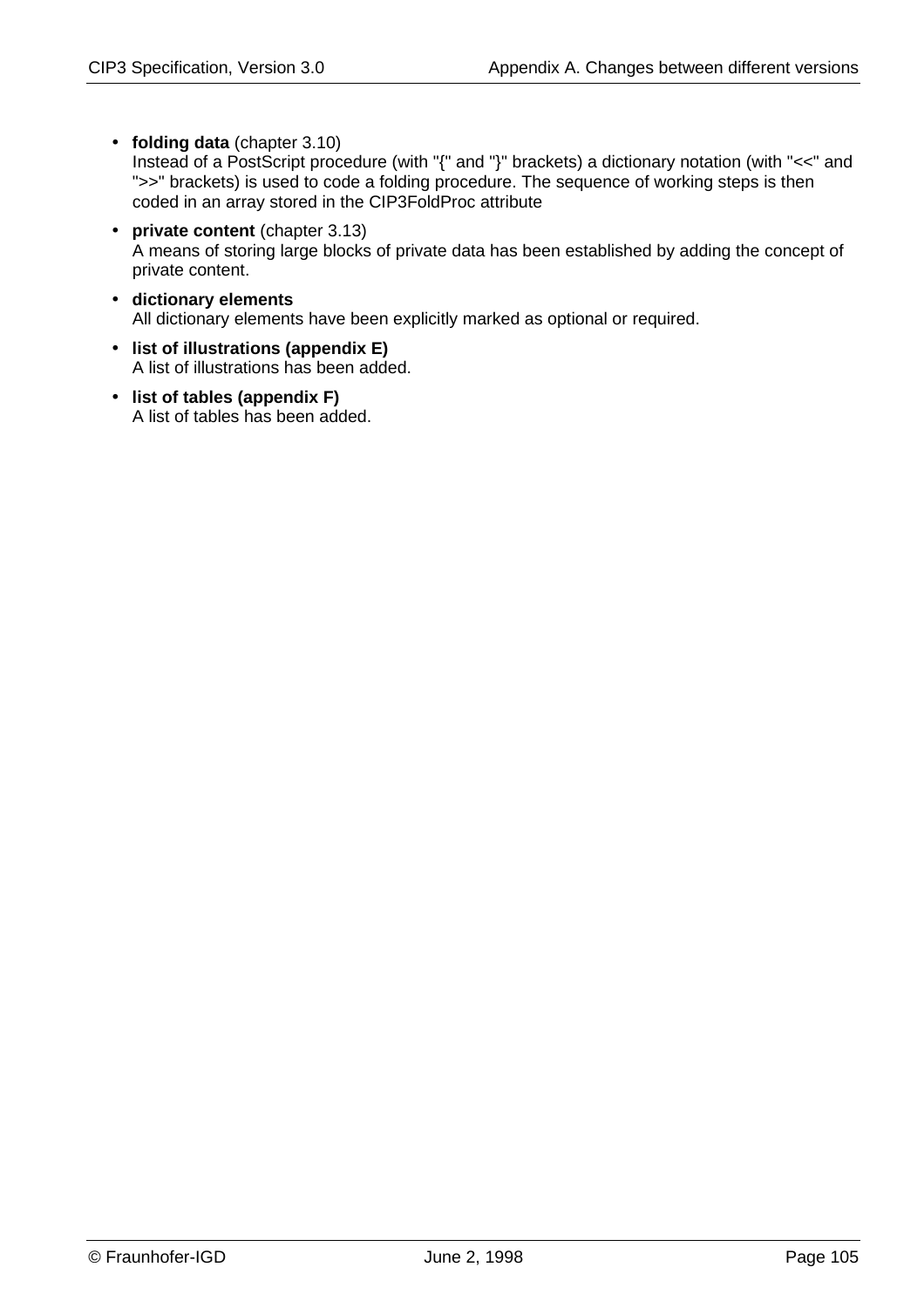- **folding data** (chapter 3.10)
  Instead of a PostScript procedure (with "{" and "}" brackets) a dictionary notation (with "<<" and ">>" brackets) is used to code a folding procedure. The sequence of working steps is then coded in an array stored in the CIP3FoldProc attribute
- **private content** (chapter 3.13)
  A means of storing large blocks of private data has been established by adding the concept of private content.
- **dictionary elements**
  All dictionary elements have been explicitly marked as optional or required.
- **list of illustrations (appendix E)**
  A list of illustrations has been added.
- **list of tables (appendix F)**
  A list of tables has been added.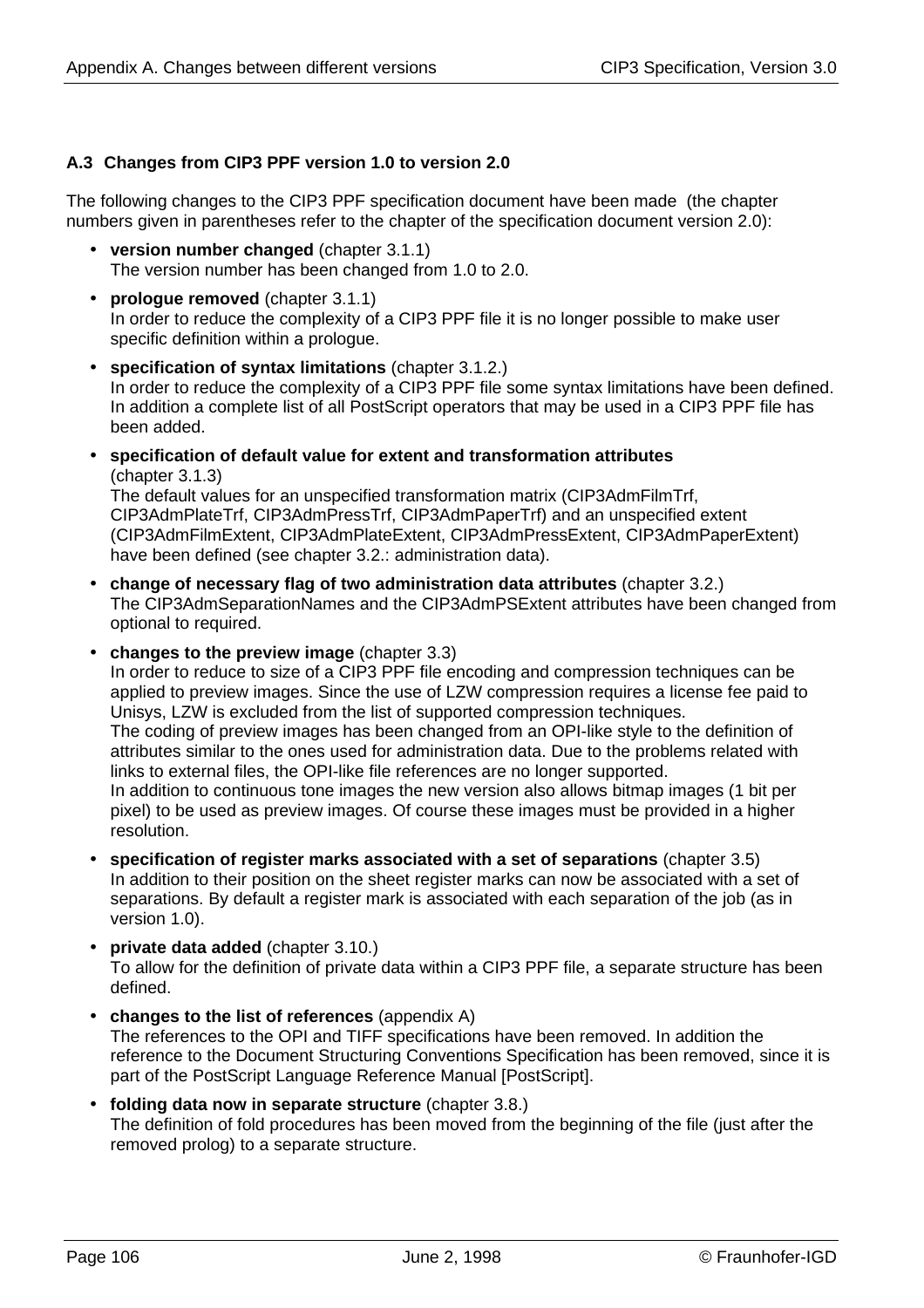### A.3 Changes from CIP3 PPF version 1.0 to version 2.0

The following changes to the CIP3 PPF specification document have been made (the chapter numbers given in parentheses refer to the chapter of the specification document version 2.0):

- **version number changed** (chapter 3.1.1)
  The version number has been changed from 1.0 to 2.0.
- **prologue removed** (chapter 3.1.1)
  In order to reduce the complexity of a CIP3 PPF file it is no longer possible to make user specific definition within a prologue.
- **specification of syntax limitations** (chapter 3.1.2.)
  In order to reduce the complexity of a CIP3 PPF file some syntax limitations have been defined. In addition a complete list of all PostScript operators that may be used in a CIP3 PPF file has been added.
- **specification of default value for extent and transformation attributes** (chapter 3.1.3)
  The default values for an unspecified transformation matrix (CIP3AdmFilmTrf, CIP3AdmPlateTrf, CIP3AdmPressTrf, CIP3AdmPaperTrf) and an unspecified extent (CIP3AdmFilmExtent, CIP3AdmPlateExtent, CIP3AdmPressExtent, CIP3AdmPaperExtent) have been defined (see chapter 3.2.: administration data).
- **change of necessary flag of two administration data attributes** (chapter 3.2.)
  The CIP3AdmSeparationNames and the CIP3AdmPSExtent attributes have been changed from optional to required.
- **changes to the preview image** (chapter 3.3)
  In order to reduce to size of a CIP3 PPF file encoding and compression techniques can be applied to preview images. Since the use of LZW compression requires a license fee paid to Unisys, LZW is excluded from the list of supported compression techniques.
  The coding of preview images has been changed from an OPI-like style to the definition of attributes similar to the ones used for administration data. Due to the problems related with links to external files, the OPI-like file references are no longer supported.
  In addition to continuous tone images the new version also allows bitmap images (1 bit per pixel) to be used as preview images. Of course these images must be provided in a higher resolution.
- **specification of register marks associated with a set of separations** (chapter 3.5)
  In addition to their position on the sheet register marks can now be associated with a set of separations. By default a register mark is associated with each separation of the job (as in version 1.0).
- **private data added** (chapter 3.10.)
  To allow for the definition of private data within a CIP3 PPF file, a separate structure has been defined.
- **changes to the list of references** (appendix A)
  The references to the OPI and TIFF specifications have been removed. In addition the reference to the Document Structuring Conventions Specification has been removed, since it is part of the PostScript Language Reference Manual [PostScript].
- **folding data now in separate structure** (chapter 3.8.)
  The definition of fold procedures has been moved from the beginning of the file (just after the removed prolog) to a separate structure.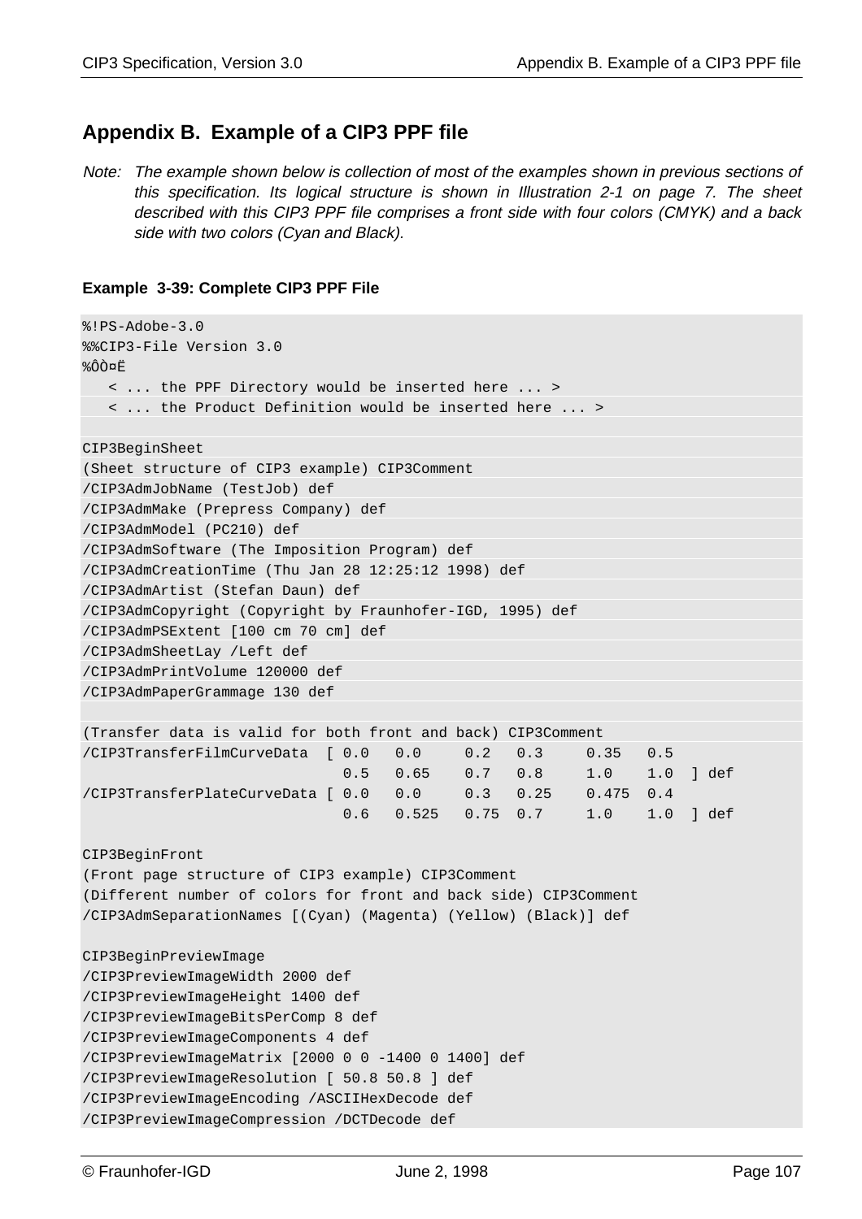## Appendix B. Example of a CIP3 PPF file

*Note: The example shown below is collection of most of the examples shown in previous sections of this specification. Its logical structure is shown in Illustration 2-1 on page 7. The sheet described with this CIP3 PPF file comprises a front side with four colors (CMYK) and a back side with two colors (Cyan and Black).*

**Example 3-39: Complete CIP3 PPF File**

```
%!PS-Adobe-3.0
%%CIP3-File Version 3.0
%ÔÒ¤Ë
   < ... the PPF Directory would be inserted here ... >
   < ... the Product Definition would be inserted here ... >

CIP3BeginSheet
(Sheet structure of CIP3 example) CIP3Comment
/CIP3AdmJobName (TestJob) def
/CIP3AdmMake (Prepress Company) def
/CIP3AdmModel (PC210) def
/CIP3AdmSoftware (The Imposition Program) def
/CIP3AdmCreationTime (Thu Jan 28 12:25:12 1998) def
/CIP3AdmArtist (Stefan Daun) def
/CIP3AdmCopyright (Copyright by Fraunhofer-IGD, 1995) def
/CIP3AdmPSExtent [100 cm 70 cm] def
/CIP3AdmSheetLay /Left def
/CIP3AdmPrintVolume 120000 def
/CIP3AdmPaperGrammage 130 def

(Transfer data is valid for both front and back) CIP3Comment
/CIP3TransferFilmCurveData  [ 0.0   0.0     0.2   0.3     0.35   0.5
                              0.5   0.65    0.7   0.8     1.0    1.0  ] def
/CIP3TransferPlateCurveData [ 0.0   0.0     0.3   0.25    0.475  0.4
                              0.6   0.525   0.75  0.7     1.0    1.0  ] def

CIP3BeginFront
(Front page structure of CIP3 example) CIP3Comment
(Different number of colors for front and back side) CIP3Comment
/CIP3AdmSeparationNames [(Cyan) (Magenta) (Yellow) (Black)] def

CIP3BeginPreviewImage
/CIP3PreviewImageWidth 2000 def
/CIP3PreviewImageHeight 1400 def
/CIP3PreviewImageBitsPerComp 8 def
/CIP3PreviewImageComponents 4 def
/CIP3PreviewImageMatrix [2000 0 0 -1400 0 1400] def
/CIP3PreviewImageResolution [ 50.8 50.8 ] def
/CIP3PreviewImageEncoding /ASCIIHexDecode def
/CIP3PreviewImageCompression /DCTDecode def
```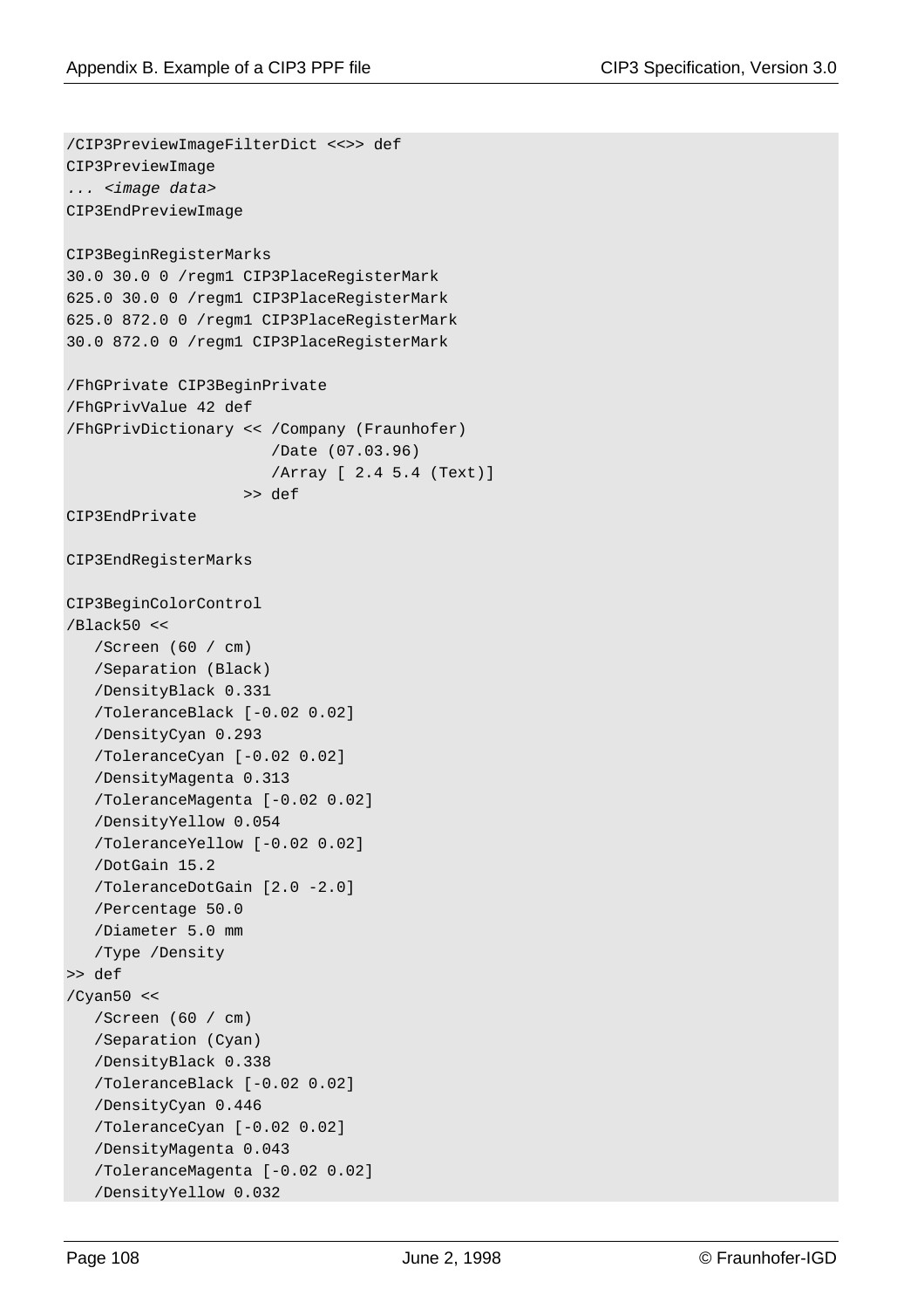```
/CIP3PreviewImageFilterDict <<>> def
CIP3PreviewImage
... <image data>
CIP3EndPreviewImage

CIP3BeginRegisterMarks
30.0 30.0 0 /regm1 CIP3PlaceRegisterMark
625.0 30.0 0 /regm1 CIP3PlaceRegisterMark
625.0 872.0 0 /regm1 CIP3PlaceRegisterMark
30.0 872.0 0 /regm1 CIP3PlaceRegisterMark

/FhGPrivate CIP3BeginPrivate
/FhGPrivValue 42 def
/FhGPrivDictionary << /Company (Fraunhofer)
                      /Date (07.03.96)
                      /Array [ 2.4 5.4 (Text)]
                   >> def
CIP3EndPrivate

CIP3EndRegisterMarks

CIP3BeginColorControl
/Black50 <<
   /Screen (60 / cm)
   /Separation (Black)
   /DensityBlack 0.331
   /ToleranceBlack [-0.02 0.02]
   /DensityCyan 0.293
   /ToleranceCyan [-0.02 0.02]
   /DensityMagenta 0.313
   /ToleranceMagenta [-0.02 0.02]
   /DensityYellow 0.054
   /ToleranceYellow [-0.02 0.02]
   /DotGain 15.2
   /ToleranceDotGain [2.0 -2.0]
   /Percentage 50.0
   /Diameter 5.0 mm
   /Type /Density
>> def
/Cyan50 <<
   /Screen (60 / cm)
   /Separation (Cyan)
   /DensityBlack 0.338
   /ToleranceBlack [-0.02 0.02]
   /DensityCyan 0.446
   /ToleranceCyan [-0.02 0.02]
   /DensityMagenta 0.043
   /ToleranceMagenta [-0.02 0.02]
   /DensityYellow 0.032
```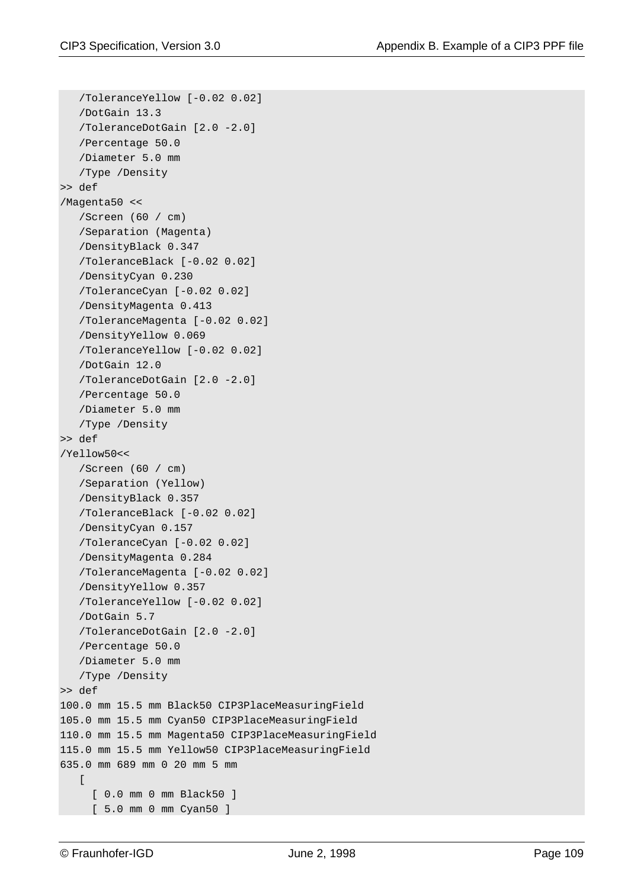```
   /ToleranceYellow [-0.02 0.02]
   /DotGain 13.3
   /ToleranceDotGain [2.0 -2.0]
   /Percentage 50.0
   /Diameter 5.0 mm
   /Type /Density
>> def
/Magenta50 <<
   /Screen (60 / cm)
   /Separation (Magenta)
   /DensityBlack 0.347
   /ToleranceBlack [-0.02 0.02]
   /DensityCyan 0.230
   /ToleranceCyan [-0.02 0.02]
   /DensityMagenta 0.413
   /ToleranceMagenta [-0.02 0.02]
   /DensityYellow 0.069
   /ToleranceYellow [-0.02 0.02]
   /DotGain 12.0
   /ToleranceDotGain [2.0 -2.0]
   /Percentage 50.0
   /Diameter 5.0 mm
   /Type /Density
>> def
/Yellow50<<
   /Screen (60 / cm)
   /Separation (Yellow)
   /DensityBlack 0.357
   /ToleranceBlack [-0.02 0.02]
   /DensityCyan 0.157
   /ToleranceCyan [-0.02 0.02]
   /DensityMagenta 0.284
   /ToleranceMagenta [-0.02 0.02]
   /DensityYellow 0.357
   /ToleranceYellow [-0.02 0.02]
   /DotGain 5.7
   /ToleranceDotGain [2.0 -2.0]
   /Percentage 50.0
   /Diameter 5.0 mm
   /Type /Density
>> def
100.0 mm 15.5 mm Black50 CIP3PlaceMeasuringField
105.0 mm 15.5 mm Cyan50 CIP3PlaceMeasuringField
110.0 mm 15.5 mm Magenta50 CIP3PlaceMeasuringField
115.0 mm 15.5 mm Yellow50 CIP3PlaceMeasuringField
635.0 mm 689 mm 0 20 mm 5 mm
   [
     [ 0.0 mm 0 mm Black50 ]
     [ 5.0 mm 0 mm Cyan50 ]
```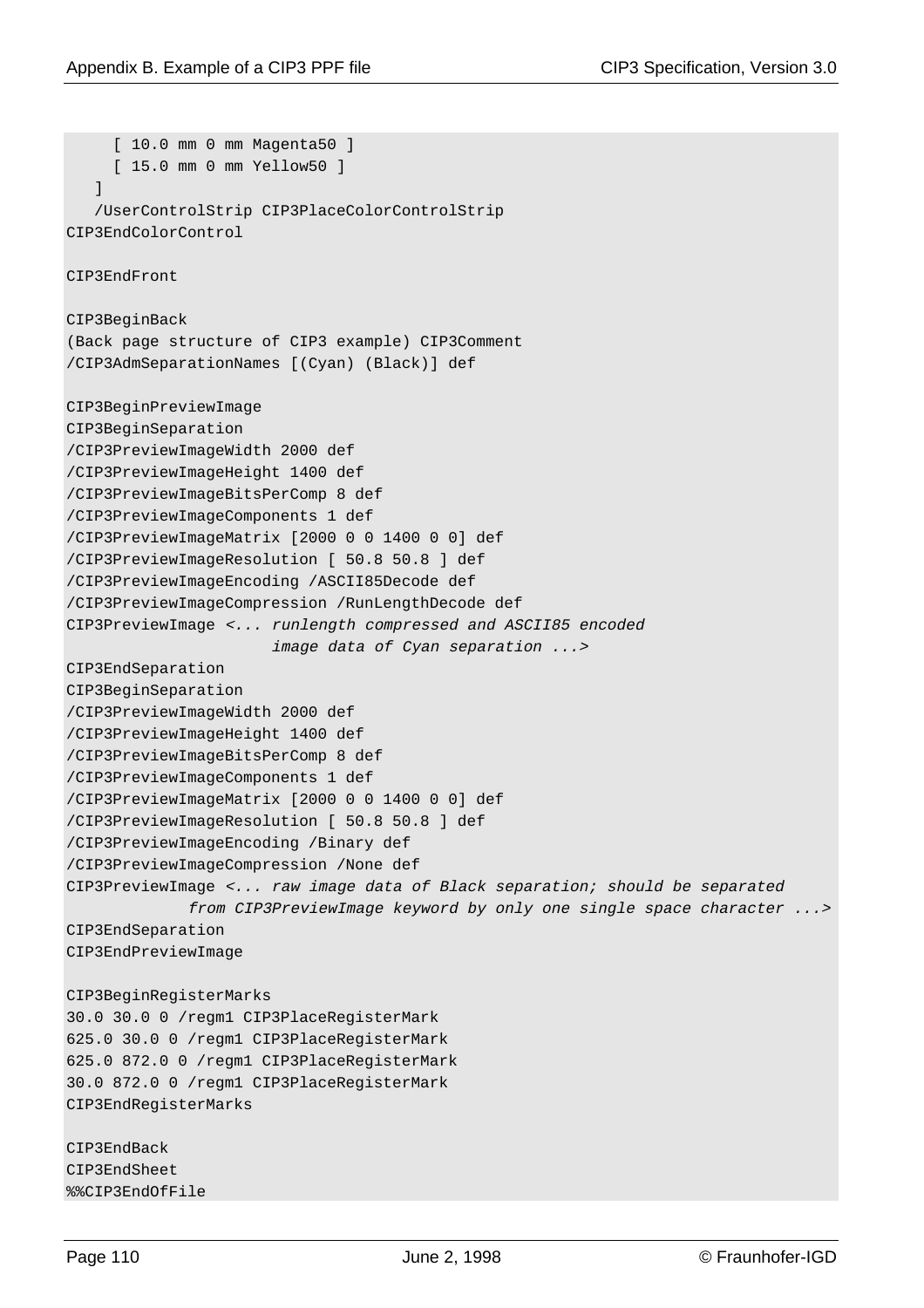```
     [ 10.0 mm 0 mm Magenta50 ]
     [ 15.0 mm 0 mm Yellow50 ]
   ]
   /UserControlStrip CIP3PlaceColorControlStrip
CIP3EndColorControl

CIP3EndFront

CIP3BeginBack
(Back page structure of CIP3 example) CIP3Comment
/CIP3AdmSeparationNames [(Cyan) (Black)] def

CIP3BeginPreviewImage
CIP3BeginSeparation
/CIP3PreviewImageWidth 2000 def
/CIP3PreviewImageHeight 1400 def
/CIP3PreviewImageBitsPerComp 8 def
/CIP3PreviewImageComponents 1 def
/CIP3PreviewImageMatrix [2000 0 0 1400 0 0] def
/CIP3PreviewImageResolution [ 50.8 50.8 ] def
/CIP3PreviewImageEncoding /ASCII85Decode def
/CIP3PreviewImageCompression /RunLengthDecode def
CIP3PreviewImage <... runlength compressed and ASCII85 encoded
                      image data of Cyan separation ...>
CIP3EndSeparation
CIP3BeginSeparation
/CIP3PreviewImageWidth 2000 def
/CIP3PreviewImageHeight 1400 def
/CIP3PreviewImageBitsPerComp 8 def
/CIP3PreviewImageComponents 1 def
/CIP3PreviewImageMatrix [2000 0 0 1400 0 0] def
/CIP3PreviewImageResolution [ 50.8 50.8 ] def
/CIP3PreviewImageEncoding /Binary def
/CIP3PreviewImageCompression /None def
CIP3PreviewImage <... raw image data of Black separation; should be separated
             from CIP3PreviewImage keyword by only one single space character ...>
CIP3EndSeparation
CIP3EndPreviewImage

CIP3BeginRegisterMarks
30.0 30.0 0 /regm1 CIP3PlaceRegisterMark
625.0 30.0 0 /regm1 CIP3PlaceRegisterMark
625.0 872.0 0 /regm1 CIP3PlaceRegisterMark
30.0 872.0 0 /regm1 CIP3PlaceRegisterMark
CIP3EndRegisterMarks

CIP3EndBack
CIP3EndSheet
%%CIP3EndOfFile
```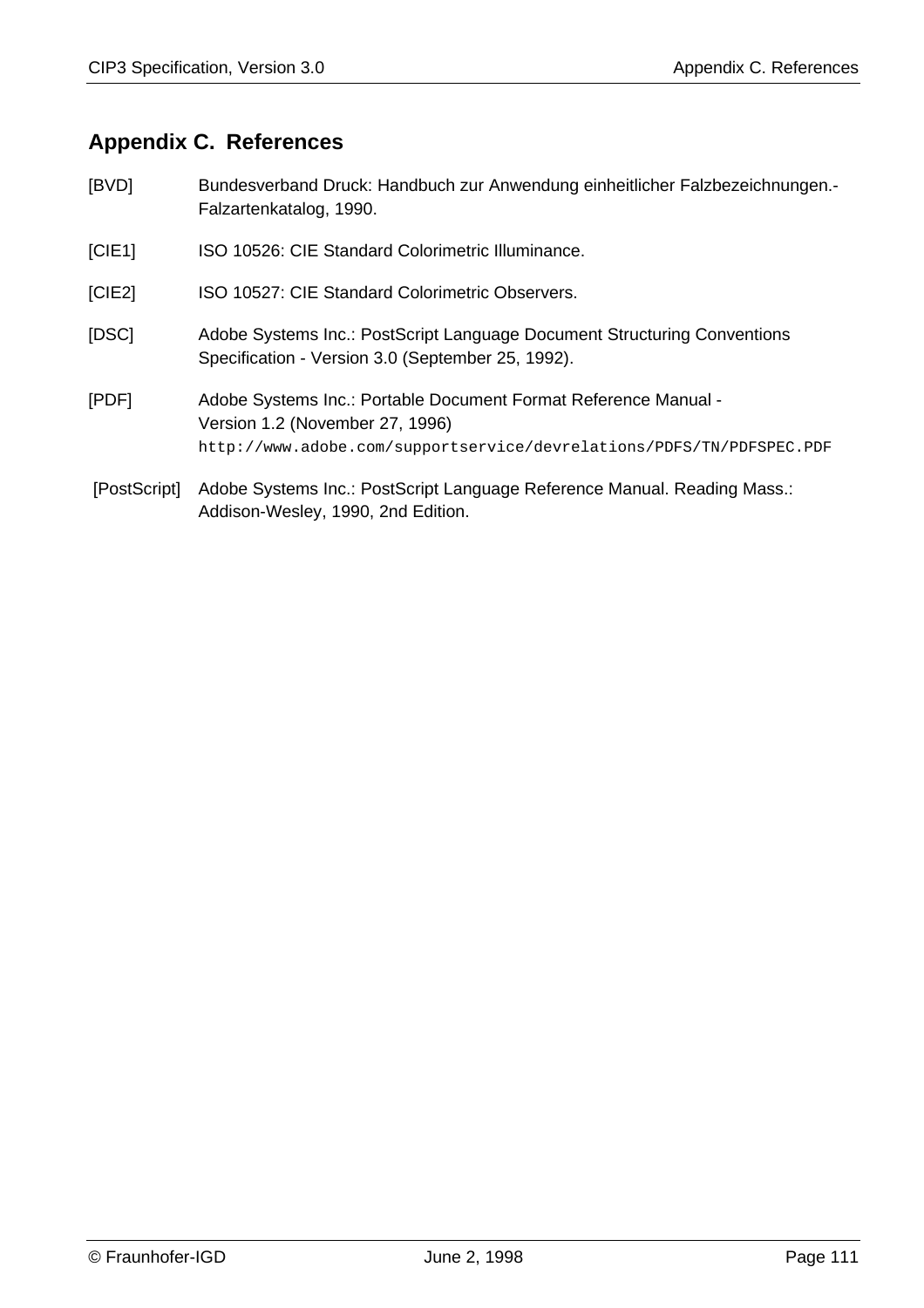# Appendix C. References

[BVD] Bundesverband Druck: Handbuch zur Anwendung einheitlicher Falzbezeichnungen.- Falzartenkatalog, 1990.

[CIE1] ISO 10526: CIE Standard Colorimetric Illuminance.

[CIE2] ISO 10527: CIE Standard Colorimetric Observers.

[DSC] Adobe Systems Inc.: PostScript Language Document Structuring Conventions Specification - Version 3.0 (September 25, 1992).

[PDF] Adobe Systems Inc.: Portable Document Format Reference Manual - Version 1.2 (November 27, 1996) `http://www.adobe.com/supportservice/devrelations/PDFS/TN/PDFSPEC.PDF`

[PostScript] Adobe Systems Inc.: PostScript Language Reference Manual. Reading Mass.: Addison-Wesley, 1990, 2nd Edition.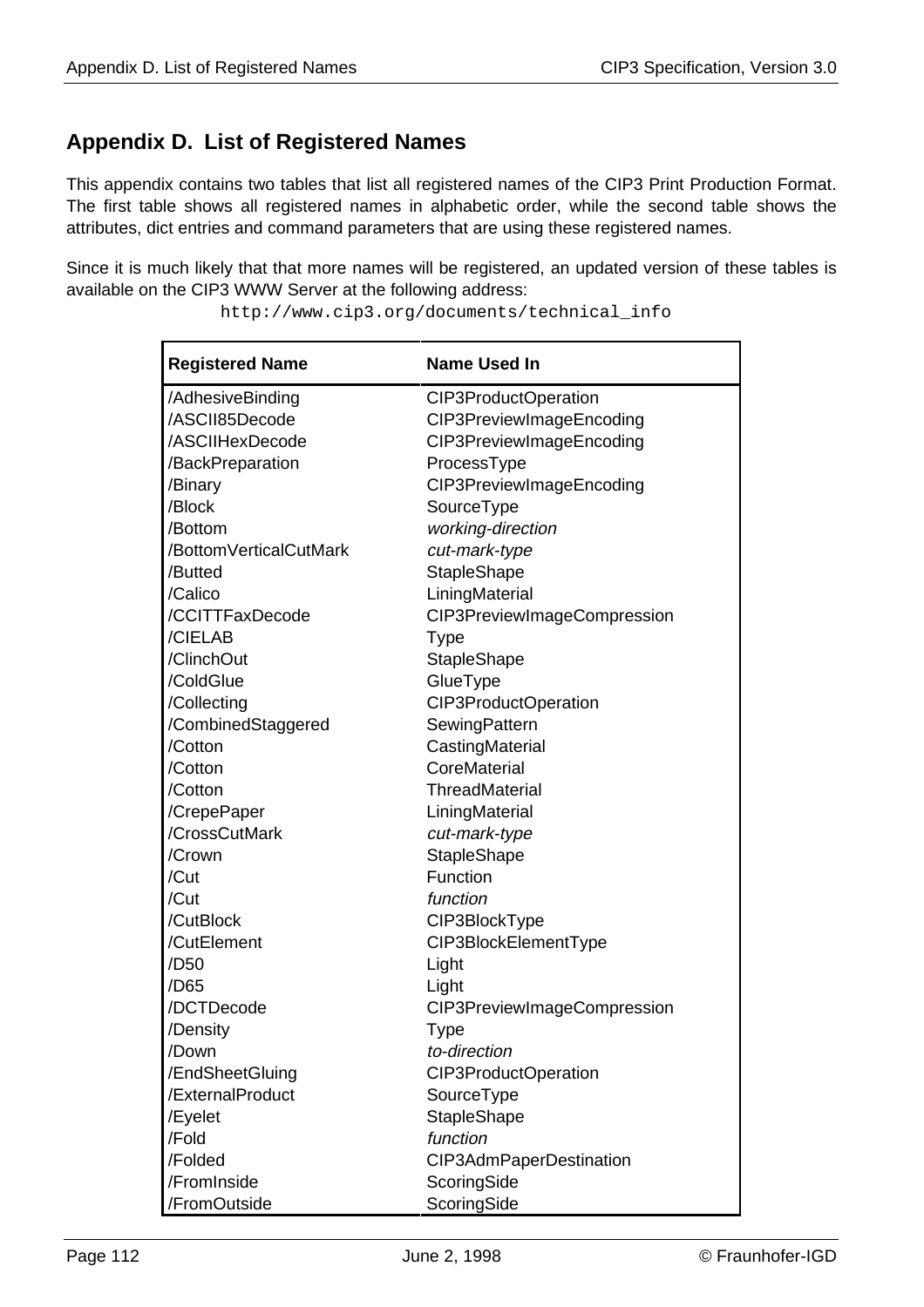## Appendix D. List of Registered Names

This appendix contains two tables that list all registered names of the CIP3 Print Production Format. The first table shows all registered names in alphabetic order, while the second table shows the attributes, dict entries and command parameters that are using these registered names.

Since it is much likely that that more names will be registered, an updated version of these tables is available on the CIP3 WWW Server at the following address:

```
http://www.cip3.org/documents/technical_info
```

| Registered Name | Name Used In |
|---|---|
| /AdhesiveBinding | CIP3ProductOperation |
| /ASCII85Decode | CIP3PreviewImageEncoding |
| /ASCIIHexDecode | CIP3PreviewImageEncoding |
| /BackPreparation | ProcessType |
| /Binary | CIP3PreviewImageEncoding |
| /Block | SourceType |
| /Bottom | *working-direction* |
| /BottomVerticalCutMark | *cut-mark-type* |
| /Butted | StapleShape |
| /Calico | LiningMaterial |
| /CCITTFaxDecode | CIP3PreviewImageCompression |
| /CIELAB | Type |
| /ClinchOut | StapleShape |
| /ColdGlue | GlueType |
| /Collecting | CIP3ProductOperation |
| /CombinedStaggered | SewingPattern |
| /Cotton | CastingMaterial |
| /Cotton | CoreMaterial |
| /Cotton | ThreadMaterial |
| /CrepePaper | LiningMaterial |
| /CrossCutMark | *cut-mark-type* |
| /Crown | StapleShape |
| /Cut | Function |
| /Cut | *function* |
| /CutBlock | CIP3BlockType |
| /CutElement | CIP3BlockElementType |
| /D50 | Light |
| /D65 | Light |
| /DCTDecode | CIP3PreviewImageCompression |
| /Density | Type |
| /Down | *to-direction* |
| /EndSheetGluing | CIP3ProductOperation |
| /ExternalProduct | SourceType |
| /Eyelet | StapleShape |
| /Fold | *function* |
| /Folded | CIP3AdmPaperDestination |
| /FromInside | ScoringSide |
| /FromOutside | ScoringSide |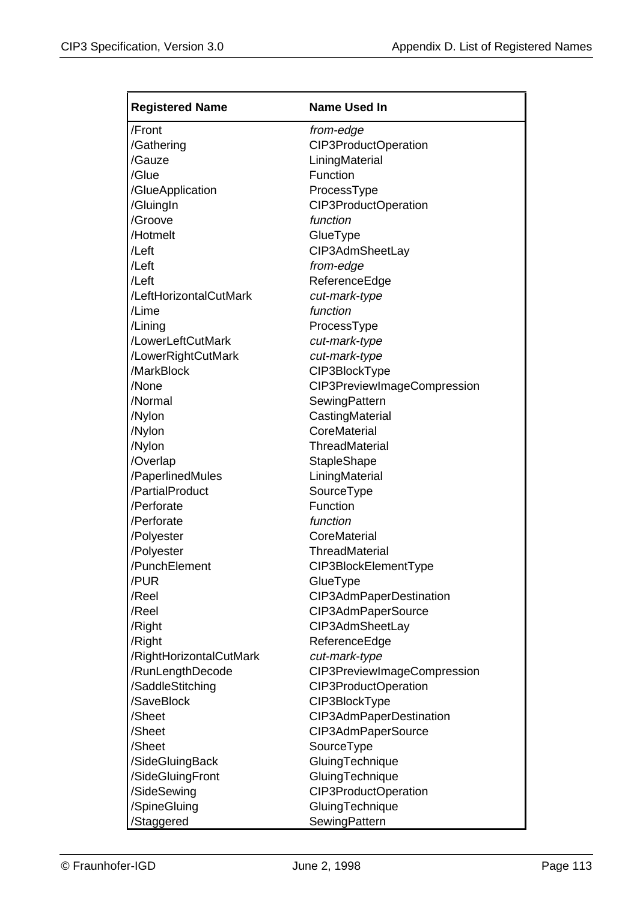| Registered Name | Name Used In |
|---|---|
| /Front | *from-edge* |
| /Gathering | CIP3ProductOperation |
| /Gauze | LiningMaterial |
| /Glue | Function |
| /GlueApplication | ProcessType |
| /GluingIn | CIP3ProductOperation |
| /Groove | *function* |
| /Hotmelt | GlueType |
| /Left | CIP3AdmSheetLay |
| /Left | *from-edge* |
| /Left | ReferenceEdge |
| /LeftHorizontalCutMark | *cut-mark-type* |
| /Lime | *function* |
| /Lining | ProcessType |
| /LowerLeftCutMark | *cut-mark-type* |
| /LowerRightCutMark | *cut-mark-type* |
| /MarkBlock | CIP3BlockType |
| /None | CIP3PreviewImageCompression |
| /Normal | SewingPattern |
| /Nylon | CastingMaterial |
| /Nylon | CoreMaterial |
| /Nylon | ThreadMaterial |
| /Overlap | StapleShape |
| /PaperlinedMules | LiningMaterial |
| /PartialProduct | SourceType |
| /Perforate | Function |
| /Perforate | *function* |
| /Polyester | CoreMaterial |
| /Polyester | ThreadMaterial |
| /PunchElement | CIP3BlockElementType |
| /PUR | GlueType |
| /Reel | CIP3AdmPaperDestination |
| /Reel | CIP3AdmPaperSource |
| /Right | CIP3AdmSheetLay |
| /Right | ReferenceEdge |
| /RightHorizontalCutMark | *cut-mark-type* |
| /RunLengthDecode | CIP3PreviewImageCompression |
| /SaddleStitching | CIP3ProductOperation |
| /SaveBlock | CIP3BlockType |
| /Sheet | CIP3AdmPaperDestination |
| /Sheet | CIP3AdmPaperSource |
| /Sheet | SourceType |
| /SideGluingBack | GluingTechnique |
| /SideGluingFront | GluingTechnique |
| /SideSewing | CIP3ProductOperation |
| /SpineGluing | GluingTechnique |
| /Staggered | SewingPattern |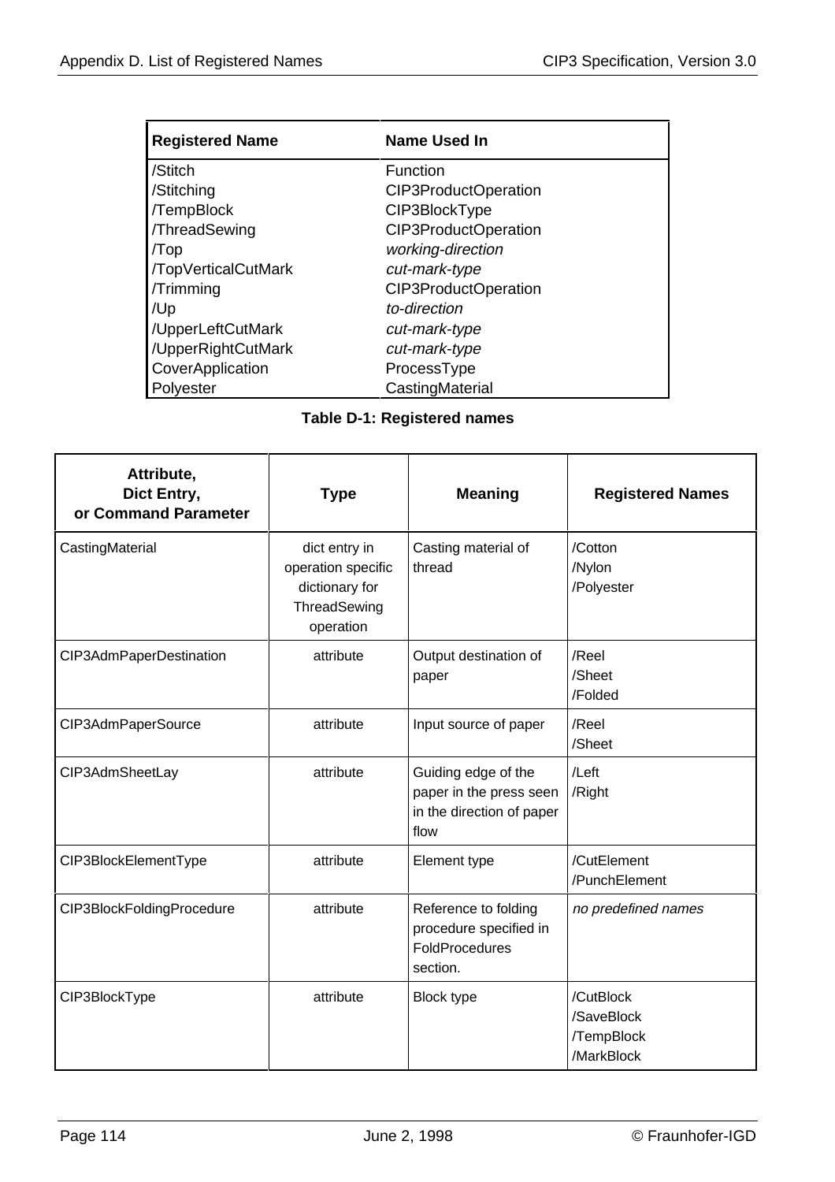| Registered Name | Name Used In |
|---|---|
| /Stitch | Function |
| /Stitching | CIP3ProductOperation |
| /TempBlock | CIP3BlockType |
| /ThreadSewing | CIP3ProductOperation |
| /Top | *working-direction* |
| /TopVerticalCutMark | *cut-mark-type* |
| /Trimming | CIP3ProductOperation |
| /Up | *to-direction* |
| /UpperLeftCutMark | *cut-mark-type* |
| /UpperRightCutMark | *cut-mark-type* |
| CoverApplication | ProcessType |
| Polyester | CastingMaterial |

**Table D-1: Registered names**

| Attribute, Dict Entry, or Command Parameter | Type | Meaning | Registered Names |
|---|---|---|---|
| CastingMaterial | dict entry in operation specific dictionary for ThreadSewing operation | Casting material of thread | /Cotton<br>/Nylon<br>/Polyester |
| CIP3AdmPaperDestination | attribute | Output destination of paper | /Reel<br>/Sheet<br>/Folded |
| CIP3AdmPaperSource | attribute | Input source of paper | /Reel<br>/Sheet |
| CIP3AdmSheetLay | attribute | Guiding edge of the paper in the press seen in the direction of paper flow | /Left<br>/Right |
| CIP3BlockElementType | attribute | Element type | /CutElement<br>/PunchElement |
| CIP3BlockFoldingProcedure | attribute | Reference to folding procedure specified in FoldProcedures section. | *no predefined names* |
| CIP3BlockType | attribute | Block type | /CutBlock<br>/SaveBlock<br>/TempBlock<br>/MarkBlock |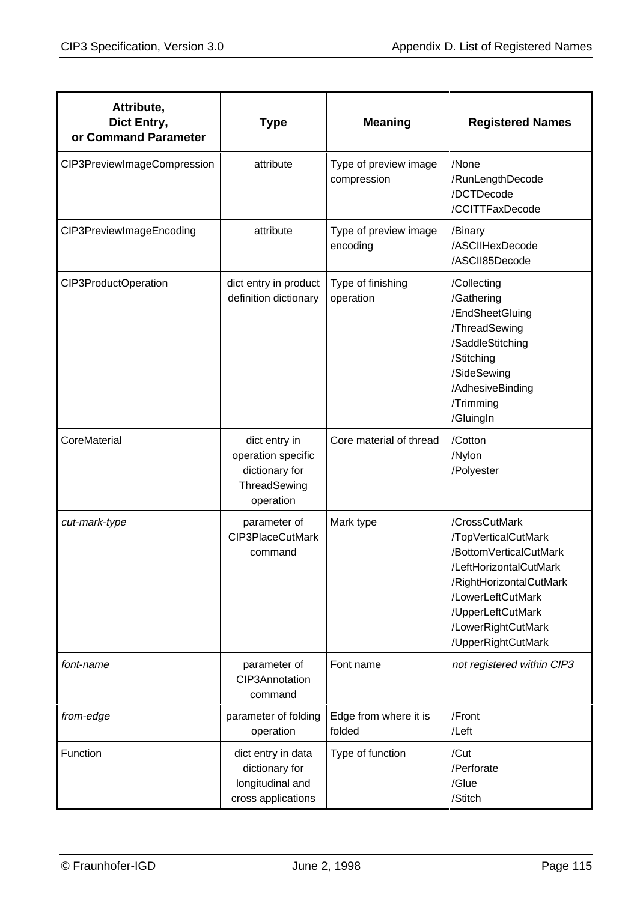| Attribute, Dict Entry, or Command Parameter | Type | Meaning | Registered Names |
|---|---|---|---|
| CIP3PreviewImageCompression | attribute | Type of preview image compression | /None<br>/RunLengthDecode<br>/DCTDecode<br>/CCITTFaxDecode |
| CIP3PreviewImageEncoding | attribute | Type of preview image encoding | /Binary<br>/ASCIIHexDecode<br>/ASCII85Decode |
| CIP3ProductOperation | dict entry in product definition dictionary | Type of finishing operation | /Collecting<br>/Gathering<br>/EndSheetGluing<br>/ThreadSewing<br>/SaddleStitching<br>/Stitching<br>/SideSewing<br>/AdhesiveBinding<br>/Trimming<br>/GluingIn |
| CoreMaterial | dict entry in operation specific dictionary for ThreadSewing operation | Core material of thread | /Cotton<br>/Nylon<br>/Polyester |
| *cut-mark-type* | parameter of CIP3PlaceCutMark command | Mark type | /CrossCutMark<br>/TopVerticalCutMark<br>/BottomVerticalCutMark<br>/LeftHorizontalCutMark<br>/RightHorizontalCutMark<br>/LowerLeftCutMark<br>/UpperLeftCutMark<br>/LowerRightCutMark<br>/UpperRightCutMark |
| *font-name* | parameter of CIP3Annotation command | Font name | *not registered within CIP3* |
| *from-edge* | parameter of folding operation | Edge from where it is folded | /Front<br>/Left |
| Function | dict entry in data dictionary for longitudinal and cross applications | Type of function | /Cut<br>/Perforate<br>/Glue<br>/Stitch |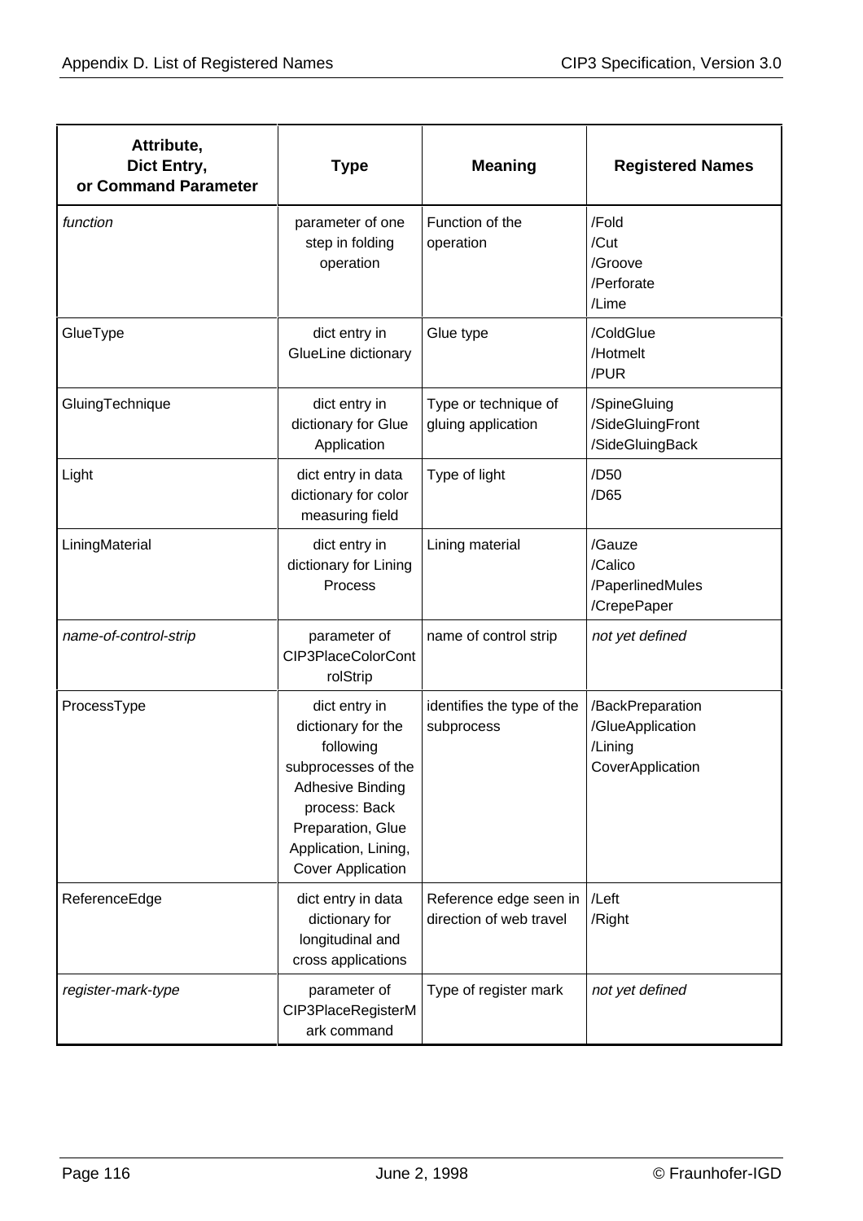| Attribute, Dict Entry, or Command Parameter | Type | Meaning | Registered Names |
|---|---|---|---|
| *function* | parameter of one step in folding operation | Function of the operation | /Fold<br>/Cut<br>/Groove<br>/Perforate<br>/Lime |
| GlueType | dict entry in GlueLine dictionary | Glue type | /ColdGlue<br>/Hotmelt<br>/PUR |
| GluingTechnique | dict entry in dictionary for Glue Application | Type or technique of gluing application | /SpineGluing<br>/SideGluingFront<br>/SideGluingBack |
| Light | dict entry in data dictionary for color measuring field | Type of light | /D50<br>/D65 |
| LiningMaterial | dict entry in dictionary for Lining Process | Lining material | /Gauze<br>/Calico<br>/PaperlinedMules<br>/CrepePaper |
| *name-of-control-strip* | parameter of CIP3PlaceColorControlStrip | name of control strip | *not yet defined* |
| ProcessType | dict entry in dictionary for the following subprocesses of the Adhesive Binding process: Back Preparation, Glue Application, Lining, Cover Application | identifies the type of the subprocess | /BackPreparation<br>/GlueApplication<br>/Lining<br>CoverApplication |
| ReferenceEdge | dict entry in data dictionary for longitudinal and cross applications | Reference edge seen in direction of web travel | /Left<br>/Right |
| *register-mark-type* | parameter of CIP3PlaceRegisterMark command | Type of register mark | *not yet defined* |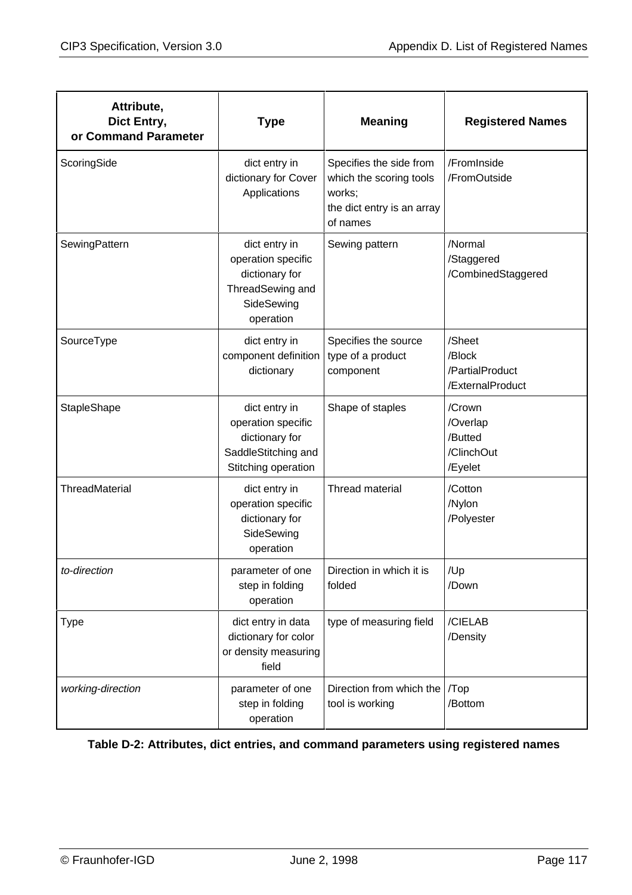| Attribute, Dict Entry, or Command Parameter | Type | Meaning | Registered Names |
|---|---|---|---|
| ScoringSide | dict entry in dictionary for Cover Applications | Specifies the side from which the scoring tools works; the dict entry is an array of names | /FromInside<br>/FromOutside |
| SewingPattern | dict entry in operation specific dictionary for ThreadSewing and SideSewing operation | Sewing pattern | /Normal<br>/Staggered<br>/CombinedStaggered |
| SourceType | dict entry in component definition dictionary | Specifies the source type of a product component | /Sheet<br>/Block<br>/PartialProduct<br>/ExternalProduct |
| StapleShape | dict entry in operation specific dictionary for SaddleStitching and Stitching operation | Shape of staples | /Crown<br>/Overlap<br>/Butted<br>/ClinchOut<br>/Eyelet |
| ThreadMaterial | dict entry in operation specific dictionary for SideSewing operation | Thread material | /Cotton<br>/Nylon<br>/Polyester |
| *to-direction* | parameter of one step in folding operation | Direction in which it is folded | /Up<br>/Down |
| Type | dict entry in data dictionary for color or density measuring field | type of measuring field | /CIELAB<br>/Density |
| *working-direction* | parameter of one step in folding operation | Direction from which the tool is working | /Top<br>/Bottom |

**Table D-2: Attributes, dict entries, and command parameters using registered names**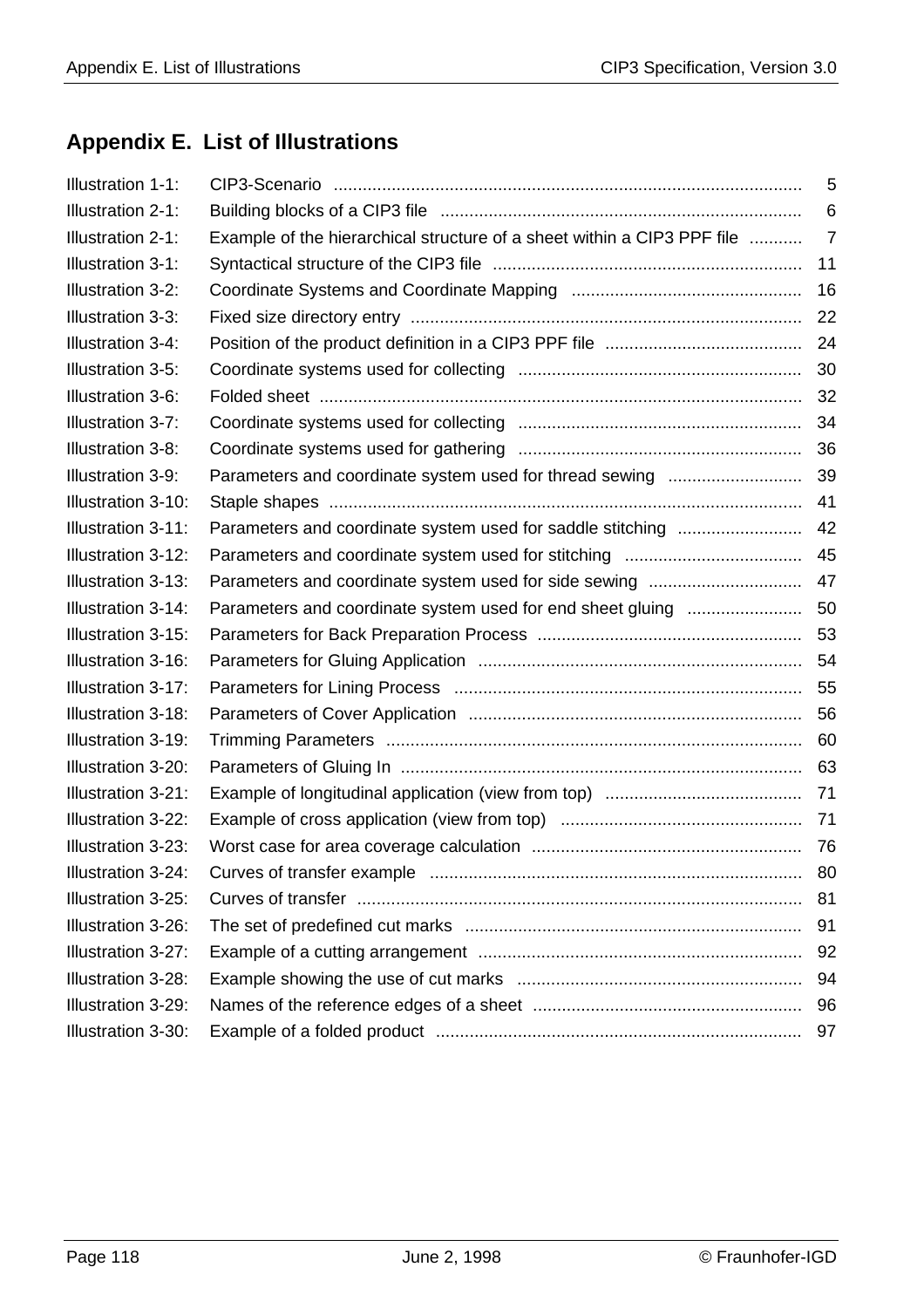# Appendix E. List of Illustrations

| | | |
|---|---|---|
| Illustration 1-1: | CIP3-Scenario | 5 |
| Illustration 2-1: | Building blocks of a CIP3 file | 6 |
| Illustration 2-1: | Example of the hierarchical structure of a sheet within a CIP3 PPF file | 7 |
| Illustration 3-1: | Syntactical structure of the CIP3 file | 11 |
| Illustration 3-2: | Coordinate Systems and Coordinate Mapping | 16 |
| Illustration 3-3: | Fixed size directory entry | 22 |
| Illustration 3-4: | Position of the product definition in a CIP3 PPF file | 24 |
| Illustration 3-5: | Coordinate systems used for collecting | 30 |
| Illustration 3-6: | Folded sheet | 32 |
| Illustration 3-7: | Coordinate systems used for collecting | 34 |
| Illustration 3-8: | Coordinate systems used for gathering | 36 |
| Illustration 3-9: | Parameters and coordinate system used for thread sewing | 39 |
| Illustration 3-10: | Staple shapes | 41 |
| Illustration 3-11: | Parameters and coordinate system used for saddle stitching | 42 |
| Illustration 3-12: | Parameters and coordinate system used for stitching | 45 |
| Illustration 3-13: | Parameters and coordinate system used for side sewing | 47 |
| Illustration 3-14: | Parameters and coordinate system used for end sheet gluing | 50 |
| Illustration 3-15: | Parameters for Back Preparation Process | 53 |
| Illustration 3-16: | Parameters for Gluing Application | 54 |
| Illustration 3-17: | Parameters for Lining Process | 55 |
| Illustration 3-18: | Parameters of Cover Application | 56 |
| Illustration 3-19: | Trimming Parameters | 60 |
| Illustration 3-20: | Parameters of Gluing In | 63 |
| Illustration 3-21: | Example of longitudinal application (view from top) | 71 |
| Illustration 3-22: | Example of cross application (view from top) | 71 |
| Illustration 3-23: | Worst case for area coverage calculation | 76 |
| Illustration 3-24: | Curves of transfer example | 80 |
| Illustration 3-25: | Curves of transfer | 81 |
| Illustration 3-26: | The set of predefined cut marks | 91 |
| Illustration 3-27: | Example of a cutting arrangement | 92 |
| Illustration 3-28: | Example showing the use of cut marks | 94 |
| Illustration 3-29: | Names of the reference edges of a sheet | 96 |
| Illustration 3-30: | Example of a folded product | 97 |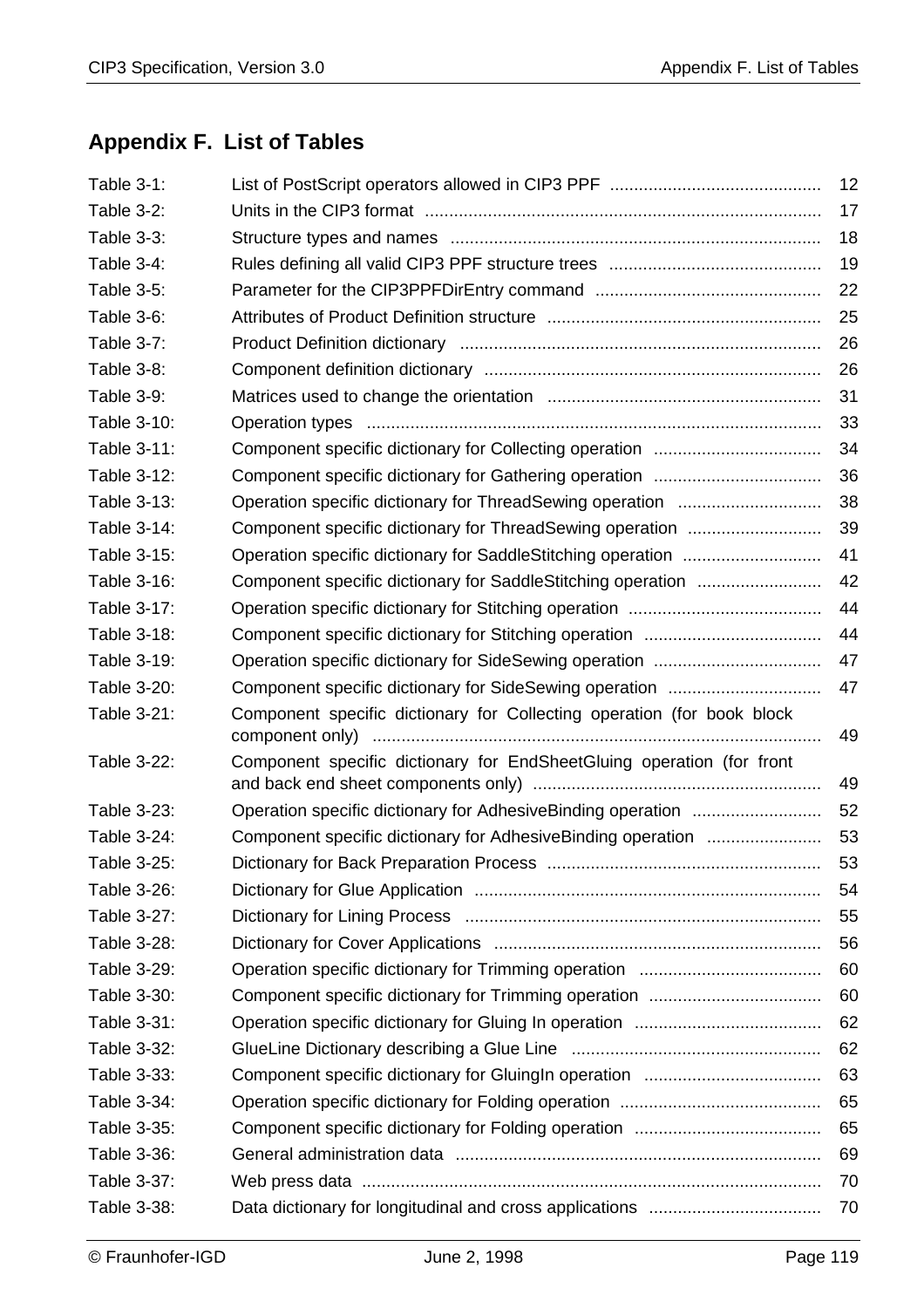# Appendix F. List of Tables

| | | |
|---|---|---|
| Table 3-1: | List of PostScript operators allowed in CIP3 PPF | 12 |
| Table 3-2: | Units in the CIP3 format | 17 |
| Table 3-3: | Structure types and names | 18 |
| Table 3-4: | Rules defining all valid CIP3 PPF structure trees | 19 |
| Table 3-5: | Parameter for the CIP3PPFDirEntry command | 22 |
| Table 3-6: | Attributes of Product Definition structure | 25 |
| Table 3-7: | Product Definition dictionary | 26 |
| Table 3-8: | Component definition dictionary | 26 |
| Table 3-9: | Matrices used to change the orientation | 31 |
| Table 3-10: | Operation types | 33 |
| Table 3-11: | Component specific dictionary for Collecting operation | 34 |
| Table 3-12: | Component specific dictionary for Gathering operation | 36 |
| Table 3-13: | Operation specific dictionary for ThreadSewing operation | 38 |
| Table 3-14: | Component specific dictionary for ThreadSewing operation | 39 |
| Table 3-15: | Operation specific dictionary for SaddleStitching operation | 41 |
| Table 3-16: | Component specific dictionary for SaddleStitching operation | 42 |
| Table 3-17: | Operation specific dictionary for Stitching operation | 44 |
| Table 3-18: | Component specific dictionary for Stitching operation | 44 |
| Table 3-19: | Operation specific dictionary for SideSewing operation | 47 |
| Table 3-20: | Component specific dictionary for SideSewing operation | 47 |
| Table 3-21: | Component specific dictionary for Collecting operation (for book block component only) | 49 |
| Table 3-22: | Component specific dictionary for EndSheetGluing operation (for front and back end sheet components only) | 49 |
| Table 3-23: | Operation specific dictionary for AdhesiveBinding operation | 52 |
| Table 3-24: | Component specific dictionary for AdhesiveBinding operation | 53 |
| Table 3-25: | Dictionary for Back Preparation Process | 53 |
| Table 3-26: | Dictionary for Glue Application | 54 |
| Table 3-27: | Dictionary for Lining Process | 55 |
| Table 3-28: | Dictionary for Cover Applications | 56 |
| Table 3-29: | Operation specific dictionary for Trimming operation | 60 |
| Table 3-30: | Component specific dictionary for Trimming operation | 60 |
| Table 3-31: | Operation specific dictionary for Gluing In operation | 62 |
| Table 3-32: | GlueLine Dictionary describing a Glue Line | 62 |
| Table 3-33: | Component specific dictionary for GluingIn operation | 63 |
| Table 3-34: | Operation specific dictionary for Folding operation | 65 |
| Table 3-35: | Component specific dictionary for Folding operation | 65 |
| Table 3-36: | General administration data | 69 |
| Table 3-37: | Web press data | 70 |
| Table 3-38: | Data dictionary for longitudinal and cross applications | 70 |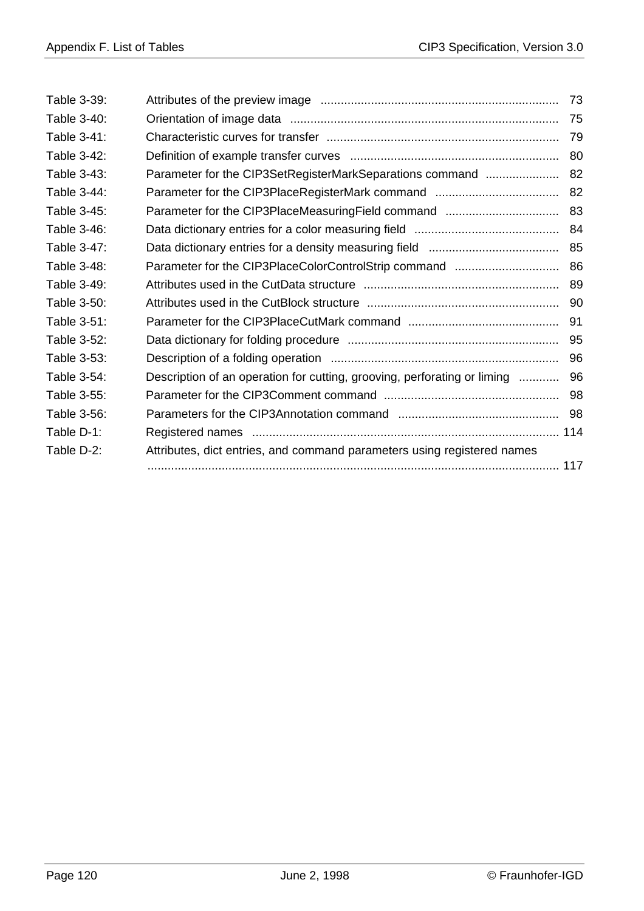| | | |
|---|---|---|
| Table 3-39: | Attributes of the preview image | 73 |
| Table 3-40: | Orientation of image data | 75 |
| Table 3-41: | Characteristic curves for transfer | 79 |
| Table 3-42: | Definition of example transfer curves | 80 |
| Table 3-43: | Parameter for the CIP3SetRegisterMarkSeparations command | 82 |
| Table 3-44: | Parameter for the CIP3PlaceRegisterMark command | 82 |
| Table 3-45: | Parameter for the CIP3PlaceMeasuringField command | 83 |
| Table 3-46: | Data dictionary entries for a color measuring field | 84 |
| Table 3-47: | Data dictionary entries for a density measuring field | 85 |
| Table 3-48: | Parameter for the CIP3PlaceColorControlStrip command | 86 |
| Table 3-49: | Attributes used in the CutData structure | 89 |
| Table 3-50: | Attributes used in the CutBlock structure | 90 |
| Table 3-51: | Parameter for the CIP3PlaceCutMark command | 91 |
| Table 3-52: | Data dictionary for folding procedure | 95 |
| Table 3-53: | Description of a folding operation | 96 |
| Table 3-54: | Description of an operation for cutting, grooving, perforating or liming | 96 |
| Table 3-55: | Parameter for the CIP3Comment command | 98 |
| Table 3-56: | Parameters for the CIP3Annotation command | 98 |
| Table D-1: | Registered names | 114 |
| Table D-2: | Attributes, dict entries, and command parameters using registered names | 117 |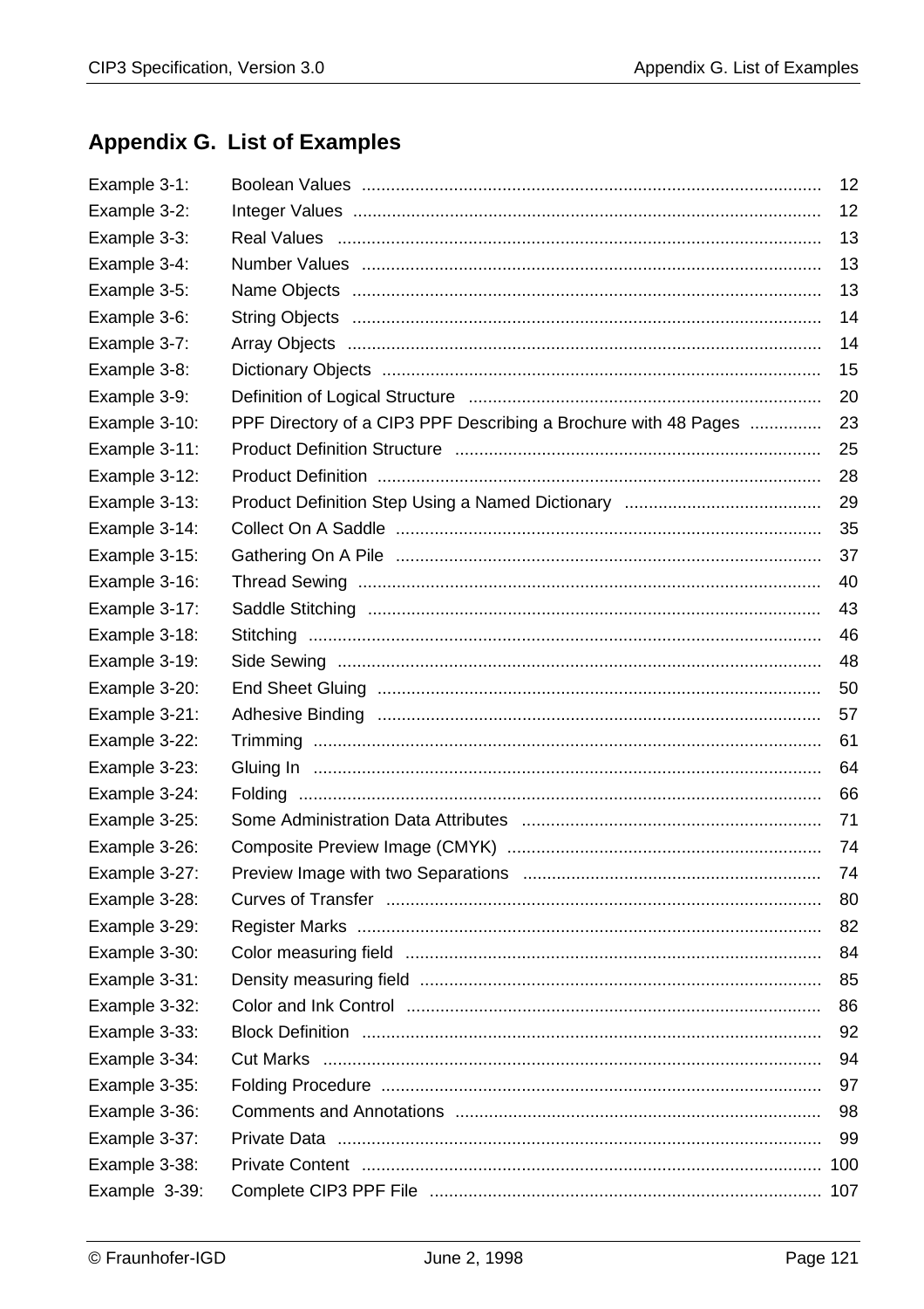# Appendix G. List of Examples

| | | |
|---|---|---|
| Example 3-1: | Boolean Values | 12 |
| Example 3-2: | Integer Values | 12 |
| Example 3-3: | Real Values | 13 |
| Example 3-4: | Number Values | 13 |
| Example 3-5: | Name Objects | 13 |
| Example 3-6: | String Objects | 14 |
| Example 3-7: | Array Objects | 14 |
| Example 3-8: | Dictionary Objects | 15 |
| Example 3-9: | Definition of Logical Structure | 20 |
| Example 3-10: | PPF Directory of a CIP3 PPF Describing a Brochure with 48 Pages | 23 |
| Example 3-11: | Product Definition Structure | 25 |
| Example 3-12: | Product Definition | 28 |
| Example 3-13: | Product Definition Step Using a Named Dictionary | 29 |
| Example 3-14: | Collect On A Saddle | 35 |
| Example 3-15: | Gathering On A Pile | 37 |
| Example 3-16: | Thread Sewing | 40 |
| Example 3-17: | Saddle Stitching | 43 |
| Example 3-18: | Stitching | 46 |
| Example 3-19: | Side Sewing | 48 |
| Example 3-20: | End Sheet Gluing | 50 |
| Example 3-21: | Adhesive Binding | 57 |
| Example 3-22: | Trimming | 61 |
| Example 3-23: | Gluing In | 64 |
| Example 3-24: | Folding | 66 |
| Example 3-25: | Some Administration Data Attributes | 71 |
| Example 3-26: | Composite Preview Image (CMYK) | 74 |
| Example 3-27: | Preview Image with two Separations | 74 |
| Example 3-28: | Curves of Transfer | 80 |
| Example 3-29: | Register Marks | 82 |
| Example 3-30: | Color measuring field | 84 |
| Example 3-31: | Density measuring field | 85 |
| Example 3-32: | Color and Ink Control | 86 |
| Example 3-33: | Block Definition | 92 |
| Example 3-34: | Cut Marks | 94 |
| Example 3-35: | Folding Procedure | 97 |
| Example 3-36: | Comments and Annotations | 98 |
| Example 3-37: | Private Data | 99 |
| Example 3-38: | Private Content | 100 |
| Example 3-39: | Complete CIP3 PPF File | 107 |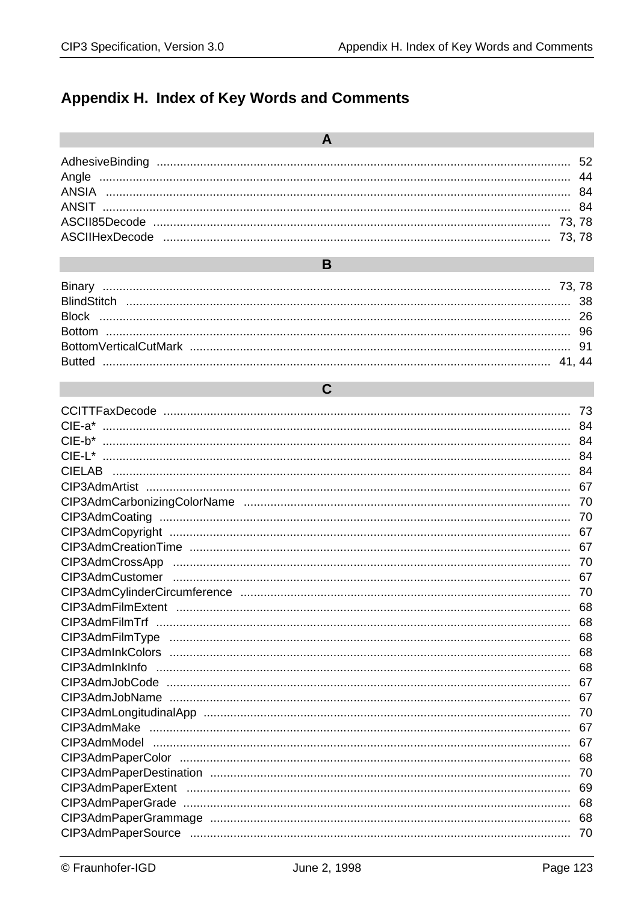# Appendix H. Index of Key Words and Comments

## A

AdhesiveBinding .......... 52
Angle .......... 44
ANSIA .......... 84
ANSIT .......... 84
ASCII85Decode .......... 73, 78
ASCIIHexDecode .......... 73, 78

## B

Binary .......... 73, 78
BlindStitch .......... 38
Block .......... 26
Bottom .......... 96
BottomVerticalCutMark .......... 91
Butted .......... 41, 44

## C

CCITTFaxDecode .......... 73
CIE-a* .......... 84
CIE-b* .......... 84
CIE-L* .......... 84
CIELAB .......... 84
CIP3AdmArtist .......... 67
CIP3AdmCarbonizingColorName .......... 70
CIP3AdmCoating .......... 70
CIP3AdmCopyright .......... 67
CIP3AdmCreationTime .......... 67
CIP3AdmCrossApp .......... 70
CIP3AdmCustomer .......... 67
CIP3AdmCylinderCircumference .......... 70
CIP3AdmFilmExtent .......... 68
CIP3AdmFilmTrf .......... 68
CIP3AdmFilmType .......... 68
CIP3AdmInkColors .......... 68
CIP3AdmInkInfo .......... 68
CIP3AdmJobCode .......... 67
CIP3AdmJobName .......... 67
CIP3AdmLongitudinalApp .......... 70
CIP3AdmMake .......... 67
CIP3AdmModel .......... 67
CIP3AdmPaperColor .......... 68
CIP3AdmPaperDestination .......... 70
CIP3AdmPaperExtent .......... 69
CIP3AdmPaperGrade .......... 68
CIP3AdmPaperGrammage .......... 68
CIP3AdmPaperSource .......... 70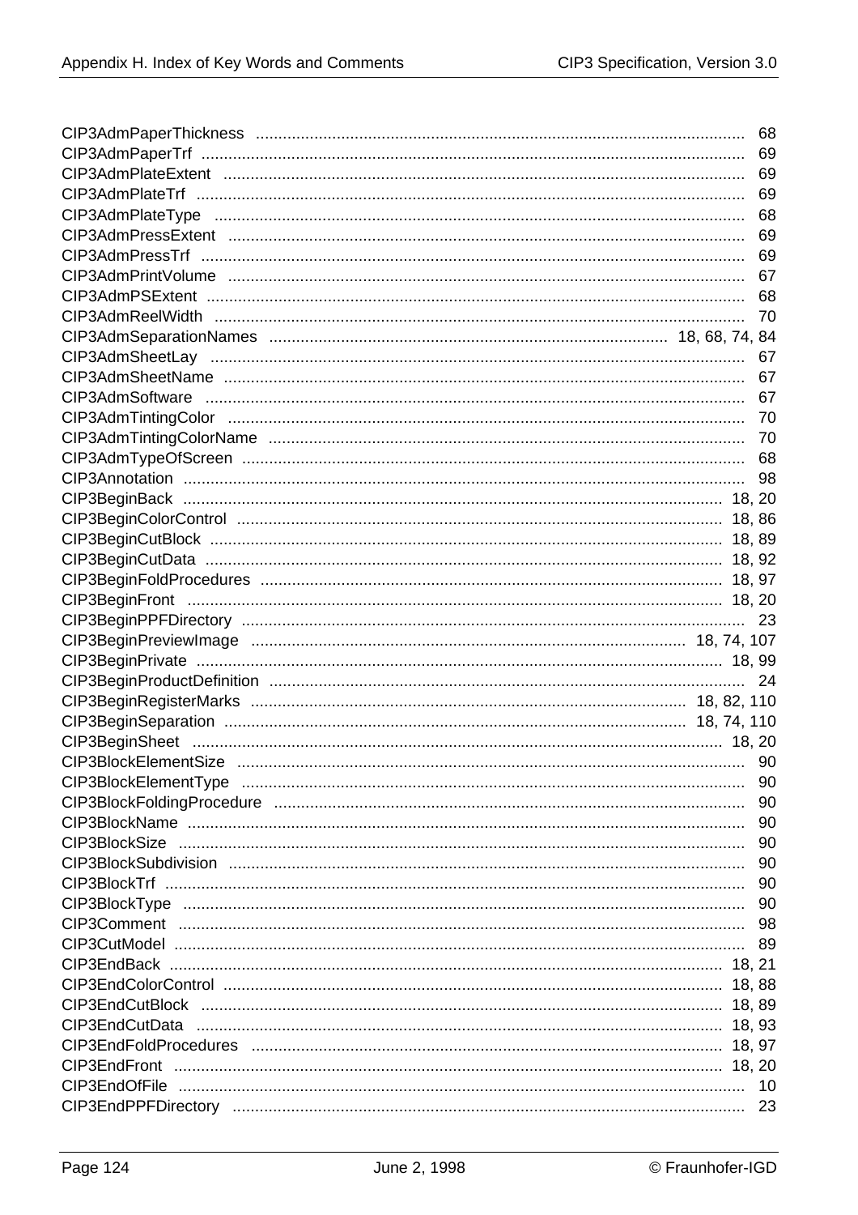CIP3AdmPaperThickness ............ 68
CIP3AdmPaperTrf ............ 69
CIP3AdmPlateExtent ............ 69
CIP3AdmPlateTrf ............ 69
CIP3AdmPlateType ............ 68
CIP3AdmPressExtent ............ 69
CIP3AdmPressTrf ............ 69
CIP3AdmPrintVolume ............ 67
CIP3AdmPSExtent ............ 68
CIP3AdmReelWidth ............ 70
CIP3AdmSeparationNames ............ 18, 68, 74, 84
CIP3AdmSheetLay ............ 67
CIP3AdmSheetName ............ 67
CIP3AdmSoftware ............ 67
CIP3AdmTintingColor ............ 70
CIP3AdmTintingColorName ............ 70
CIP3AdmTypeOfScreen ............ 68
CIP3Annotation ............ 98
CIP3BeginBack ............ 18, 20
CIP3BeginColorControl ............ 18, 86
CIP3BeginCutBlock ............ 18, 89
CIP3BeginCutData ............ 18, 92
CIP3BeginFoldProcedures ............ 18, 97
CIP3BeginFront ............ 18, 20
CIP3BeginPPFDirectory ............ 23
CIP3BeginPreviewImage ............ 18, 74, 107
CIP3BeginPrivate ............ 18, 99
CIP3BeginProductDefinition ............ 24
CIP3BeginRegisterMarks ............ 18, 82, 110
CIP3BeginSeparation ............ 18, 74, 110
CIP3BeginSheet ............ 18, 20
CIP3BlockElementSize ............ 90
CIP3BlockElementType ............ 90
CIP3BlockFoldingProcedure ............ 90
CIP3BlockName ............ 90
CIP3BlockSize ............ 90
CIP3BlockSubdivision ............ 90
CIP3BlockTrf ............ 90
CIP3BlockType ............ 90
CIP3Comment ............ 98
CIP3CutModel ............ 89
CIP3EndBack ............ 18, 21
CIP3EndColorControl ............ 18, 88
CIP3EndCutBlock ............ 18, 89
CIP3EndCutData ............ 18, 93
CIP3EndFoldProcedures ............ 18, 97
CIP3EndFront ............ 18, 20
CIP3EndOfFile ............ 10
CIP3EndPPFDirectory ............ 23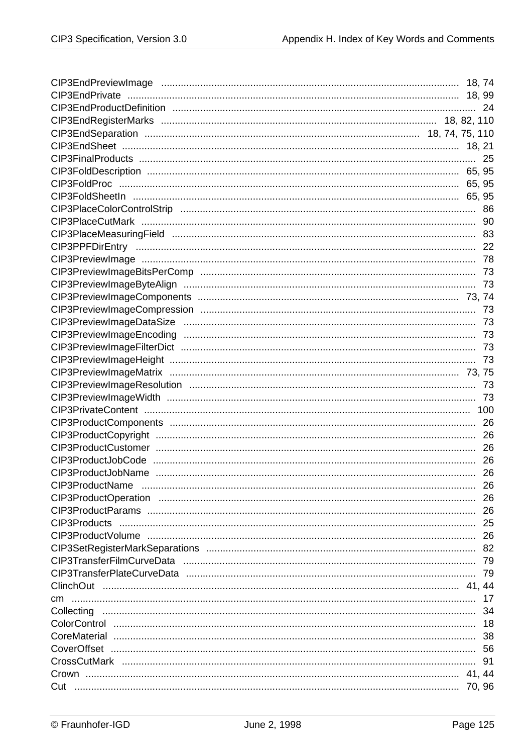CIP3EndPreviewImage ........................................................................................................... 18, 74
CIP3EndPrivate ................................................................................................................... 18, 99
CIP3EndProductDefinition ........................................................................................................... 24
CIP3EndRegisterMarks ................................................................................................. 18, 82, 110
CIP3EndSeparation .............................................................................................. 18, 74, 75, 110
CIP3EndSheet ......................................................................................................................... 18, 21
CIP3FinalProducts ......................................................................................................................... 25
CIP3FoldDescription ................................................................................................................. 65, 95
CIP3FoldProc ........................................................................................................................... 65, 95
CIP3FoldSheetIn ....................................................................................................................... 65, 95
CIP3PlaceColorControlStrip ......................................................................................................... 86
CIP3PlaceCutMark ....................................................................................................................... 90
CIP3PlaceMeasuringField ............................................................................................................ 83
CIP3PPFDirEntry ......................................................................................................................... 22
CIP3PreviewImage ....................................................................................................................... 78
CIP3PreviewImageBitsPerComp .................................................................................................. 73
CIP3PreviewImageByteAlign ......................................................................................................... 73
CIP3PreviewImageComponents ............................................................................................ 73, 74
CIP3PreviewImageCompression .................................................................................................. 73
CIP3PreviewImageDataSize ......................................................................................................... 73
CIP3PreviewImageEncoding ......................................................................................................... 73
CIP3PreviewImageFilterDict .......................................................................................................... 73
CIP3PreviewImageHeight ............................................................................................................. 73
CIP3PreviewImageMatrix ....................................................................................................... 73, 75
CIP3PreviewImageResolution ...................................................................................................... 73
CIP3PreviewImageWidth .............................................................................................................. 73
CIP3PrivateContent ..................................................................................................................... 100
CIP3ProductComponents ............................................................................................................. 26
CIP3ProductCopyright .................................................................................................................. 26
CIP3ProductCustomer .................................................................................................................. 26
CIP3ProductJobCode ................................................................................................................... 26
CIP3ProductJobName .................................................................................................................. 26
CIP3ProductName ....................................................................................................................... 26
CIP3ProductOperation ................................................................................................................. 26
CIP3ProductParams ..................................................................................................................... 26
CIP3Products ............................................................................................................................... 25
CIP3ProductVolume ..................................................................................................................... 26
CIP3SetRegisterMarkSeparations ................................................................................................ 82
CIP3TransferFilmCurveData ......................................................................................................... 79
CIP3TransferPlateCurveData ........................................................................................................ 79
ClinchOut ................................................................................................................................ 41, 44
cm ................................................................................................................................................ 17
Collecting ..................................................................................................................................... 34
ColorControl ................................................................................................................................. 18
CoreMaterial ................................................................................................................................. 38
CoverOffset .................................................................................................................................. 56
CrossCutMark .............................................................................................................................. 91
Crown .................................................................................................................................... 41, 44
Cut ......................................................................................................................................... 70, 96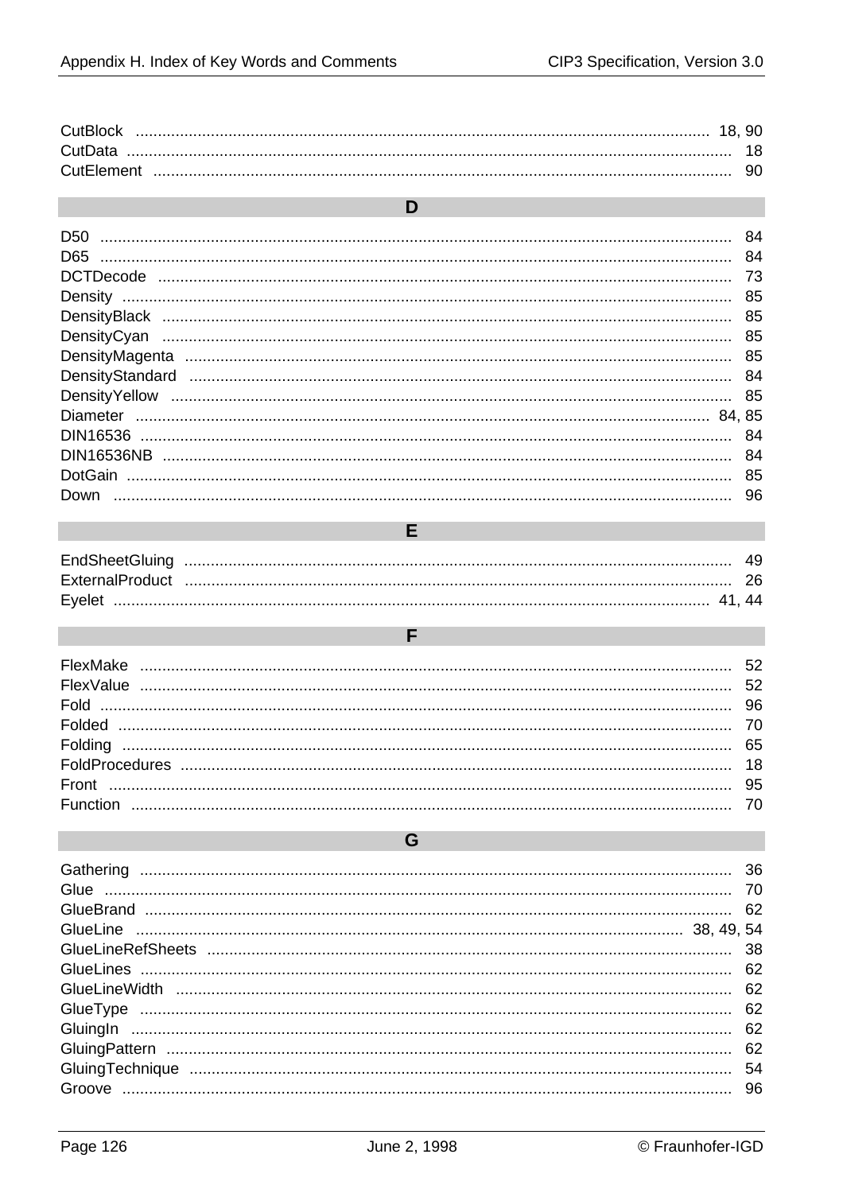CutBlock .......... 18, 90
CutData .......... 18
CutElement .......... 90

## D

D50 .......... 84
D65 .......... 84
DCTDecode .......... 73
Density .......... 85
DensityBlack .......... 85
DensityCyan .......... 85
DensityMagenta .......... 85
DensityStandard .......... 84
DensityYellow .......... 85
Diameter .......... 84, 85
DIN16536 .......... 84
DIN16536NB .......... 84
DotGain .......... 85
Down .......... 96

## E

EndSheetGluing .......... 49
ExternalProduct .......... 26
Eyelet .......... 41, 44

## F

FlexMake .......... 52
FlexValue .......... 52
Fold .......... 96
Folded .......... 70
Folding .......... 65
FoldProcedures .......... 18
Front .......... 95
Function .......... 70

## G

Gathering .......... 36
Glue .......... 70
GlueBrand .......... 62
GlueLine .......... 38, 49, 54
GlueLineRefSheets .......... 38
GlueLines .......... 62
GlueLineWidth .......... 62
GlueType .......... 62
GluingIn .......... 62
GluingPattern .......... 62
GluingTechnique .......... 54
Groove .......... 96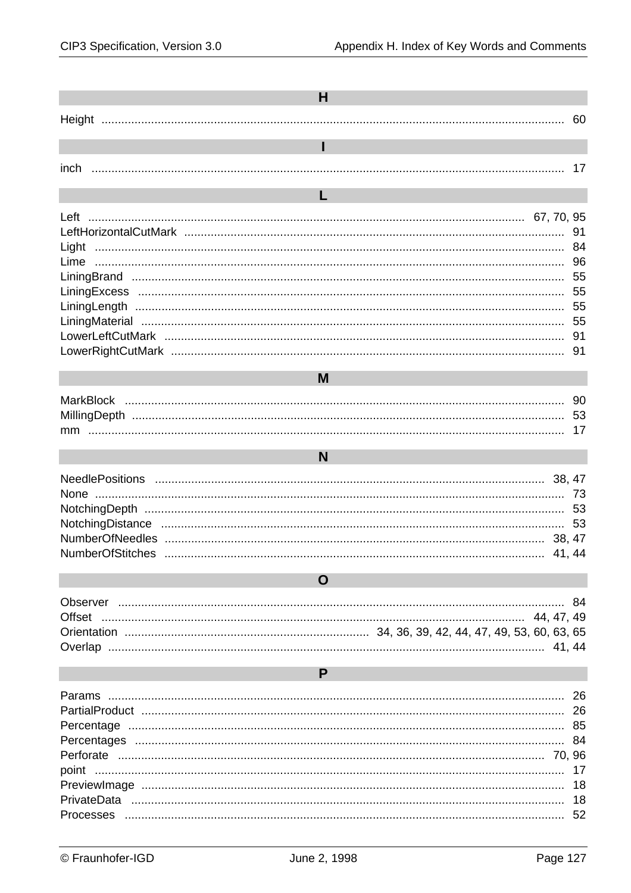## H

Height ........................................................................................................................................ 60

## I

inch ........................................................................................................................................ 17

## L

Left ........................................................................................................................................ 67, 70, 95
LeftHorizontalCutMark ........................................................................................................................................ 91
Light ........................................................................................................................................ 84
Lime ........................................................................................................................................ 96
LiningBrand ........................................................................................................................................ 55
LiningExcess ........................................................................................................................................ 55
LiningLength ........................................................................................................................................ 55
LiningMaterial ........................................................................................................................................ 55
LowerLeftCutMark ........................................................................................................................................ 91
LowerRightCutMark ........................................................................................................................................ 91

## M

MarkBlock ........................................................................................................................................ 90
MillingDepth ........................................................................................................................................ 53
mm ........................................................................................................................................ 17

## N

NeedlePositions ........................................................................................................................................ 38, 47
None ........................................................................................................................................ 73
NotchingDepth ........................................................................................................................................ 53
NotchingDistance ........................................................................................................................................ 53
NumberOfNeedles ........................................................................................................................................ 38, 47
NumberOfStitches ........................................................................................................................................ 41, 44

## O

Observer ........................................................................................................................................ 84
Offset ........................................................................................................................................ 44, 47, 49
Orientation ........................................................................................................................................ 34, 36, 39, 42, 44, 47, 49, 53, 60, 63, 65
Overlap ........................................................................................................................................ 41, 44

## P

Params ........................................................................................................................................ 26
PartialProduct ........................................................................................................................................ 26
Percentage ........................................................................................................................................ 85
Percentages ........................................................................................................................................ 84
Perforate ........................................................................................................................................ 70, 96
point ........................................................................................................................................ 17
PreviewImage ........................................................................................................................................ 18
PrivateData ........................................................................................................................................ 18
Processes ........................................................................................................................................ 52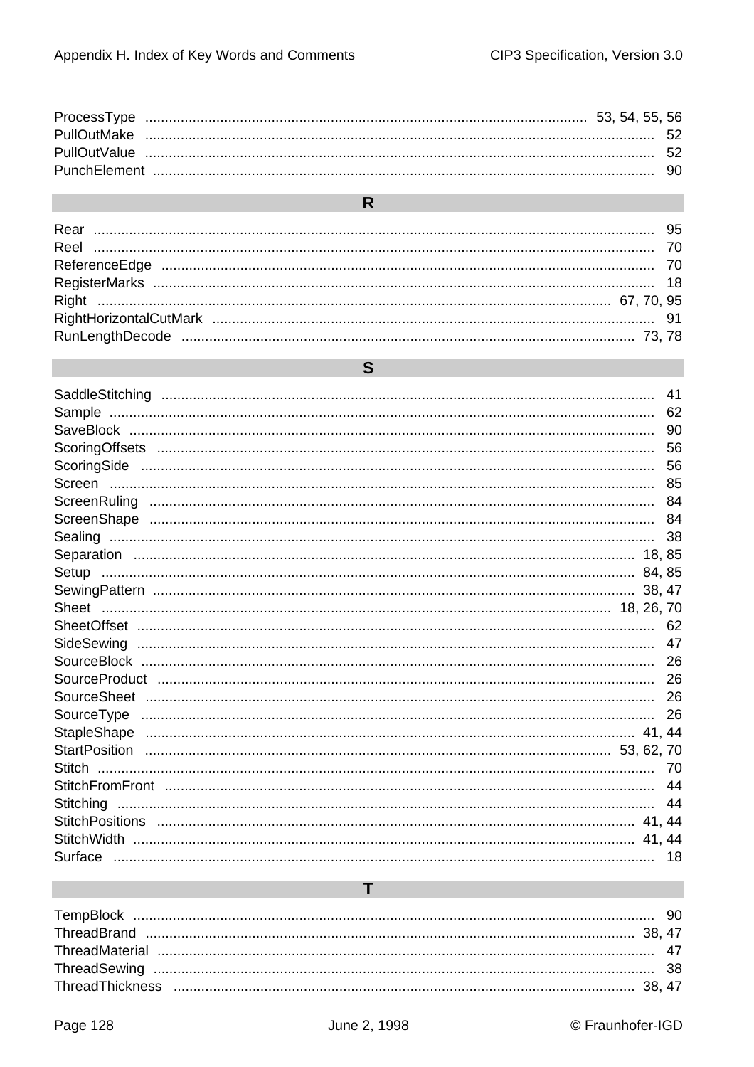ProcessType .............................................................................................................. 53, 54, 55, 56
PullOutMake ................................................................................................................................ 52
PullOutValue ................................................................................................................................ 52
PunchElement .............................................................................................................................. 90

## R

Rear ............................................................................................................................................ 95
Reel ............................................................................................................................................ 70
ReferenceEdge ............................................................................................................................ 70
RegisterMarks .............................................................................................................................. 18
Right .................................................................................................................................. 67, 70, 95
RightHorizontalCutMark .............................................................................................................. 91
RunLengthDecode ................................................................................................................... 73, 78

## S

SaddleStitching ............................................................................................................................ 41
Sample ......................................................................................................................................... 62
SaveBlock .................................................................................................................................... 90
ScoringOffsets ............................................................................................................................. 56
ScoringSide ................................................................................................................................. 56
Screen ......................................................................................................................................... 85
ScreenRuling ............................................................................................................................... 84
ScreenShape ............................................................................................................................... 84
Sealing ......................................................................................................................................... 38
Separation ............................................................................................................................... 18, 85
Setup ....................................................................................................................................... 84, 85
SewingPattern ........................................................................................................................... 38, 47
Sheet ................................................................................................................................. 18, 26, 70
SheetOffset .................................................................................................................................. 62
SideSewing .................................................................................................................................. 47
SourceBlock ................................................................................................................................. 26
SourceProduct ............................................................................................................................. 26
SourceSheet ................................................................................................................................ 26
SourceType ................................................................................................................................. 26
StapleShape ............................................................................................................................. 41, 44
StartPosition ....................................................................................................................... 53, 62, 70
Stitch ........................................................................................................................................... 70
StitchFromFront ........................................................................................................................... 44
Stitching ....................................................................................................................................... 44
StitchPositions .......................................................................................................................... 41, 44
StitchWidth ............................................................................................................................... 41, 44
Surface ........................................................................................................................................ 18

## T

TempBlock ................................................................................................................................... 90
ThreadBrand ............................................................................................................................. 38, 47
ThreadMaterial ............................................................................................................................ 47
ThreadSewing .............................................................................................................................. 38
ThreadThickness ....................................................................................................................... 38, 47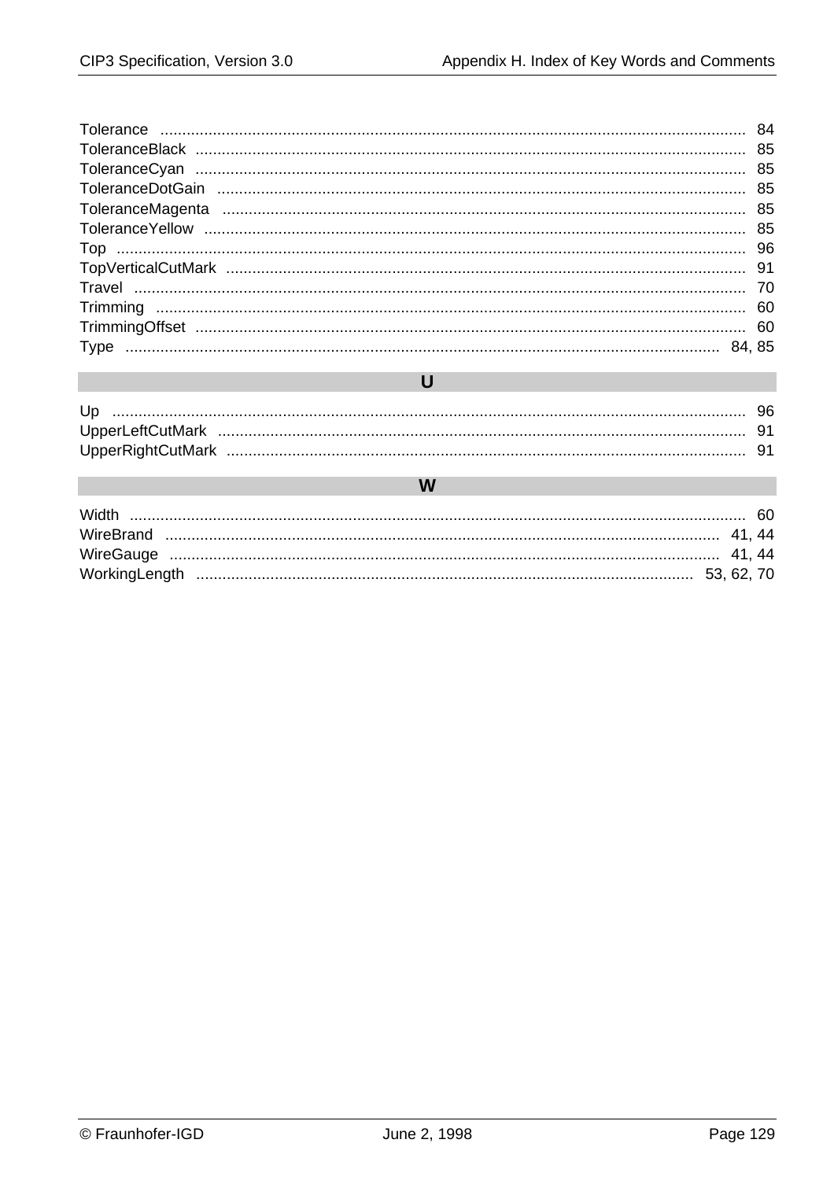Tolerance .................................................................................................................................. 84
ToleranceBlack ......................................................................................................................... 85
ToleranceCyan .......................................................................................................................... 85
ToleranceDotGain ..................................................................................................................... 85
ToleranceMagenta .................................................................................................................... 85
ToleranceYellow ........................................................................................................................ 85
Top ............................................................................................................................................ 96
TopVerticalCutMark ................................................................................................................... 91
Travel ........................................................................................................................................ 70
Trimming ................................................................................................................................... 60
TrimmingOffset .......................................................................................................................... 60
Type .................................................................................................................................... 84, 85

## U

Up ............................................................................................................................................. 96
UpperLeftCutMark ..................................................................................................................... 91
UpperRightCutMark ................................................................................................................... 91

## W

Width ........................................................................................................................................ 60
WireBrand ........................................................................................................................... 41, 44
WireGauge .......................................................................................................................... 41, 44
WorkingLength ............................................................................................................... 53, 62, 70